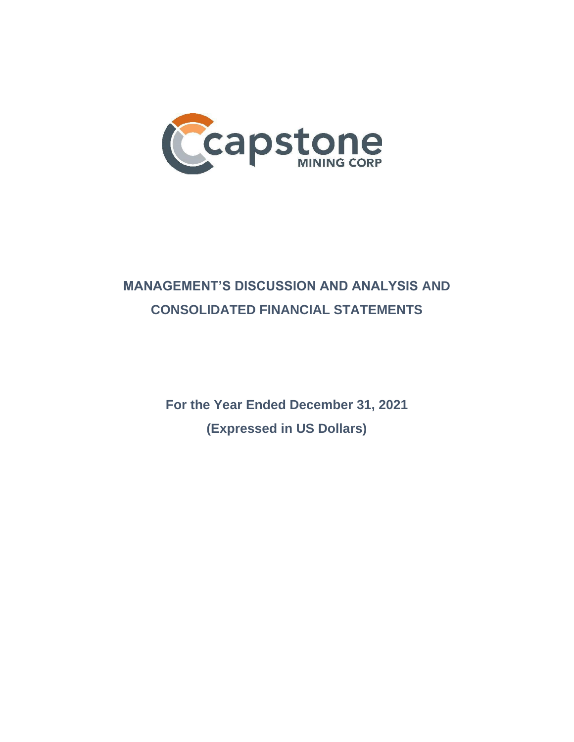capstone MINING CORP

# MANAGEMENT'S DISCUSSION AND ANALYSIS AND CONSOLIDATED FINANCIAL STATEMENTS

**For the Year Ended December 31, 2021**

**(Expressed in US Dollars)**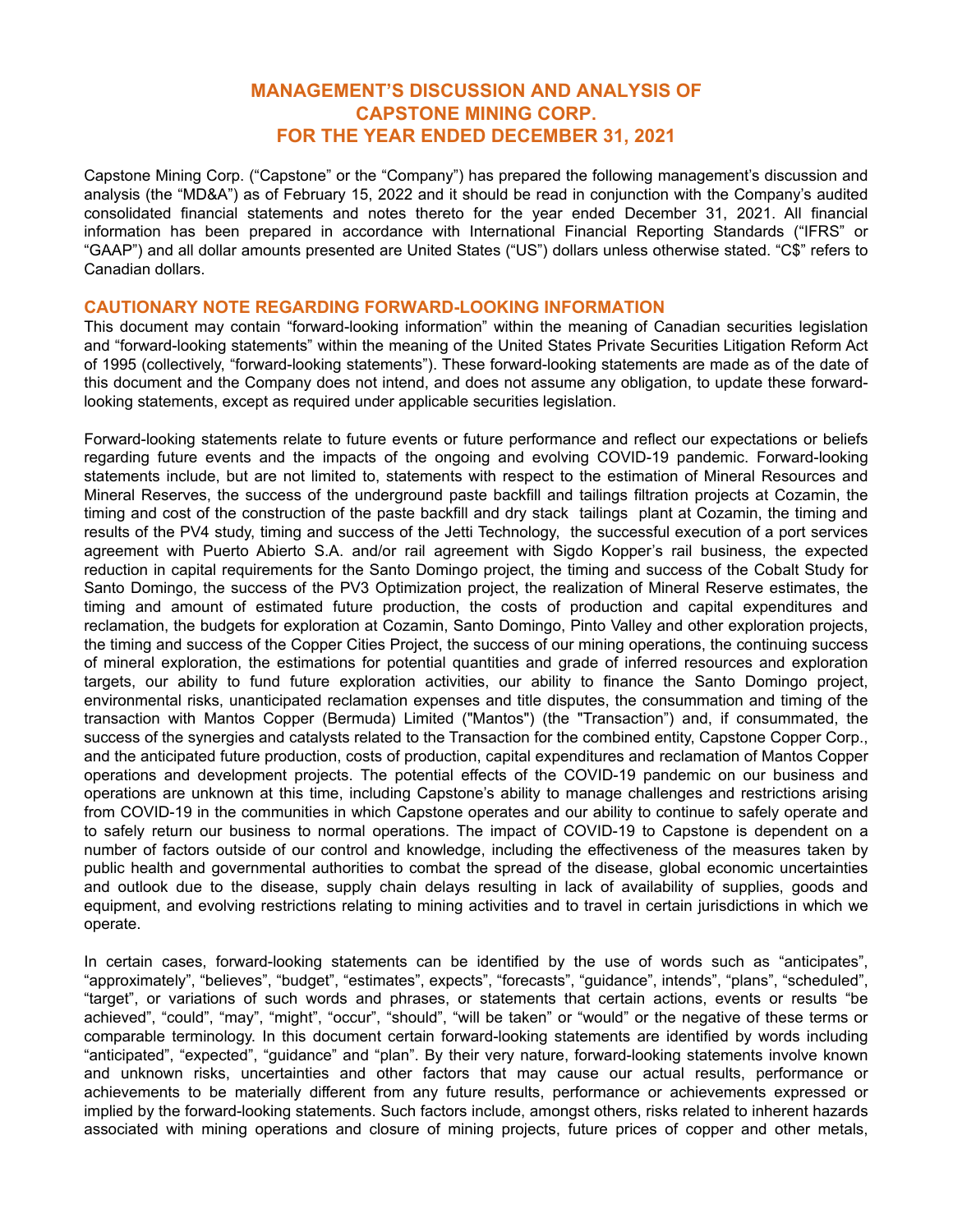# MANAGEMENT'S DISCUSSION AND ANALYSIS OF CAPSTONE MINING CORP. FOR THE YEAR ENDED DECEMBER 31, 2021

Capstone Mining Corp. ("Capstone" or the "Company") has prepared the following management's discussion and analysis (the "MD&A") as of February 15, 2022 and it should be read in conjunction with the Company's audited consolidated financial statements and notes thereto for the year ended December 31, 2021. All financial information has been prepared in accordance with International Financial Reporting Standards ("IFRS" or "GAAP") and all dollar amounts presented are United States ("US") dollars unless otherwise stated. "C$" refers to Canadian dollars.

## CAUTIONARY NOTE REGARDING FORWARD-LOOKING INFORMATION

This document may contain "forward-looking information" within the meaning of Canadian securities legislation and "forward-looking statements" within the meaning of the United States Private Securities Litigation Reform Act of 1995 (collectively, "forward-looking statements"). These forward-looking statements are made as of the date of this document and the Company does not intend, and does not assume any obligation, to update these forward-looking statements, except as required under applicable securities legislation.

Forward-looking statements relate to future events or future performance and reflect our expectations or beliefs regarding future events and the impacts of the ongoing and evolving COVID-19 pandemic. Forward-looking statements include, but are not limited to, statements with respect to the estimation of Mineral Resources and Mineral Reserves, the success of the underground paste backfill and tailings filtration projects at Cozamin, the timing and cost of the construction of the paste backfill and dry stack tailings plant at Cozamin, the timing and results of the PV4 study, timing and success of the Jetti Technology, the successful execution of a port services agreement with Puerto Abierto S.A. and/or rail agreement with Sigdo Kopper's rail business, the expected reduction in capital requirements for the Santo Domingo project, the timing and success of the Cobalt Study for Santo Domingo, the success of the PV3 Optimization project, the realization of Mineral Reserve estimates, the timing and amount of estimated future production, the costs of production and capital expenditures and reclamation, the budgets for exploration at Cozamin, Santo Domingo, Pinto Valley and other exploration projects, the timing and success of the Copper Cities Project, the success of our mining operations, the continuing success of mineral exploration, the estimations for potential quantities and grade of inferred resources and exploration targets, our ability to fund future exploration activities, our ability to finance the Santo Domingo project, environmental risks, unanticipated reclamation expenses and title disputes, the consummation and timing of the transaction with Mantos Copper (Bermuda) Limited ("Mantos") (the "Transaction") and, if consummated, the success of the synergies and catalysts related to the Transaction for the combined entity, Capstone Copper Corp., and the anticipated future production, costs of production, capital expenditures and reclamation of Mantos Copper operations and development projects. The potential effects of the COVID-19 pandemic on our business and operations are unknown at this time, including Capstone's ability to manage challenges and restrictions arising from COVID-19 in the communities in which Capstone operates and our ability to continue to safely operate and to safely return our business to normal operations. The impact of COVID-19 to Capstone is dependent on a number of factors outside of our control and knowledge, including the effectiveness of the measures taken by public health and governmental authorities to combat the spread of the disease, global economic uncertainties and outlook due to the disease, supply chain delays resulting in lack of availability of supplies, goods and equipment, and evolving restrictions relating to mining activities and to travel in certain jurisdictions in which we operate.

In certain cases, forward-looking statements can be identified by the use of words such as "anticipates", "approximately", "believes", "budget", "estimates", expects", "forecasts", "guidance", intends", "plans", "scheduled", "target", or variations of such words and phrases, or statements that certain actions, events or results "be achieved", "could", "may", "might", "occur", "should", "will be taken" or "would" or the negative of these terms or comparable terminology. In this document certain forward-looking statements are identified by words including "anticipated", "expected", "guidance" and "plan". By their very nature, forward-looking statements involve known and unknown risks, uncertainties and other factors that may cause our actual results, performance or achievements to be materially different from any future results, performance or achievements expressed or implied by the forward-looking statements. Such factors include, amongst others, risks related to inherent hazards associated with mining operations and closure of mining projects, future prices of copper and other metals,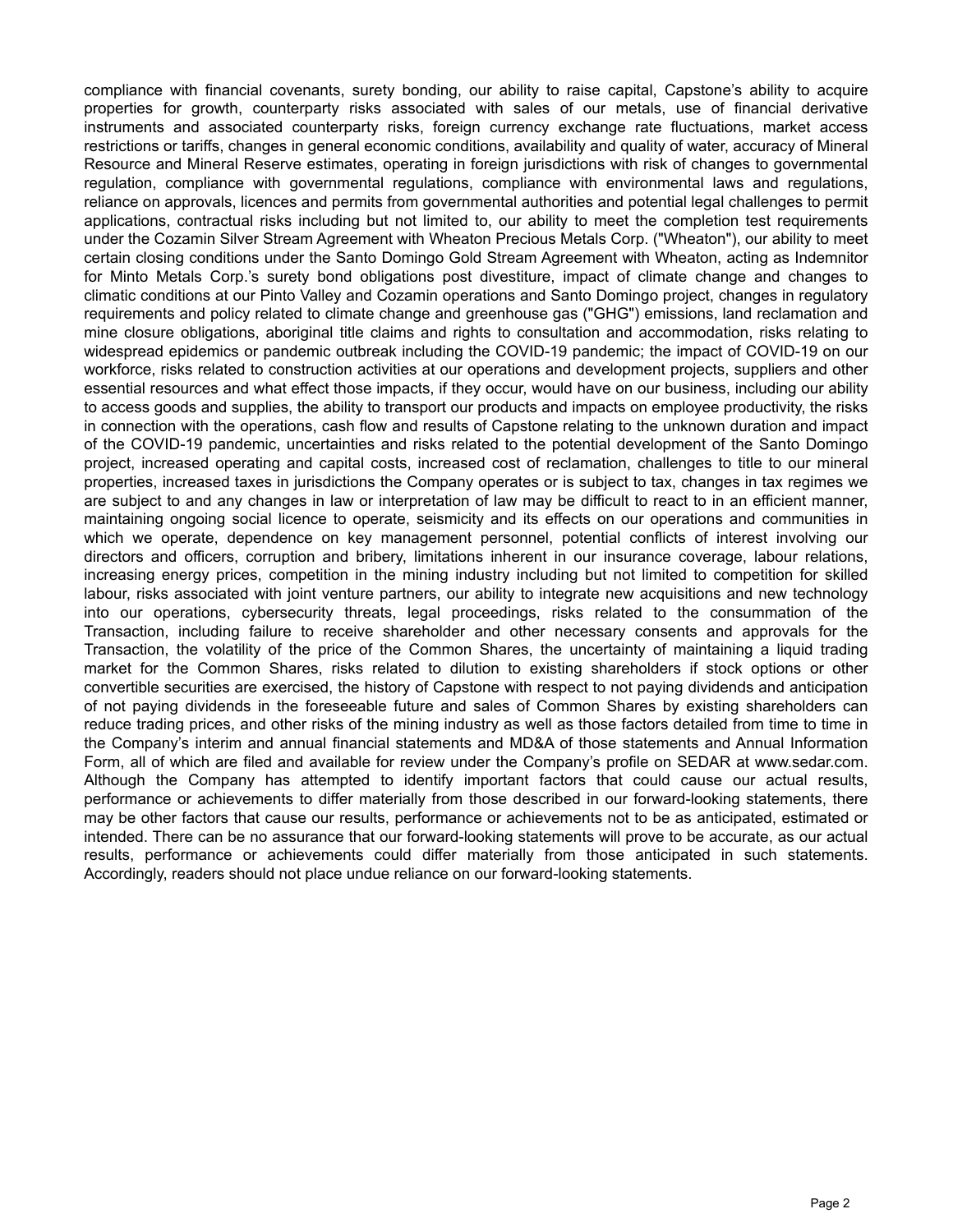compliance with financial covenants, surety bonding, our ability to raise capital, Capstone's ability to acquire properties for growth, counterparty risks associated with sales of our metals, use of financial derivative instruments and associated counterparty risks, foreign currency exchange rate fluctuations, market access restrictions or tariffs, changes in general economic conditions, availability and quality of water, accuracy of Mineral Resource and Mineral Reserve estimates, operating in foreign jurisdictions with risk of changes to governmental regulation, compliance with governmental regulations, compliance with environmental laws and regulations, reliance on approvals, licences and permits from governmental authorities and potential legal challenges to permit applications, contractual risks including but not limited to, our ability to meet the completion test requirements under the Cozamin Silver Stream Agreement with Wheaton Precious Metals Corp. ("Wheaton"), our ability to meet certain closing conditions under the Santo Domingo Gold Stream Agreement with Wheaton, acting as Indemnitor for Minto Metals Corp.'s surety bond obligations post divestiture, impact of climate change and changes to climatic conditions at our Pinto Valley and Cozamin operations and Santo Domingo project, changes in regulatory requirements and policy related to climate change and greenhouse gas ("GHG") emissions, land reclamation and mine closure obligations, aboriginal title claims and rights to consultation and accommodation, risks relating to widespread epidemics or pandemic outbreak including the COVID-19 pandemic; the impact of COVID-19 on our workforce, risks related to construction activities at our operations and development projects, suppliers and other essential resources and what effect those impacts, if they occur, would have on our business, including our ability to access goods and supplies, the ability to transport our products and impacts on employee productivity, the risks in connection with the operations, cash flow and results of Capstone relating to the unknown duration and impact of the COVID-19 pandemic, uncertainties and risks related to the potential development of the Santo Domingo project, increased operating and capital costs, increased cost of reclamation, challenges to title to our mineral properties, increased taxes in jurisdictions the Company operates or is subject to tax, changes in tax regimes we are subject to and any changes in law or interpretation of law may be difficult to react to in an efficient manner, maintaining ongoing social licence to operate, seismicity and its effects on our operations and communities in which we operate, dependence on key management personnel, potential conflicts of interest involving our directors and officers, corruption and bribery, limitations inherent in our insurance coverage, labour relations, increasing energy prices, competition in the mining industry including but not limited to competition for skilled labour, risks associated with joint venture partners, our ability to integrate new acquisitions and new technology into our operations, cybersecurity threats, legal proceedings, risks related to the consummation of the Transaction, including failure to receive shareholder and other necessary consents and approvals for the Transaction, the volatility of the price of the Common Shares, the uncertainty of maintaining a liquid trading market for the Common Shares, risks related to dilution to existing shareholders if stock options or other convertible securities are exercised, the history of Capstone with respect to not paying dividends and anticipation of not paying dividends in the foreseeable future and sales of Common Shares by existing shareholders can reduce trading prices, and other risks of the mining industry as well as those factors detailed from time to time in the Company's interim and annual financial statements and MD&A of those statements and Annual Information Form, all of which are filed and available for review under the Company's profile on SEDAR at www.sedar.com. Although the Company has attempted to identify important factors that could cause our actual results, performance or achievements to differ materially from those described in our forward-looking statements, there may be other factors that cause our results, performance or achievements not to be as anticipated, estimated or intended. There can be no assurance that our forward-looking statements will prove to be accurate, as our actual results, performance or achievements could differ materially from those anticipated in such statements. Accordingly, readers should not place undue reliance on our forward-looking statements.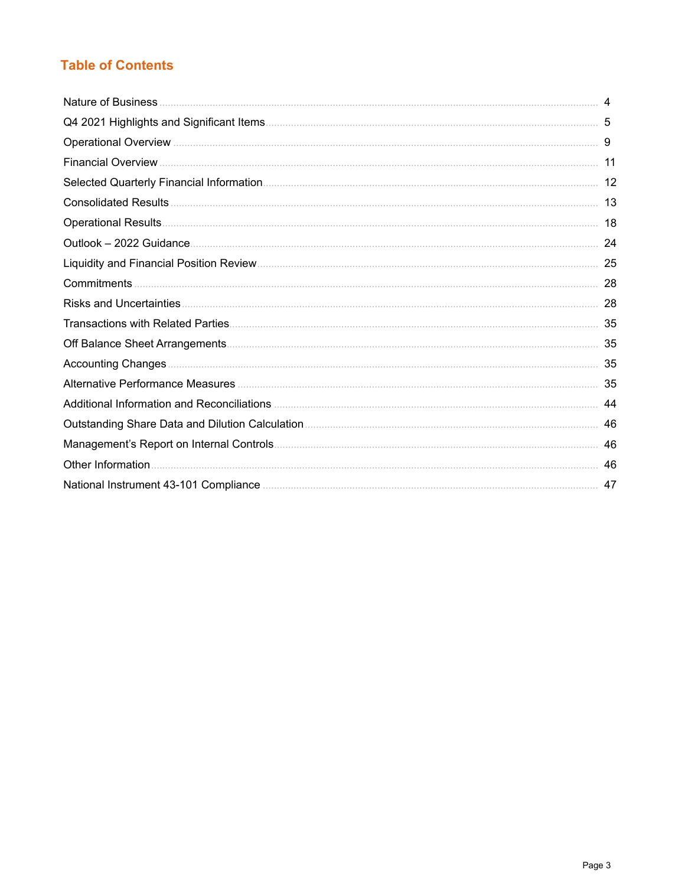## Table of Contents

| | |
|---|---|
| Nature of Business | 4 |
| Q4 2021 Highlights and Significant Items | 5 |
| Operational Overview | 9 |
| Financial Overview | 11 |
| Selected Quarterly Financial Information | 12 |
| Consolidated Results | 13 |
| Operational Results | 18 |
| Outlook – 2022 Guidance | 24 |
| Liquidity and Financial Position Review | 25 |
| Commitments | 28 |
| Risks and Uncertainties | 28 |
| Transactions with Related Parties | 35 |
| Off Balance Sheet Arrangements | 35 |
| Accounting Changes | 35 |
| Alternative Performance Measures | 35 |
| Additional Information and Reconciliations | 44 |
| Outstanding Share Data and Dilution Calculation | 46 |
| Management's Report on Internal Controls | 46 |
| Other Information | 46 |
| National Instrument 43-101 Compliance | 47 |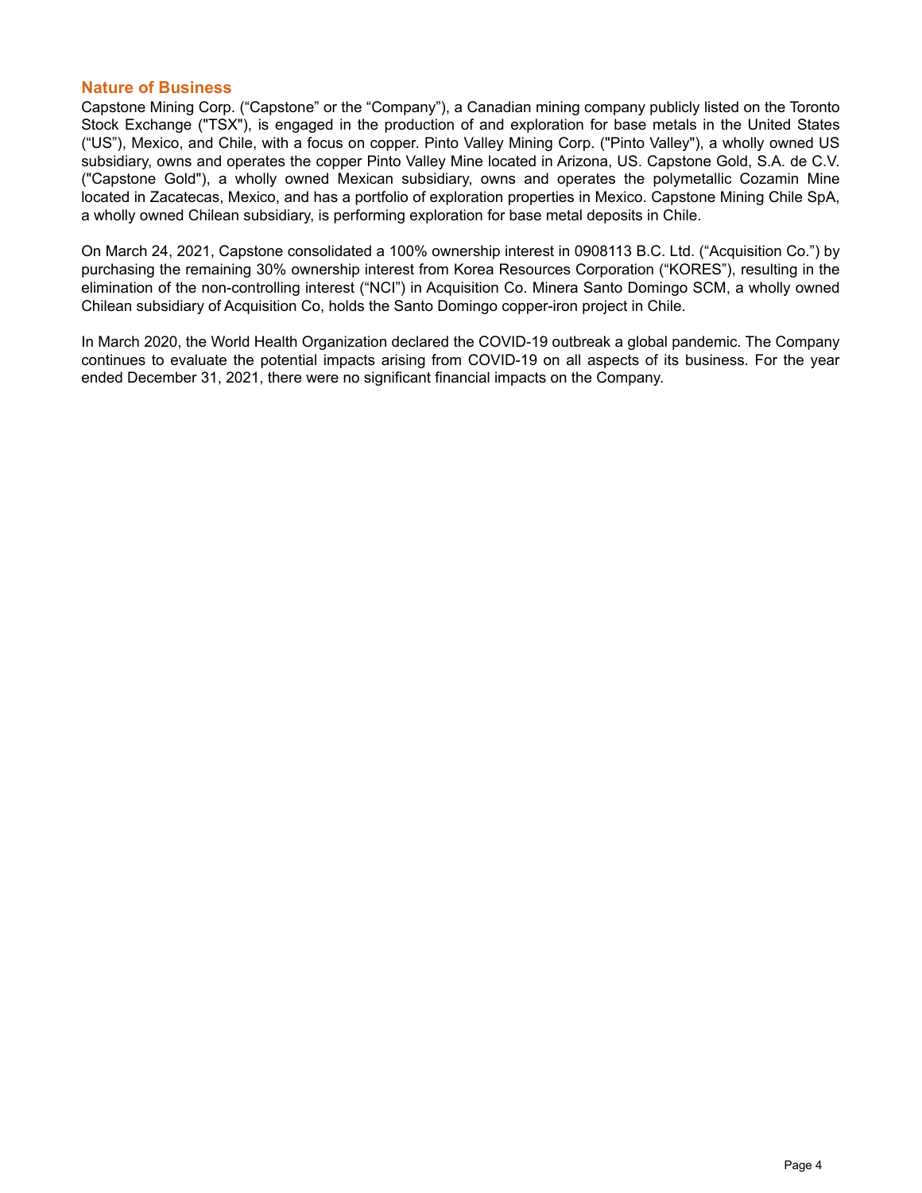## Nature of Business

Capstone Mining Corp. (“Capstone” or the “Company”), a Canadian mining company publicly listed on the Toronto Stock Exchange ("TSX"), is engaged in the production of and exploration for base metals in the United States (“US”), Mexico, and Chile, with a focus on copper. Pinto Valley Mining Corp. ("Pinto Valley"), a wholly owned US subsidiary, owns and operates the copper Pinto Valley Mine located in Arizona, US. Capstone Gold, S.A. de C.V. ("Capstone Gold"), a wholly owned Mexican subsidiary, owns and operates the polymetallic Cozamin Mine located in Zacatecas, Mexico, and has a portfolio of exploration properties in Mexico. Capstone Mining Chile SpA, a wholly owned Chilean subsidiary, is performing exploration for base metal deposits in Chile.

On March 24, 2021, Capstone consolidated a 100% ownership interest in 0908113 B.C. Ltd. (“Acquisition Co.”) by purchasing the remaining 30% ownership interest from Korea Resources Corporation (“KORES”), resulting in the elimination of the non-controlling interest (“NCI”) in Acquisition Co. Minera Santo Domingo SCM, a wholly owned Chilean subsidiary of Acquisition Co, holds the Santo Domingo copper-iron project in Chile.

In March 2020, the World Health Organization declared the COVID-19 outbreak a global pandemic. The Company continues to evaluate the potential impacts arising from COVID-19 on all aspects of its business. For the year ended December 31, 2021, there were no significant financial impacts on the Company.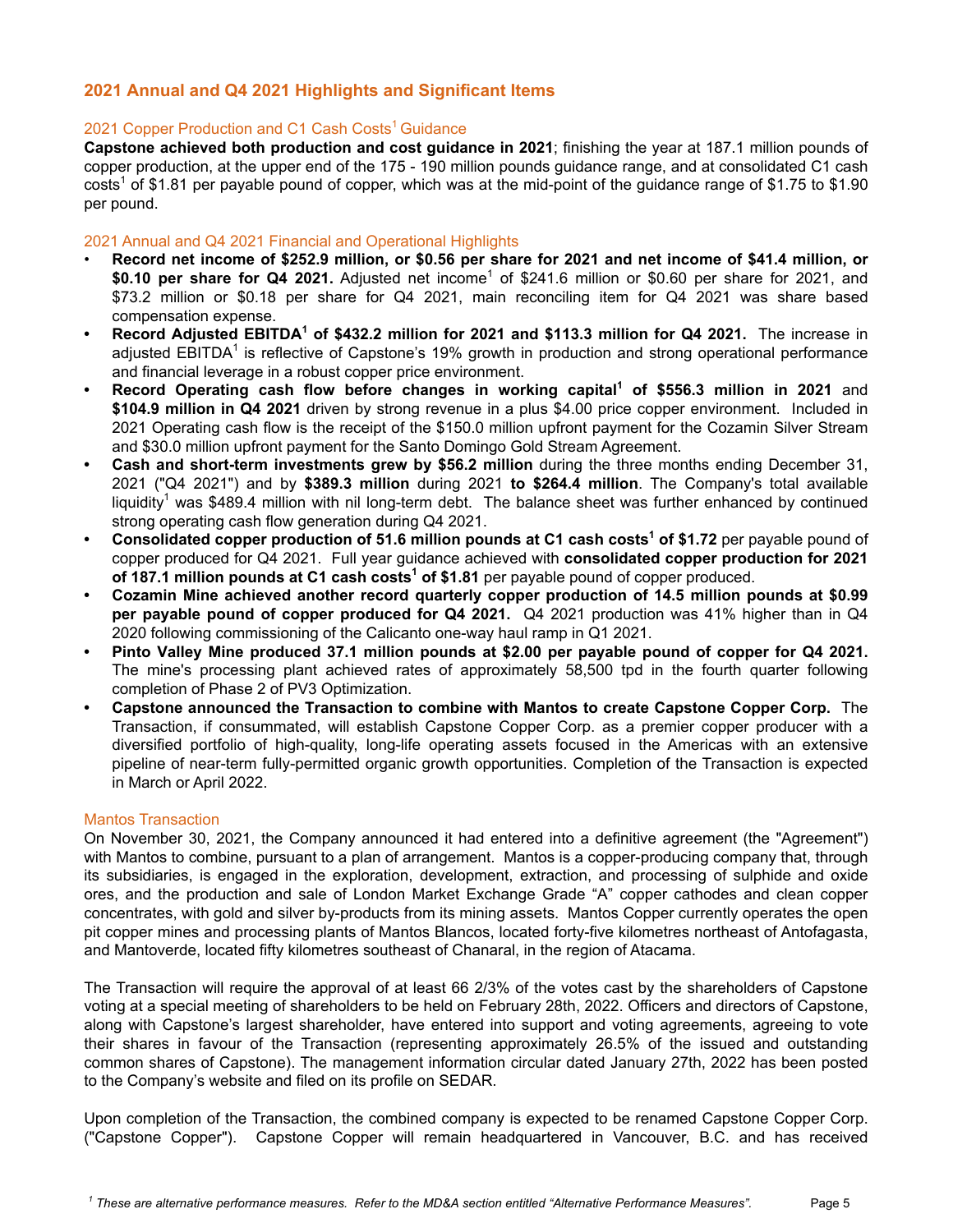## 2021 Annual and Q4 2021 Highlights and Significant Items

### 2021 Copper Production and C1 Cash Costs[1] Guidance

**Capstone achieved both production and cost guidance in 2021**; finishing the year at 187.1 million pounds of copper production, at the upper end of the 175 - 190 million pounds guidance range, and at consolidated C1 cash costs[1] of $1.81 per payable pound of copper, which was at the mid-point of the guidance range of $1.75 to $1.90 per pound.

### 2021 Annual and Q4 2021 Financial and Operational Highlights

- **Record net income of $252.9 million, or $0.56 per share for 2021 and net income of $41.4 million, or $0.10 per share for Q4 2021.** Adjusted net income[1] of $241.6 million or $0.60 per share for 2021, and $73.2 million or $0.18 per share for Q4 2021, main reconciling item for Q4 2021 was share based compensation expense.
- **Record Adjusted EBITDA[1] of $432.2 million for 2021 and $113.3 million for Q4 2021.** The increase in adjusted EBITDA[1] is reflective of Capstone's 19% growth in production and strong operational performance and financial leverage in a robust copper price environment.
- **Record Operating cash flow before changes in working capital[1] of $556.3 million in 2021** and **$104.9 million in Q4 2021** driven by strong revenue in a plus $4.00 price copper environment. Included in 2021 Operating cash flow is the receipt of the $150.0 million upfront payment for the Cozamin Silver Stream and $30.0 million upfront payment for the Santo Domingo Gold Stream Agreement.
- **Cash and short-term investments grew by $56.2 million** during the three months ending December 31, 2021 ("Q4 2021") and by **$389.3 million** during 2021 **to $264.4 million**. The Company's total available liquidity[1] was $489.4 million with nil long-term debt. The balance sheet was further enhanced by continued strong operating cash flow generation during Q4 2021.
- **Consolidated copper production of 51.6 million pounds at C1 cash costs[1] of $1.72** per payable pound of copper produced for Q4 2021. Full year guidance achieved with **consolidated copper production for 2021 of 187.1 million pounds at C1 cash costs[1] of $1.81** per payable pound of copper produced.
- **Cozamin Mine achieved another record quarterly copper production of 14.5 million pounds at $0.99 per payable pound of copper produced for Q4 2021.** Q4 2021 production was 41% higher than in Q4 2020 following commissioning of the Calicanto one-way haul ramp in Q1 2021.
- **Pinto Valley Mine produced 37.1 million pounds at $2.00 per payable pound of copper for Q4 2021.** The mine's processing plant achieved rates of approximately 58,500 tpd in the fourth quarter following completion of Phase 2 of PV3 Optimization.
- **Capstone announced the Transaction to combine with Mantos to create Capstone Copper Corp.** The Transaction, if consummated, will establish Capstone Copper Corp. as a premier copper producer with a diversified portfolio of high-quality, long-life operating assets focused in the Americas with an extensive pipeline of near-term fully-permitted organic growth opportunities. Completion of the Transaction is expected in March or April 2022.

### Mantos Transaction

On November 30, 2021, the Company announced it had entered into a definitive agreement (the "Agreement") with Mantos to combine, pursuant to a plan of arrangement. Mantos is a copper-producing company that, through its subsidiaries, is engaged in the exploration, development, extraction, and processing of sulphide and oxide ores, and the production and sale of London Market Exchange Grade "A" copper cathodes and clean copper concentrates, with gold and silver by-products from its mining assets. Mantos Copper currently operates the open pit copper mines and processing plants of Mantos Blancos, located forty-five kilometres northeast of Antofagasta, and Mantoverde, located fifty kilometres southeast of Chanaral, in the region of Atacama.

The Transaction will require the approval of at least 66 2/3% of the votes cast by the shareholders of Capstone voting at a special meeting of shareholders to be held on February 28th, 2022. Officers and directors of Capstone, along with Capstone's largest shareholder, have entered into support and voting agreements, agreeing to vote their shares in favour of the Transaction (representing approximately 26.5% of the issued and outstanding common shares of Capstone). The management information circular dated January 27th, 2022 has been posted to the Company's website and filed on its profile on SEDAR.

Upon completion of the Transaction, the combined company is expected to be renamed Capstone Copper Corp. ("Capstone Copper"). Capstone Copper will remain headquartered in Vancouver, B.C. and has received

*[1] These are alternative performance measures. Refer to the MD&A section entitled "Alternative Performance Measures".*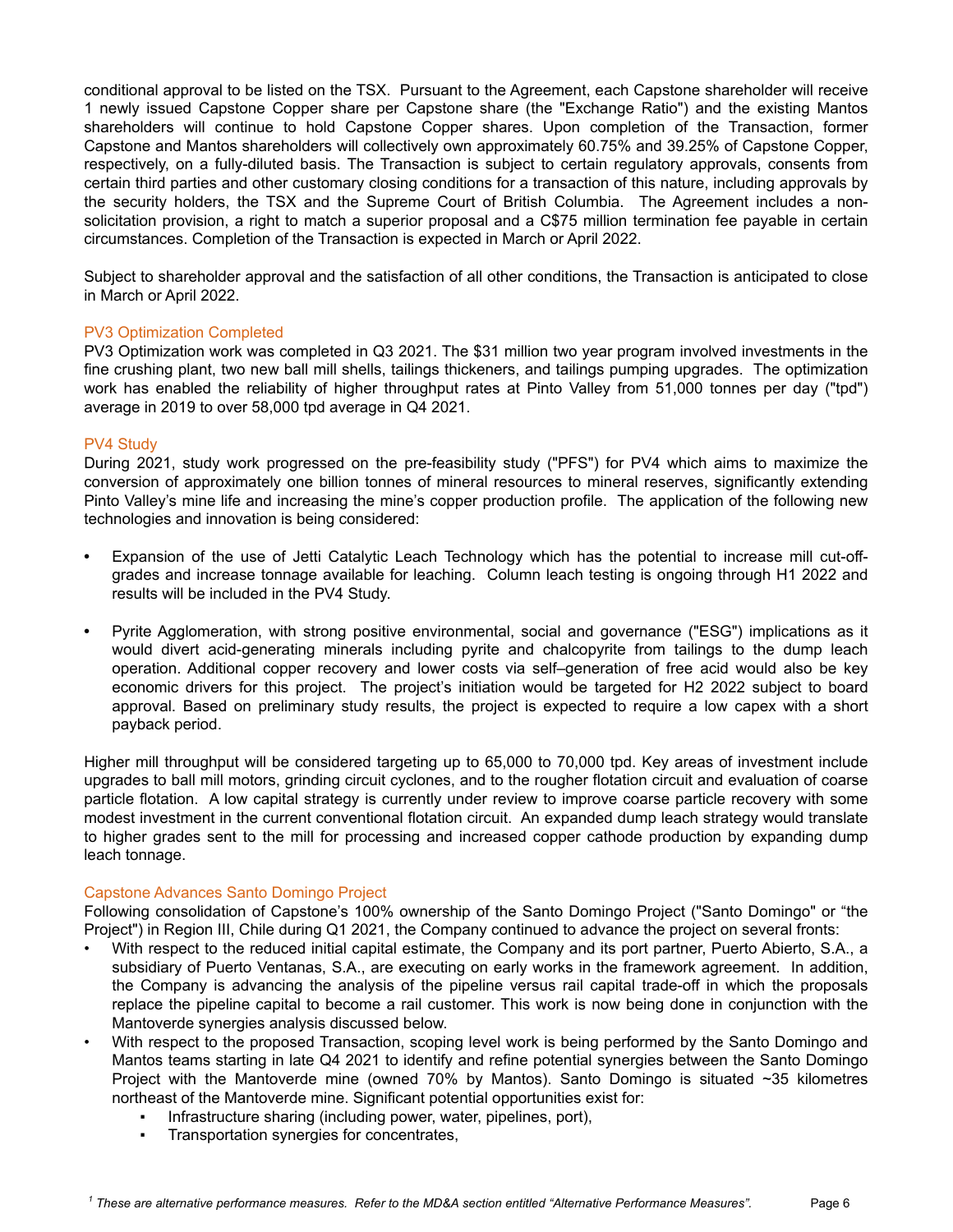conditional approval to be listed on the TSX. Pursuant to the Agreement, each Capstone shareholder will receive 1 newly issued Capstone Copper share per Capstone share (the "Exchange Ratio") and the existing Mantos shareholders will continue to hold Capstone Copper shares. Upon completion of the Transaction, former Capstone and Mantos shareholders will collectively own approximately 60.75% and 39.25% of Capstone Copper, respectively, on a fully-diluted basis. The Transaction is subject to certain regulatory approvals, consents from certain third parties and other customary closing conditions for a transaction of this nature, including approvals by the security holders, the TSX and the Supreme Court of British Columbia. The Agreement includes a non-solicitation provision, a right to match a superior proposal and a C$75 million termination fee payable in certain circumstances. Completion of the Transaction is expected in March or April 2022.

Subject to shareholder approval and the satisfaction of all other conditions, the Transaction is anticipated to close in March or April 2022.

### PV3 Optimization Completed

PV3 Optimization work was completed in Q3 2021. The $31 million two year program involved investments in the fine crushing plant, two new ball mill shells, tailings thickeners, and tailings pumping upgrades. The optimization work has enabled the reliability of higher throughput rates at Pinto Valley from 51,000 tonnes per day ("tpd") average in 2019 to over 58,000 tpd average in Q4 2021.

### PV4 Study

During 2021, study work progressed on the pre-feasibility study ("PFS") for PV4 which aims to maximize the conversion of approximately one billion tonnes of mineral resources to mineral reserves, significantly extending Pinto Valley's mine life and increasing the mine's copper production profile. The application of the following new technologies and innovation is being considered:

- Expansion of the use of Jetti Catalytic Leach Technology which has the potential to increase mill cut-off-grades and increase tonnage available for leaching. Column leach testing is ongoing through H1 2022 and results will be included in the PV4 Study.

- Pyrite Agglomeration, with strong positive environmental, social and governance ("ESG") implications as it would divert acid-generating minerals including pyrite and chalcopyrite from tailings to the dump leach operation. Additional copper recovery and lower costs via self–generation of free acid would also be key economic drivers for this project. The project's initiation would be targeted for H2 2022 subject to board approval. Based on preliminary study results, the project is expected to require a low capex with a short payback period.

Higher mill throughput will be considered targeting up to 65,000 to 70,000 tpd. Key areas of investment include upgrades to ball mill motors, grinding circuit cyclones, and to the rougher flotation circuit and evaluation of coarse particle flotation. A low capital strategy is currently under review to improve coarse particle recovery with some modest investment in the current conventional flotation circuit. An expanded dump leach strategy would translate to higher grades sent to the mill for processing and increased copper cathode production by expanding dump leach tonnage.

### Capstone Advances Santo Domingo Project

Following consolidation of Capstone's 100% ownership of the Santo Domingo Project ("Santo Domingo" or "the Project") in Region III, Chile during Q1 2021, the Company continued to advance the project on several fronts:

- With respect to the reduced initial capital estimate, the Company and its port partner, Puerto Abierto, S.A., a subsidiary of Puerto Ventanas, S.A., are executing on early works in the framework agreement. In addition, the Company is advancing the analysis of the pipeline versus rail capital trade-off in which the proposals replace the pipeline capital to become a rail customer. This work is now being done in conjunction with the Mantoverde synergies analysis discussed below.
- With respect to the proposed Transaction, scoping level work is being performed by the Santo Domingo and Mantos teams starting in late Q4 2021 to identify and refine potential synergies between the Santo Domingo Project with the Mantoverde mine (owned 70% by Mantos). Santo Domingo is situated ~35 kilometres northeast of the Mantoverde mine. Significant potential opportunities exist for:
  - Infrastructure sharing (including power, water, pipelines, port),
  - Transportation synergies for concentrates,

[1] *These are alternative performance measures. Refer to the MD&A section entitled "Alternative Performance Measures".*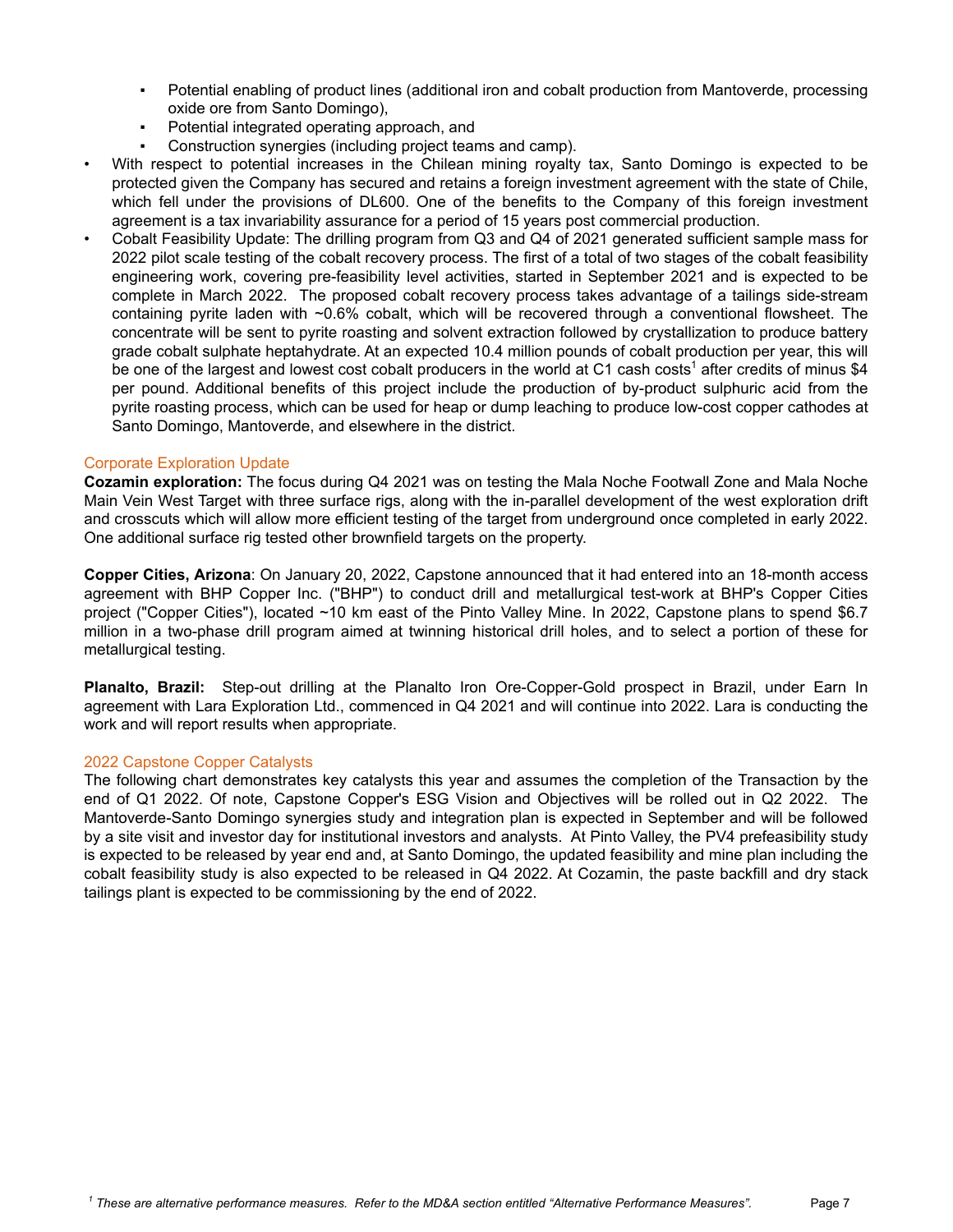- Potential enabling of product lines (additional iron and cobalt production from Mantoverde, processing oxide ore from Santo Domingo),
  - Potential integrated operating approach, and
  - Construction synergies (including project teams and camp).
- With respect to potential increases in the Chilean mining royalty tax, Santo Domingo is expected to be protected given the Company has secured and retains a foreign investment agreement with the state of Chile, which fell under the provisions of DL600. One of the benefits to the Company of this foreign investment agreement is a tax invariability assurance for a period of 15 years post commercial production.
- Cobalt Feasibility Update: The drilling program from Q3 and Q4 of 2021 generated sufficient sample mass for 2022 pilot scale testing of the cobalt recovery process. The first of a total of two stages of the cobalt feasibility engineering work, covering pre-feasibility level activities, started in September 2021 and is expected to be complete in March 2022. The proposed cobalt recovery process takes advantage of a tailings side-stream containing pyrite laden with ~0.6% cobalt, which will be recovered through a conventional flowsheet. The concentrate will be sent to pyrite roasting and solvent extraction followed by crystallization to produce battery grade cobalt sulphate heptahydrate. At an expected 10.4 million pounds of cobalt production per year, this will be one of the largest and lowest cost cobalt producers in the world at C1 cash costs[1] after credits of minus $4 per pound. Additional benefits of this project include the production of by-product sulphuric acid from the pyrite roasting process, which can be used for heap or dump leaching to produce low-cost copper cathodes at Santo Domingo, Mantoverde, and elsewhere in the district.

## Corporate Exploration Update

**Cozamin exploration:** The focus during Q4 2021 was on testing the Mala Noche Footwall Zone and Mala Noche Main Vein West Target with three surface rigs, along with the in-parallel development of the west exploration drift and crosscuts which will allow more efficient testing of the target from underground once completed in early 2022. One additional surface rig tested other brownfield targets on the property.

**Copper Cities, Arizona**: On January 20, 2022, Capstone announced that it had entered into an 18-month access agreement with BHP Copper Inc. ("BHP") to conduct drill and metallurgical test-work at BHP's Copper Cities project ("Copper Cities"), located ~10 km east of the Pinto Valley Mine. In 2022, Capstone plans to spend $6.7 million in a two-phase drill program aimed at twinning historical drill holes, and to select a portion of these for metallurgical testing.

**Planalto, Brazil:** Step-out drilling at the Planalto Iron Ore-Copper-Gold prospect in Brazil, under Earn In agreement with Lara Exploration Ltd., commenced in Q4 2021 and will continue into 2022. Lara is conducting the work and will report results when appropriate.

## 2022 Capstone Copper Catalysts

The following chart demonstrates key catalysts this year and assumes the completion of the Transaction by the end of Q1 2022. Of note, Capstone Copper's ESG Vision and Objectives will be rolled out in Q2 2022. The Mantoverde-Santo Domingo synergies study and integration plan is expected in September and will be followed by a site visit and investor day for institutional investors and analysts. At Pinto Valley, the PV4 prefeasibility study is expected to be released by year end and, at Santo Domingo, the updated feasibility and mine plan including the cobalt feasibility study is also expected to be released in Q4 2022. At Cozamin, the paste backfill and dry stack tailings plant is expected to be commissioning by the end of 2022.

*[1] These are alternative performance measures. Refer to the MD&A section entitled "Alternative Performance Measures".*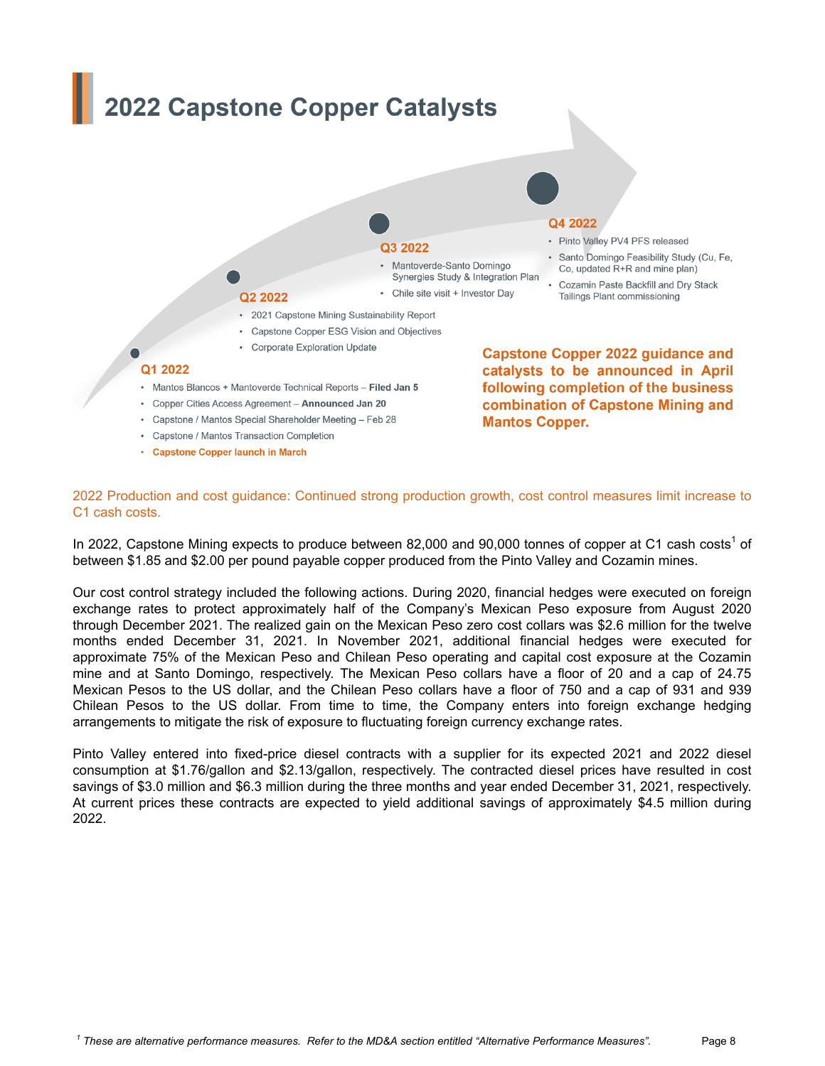# 2022 Capstone Copper Catalysts

**Q1 2022**

- Mantos Blancos + Mantoverde Technical Reports – **Filed Jan 5**
- Copper Cities Access Agreement – **Announced Jan 20**
- Capstone / Mantos Special Shareholder Meeting – Feb 28
- Capstone / Mantos Transaction Completion
- **Capstone Copper launch in March**

**Q2 2022**

- 2021 Capstone Mining Sustainability Report
- Capstone Copper ESG Vision and Objectives
- Corporate Exploration Update

**Q3 2022**

- Mantoverde-Santo Domingo Synergies Study & Integration Plan
- Chile site visit + Investor Day

**Q4 2022**

- Pinto Valley PV4 PFS released
- Santo Domingo Feasibility Study (Cu, Fe, Co, updated R+R and mine plan)
- Cozamin Paste Backfill and Dry Stack Tailings Plant commissioning

**Capstone Copper 2022 guidance and catalysts to be announced in April following completion of the business combination of Capstone Mining and Mantos Copper.**

2022 Production and cost guidance: Continued strong production growth, cost control measures limit increase to C1 cash costs.

In 2022, Capstone Mining expects to produce between 82,000 and 90,000 tonnes of copper at C1 cash costs[1] of between $1.85 and $2.00 per pound payable copper produced from the Pinto Valley and Cozamin mines.

Our cost control strategy included the following actions. During 2020, financial hedges were executed on foreign exchange rates to protect approximately half of the Company's Mexican Peso exposure from August 2020 through December 2021. The realized gain on the Mexican Peso zero cost collars was $2.6 million for the twelve months ended December 31, 2021. In November 2021, additional financial hedges were executed for approximate 75% of the Mexican Peso and Chilean Peso operating and capital cost exposure at the Cozamin mine and at Santo Domingo, respectively. The Mexican Peso collars have a floor of 20 and a cap of 24.75 Mexican Pesos to the US dollar, and the Chilean Peso collars have a floor of 750 and a cap of 931 and 939 Chilean Pesos to the US dollar. From time to time, the Company enters into foreign exchange hedging arrangements to mitigate the risk of exposure to fluctuating foreign currency exchange rates.

Pinto Valley entered into fixed-price diesel contracts with a supplier for its expected 2021 and 2022 diesel consumption at $1.76/gallon and $2.13/gallon, respectively. The contracted diesel prices have resulted in cost savings of $3.0 million and $6.3 million during the three months and year ended December 31, 2021, respectively. At current prices these contracts are expected to yield additional savings of approximately $4.5 million during 2022.

[1] *These are alternative performance measures. Refer to the MD&A section entitled "Alternative Performance Measures".*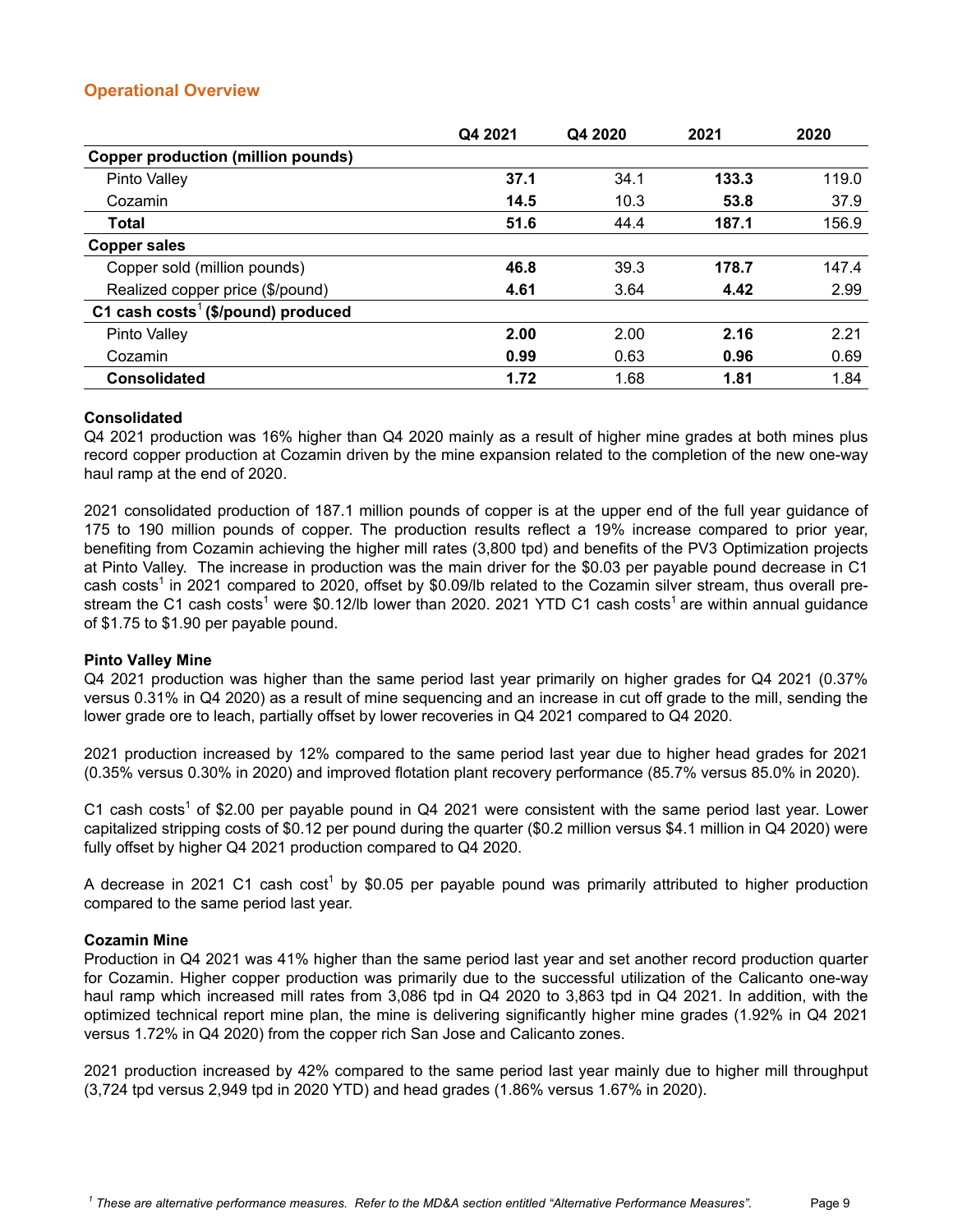## Operational Overview

| | Q4 2021 | Q4 2020 | 2021 | 2020 |
|---|---|---|---|---|
| **Copper production (million pounds)** | | | | |
| Pinto Valley | **37.1** | 34.1 | **133.3** | 119.0 |
| Cozamin | **14.5** | 10.3 | **53.8** | 37.9 |
| **Total** | **51.6** | 44.4 | **187.1** | 156.9 |
| **Copper sales** | | | | |
| Copper sold (million pounds) | **46.8** | 39.3 | **178.7** | 147.4 |
| Realized copper price ($/pound) | **4.61** | 3.64 | **4.42** | 2.99 |
| **C1 cash costs[1] ($/pound) produced** | | | | |
| Pinto Valley | **2.00** | 2.00 | **2.16** | 2.21 |
| Cozamin | **0.99** | 0.63 | **0.96** | 0.69 |
| **Consolidated** | **1.72** | 1.68 | **1.81** | 1.84 |

**Consolidated**

Q4 2021 production was 16% higher than Q4 2020 mainly as a result of higher mine grades at both mines plus record copper production at Cozamin driven by the mine expansion related to the completion of the new one-way haul ramp at the end of 2020.

2021 consolidated production of 187.1 million pounds of copper is at the upper end of the full year guidance of 175 to 190 million pounds of copper. The production results reflect a 19% increase compared to prior year, benefiting from Cozamin achieving the higher mill rates (3,800 tpd) and benefits of the PV3 Optimization projects at Pinto Valley. The increase in production was the main driver for the $0.03 per payable pound decrease in C1 cash costs[1] in 2021 compared to 2020, offset by $0.09/lb related to the Cozamin silver stream, thus overall pre-stream the C1 cash costs[1] were $0.12/lb lower than 2020. 2021 YTD C1 cash costs[1] are within annual guidance of $1.75 to $1.90 per payable pound.

**Pinto Valley Mine**

Q4 2021 production was higher than the same period last year primarily on higher grades for Q4 2021 (0.37% versus 0.31% in Q4 2020) as a result of mine sequencing and an increase in cut off grade to the mill, sending the lower grade ore to leach, partially offset by lower recoveries in Q4 2021 compared to Q4 2020.

2021 production increased by 12% compared to the same period last year due to higher head grades for 2021 (0.35% versus 0.30% in 2020) and improved flotation plant recovery performance (85.7% versus 85.0% in 2020).

C1 cash costs[1] of $2.00 per payable pound in Q4 2021 were consistent with the same period last year. Lower capitalized stripping costs of $0.12 per pound during the quarter ($0.2 million versus $4.1 million in Q4 2020) were fully offset by higher Q4 2021 production compared to Q4 2020.

A decrease in 2021 C1 cash cost[1] by $0.05 per payable pound was primarily attributed to higher production compared to the same period last year.

**Cozamin Mine**

Production in Q4 2021 was 41% higher than the same period last year and set another record production quarter for Cozamin. Higher copper production was primarily due to the successful utilization of the Calicanto one-way haul ramp which increased mill rates from 3,086 tpd in Q4 2020 to 3,863 tpd in Q4 2021. In addition, with the optimized technical report mine plan, the mine is delivering significantly higher mine grades (1.92% in Q4 2021 versus 1.72% in Q4 2020) from the copper rich San Jose and Calicanto zones.

2021 production increased by 42% compared to the same period last year mainly due to higher mill throughput (3,724 tpd versus 2,949 tpd in 2020 YTD) and head grades (1.86% versus 1.67% in 2020).

*[1] These are alternative performance measures. Refer to the MD&A section entitled "Alternative Performance Measures".*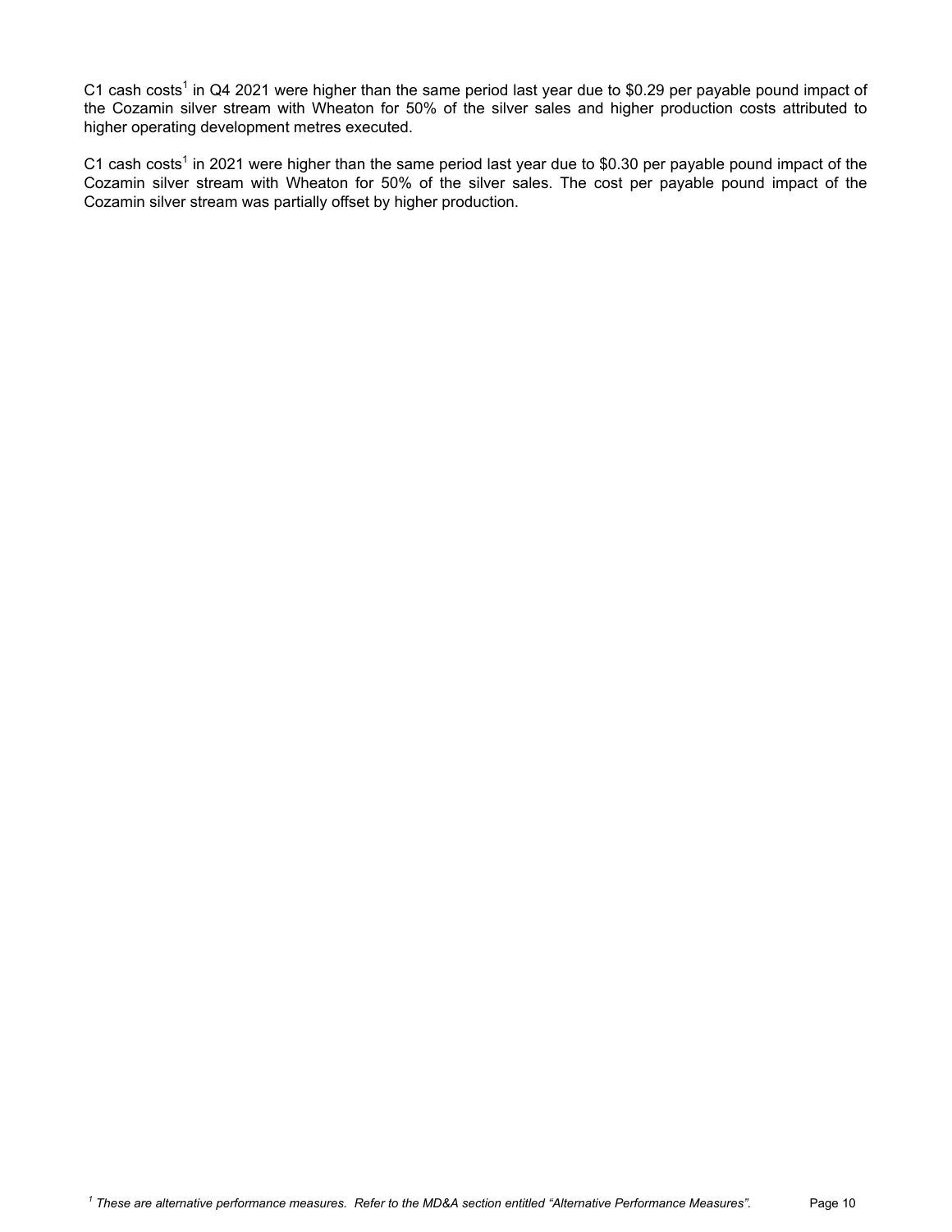C1 cash costs[1] in Q4 2021 were higher than the same period last year due to $0.29 per payable pound impact of the Cozamin silver stream with Wheaton for 50% of the silver sales and higher production costs attributed to higher operating development metres executed.

C1 cash costs[1] in 2021 were higher than the same period last year due to $0.30 per payable pound impact of the Cozamin silver stream with Wheaton for 50% of the silver sales. The cost per payable pound impact of the Cozamin silver stream was partially offset by higher production.

*[1] These are alternative performance measures. Refer to the MD&A section entitled "Alternative Performance Measures".*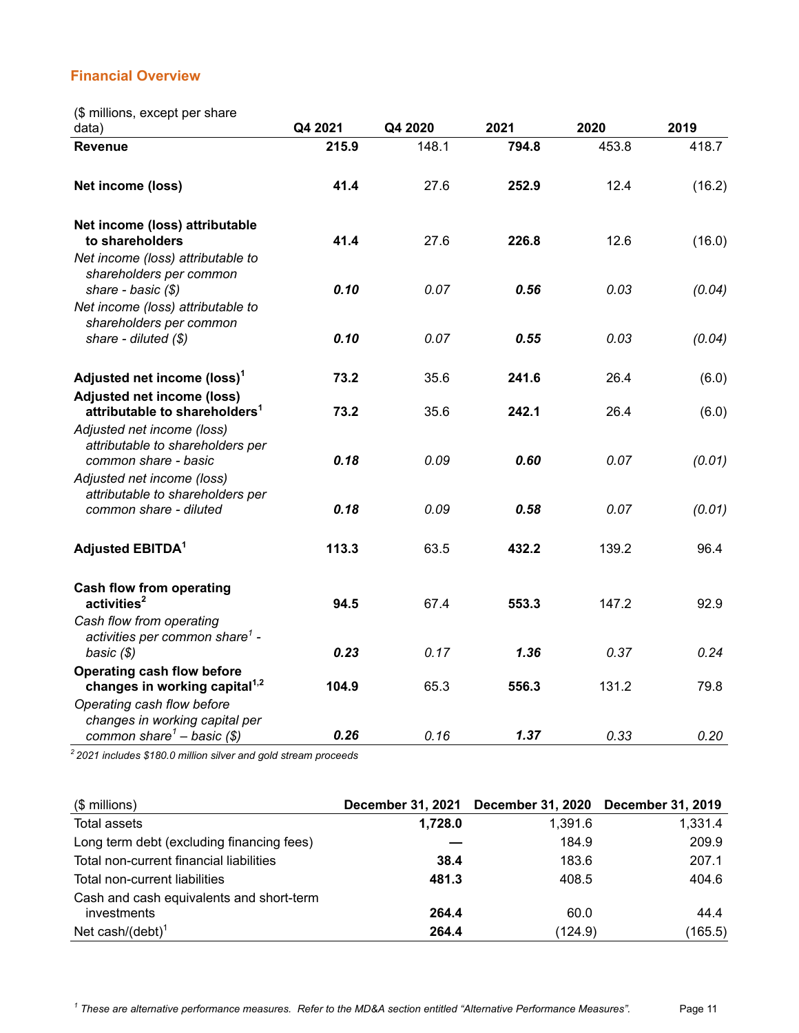## Financial Overview

| ($ millions, except per share data) | Q4 2021 | Q4 2020 | 2021 | 2020 | 2019 |
|---|---|---|---|---|---|
| **Revenue** | **215.9** | 148.1 | **794.8** | 453.8 | 418.7 |
| **Net income (loss)** | **41.4** | 27.6 | **252.9** | 12.4 | (16.2) |
| **Net income (loss) attributable to shareholders** | **41.4** | 27.6 | **226.8** | 12.6 | (16.0) |
| *Net income (loss) attributable to shareholders per common share - basic ($)* | ***0.10*** | *0.07* | ***0.56*** | *0.03* | *(0.04)* |
| *Net income (loss) attributable to shareholders per common share - diluted ($)* | ***0.10*** | *0.07* | ***0.55*** | *0.03* | *(0.04)* |
| **Adjusted net income (loss)[1]** | **73.2** | 35.6 | **241.6** | 26.4 | (6.0) |
| **Adjusted net income (loss) attributable to shareholders[1]** | **73.2** | 35.6 | **242.1** | 26.4 | (6.0) |
| *Adjusted net income (loss) attributable to shareholders per common share - basic* | ***0.18*** | *0.09* | ***0.60*** | *0.07* | *(0.01)* |
| *Adjusted net income (loss) attributable to shareholders per common share - diluted* | ***0.18*** | *0.09* | ***0.58*** | *0.07* | *(0.01)* |
| **Adjusted EBITDA[1]** | **113.3** | 63.5 | **432.2** | 139.2 | 96.4 |
| **Cash flow from operating activities[2]** | **94.5** | 67.4 | **553.3** | 147.2 | 92.9 |
| *Cash flow from operating activities per common share[1] - basic ($)* | ***0.23*** | *0.17* | ***1.36*** | *0.37* | *0.24* |
| **Operating cash flow before changes in working capital[1,2]** | **104.9** | 65.3 | **556.3** | 131.2 | 79.8 |
| *Operating cash flow before changes in working capital per common share[1] – basic ($)* | ***0.26*** | *0.16* | ***1.37*** | *0.33* | *0.20* |

*[2] 2021 includes $180.0 million silver and gold stream proceeds*

| ($ millions) | December 31, 2021 | December 31, 2020 | December 31, 2019 |
|---|---|---|---|
| Total assets | **1,728.0** | 1,391.6 | 1,331.4 |
| Long term debt (excluding financing fees) | **—** | 184.9 | 209.9 |
| Total non-current financial liabilities | **38.4** | 183.6 | 207.1 |
| Total non-current liabilities | **481.3** | 408.5 | 404.6 |
| Cash and cash equivalents and short-term investments | **264.4** | 60.0 | 44.4 |
| Net cash/(debt)[1] | **264.4** | (124.9) | (165.5) |

*[1] These are alternative performance measures. Refer to the MD&A section entitled "Alternative Performance Measures".*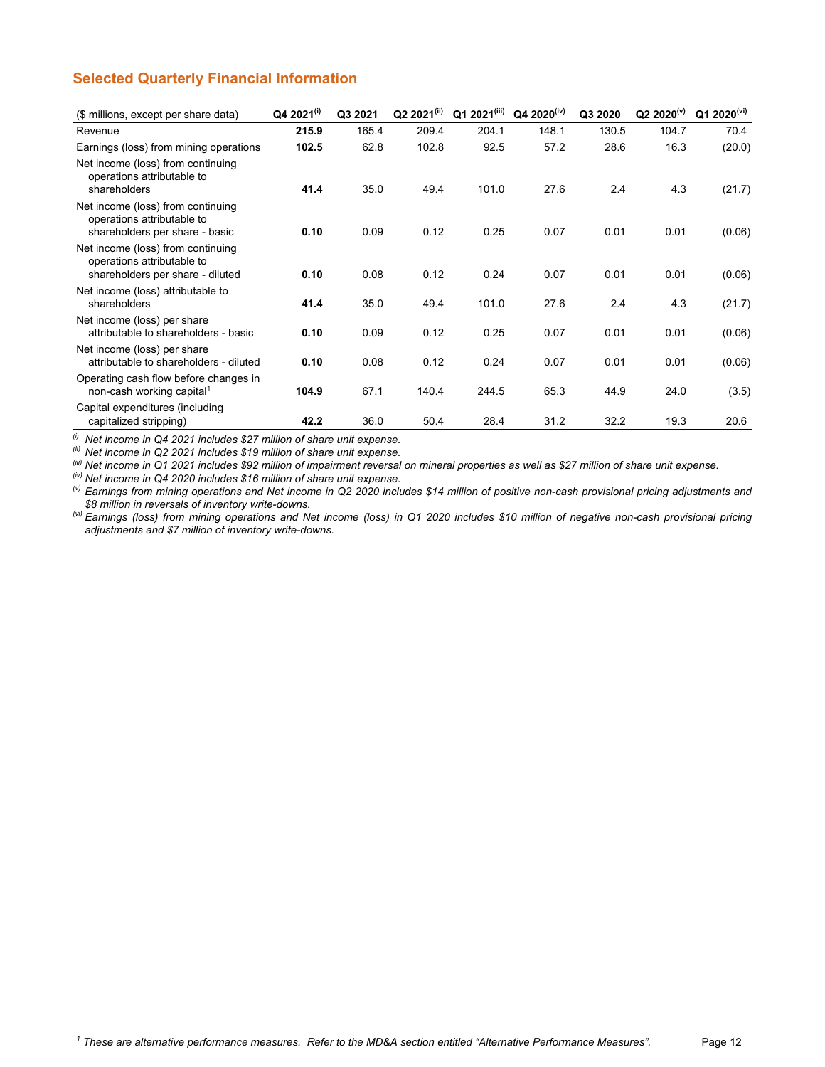## Selected Quarterly Financial Information

| ($ millions, except per share data) | Q4 2021[(i)] | Q3 2021 | Q2 2021[(ii)] | Q1 2021[(iii)] | Q4 2020[(iv)] | Q3 2020 | Q2 2020[(v)] | Q1 2020[(vi)] |
|---|---|---|---|---|---|---|---|---|
| Revenue | **215.9** | 165.4 | 209.4 | 204.1 | 148.1 | 130.5 | 104.7 | 70.4 |
| Earnings (loss) from mining operations | **102.5** | 62.8 | 102.8 | 92.5 | 57.2 | 28.6 | 16.3 | (20.0) |
| Net income (loss) from continuing operations attributable to shareholders | **41.4** | 35.0 | 49.4 | 101.0 | 27.6 | 2.4 | 4.3 | (21.7) |
| Net income (loss) from continuing operations attributable to shareholders per share - basic | **0.10** | 0.09 | 0.12 | 0.25 | 0.07 | 0.01 | 0.01 | (0.06) |
| Net income (loss) from continuing operations attributable to shareholders per share - diluted | **0.10** | 0.08 | 0.12 | 0.24 | 0.07 | 0.01 | 0.01 | (0.06) |
| Net income (loss) attributable to shareholders | **41.4** | 35.0 | 49.4 | 101.0 | 27.6 | 2.4 | 4.3 | (21.7) |
| Net income (loss) per share attributable to shareholders - basic | **0.10** | 0.09 | 0.12 | 0.25 | 0.07 | 0.01 | 0.01 | (0.06) |
| Net income (loss) per share attributable to shareholders - diluted | **0.10** | 0.08 | 0.12 | 0.24 | 0.07 | 0.01 | 0.01 | (0.06) |
| Operating cash flow before changes in non-cash working capital[1] | **104.9** | 67.1 | 140.4 | 244.5 | 65.3 | 44.9 | 24.0 | (3.5) |
| Capital expenditures (including capitalized stripping) | **42.2** | 36.0 | 50.4 | 28.4 | 31.2 | 32.2 | 19.3 | 20.6 |

*(i) Net income in Q4 2021 includes $27 million of share unit expense.*

*(ii) Net income in Q2 2021 includes $19 million of share unit expense.*

*(iii) Net income in Q1 2021 includes $92 million of impairment reversal on mineral properties as well as $27 million of share unit expense.*

*(iv) Net income in Q4 2020 includes $16 million of share unit expense.*

*(v) Earnings from mining operations and Net income in Q2 2020 includes $14 million of positive non-cash provisional pricing adjustments and $8 million in reversals of inventory write-downs.*

*(vi) Earnings (loss) from mining operations and Net income (loss) in Q1 2020 includes $10 million of negative non-cash provisional pricing adjustments and $7 million of inventory write-downs.*

*[1] These are alternative performance measures. Refer to the MD&A section entitled "Alternative Performance Measures".*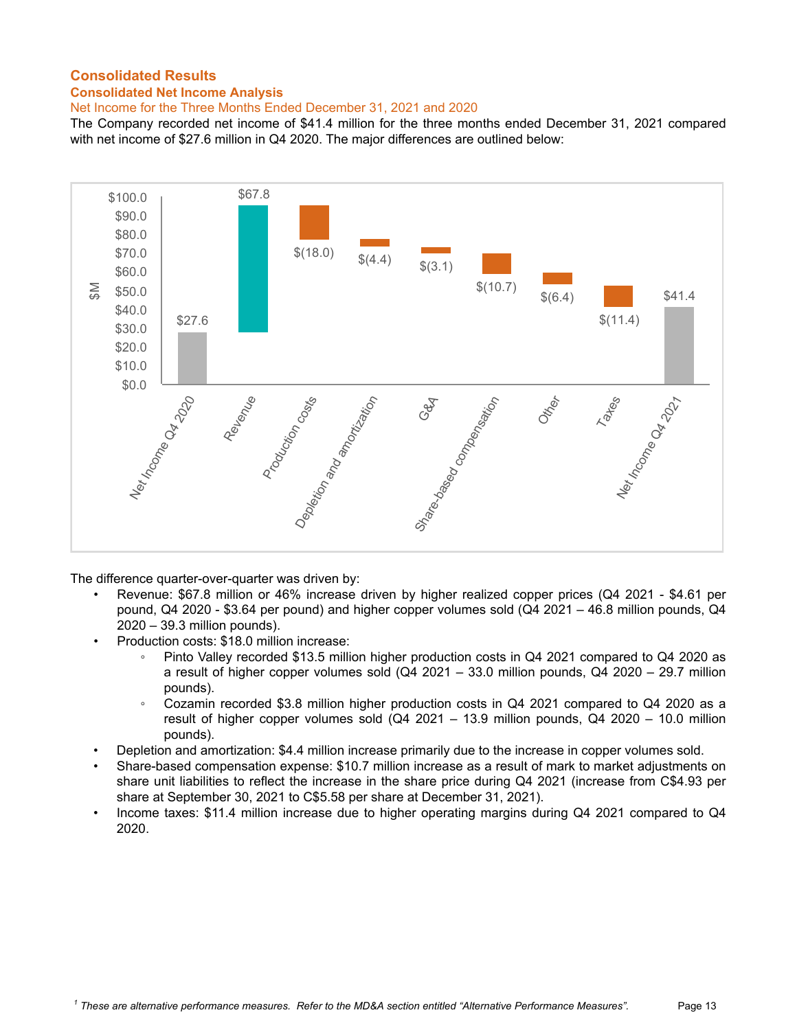## Consolidated Results

### Consolidated Net Income Analysis

#### Net Income for the Three Months Ended December 31, 2021 and 2020

The Company recorded net income of $41.4 million for the three months ended December 31, 2021 compared with net income of $27.6 million in Q4 2020. The major differences are outlined below:

| ($M) | |
|---|---|
| Net Income Q4 2020 | $27.6 |
| Revenue | $67.8 |
| Production costs | $(18.0) |
| Depletion and amortization | $(4.4) |
| G&A | $(3.1) |
| Share-based compensation | $(10.7) |
| Other | $(6.4) |
| Taxes | $(11.4) |
| Net Income Q4 2021 | $41.4 |

The difference quarter-over-quarter was driven by:

- Revenue: $67.8 million or 46% increase driven by higher realized copper prices (Q4 2021 - $4.61 per pound, Q4 2020 - $3.64 per pound) and higher copper volumes sold (Q4 2021 – 46.8 million pounds, Q4 2020 – 39.3 million pounds).
- Production costs: $18.0 million increase:
  - Pinto Valley recorded $13.5 million higher production costs in Q4 2021 compared to Q4 2020 as a result of higher copper volumes sold (Q4 2021 – 33.0 million pounds, Q4 2020 – 29.7 million pounds).
  - Cozamin recorded $3.8 million higher production costs in Q4 2021 compared to Q4 2020 as a result of higher copper volumes sold (Q4 2021 – 13.9 million pounds, Q4 2020 – 10.0 million pounds).
- Depletion and amortization: $4.4 million increase primarily due to the increase in copper volumes sold.
- Share-based compensation expense: $10.7 million increase as a result of mark to market adjustments on share unit liabilities to reflect the increase in the share price during Q4 2021 (increase from C$4.93 per share at September 30, 2021 to C$5.58 per share at December 31, 2021).
- Income taxes: $11.4 million increase due to higher operating margins during Q4 2021 compared to Q4 2020.

[1] *These are alternative performance measures. Refer to the MD&A section entitled "Alternative Performance Measures".*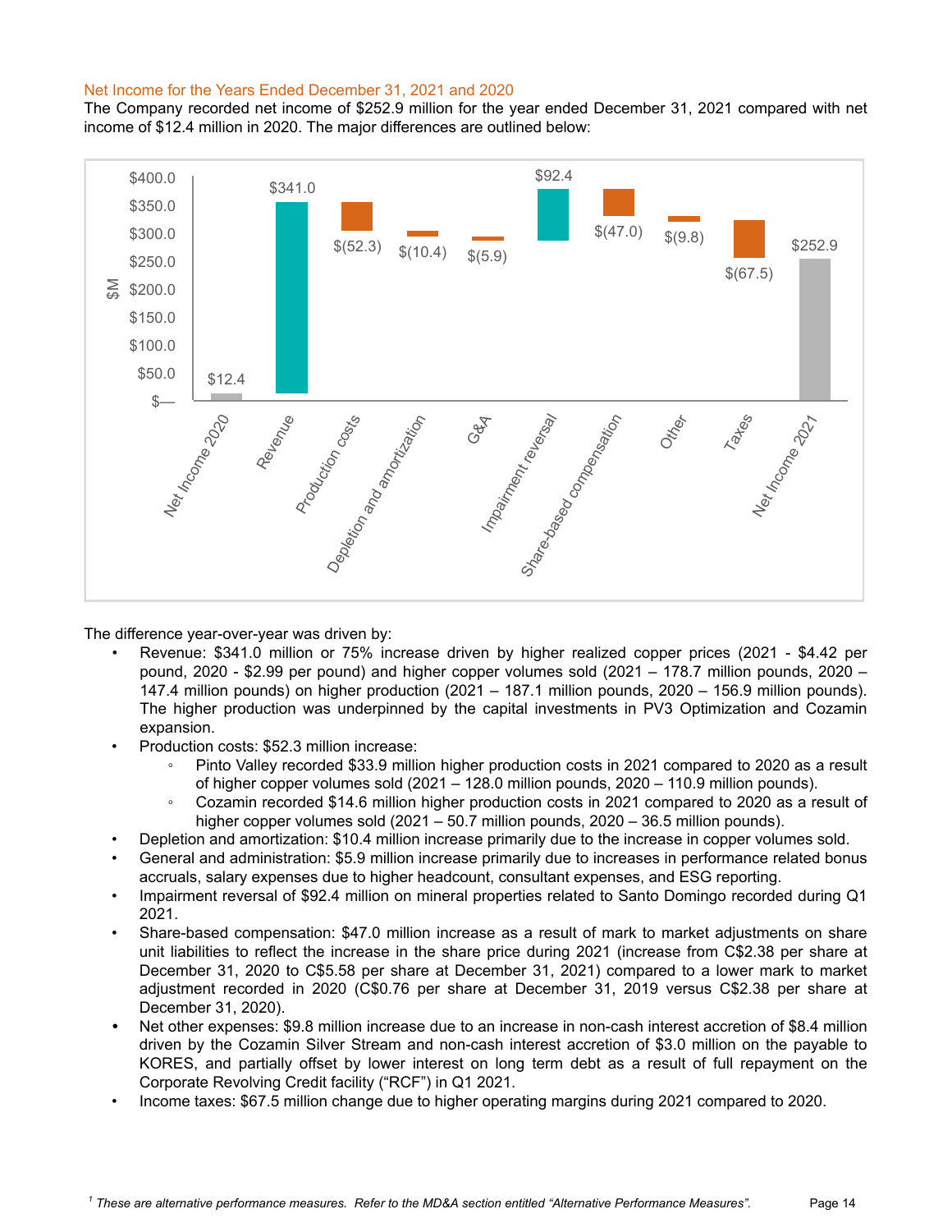## Net Income for the Years Ended December 31, 2021 and 2020

The Company recorded net income of $252.9 million for the year ended December 31, 2021 compared with net income of $12.4 million in 2020. The major differences are outlined below:

| Item | $M |
|---|---|
| Net Income 2020 | $12.4 |
| Revenue | $341.0 |
| Production costs | $(52.3) |
| Depletion and amortization | $(10.4) |
| G&A | $(5.9) |
| Impairment reversal | $92.4 |
| Share-based compensation | $(47.0) |
| Other | $(9.8) |
| Taxes | $(67.5) |
| Net Income 2021 | $252.9 |

The difference year-over-year was driven by:

- Revenue: $341.0 million or 75% increase driven by higher realized copper prices (2021 - $4.42 per pound, 2020 - $2.99 per pound) and higher copper volumes sold (2021 – 178.7 million pounds, 2020 – 147.4 million pounds) on higher production (2021 – 187.1 million pounds, 2020 – 156.9 million pounds). The higher production was underpinned by the capital investments in PV3 Optimization and Cozamin expansion.
- Production costs: $52.3 million increase:
  - Pinto Valley recorded $33.9 million higher production costs in 2021 compared to 2020 as a result of higher copper volumes sold (2021 – 128.0 million pounds, 2020 – 110.9 million pounds).
  - Cozamin recorded $14.6 million higher production costs in 2021 compared to 2020 as a result of higher copper volumes sold (2021 – 50.7 million pounds, 2020 – 36.5 million pounds).
- Depletion and amortization: $10.4 million increase primarily due to the increase in copper volumes sold.
- General and administration: $5.9 million increase primarily due to increases in performance related bonus accruals, salary expenses due to higher headcount, consultant expenses, and ESG reporting.
- Impairment reversal of $92.4 million on mineral properties related to Santo Domingo recorded during Q1 2021.
- Share-based compensation: $47.0 million increase as a result of mark to market adjustments on share unit liabilities to reflect the increase in the share price during 2021 (increase from C$2.38 per share at December 31, 2020 to C$5.58 per share at December 31, 2021) compared to a lower mark to market adjustment recorded in 2020 (C$0.76 per share at December 31, 2019 versus C$2.38 per share at December 31, 2020).
- Net other expenses: $9.8 million increase due to an increase in non-cash interest accretion of $8.4 million driven by the Cozamin Silver Stream and non-cash interest accretion of $3.0 million on the payable to KORES, and partially offset by lower interest on long term debt as a result of full repayment on the Corporate Revolving Credit facility ("RCF") in Q1 2021.
- Income taxes: $67.5 million change due to higher operating margins during 2021 compared to 2020.

[1] *These are alternative performance measures. Refer to the MD&A section entitled "Alternative Performance Measures".*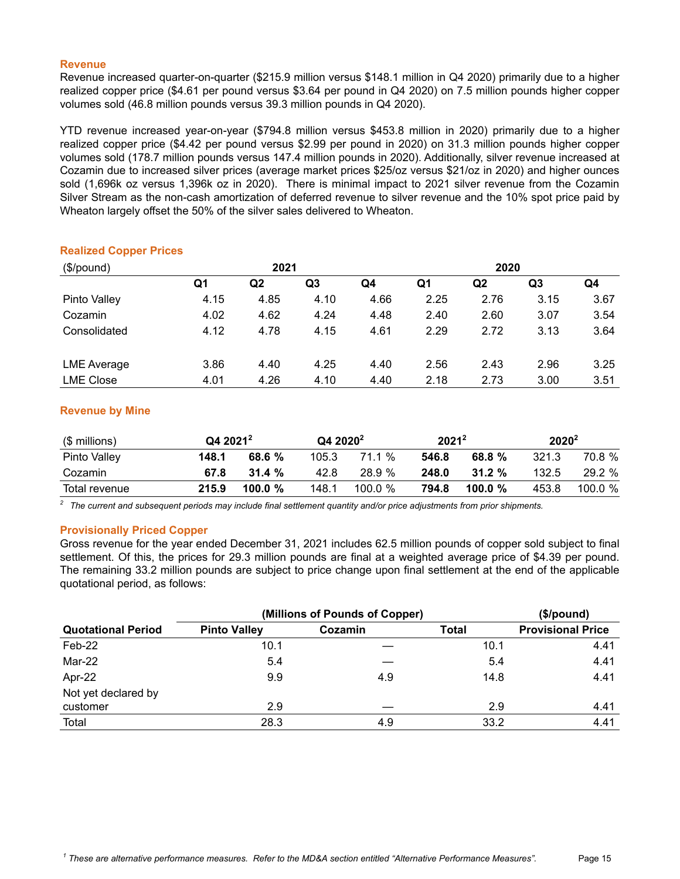### Revenue

Revenue increased quarter-on-quarter ($215.9 million versus $148.1 million in Q4 2020) primarily due to a higher realized copper price ($4.61 per pound versus $3.64 per pound in Q4 2020) on 7.5 million pounds higher copper volumes sold (46.8 million pounds versus 39.3 million pounds in Q4 2020).

YTD revenue increased year-on-year ($794.8 million versus $453.8 million in 2020) primarily due to a higher realized copper price ($4.42 per pound versus $2.99 per pound in 2020) on 31.3 million pounds higher copper volumes sold (178.7 million pounds versus 147.4 million pounds in 2020). Additionally, silver revenue increased at Cozamin due to increased silver prices (average market prices $25/oz versus $21/oz in 2020) and higher ounces sold (1,696k oz versus 1,396k oz in 2020). There is minimal impact to 2021 silver revenue from the Cozamin Silver Stream as the non-cash amortization of deferred revenue to silver revenue and the 10% spot price paid by Wheaton largely offset the 50% of the silver sales delivered to Wheaton.

### Realized Copper Prices

| ($/pound) | 2021 | | | | 2020 | | | |
|---|---|---|---|---|---|---|---|---|
| | Q1 | Q2 | Q3 | Q4 | Q1 | Q2 | Q3 | Q4 |
| Pinto Valley | 4.15 | 4.85 | 4.10 | 4.66 | 2.25 | 2.76 | 3.15 | 3.67 |
| Cozamin | 4.02 | 4.62 | 4.24 | 4.48 | 2.40 | 2.60 | 3.07 | 3.54 |
| Consolidated | 4.12 | 4.78 | 4.15 | 4.61 | 2.29 | 2.72 | 3.13 | 3.64 |
| | | | | | | | | |
| LME Average | 3.86 | 4.40 | 4.25 | 4.40 | 2.56 | 2.43 | 2.96 | 3.25 |
| LME Close | 4.01 | 4.26 | 4.10 | 4.40 | 2.18 | 2.73 | 3.00 | 3.51 |

### Revenue by Mine

| ($ millions) | Q4 2021[2] | | Q4 2020[2] | | 2021[2] | | 2020[2] | |
|---|---|---|---|---|---|---|---|---|
| Pinto Valley | **148.1** | **68.6 %** | 105.3 | 71.1 % | **546.8** | **68.8 %** | 321.3 | 70.8 % |
| Cozamin | **67.8** | **31.4 %** | 42.8 | 28.9 % | **248.0** | **31.2 %** | 132.5 | 29.2 % |
| Total revenue | **215.9** | **100.0 %** | 148.1 | 100.0 % | **794.8** | **100.0 %** | 453.8 | 100.0 % |

[2] *The current and subsequent periods may include final settlement quantity and/or price adjustments from prior shipments.*

### Provisionally Priced Copper

Gross revenue for the year ended December 31, 2021 includes 62.5 million pounds of copper sold subject to final settlement. Of this, the prices for 29.3 million pounds are final at a weighted average price of $4.39 per pound. The remaining 33.2 million pounds are subject to price change upon final settlement at the end of the applicable quotational period, as follows:

| | (Millions of Pounds of Copper) | | | ($/pound) |
|---|---|---|---|---|
| **Quotational Period** | **Pinto Valley** | **Cozamin** | **Total** | **Provisional Price** |
| Feb-22 | 10.1 | — | 10.1 | 4.41 |
| Mar-22 | 5.4 | — | 5.4 | 4.41 |
| Apr-22 | 9.9 | 4.9 | 14.8 | 4.41 |
| Not yet declared by customer | 2.9 | — | 2.9 | 4.41 |
| Total | 28.3 | 4.9 | 33.2 | 4.41 |

[1] *These are alternative performance measures. Refer to the MD&A section entitled "Alternative Performance Measures".*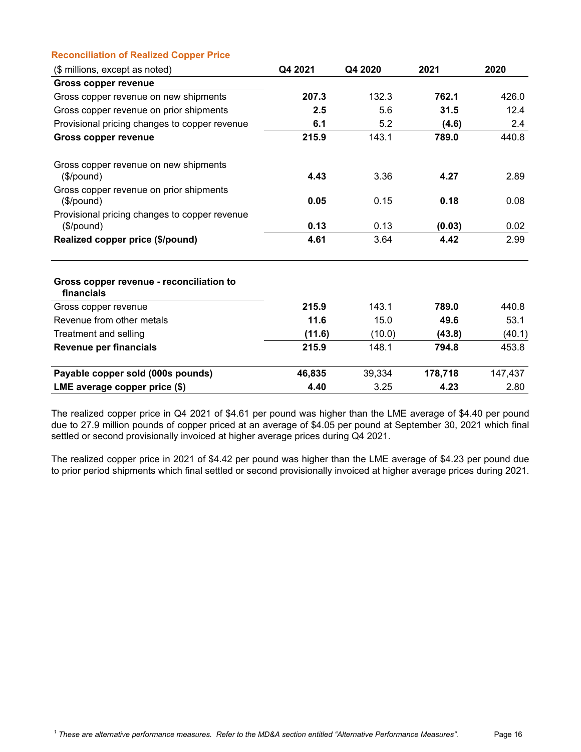### Reconciliation of Realized Copper Price

| ($ millions, except as noted) | Q4 2021 | Q4 2020 | 2021 | 2020 |
|---|---|---|---|---|
| **Gross copper revenue** | | | | |
| Gross copper revenue on new shipments | **207.3** | 132.3 | **762.1** | 426.0 |
| Gross copper revenue on prior shipments | **2.5** | 5.6 | **31.5** | 12.4 |
| Provisional pricing changes to copper revenue | **6.1** | 5.2 | **(4.6)** | 2.4 |
| **Gross copper revenue** | **215.9** | 143.1 | **789.0** | 440.8 |
| | | | | |
| Gross copper revenue on new shipments ($/pound) | **4.43** | 3.36 | **4.27** | 2.89 |
| Gross copper revenue on prior shipments ($/pound) | **0.05** | 0.15 | **0.18** | 0.08 |
| Provisional pricing changes to copper revenue ($/pound) | **0.13** | 0.13 | **(0.03)** | 0.02 |
| **Realized copper price ($/pound)** | **4.61** | 3.64 | **4.42** | 2.99 |

| **Gross copper revenue - reconciliation to financials** | Q4 2021 | Q4 2020 | 2021 | 2020 |
|---|---|---|---|---|
| Gross copper revenue | **215.9** | 143.1 | **789.0** | 440.8 |
| Revenue from other metals | **11.6** | 15.0 | **49.6** | 53.1 |
| Treatment and selling | **(11.6)** | (10.0) | **(43.8)** | (40.1) |
| **Revenue per financials** | **215.9** | 148.1 | **794.8** | 453.8 |
| | | | | |
| **Payable copper sold (000s pounds)** | **46,835** | 39,334 | **178,718** | 147,437 |
| **LME average copper price ($)** | **4.40** | 3.25 | **4.23** | 2.80 |

The realized copper price in Q4 2021 of $4.61 per pound was higher than the LME average of $4.40 per pound due to 27.9 million pounds of copper priced at an average of $4.05 per pound at September 30, 2021 which final settled or second provisionally invoiced at higher average prices during Q4 2021.

The realized copper price in 2021 of $4.42 per pound was higher than the LME average of $4.23 per pound due to prior period shipments which final settled or second provisionally invoiced at higher average prices during 2021.

[1] *These are alternative performance measures. Refer to the MD&A section entitled "Alternative Performance Measures".*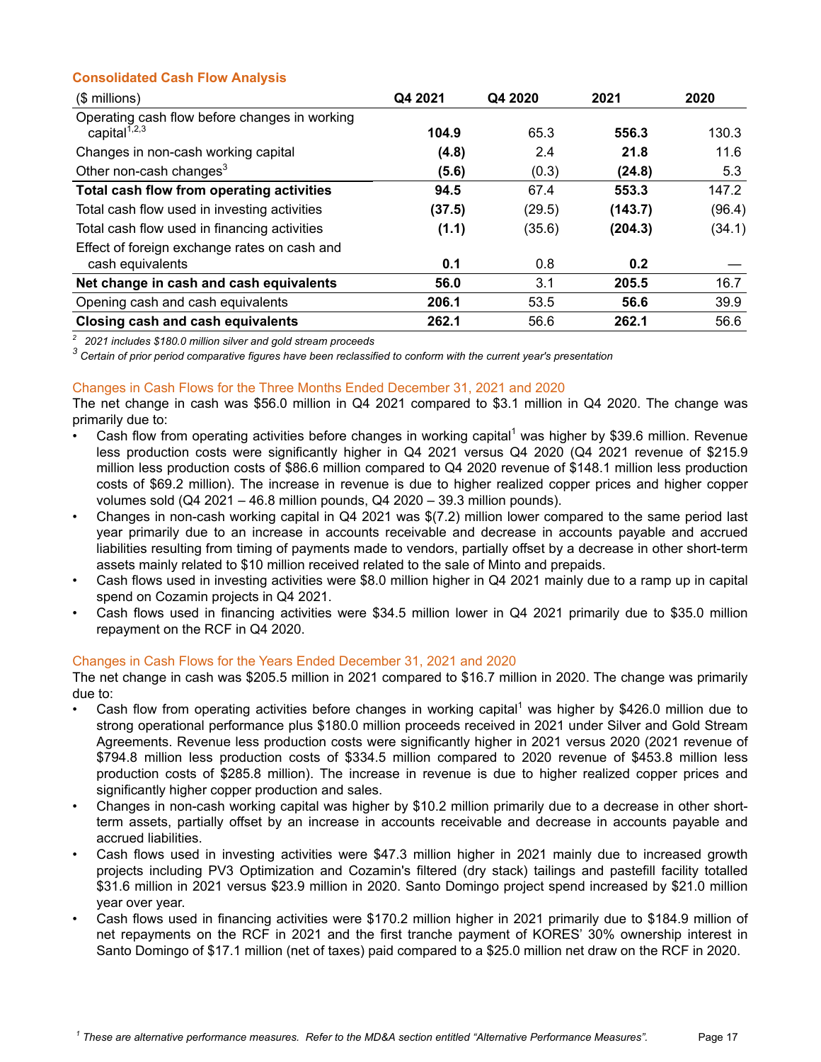### Consolidated Cash Flow Analysis

| ($ millions) | Q4 2021 | Q4 2020 | 2021 | 2020 |
|---|---|---|---|---|
| Operating cash flow before changes in working capital[1,2,3] | **104.9** | 65.3 | **556.3** | 130.3 |
| Changes in non-cash working capital | **(4.8)** | 2.4 | **21.8** | 11.6 |
| Other non-cash changes[3] | **(5.6)** | (0.3) | **(24.8)** | 5.3 |
| **Total cash flow from operating activities** | **94.5** | 67.4 | **553.3** | 147.2 |
| Total cash flow used in investing activities | **(37.5)** | (29.5) | **(143.7)** | (96.4) |
| Total cash flow used in financing activities | **(1.1)** | (35.6) | **(204.3)** | (34.1) |
| Effect of foreign exchange rates on cash and cash equivalents | **0.1** | 0.8 | **0.2** | — |
| **Net change in cash and cash equivalents** | **56.0** | 3.1 | **205.5** | 16.7 |
| Opening cash and cash equivalents | **206.1** | 53.5 | **56.6** | 39.9 |
| **Closing cash and cash equivalents** | **262.1** | 56.6 | **262.1** | 56.6 |

[2] *2021 includes $180.0 million silver and gold stream proceeds*

[3] *Certain of prior period comparative figures have been reclassified to conform with the current year's presentation*

#### Changes in Cash Flows for the Three Months Ended December 31, 2021 and 2020

The net change in cash was $56.0 million in Q4 2021 compared to $3.1 million in Q4 2020. The change was primarily due to:

- Cash flow from operating activities before changes in working capital[1] was higher by $39.6 million. Revenue less production costs were significantly higher in Q4 2021 versus Q4 2020 (Q4 2021 revenue of $215.9 million less production costs of $86.6 million compared to Q4 2020 revenue of $148.1 million less production costs of $69.2 million). The increase in revenue is due to higher realized copper prices and higher copper volumes sold (Q4 2021 – 46.8 million pounds, Q4 2020 – 39.3 million pounds).
- Changes in non-cash working capital in Q4 2021 was $(7.2) million lower compared to the same period last year primarily due to an increase in accounts receivable and decrease in accounts payable and accrued liabilities resulting from timing of payments made to vendors, partially offset by a decrease in other short-term assets mainly related to $10 million received related to the sale of Minto and prepaids.
- Cash flows used in investing activities were $8.0 million higher in Q4 2021 mainly due to a ramp up in capital spend on Cozamin projects in Q4 2021.
- Cash flows used in financing activities were $34.5 million lower in Q4 2021 primarily due to $35.0 million repayment on the RCF in Q4 2020.

#### Changes in Cash Flows for the Years Ended December 31, 2021 and 2020

The net change in cash was $205.5 million in 2021 compared to $16.7 million in 2020. The change was primarily due to:

- Cash flow from operating activities before changes in working capital[1] was higher by $426.0 million due to strong operational performance plus $180.0 million proceeds received in 2021 under Silver and Gold Stream Agreements. Revenue less production costs were significantly higher in 2021 versus 2020 (2021 revenue of $794.8 million less production costs of $334.5 million compared to 2020 revenue of $453.8 million less production costs of $285.8 million). The increase in revenue is due to higher realized copper prices and significantly higher copper production and sales.
- Changes in non-cash working capital was higher by $10.2 million primarily due to a decrease in other short-term assets, partially offset by an increase in accounts receivable and decrease in accounts payable and accrued liabilities.
- Cash flows used in investing activities were $47.3 million higher in 2021 mainly due to increased growth projects including PV3 Optimization and Cozamin's filtered (dry stack) tailings and pastefill facility totalled $31.6 million in 2021 versus $23.9 million in 2020. Santo Domingo project spend increased by $21.0 million year over year.
- Cash flows used in financing activities were $170.2 million higher in 2021 primarily due to $184.9 million of net repayments on the RCF in 2021 and the first tranche payment of KORES' 30% ownership interest in Santo Domingo of $17.1 million (net of taxes) paid compared to a $25.0 million net draw on the RCF in 2020.

[1] *These are alternative performance measures. Refer to the MD&A section entitled "Alternative Performance Measures".*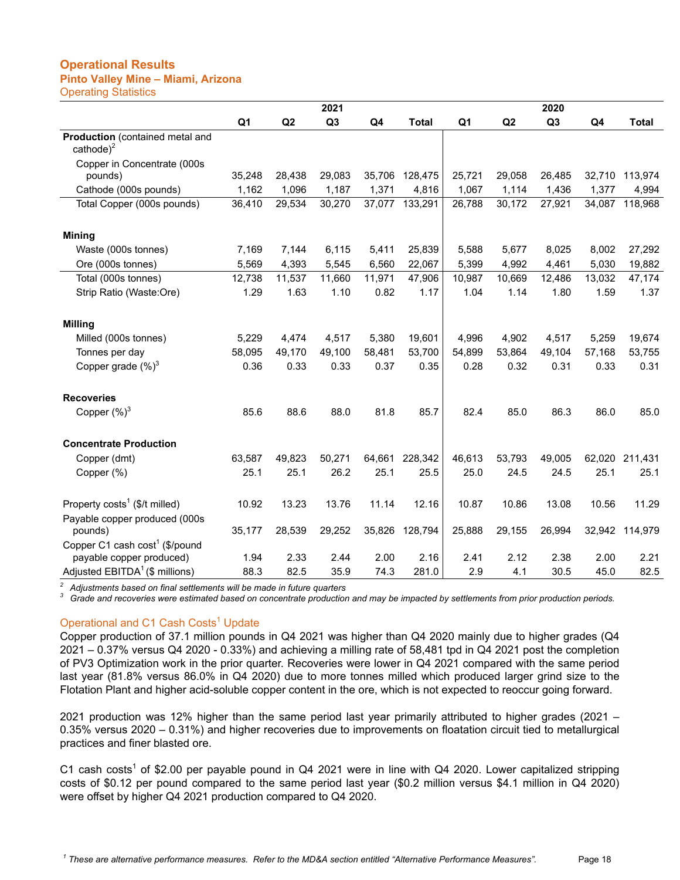# Operational Results

## Pinto Valley Mine – Miami, Arizona

### Operating Statistics

| | 2021 | | | | | 2020 | | | | |
|---|---|---|---|---|---|---|---|---|---|---|
| | Q1 | Q2 | Q3 | Q4 | Total | Q1 | Q2 | Q3 | Q4 | Total |
| **Production** (contained metal and cathode)[2] | | | | | | | | | | |
| Copper in Concentrate (000s pounds) | 35,248 | 28,438 | 29,083 | 35,706 | 128,475 | 25,721 | 29,058 | 26,485 | 32,710 | 113,974 |
| Cathode (000s pounds) | 1,162 | 1,096 | 1,187 | 1,371 | 4,816 | 1,067 | 1,114 | 1,436 | 1,377 | 4,994 |
| Total Copper (000s pounds) | 36,410 | 29,534 | 30,270 | 37,077 | 133,291 | 26,788 | 30,172 | 27,921 | 34,087 | 118,968 |
| **Mining** | | | | | | | | | | |
| Waste (000s tonnes) | 7,169 | 7,144 | 6,115 | 5,411 | 25,839 | 5,588 | 5,677 | 8,025 | 8,002 | 27,292 |
| Ore (000s tonnes) | 5,569 | 4,393 | 5,545 | 6,560 | 22,067 | 5,399 | 4,992 | 4,461 | 5,030 | 19,882 |
| Total (000s tonnes) | 12,738 | 11,537 | 11,660 | 11,971 | 47,906 | 10,987 | 10,669 | 12,486 | 13,032 | 47,174 |
| Strip Ratio (Waste:Ore) | 1.29 | 1.63 | 1.10 | 0.82 | 1.17 | 1.04 | 1.14 | 1.80 | 1.59 | 1.37 |
| **Milling** | | | | | | | | | | |
| Milled (000s tonnes) | 5,229 | 4,474 | 4,517 | 5,380 | 19,601 | 4,996 | 4,902 | 4,517 | 5,259 | 19,674 |
| Tonnes per day | 58,095 | 49,170 | 49,100 | 58,481 | 53,700 | 54,899 | 53,864 | 49,104 | 57,168 | 53,755 |
| Copper grade (%)[3] | 0.36 | 0.33 | 0.33 | 0.37 | 0.35 | 0.28 | 0.32 | 0.31 | 0.33 | 0.31 |
| **Recoveries** | | | | | | | | | | |
| Copper (%)[3] | 85.6 | 88.6 | 88.0 | 81.8 | 85.7 | 82.4 | 85.0 | 86.3 | 86.0 | 85.0 |
| **Concentrate Production** | | | | | | | | | | |
| Copper (dmt) | 63,587 | 49,823 | 50,271 | 64,661 | 228,342 | 46,613 | 53,793 | 49,005 | 62,020 | 211,431 |
| Copper (%) | 25.1 | 25.1 | 26.2 | 25.1 | 25.5 | 25.0 | 24.5 | 24.5 | 25.1 | 25.1 |
| Property costs[1] ($/t milled) | 10.92 | 13.23 | 13.76 | 11.14 | 12.16 | 10.87 | 10.86 | 13.08 | 10.56 | 11.29 |
| Payable copper produced (000s pounds) | 35,177 | 28,539 | 29,252 | 35,826 | 128,794 | 25,888 | 29,155 | 26,994 | 32,942 | 114,979 |
| Copper C1 cash cost[1] ($/pound payable copper produced) | 1.94 | 2.33 | 2.44 | 2.00 | 2.16 | 2.41 | 2.12 | 2.38 | 2.00 | 2.21 |
| Adjusted EBITDA[1] ($ millions) | 88.3 | 82.5 | 35.9 | 74.3 | 281.0 | 2.9 | 4.1 | 30.5 | 45.0 | 82.5 |

*[2] Adjustments based on final settlements will be made in future quarters*
*[3] Grade and recoveries were estimated based on concentrate production and may be impacted by settlements from prior production periods.*

### Operational and C1 Cash Costs[1] Update

Copper production of 37.1 million pounds in Q4 2021 was higher than Q4 2020 mainly due to higher grades (Q4 2021 – 0.37% versus Q4 2020 - 0.33%) and achieving a milling rate of 58,481 tpd in Q4 2021 post the completion of PV3 Optimization work in the prior quarter. Recoveries were lower in Q4 2021 compared with the same period last year (81.8% versus 86.0% in Q4 2020) due to more tonnes milled which produced larger grind size to the Flotation Plant and higher acid-soluble copper content in the ore, which is not expected to reoccur going forward.

2021 production was 12% higher than the same period last year primarily attributed to higher grades (2021 – 0.35% versus 2020 – 0.31%) and higher recoveries due to improvements on floatation circuit tied to metallurgical practices and finer blasted ore.

C1 cash costs[1] of $2.00 per payable pound in Q4 2021 were in line with Q4 2020. Lower capitalized stripping costs of $0.12 per pound compared to the same period last year ($0.2 million versus $4.1 million in Q4 2020) were offset by higher Q4 2021 production compared to Q4 2020.

*[1] These are alternative performance measures. Refer to the MD&A section entitled “Alternative Performance Measures”.*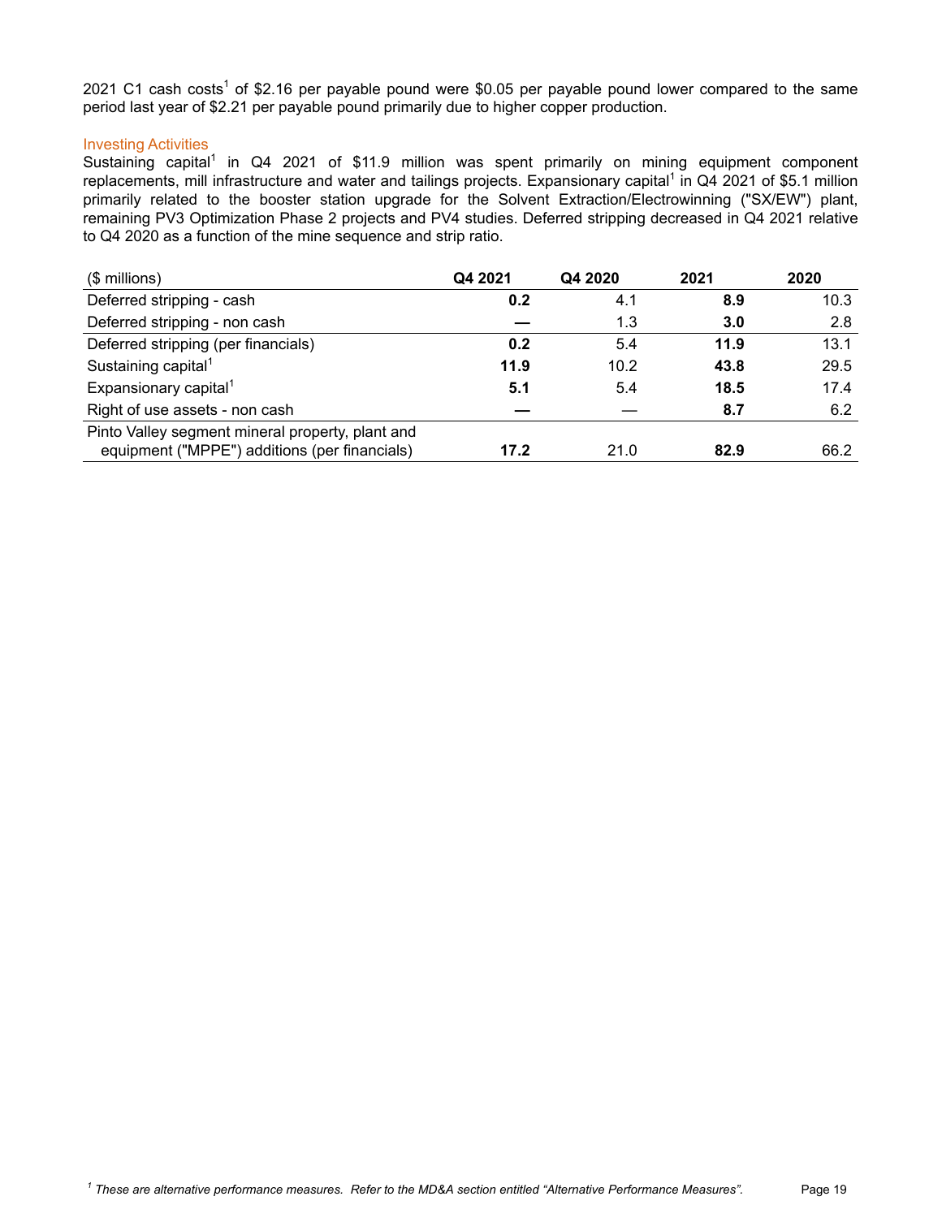2021 C1 cash costs[1] of $2.16 per payable pound were $0.05 per payable pound lower compared to the same period last year of $2.21 per payable pound primarily due to higher copper production.

## Investing Activities

Sustaining capital[1] in Q4 2021 of $11.9 million was spent primarily on mining equipment component replacements, mill infrastructure and water and tailings projects. Expansionary capital[1] in Q4 2021 of $5.1 million primarily related to the booster station upgrade for the Solvent Extraction/Electrowinning ("SX/EW") plant, remaining PV3 Optimization Phase 2 projects and PV4 studies. Deferred stripping decreased in Q4 2021 relative to Q4 2020 as a function of the mine sequence and strip ratio.

| ($ millions) | Q4 2021 | Q4 2020 | 2021 | 2020 |
|---|---|---|---|---|
| Deferred stripping - cash | **0.2** | 4.1 | **8.9** | 10.3 |
| Deferred stripping - non cash | **—** | 1.3 | **3.0** | 2.8 |
| Deferred stripping (per financials) | **0.2** | 5.4 | **11.9** | 13.1 |
| Sustaining capital[1] | **11.9** | 10.2 | **43.8** | 29.5 |
| Expansionary capital[1] | **5.1** | 5.4 | **18.5** | 17.4 |
| Right of use assets - non cash | **—** | — | **8.7** | 6.2 |
| Pinto Valley segment mineral property, plant and equipment ("MPPE") additions (per financials) | **17.2** | 21.0 | **82.9** | 66.2 |

*[1] These are alternative performance measures. Refer to the MD&A section entitled "Alternative Performance Measures".*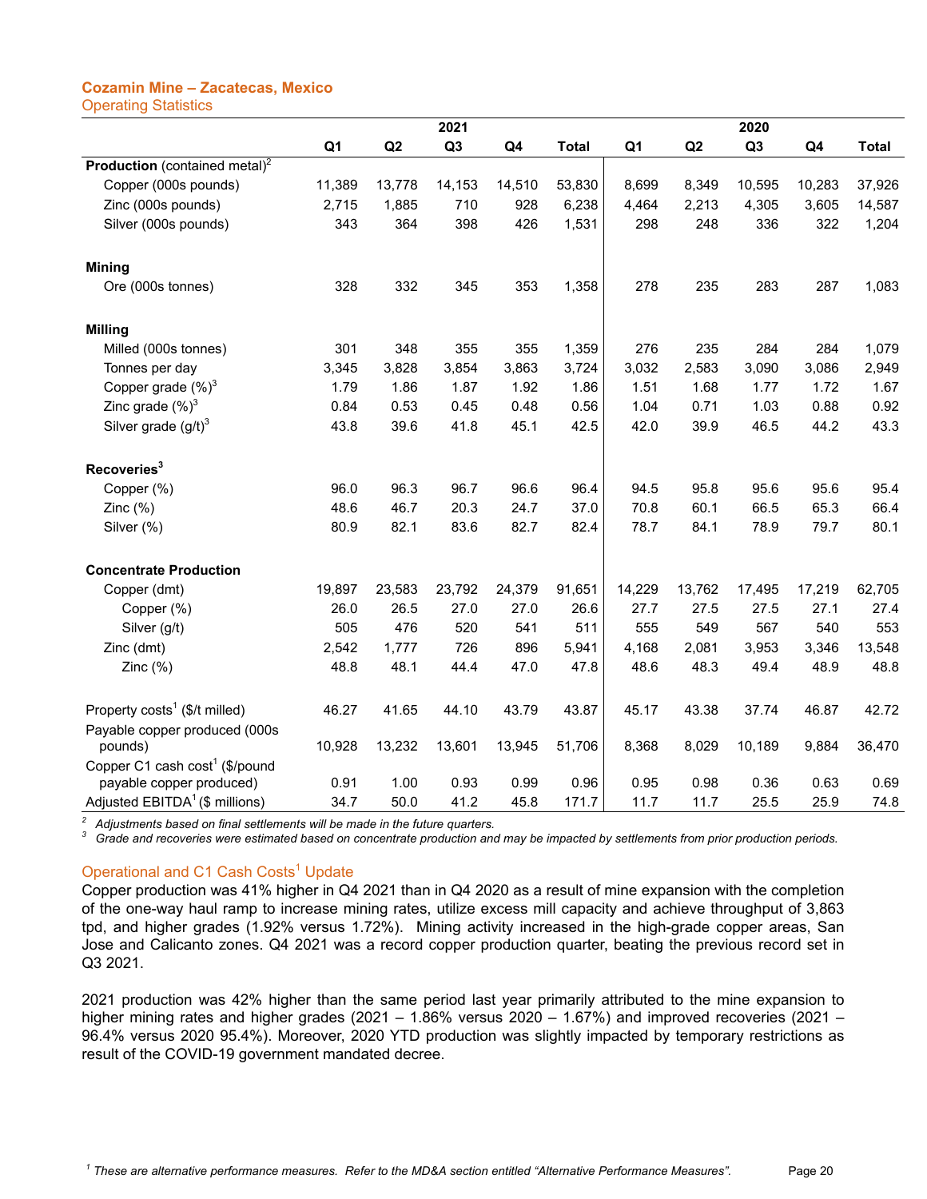## Cozamin Mine – Zacatecas, Mexico

### Operating Statistics

| | 2021 | | | | | 2020 | | | | |
|---|---|---|---|---|---|---|---|---|---|---|
| | Q1 | Q2 | Q3 | Q4 | Total | Q1 | Q2 | Q3 | Q4 | Total |
| **Production** (contained metal)[2] | | | | | | | | | | |
| Copper (000s pounds) | 11,389 | 13,778 | 14,153 | 14,510 | 53,830 | 8,699 | 8,349 | 10,595 | 10,283 | 37,926 |
| Zinc (000s pounds) | 2,715 | 1,885 | 710 | 928 | 6,238 | 4,464 | 2,213 | 4,305 | 3,605 | 14,587 |
| Silver (000s pounds) | 343 | 364 | 398 | 426 | 1,531 | 298 | 248 | 336 | 322 | 1,204 |
| **Mining** | | | | | | | | | | |
| Ore (000s tonnes) | 328 | 332 | 345 | 353 | 1,358 | 278 | 235 | 283 | 287 | 1,083 |
| **Milling** | | | | | | | | | | |
| Milled (000s tonnes) | 301 | 348 | 355 | 355 | 1,359 | 276 | 235 | 284 | 284 | 1,079 |
| Tonnes per day | 3,345 | 3,828 | 3,854 | 3,863 | 3,724 | 3,032 | 2,583 | 3,090 | 3,086 | 2,949 |
| Copper grade (%)[3] | 1.79 | 1.86 | 1.87 | 1.92 | 1.86 | 1.51 | 1.68 | 1.77 | 1.72 | 1.67 |
| Zinc grade (%)[3] | 0.84 | 0.53 | 0.45 | 0.48 | 0.56 | 1.04 | 0.71 | 1.03 | 0.88 | 0.92 |
| Silver grade (g/t)[3] | 43.8 | 39.6 | 41.8 | 45.1 | 42.5 | 42.0 | 39.9 | 46.5 | 44.2 | 43.3 |
| **Recoveries**[3] | | | | | | | | | | |
| Copper (%) | 96.0 | 96.3 | 96.7 | 96.6 | 96.4 | 94.5 | 95.8 | 95.6 | 95.6 | 95.4 |
| Zinc (%) | 48.6 | 46.7 | 20.3 | 24.7 | 37.0 | 70.8 | 60.1 | 66.5 | 65.3 | 66.4 |
| Silver (%) | 80.9 | 82.1 | 83.6 | 82.7 | 82.4 | 78.7 | 84.1 | 78.9 | 79.7 | 80.1 |
| **Concentrate Production** | | | | | | | | | | |
| Copper (dmt) | 19,897 | 23,583 | 23,792 | 24,379 | 91,651 | 14,229 | 13,762 | 17,495 | 17,219 | 62,705 |
| Copper (%) | 26.0 | 26.5 | 27.0 | 27.0 | 26.6 | 27.7 | 27.5 | 27.5 | 27.1 | 27.4 |
| Silver (g/t) | 505 | 476 | 520 | 541 | 511 | 555 | 549 | 567 | 540 | 553 |
| Zinc (dmt) | 2,542 | 1,777 | 726 | 896 | 5,941 | 4,168 | 2,081 | 3,953 | 3,346 | 13,548 |
| Zinc (%) | 48.8 | 48.1 | 44.4 | 47.0 | 47.8 | 48.6 | 48.3 | 49.4 | 48.9 | 48.8 |
| Property costs[1] ($/t milled) | 46.27 | 41.65 | 44.10 | 43.79 | 43.87 | 45.17 | 43.38 | 37.74 | 46.87 | 42.72 |
| Payable copper produced (000s pounds) | 10,928 | 13,232 | 13,601 | 13,945 | 51,706 | 8,368 | 8,029 | 10,189 | 9,884 | 36,470 |
| Copper C1 cash cost[1] ($/pound payable copper produced) | 0.91 | 1.00 | 0.93 | 0.99 | 0.96 | 0.95 | 0.98 | 0.36 | 0.63 | 0.69 |
| Adjusted EBITDA[1] ($ millions) | 34.7 | 50.0 | 41.2 | 45.8 | 171.7 | 11.7 | 11.7 | 25.5 | 25.9 | 74.8 |

*[2] Adjustments based on final settlements will be made in the future quarters.*
*[3] Grade and recoveries were estimated based on concentrate production and may be impacted by settlements from prior production periods.*

### Operational and C1 Cash Costs[1] Update

Copper production was 41% higher in Q4 2021 than in Q4 2020 as a result of mine expansion with the completion of the one-way haul ramp to increase mining rates, utilize excess mill capacity and achieve throughput of 3,863 tpd, and higher grades (1.92% versus 1.72%). Mining activity increased in the high-grade copper areas, San Jose and Calicanto zones. Q4 2021 was a record copper production quarter, beating the previous record set in Q3 2021.

2021 production was 42% higher than the same period last year primarily attributed to the mine expansion to higher mining rates and higher grades (2021 – 1.86% versus 2020 – 1.67%) and improved recoveries (2021 – 96.4% versus 2020 95.4%). Moreover, 2020 YTD production was slightly impacted by temporary restrictions as result of the COVID-19 government mandated decree.

*[1] These are alternative performance measures. Refer to the MD&A section entitled "Alternative Performance Measures".*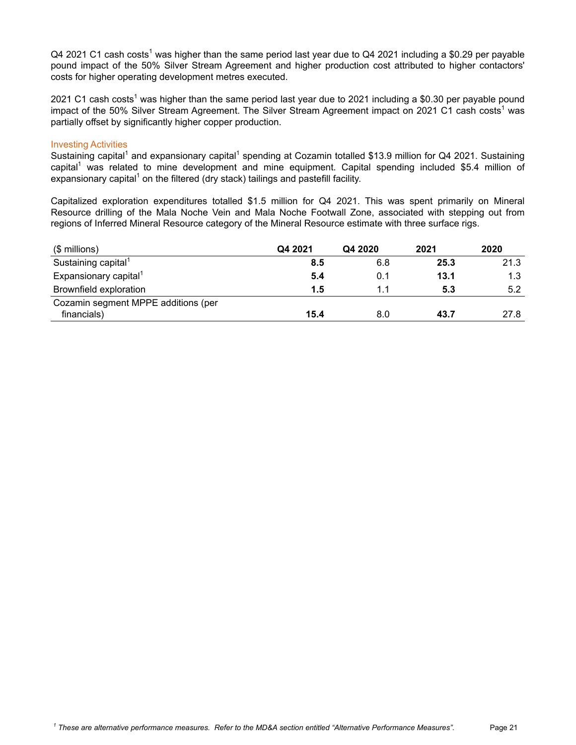Q4 2021 C1 cash costs[1] was higher than the same period last year due to Q4 2021 including a $0.29 per payable pound impact of the 50% Silver Stream Agreement and higher production cost attributed to higher contactors' costs for higher operating development metres executed.

2021 C1 cash costs[1] was higher than the same period last year due to 2021 including a $0.30 per payable pound impact of the 50% Silver Stream Agreement. The Silver Stream Agreement impact on 2021 C1 cash costs[1] was partially offset by significantly higher copper production.

### Investing Activities

Sustaining capital[1] and expansionary capital[1] spending at Cozamin totalled $13.9 million for Q4 2021. Sustaining capital[1] was related to mine development and mine equipment. Capital spending included $5.4 million of expansionary capital[1] on the filtered (dry stack) tailings and pastefill facility.

Capitalized exploration expenditures totalled $1.5 million for Q4 2021. This was spent primarily on Mineral Resource drilling of the Mala Noche Vein and Mala Noche Footwall Zone, associated with stepping out from regions of Inferred Mineral Resource category of the Mineral Resource estimate with three surface rigs.

| ($ millions) | Q4 2021 | Q4 2020 | 2021 | 2020 |
|---|---|---|---|---|
| Sustaining capital[1] | **8.5** | 6.8 | **25.3** | 21.3 |
| Expansionary capital[1] | **5.4** | 0.1 | **13.1** | 1.3 |
| Brownfield exploration | **1.5** | 1.1 | **5.3** | 5.2 |
| Cozamin segment MPPE additions (per financials) | **15.4** | 8.0 | **43.7** | 27.8 |

*[1] These are alternative performance measures. Refer to the MD&A section entitled "Alternative Performance Measures".*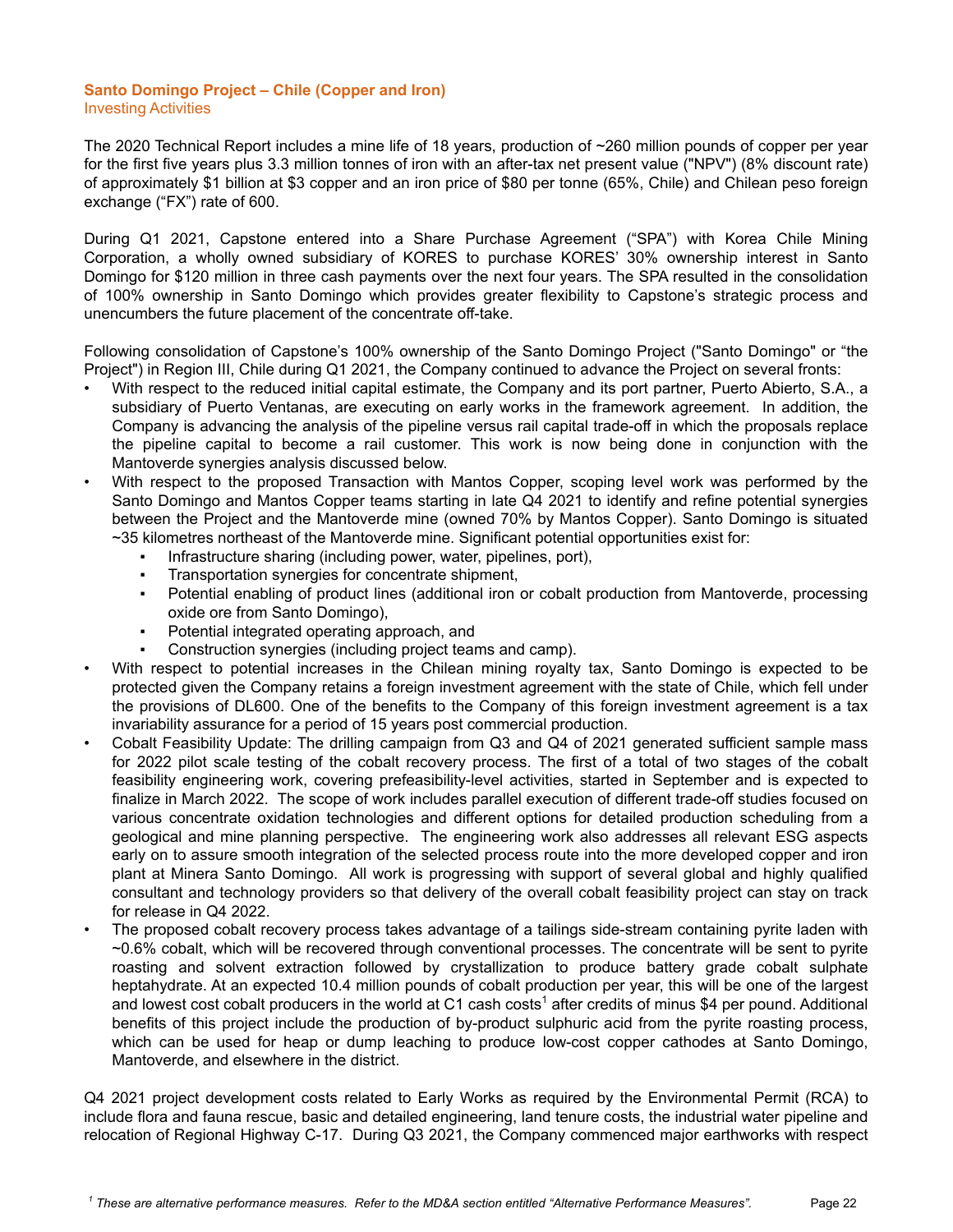**Santo Domingo Project – Chile (Copper and Iron)**
Investing Activities

The 2020 Technical Report includes a mine life of 18 years, production of ~260 million pounds of copper per year for the first five years plus 3.3 million tonnes of iron with an after-tax net present value ("NPV") (8% discount rate) of approximately $1 billion at $3 copper and an iron price of $80 per tonne (65%, Chile) and Chilean peso foreign exchange ("FX") rate of 600.

During Q1 2021, Capstone entered into a Share Purchase Agreement ("SPA") with Korea Chile Mining Corporation, a wholly owned subsidiary of KORES to purchase KORES' 30% ownership interest in Santo Domingo for $120 million in three cash payments over the next four years. The SPA resulted in the consolidation of 100% ownership in Santo Domingo which provides greater flexibility to Capstone's strategic process and unencumbers the future placement of the concentrate off-take.

Following consolidation of Capstone's 100% ownership of the Santo Domingo Project ("Santo Domingo" or "the Project") in Region III, Chile during Q1 2021, the Company continued to advance the Project on several fronts:

- With respect to the reduced initial capital estimate, the Company and its port partner, Puerto Abierto, S.A., a subsidiary of Puerto Ventanas, are executing on early works in the framework agreement. In addition, the Company is advancing the analysis of the pipeline versus rail capital trade-off in which the proposals replace the pipeline capital to become a rail customer. This work is now being done in conjunction with the Mantoverde synergies analysis discussed below.
- With respect to the proposed Transaction with Mantos Copper, scoping level work was performed by the Santo Domingo and Mantos Copper teams starting in late Q4 2021 to identify and refine potential synergies between the Project and the Mantoverde mine (owned 70% by Mantos Copper). Santo Domingo is situated ~35 kilometres northeast of the Mantoverde mine. Significant potential opportunities exist for:
  - Infrastructure sharing (including power, water, pipelines, port),
  - Transportation synergies for concentrate shipment,
  - Potential enabling of product lines (additional iron or cobalt production from Mantoverde, processing oxide ore from Santo Domingo),
  - Potential integrated operating approach, and
  - Construction synergies (including project teams and camp).
- With respect to potential increases in the Chilean mining royalty tax, Santo Domingo is expected to be protected given the Company retains a foreign investment agreement with the state of Chile, which fell under the provisions of DL600. One of the benefits to the Company of this foreign investment agreement is a tax invariability assurance for a period of 15 years post commercial production.
- Cobalt Feasibility Update: The drilling campaign from Q3 and Q4 of 2021 generated sufficient sample mass for 2022 pilot scale testing of the cobalt recovery process. The first of a total of two stages of the cobalt feasibility engineering work, covering prefeasibility-level activities, started in September and is expected to finalize in March 2022. The scope of work includes parallel execution of different trade-off studies focused on various concentrate oxidation technologies and different options for detailed production scheduling from a geological and mine planning perspective. The engineering work also addresses all relevant ESG aspects early on to assure smooth integration of the selected process route into the more developed copper and iron plant at Minera Santo Domingo. All work is progressing with support of several global and highly qualified consultant and technology providers so that delivery of the overall cobalt feasibility project can stay on track for release in Q4 2022.
- The proposed cobalt recovery process takes advantage of a tailings side-stream containing pyrite laden with ~0.6% cobalt, which will be recovered through conventional processes. The concentrate will be sent to pyrite roasting and solvent extraction followed by crystallization to produce battery grade cobalt sulphate heptahydrate. At an expected 10.4 million pounds of cobalt production per year, this will be one of the largest and lowest cost cobalt producers in the world at C1 cash costs[1] after credits of minus $4 per pound. Additional benefits of this project include the production of by-product sulphuric acid from the pyrite roasting process, which can be used for heap or dump leaching to produce low-cost copper cathodes at Santo Domingo, Mantoverde, and elsewhere in the district.

Q4 2021 project development costs related to Early Works as required by the Environmental Permit (RCA) to include flora and fauna rescue, basic and detailed engineering, land tenure costs, the industrial water pipeline and relocation of Regional Highway C-17. During Q3 2021, the Company commenced major earthworks with respect

[1] *These are alternative performance measures. Refer to the MD&A section entitled "Alternative Performance Measures".*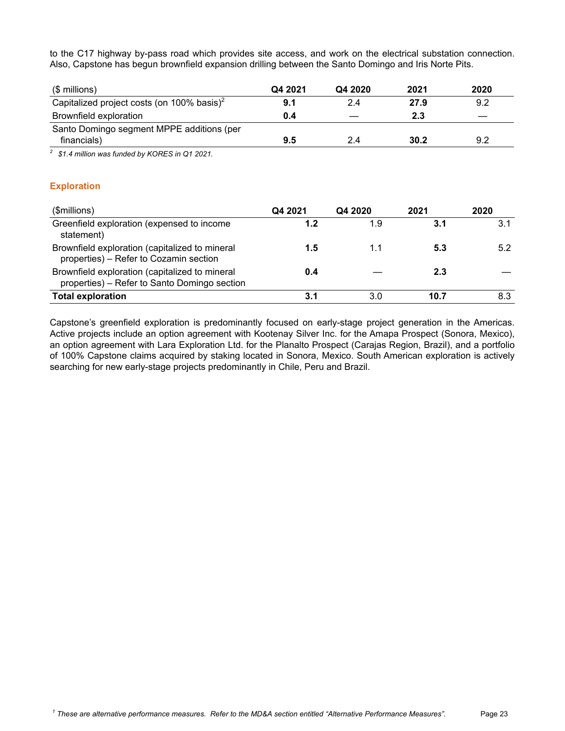to the C17 highway by-pass road which provides site access, and work on the electrical substation connection. Also, Capstone has begun brownfield expansion drilling between the Santo Domingo and Iris Norte Pits.

| ($ millions) | Q4 2021 | Q4 2020 | 2021 | 2020 |
|---|---|---|---|---|
| Capitalized project costs (on 100% basis)[2] | **9.1** | 2.4 | **27.9** | 9.2 |
| Brownfield exploration | **0.4** | — | **2.3** | — |
| Santo Domingo segment MPPE additions (per financials) | **9.5** | 2.4 | **30.2** | 9.2 |

*[2] $1.4 million was funded by KORES in Q1 2021.*

## Exploration

| ($millions) | Q4 2021 | Q4 2020 | 2021 | 2020 |
|---|---|---|---|---|
| Greenfield exploration (expensed to income statement) | **1.2** | 1.9 | **3.1** | 3.1 |
| Brownfield exploration (capitalized to mineral properties) – Refer to Cozamin section | **1.5** | 1.1 | **5.3** | 5.2 |
| Brownfield exploration (capitalized to mineral properties) – Refer to Santo Domingo section | **0.4** | — | **2.3** | — |
| **Total exploration** | **3.1** | 3.0 | **10.7** | 8.3 |

Capstone's greenfield exploration is predominantly focused on early-stage project generation in the Americas. Active projects include an option agreement with Kootenay Silver Inc. for the Amapa Prospect (Sonora, Mexico), an option agreement with Lara Exploration Ltd. for the Planalto Prospect (Carajas Region, Brazil), and a portfolio of 100% Capstone claims acquired by staking located in Sonora, Mexico. South American exploration is actively searching for new early-stage projects predominantly in Chile, Peru and Brazil.

*[1] These are alternative performance measures. Refer to the MD&A section entitled "Alternative Performance Measures".*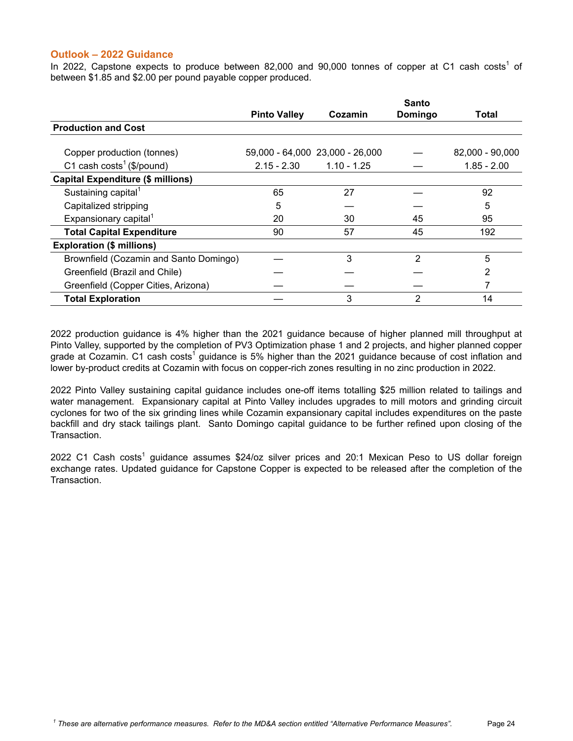## Outlook – 2022 Guidance

In 2022, Capstone expects to produce between 82,000 and 90,000 tonnes of copper at C1 cash costs[1] of between $1.85 and $2.00 per pound payable copper produced.

| | Pinto Valley | Cozamin | Santo Domingo | Total |
|---|---|---|---|---|
| **Production and Cost** | | | | |
| Copper production (tonnes) | 59,000 - 64,000 | 23,000 - 26,000 | — | 82,000 - 90,000 |
| C1 cash costs[1] ($/pound) | 2.15 - 2.30 | 1.10 - 1.25 | — | 1.85 - 2.00 |
| **Capital Expenditure ($ millions)** | | | | |
| Sustaining capital[1] | 65 | 27 | — | 92 |
| Capitalized stripping | 5 | — | — | 5 |
| Expansionary capital[1] | 20 | 30 | 45 | 95 |
| **Total Capital Expenditure** | 90 | 57 | 45 | 192 |
| **Exploration ($ millions)** | | | | |
| Brownfield (Cozamin and Santo Domingo) | — | 3 | 2 | 5 |
| Greenfield (Brazil and Chile) | — | — | — | 2 |
| Greenfield (Copper Cities, Arizona) | — | — | — | 7 |
| **Total Exploration** | — | 3 | 2 | 14 |

2022 production guidance is 4% higher than the 2021 guidance because of higher planned mill throughput at Pinto Valley, supported by the completion of PV3 Optimization phase 1 and 2 projects, and higher planned copper grade at Cozamin. C1 cash costs[1] guidance is 5% higher than the 2021 guidance because of cost inflation and lower by-product credits at Cozamin with focus on copper-rich zones resulting in no zinc production in 2022.

2022 Pinto Valley sustaining capital guidance includes one-off items totalling $25 million related to tailings and water management. Expansionary capital at Pinto Valley includes upgrades to mill motors and grinding circuit cyclones for two of the six grinding lines while Cozamin expansionary capital includes expenditures on the paste backfill and dry stack tailings plant. Santo Domingo capital guidance to be further refined upon closing of the Transaction.

2022 C1 Cash costs[1] guidance assumes $24/oz silver prices and 20:1 Mexican Peso to US dollar foreign exchange rates. Updated guidance for Capstone Copper is expected to be released after the completion of the Transaction.

*[1] These are alternative performance measures. Refer to the MD&A section entitled "Alternative Performance Measures".*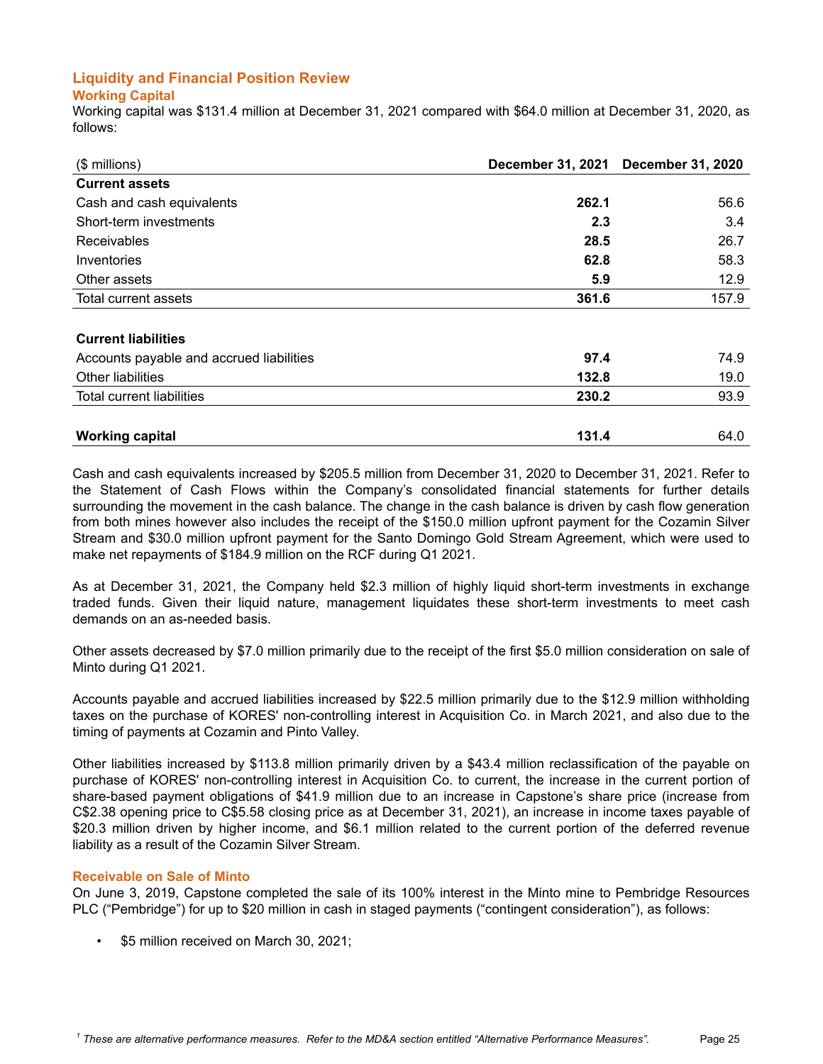## Liquidity and Financial Position Review

### Working Capital

Working capital was $131.4 million at December 31, 2021 compared with $64.0 million at December 31, 2020, as follows:

| ($ millions) | December 31, 2021 | December 31, 2020 |
|---|---|---|
| **Current assets** | | |
| Cash and cash equivalents | **262.1** | 56.6 |
| Short-term investments | **2.3** | 3.4 |
| Receivables | **28.5** | 26.7 |
| Inventories | **62.8** | 58.3 |
| Other assets | **5.9** | 12.9 |
| Total current assets | **361.6** | 157.9 |
| **Current liabilities** | | |
| Accounts payable and accrued liabilities | **97.4** | 74.9 |
| Other liabilities | **132.8** | 19.0 |
| Total current liabilities | **230.2** | 93.9 |
| **Working capital** | **131.4** | 64.0 |

Cash and cash equivalents increased by $205.5 million from December 31, 2020 to December 31, 2021. Refer to the Statement of Cash Flows within the Company's consolidated financial statements for further details surrounding the movement in the cash balance. The change in the cash balance is driven by cash flow generation from both mines however also includes the receipt of the $150.0 million upfront payment for the Cozamin Silver Stream and $30.0 million upfront payment for the Santo Domingo Gold Stream Agreement, which were used to make net repayments of $184.9 million on the RCF during Q1 2021.

As at December 31, 2021, the Company held $2.3 million of highly liquid short-term investments in exchange traded funds. Given their liquid nature, management liquidates these short-term investments to meet cash demands on an as-needed basis.

Other assets decreased by $7.0 million primarily due to the receipt of the first $5.0 million consideration on sale of Minto during Q1 2021.

Accounts payable and accrued liabilities increased by $22.5 million primarily due to the $12.9 million withholding taxes on the purchase of KORES' non-controlling interest in Acquisition Co. in March 2021, and also due to the timing of payments at Cozamin and Pinto Valley.

Other liabilities increased by $113.8 million primarily driven by a $43.4 million reclassification of the payable on purchase of KORES' non-controlling interest in Acquisition Co. to current, the increase in the current portion of share-based payment obligations of $41.9 million due to an increase in Capstone's share price (increase from C$2.38 opening price to C$5.58 closing price as at December 31, 2021), an increase in income taxes payable of $20.3 million driven by higher income, and $6.1 million related to the current portion of the deferred revenue liability as a result of the Cozamin Silver Stream.

### Receivable on Sale of Minto

On June 3, 2019, Capstone completed the sale of its 100% interest in the Minto mine to Pembridge Resources PLC ("Pembridge") for up to $20 million in cash in staged payments ("contingent consideration"), as follows:

- $5 million received on March 30, 2021;

[1] *These are alternative performance measures. Refer to the MD&A section entitled "Alternative Performance Measures".*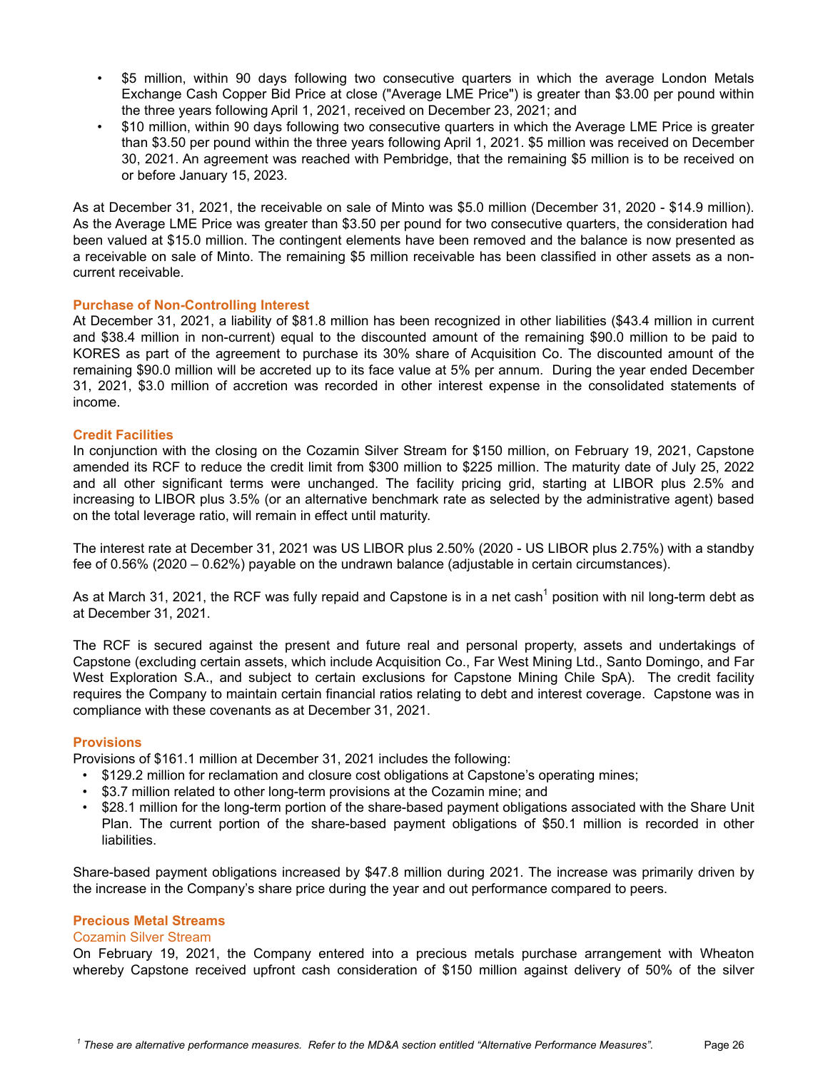- $5 million, within 90 days following two consecutive quarters in which the average London Metals Exchange Cash Copper Bid Price at close ("Average LME Price") is greater than $3.00 per pound within the three years following April 1, 2021, received on December 23, 2021; and
- $10 million, within 90 days following two consecutive quarters in which the Average LME Price is greater than $3.50 per pound within the three years following April 1, 2021. $5 million was received on December 30, 2021. An agreement was reached with Pembridge, that the remaining $5 million is to be received on or before January 15, 2023.

As at December 31, 2021, the receivable on sale of Minto was $5.0 million (December 31, 2020 - $14.9 million). As the Average LME Price was greater than $3.50 per pound for two consecutive quarters, the consideration had been valued at $15.0 million. The contingent elements have been removed and the balance is now presented as a receivable on sale of Minto. The remaining $5 million receivable has been classified in other assets as a non-current receivable.

### Purchase of Non-Controlling Interest

At December 31, 2021, a liability of $81.8 million has been recognized in other liabilities ($43.4 million in current and $38.4 million in non-current) equal to the discounted amount of the remaining $90.0 million to be paid to KORES as part of the agreement to purchase its 30% share of Acquisition Co. The discounted amount of the remaining $90.0 million will be accreted up to its face value at 5% per annum. During the year ended December 31, 2021, $3.0 million of accretion was recorded in other interest expense in the consolidated statements of income.

### Credit Facilities

In conjunction with the closing on the Cozamin Silver Stream for $150 million, on February 19, 2021, Capstone amended its RCF to reduce the credit limit from $300 million to $225 million. The maturity date of July 25, 2022 and all other significant terms were unchanged. The facility pricing grid, starting at LIBOR plus 2.5% and increasing to LIBOR plus 3.5% (or an alternative benchmark rate as selected by the administrative agent) based on the total leverage ratio, will remain in effect until maturity.

The interest rate at December 31, 2021 was US LIBOR plus 2.50% (2020 - US LIBOR plus 2.75%) with a standby fee of 0.56% (2020 – 0.62%) payable on the undrawn balance (adjustable in certain circumstances).

As at March 31, 2021, the RCF was fully repaid and Capstone is in a net cash[1] position with nil long-term debt as at December 31, 2021.

The RCF is secured against the present and future real and personal property, assets and undertakings of Capstone (excluding certain assets, which include Acquisition Co., Far West Mining Ltd., Santo Domingo, and Far West Exploration S.A., and subject to certain exclusions for Capstone Mining Chile SpA). The credit facility requires the Company to maintain certain financial ratios relating to debt and interest coverage. Capstone was in compliance with these covenants as at December 31, 2021.

### Provisions

Provisions of $161.1 million at December 31, 2021 includes the following:

- $129.2 million for reclamation and closure cost obligations at Capstone's operating mines;
- $3.7 million related to other long-term provisions at the Cozamin mine; and
- $28.1 million for the long-term portion of the share-based payment obligations associated with the Share Unit Plan. The current portion of the share-based payment obligations of $50.1 million is recorded in other liabilities.

Share-based payment obligations increased by $47.8 million during 2021. The increase was primarily driven by the increase in the Company's share price during the year and out performance compared to peers.

### Precious Metal Streams

#### Cozamin Silver Stream

On February 19, 2021, the Company entered into a precious metals purchase arrangement with Wheaton whereby Capstone received upfront cash consideration of $150 million against delivery of 50% of the silver

[1] *These are alternative performance measures. Refer to the MD&A section entitled "Alternative Performance Measures".*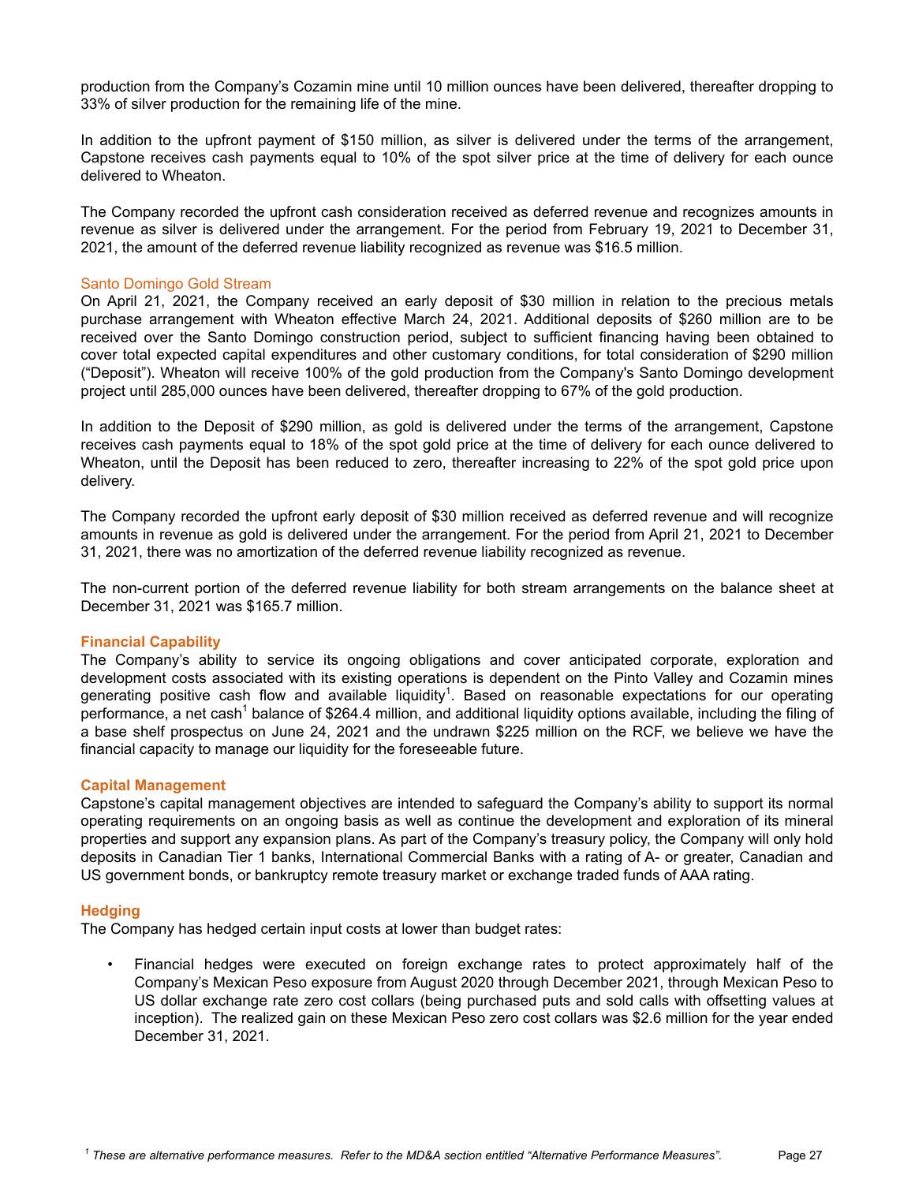production from the Company's Cozamin mine until 10 million ounces have been delivered, thereafter dropping to 33% of silver production for the remaining life of the mine.

In addition to the upfront payment of $150 million, as silver is delivered under the terms of the arrangement, Capstone receives cash payments equal to 10% of the spot silver price at the time of delivery for each ounce delivered to Wheaton.

The Company recorded the upfront cash consideration received as deferred revenue and recognizes amounts in revenue as silver is delivered under the arrangement. For the period from February 19, 2021 to December 31, 2021, the amount of the deferred revenue liability recognized as revenue was $16.5 million.

### Santo Domingo Gold Stream

On April 21, 2021, the Company received an early deposit of $30 million in relation to the precious metals purchase arrangement with Wheaton effective March 24, 2021. Additional deposits of $260 million are to be received over the Santo Domingo construction period, subject to sufficient financing having been obtained to cover total expected capital expenditures and other customary conditions, for total consideration of $290 million ("Deposit"). Wheaton will receive 100% of the gold production from the Company's Santo Domingo development project until 285,000 ounces have been delivered, thereafter dropping to 67% of the gold production.

In addition to the Deposit of $290 million, as gold is delivered under the terms of the arrangement, Capstone receives cash payments equal to 18% of the spot gold price at the time of delivery for each ounce delivered to Wheaton, until the Deposit has been reduced to zero, thereafter increasing to 22% of the spot gold price upon delivery.

The Company recorded the upfront early deposit of $30 million received as deferred revenue and will recognize amounts in revenue as gold is delivered under the arrangement. For the period from April 21, 2021 to December 31, 2021, there was no amortization of the deferred revenue liability recognized as revenue.

The non-current portion of the deferred revenue liability for both stream arrangements on the balance sheet at December 31, 2021 was $165.7 million.

## Financial Capability

The Company's ability to service its ongoing obligations and cover anticipated corporate, exploration and development costs associated with its existing operations is dependent on the Pinto Valley and Cozamin mines generating positive cash flow and available liquidity[1]. Based on reasonable expectations for our operating performance, a net cash[1] balance of $264.4 million, and additional liquidity options available, including the filing of a base shelf prospectus on June 24, 2021 and the undrawn $225 million on the RCF, we believe we have the financial capacity to manage our liquidity for the foreseeable future.

## Capital Management

Capstone's capital management objectives are intended to safeguard the Company's ability to support its normal operating requirements on an ongoing basis as well as continue the development and exploration of its mineral properties and support any expansion plans. As part of the Company's treasury policy, the Company will only hold deposits in Canadian Tier 1 banks, International Commercial Banks with a rating of A- or greater, Canadian and US government bonds, or bankruptcy remote treasury market or exchange traded funds of AAA rating.

## Hedging

The Company has hedged certain input costs at lower than budget rates:

- Financial hedges were executed on foreign exchange rates to protect approximately half of the Company's Mexican Peso exposure from August 2020 through December 2021, through Mexican Peso to US dollar exchange rate zero cost collars (being purchased puts and sold calls with offsetting values at inception). The realized gain on these Mexican Peso zero cost collars was $2.6 million for the year ended December 31, 2021.

*[1] These are alternative performance measures. Refer to the MD&A section entitled "Alternative Performance Measures".*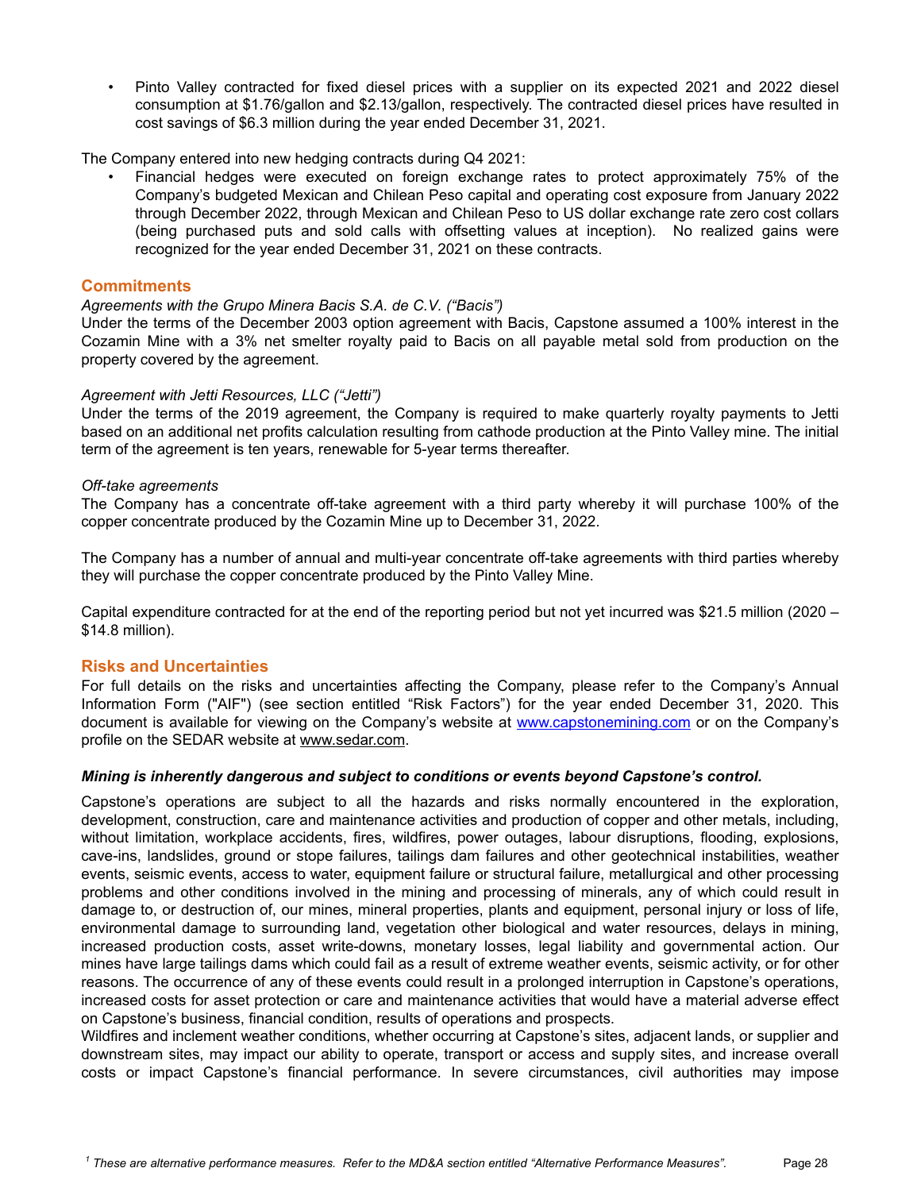- Pinto Valley contracted for fixed diesel prices with a supplier on its expected 2021 and 2022 diesel consumption at $1.76/gallon and $2.13/gallon, respectively. The contracted diesel prices have resulted in cost savings of $6.3 million during the year ended December 31, 2021.

The Company entered into new hedging contracts during Q4 2021:

- Financial hedges were executed on foreign exchange rates to protect approximately 75% of the Company's budgeted Mexican and Chilean Peso capital and operating cost exposure from January 2022 through December 2022, through Mexican and Chilean Peso to US dollar exchange rate zero cost collars (being purchased puts and sold calls with offsetting values at inception). No realized gains were recognized for the year ended December 31, 2021 on these contracts.

## Commitments

*Agreements with the Grupo Minera Bacis S.A. de C.V. ("Bacis")*

Under the terms of the December 2003 option agreement with Bacis, Capstone assumed a 100% interest in the Cozamin Mine with a 3% net smelter royalty paid to Bacis on all payable metal sold from production on the property covered by the agreement.

*Agreement with Jetti Resources, LLC ("Jetti")*

Under the terms of the 2019 agreement, the Company is required to make quarterly royalty payments to Jetti based on an additional net profits calculation resulting from cathode production at the Pinto Valley mine. The initial term of the agreement is ten years, renewable for 5-year terms thereafter.

*Off-take agreements*

The Company has a concentrate off-take agreement with a third party whereby it will purchase 100% of the copper concentrate produced by the Cozamin Mine up to December 31, 2022.

The Company has a number of annual and multi-year concentrate off-take agreements with third parties whereby they will purchase the copper concentrate produced by the Pinto Valley Mine.

Capital expenditure contracted for at the end of the reporting period but not yet incurred was $21.5 million (2020 – $14.8 million).

## Risks and Uncertainties

For full details on the risks and uncertainties affecting the Company, please refer to the Company's Annual Information Form ("AIF") (see section entitled "Risk Factors") for the year ended December 31, 2020. This document is available for viewing on the Company's website at www.capstonemining.com or on the Company's profile on the SEDAR website at www.sedar.com.

***Mining is inherently dangerous and subject to conditions or events beyond Capstone's control.***

Capstone's operations are subject to all the hazards and risks normally encountered in the exploration, development, construction, care and maintenance activities and production of copper and other metals, including, without limitation, workplace accidents, fires, wildfires, power outages, labour disruptions, flooding, explosions, cave-ins, landslides, ground or stope failures, tailings dam failures and other geotechnical instabilities, weather events, seismic events, access to water, equipment failure or structural failure, metallurgical and other processing problems and other conditions involved in the mining and processing of minerals, any of which could result in damage to, or destruction of, our mines, mineral properties, plants and equipment, personal injury or loss of life, environmental damage to surrounding land, vegetation other biological and water resources, delays in mining, increased production costs, asset write-downs, monetary losses, legal liability and governmental action. Our mines have large tailings dams which could fail as a result of extreme weather events, seismic activity, or for other reasons. The occurrence of any of these events could result in a prolonged interruption in Capstone's operations, increased costs for asset protection or care and maintenance activities that would have a material adverse effect on Capstone's business, financial condition, results of operations and prospects.

Wildfires and inclement weather conditions, whether occurring at Capstone's sites, adjacent lands, or supplier and downstream sites, may impact our ability to operate, transport or access and supply sites, and increase overall costs or impact Capstone's financial performance. In severe circumstances, civil authorities may impose

[1] *These are alternative performance measures. Refer to the MD&A section entitled "Alternative Performance Measures".*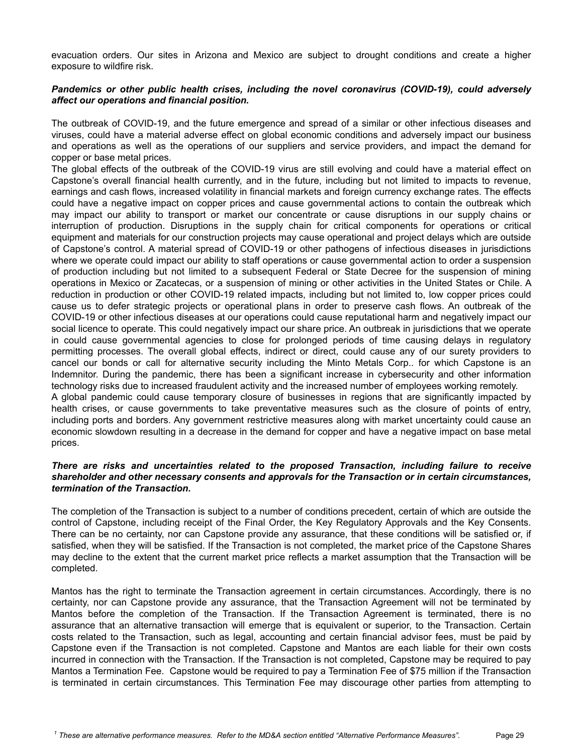evacuation orders. Our sites in Arizona and Mexico are subject to drought conditions and create a higher exposure to wildfire risk.

***Pandemics or other public health crises, including the novel coronavirus (COVID-19), could adversely affect our operations and financial position.***

The outbreak of COVID-19, and the future emergence and spread of a similar or other infectious diseases and viruses, could have a material adverse effect on global economic conditions and adversely impact our business and operations as well as the operations of our suppliers and service providers, and impact the demand for copper or base metal prices.

The global effects of the outbreak of the COVID-19 virus are still evolving and could have a material effect on Capstone's overall financial health currently, and in the future, including but not limited to impacts to revenue, earnings and cash flows, increased volatility in financial markets and foreign currency exchange rates. The effects could have a negative impact on copper prices and cause governmental actions to contain the outbreak which may impact our ability to transport or market our concentrate or cause disruptions in our supply chains or interruption of production. Disruptions in the supply chain for critical components for operations or critical equipment and materials for our construction projects may cause operational and project delays which are outside of Capstone's control. A material spread of COVID-19 or other pathogens of infectious diseases in jurisdictions where we operate could impact our ability to staff operations or cause governmental action to order a suspension of production including but not limited to a subsequent Federal or State Decree for the suspension of mining operations in Mexico or Zacatecas, or a suspension of mining or other activities in the United States or Chile. A reduction in production or other COVID-19 related impacts, including but not limited to, low copper prices could cause us to defer strategic projects or operational plans in order to preserve cash flows. An outbreak of the COVID-19 or other infectious diseases at our operations could cause reputational harm and negatively impact our social licence to operate. This could negatively impact our share price. An outbreak in jurisdictions that we operate in could cause governmental agencies to close for prolonged periods of time causing delays in regulatory permitting processes. The overall global effects, indirect or direct, could cause any of our surety providers to cancel our bonds or call for alternative security including the Minto Metals Corp.. for which Capstone is an Indemnitor. During the pandemic, there has been a significant increase in cybersecurity and other information technology risks due to increased fraudulent activity and the increased number of employees working remotely.

A global pandemic could cause temporary closure of businesses in regions that are significantly impacted by health crises, or cause governments to take preventative measures such as the closure of points of entry, including ports and borders. Any government restrictive measures along with market uncertainty could cause an economic slowdown resulting in a decrease in the demand for copper and have a negative impact on base metal prices.

***There are risks and uncertainties related to the proposed Transaction, including failure to receive shareholder and other necessary consents and approvals for the Transaction or in certain circumstances, termination of the Transaction.***

The completion of the Transaction is subject to a number of conditions precedent, certain of which are outside the control of Capstone, including receipt of the Final Order, the Key Regulatory Approvals and the Key Consents. There can be no certainty, nor can Capstone provide any assurance, that these conditions will be satisfied or, if satisfied, when they will be satisfied. If the Transaction is not completed, the market price of the Capstone Shares may decline to the extent that the current market price reflects a market assumption that the Transaction will be completed.

Mantos has the right to terminate the Transaction agreement in certain circumstances. Accordingly, there is no certainty, nor can Capstone provide any assurance, that the Transaction Agreement will not be terminated by Mantos before the completion of the Transaction. If the Transaction Agreement is terminated, there is no assurance that an alternative transaction will emerge that is equivalent or superior, to the Transaction. Certain costs related to the Transaction, such as legal, accounting and certain financial advisor fees, must be paid by Capstone even if the Transaction is not completed. Capstone and Mantos are each liable for their own costs incurred in connection with the Transaction. If the Transaction is not completed, Capstone may be required to pay Mantos a Termination Fee. Capstone would be required to pay a Termination Fee of $75 million if the Transaction is terminated in certain circumstances. This Termination Fee may discourage other parties from attempting to

[1] *These are alternative performance measures. Refer to the MD&A section entitled "Alternative Performance Measures".*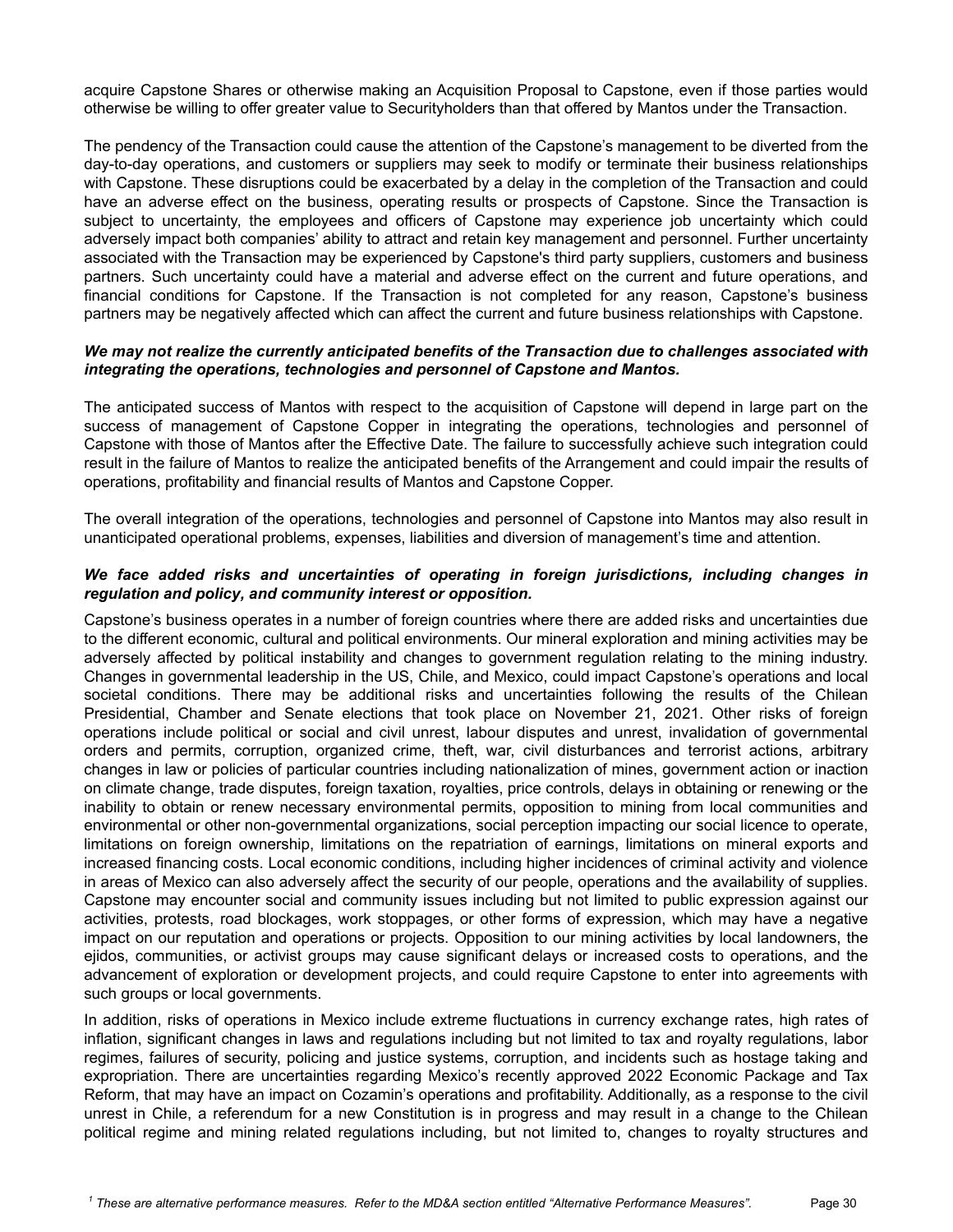acquire Capstone Shares or otherwise making an Acquisition Proposal to Capstone, even if those parties would otherwise be willing to offer greater value to Securityholders than that offered by Mantos under the Transaction.

The pendency of the Transaction could cause the attention of the Capstone's management to be diverted from the day-to-day operations, and customers or suppliers may seek to modify or terminate their business relationships with Capstone. These disruptions could be exacerbated by a delay in the completion of the Transaction and could have an adverse effect on the business, operating results or prospects of Capstone. Since the Transaction is subject to uncertainty, the employees and officers of Capstone may experience job uncertainty which could adversely impact both companies' ability to attract and retain key management and personnel. Further uncertainty associated with the Transaction may be experienced by Capstone's third party suppliers, customers and business partners. Such uncertainty could have a material and adverse effect on the current and future operations, and financial conditions for Capstone. If the Transaction is not completed for any reason, Capstone's business partners may be negatively affected which can affect the current and future business relationships with Capstone.

***We may not realize the currently anticipated benefits of the Transaction due to challenges associated with integrating the operations, technologies and personnel of Capstone and Mantos.***

The anticipated success of Mantos with respect to the acquisition of Capstone will depend in large part on the success of management of Capstone Copper in integrating the operations, technologies and personnel of Capstone with those of Mantos after the Effective Date. The failure to successfully achieve such integration could result in the failure of Mantos to realize the anticipated benefits of the Arrangement and could impair the results of operations, profitability and financial results of Mantos and Capstone Copper.

The overall integration of the operations, technologies and personnel of Capstone into Mantos may also result in unanticipated operational problems, expenses, liabilities and diversion of management's time and attention.

***We face added risks and uncertainties of operating in foreign jurisdictions, including changes in regulation and policy, and community interest or opposition.***

Capstone's business operates in a number of foreign countries where there are added risks and uncertainties due to the different economic, cultural and political environments. Our mineral exploration and mining activities may be adversely affected by political instability and changes to government regulation relating to the mining industry. Changes in governmental leadership in the US, Chile, and Mexico, could impact Capstone's operations and local societal conditions. There may be additional risks and uncertainties following the results of the Chilean Presidential, Chamber and Senate elections that took place on November 21, 2021. Other risks of foreign operations include political or social and civil unrest, labour disputes and unrest, invalidation of governmental orders and permits, corruption, organized crime, theft, war, civil disturbances and terrorist actions, arbitrary changes in law or policies of particular countries including nationalization of mines, government action or inaction on climate change, trade disputes, foreign taxation, royalties, price controls, delays in obtaining or renewing or the inability to obtain or renew necessary environmental permits, opposition to mining from local communities and environmental or other non-governmental organizations, social perception impacting our social licence to operate, limitations on foreign ownership, limitations on the repatriation of earnings, limitations on mineral exports and increased financing costs. Local economic conditions, including higher incidences of criminal activity and violence in areas of Mexico can also adversely affect the security of our people, operations and the availability of supplies. Capstone may encounter social and community issues including but not limited to public expression against our activities, protests, road blockages, work stoppages, or other forms of expression, which may have a negative impact on our reputation and operations or projects. Opposition to our mining activities by local landowners, the ejidos, communities, or activist groups may cause significant delays or increased costs to operations, and the advancement of exploration or development projects, and could require Capstone to enter into agreements with such groups or local governments.

In addition, risks of operations in Mexico include extreme fluctuations in currency exchange rates, high rates of inflation, significant changes in laws and regulations including but not limited to tax and royalty regulations, labor regimes, failures of security, policing and justice systems, corruption, and incidents such as hostage taking and expropriation. There are uncertainties regarding Mexico's recently approved 2022 Economic Package and Tax Reform, that may have an impact on Cozamin's operations and profitability. Additionally, as a response to the civil unrest in Chile, a referendum for a new Constitution is in progress and may result in a change to the Chilean political regime and mining related regulations including, but not limited to, changes to royalty structures and

[1] *These are alternative performance measures. Refer to the MD&A section entitled "Alternative Performance Measures".*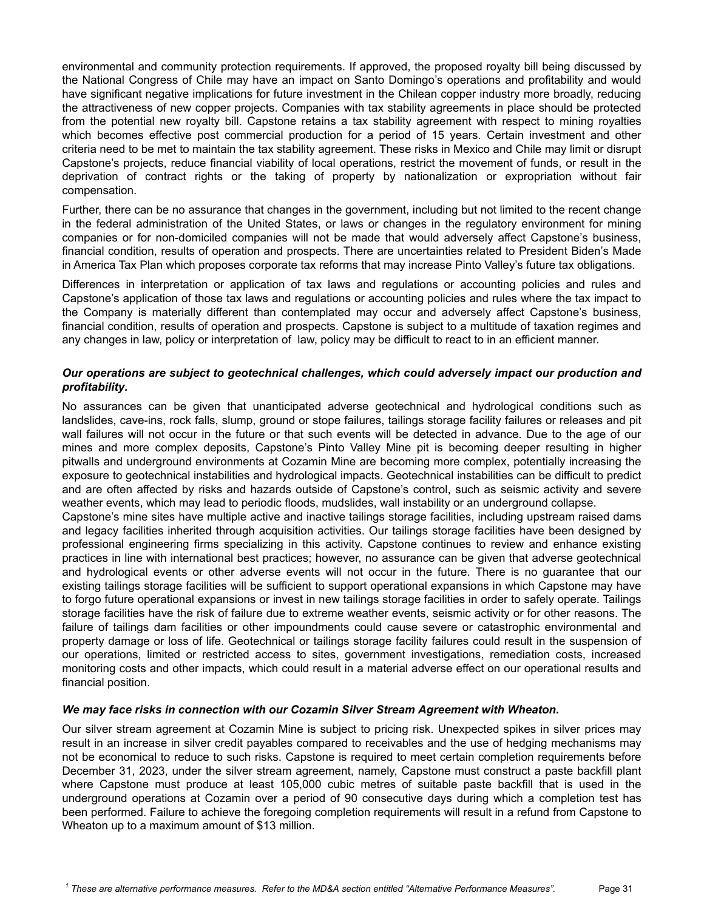environmental and community protection requirements. If approved, the proposed royalty bill being discussed by the National Congress of Chile may have an impact on Santo Domingo's operations and profitability and would have significant negative implications for future investment in the Chilean copper industry more broadly, reducing the attractiveness of new copper projects. Companies with tax stability agreements in place should be protected from the potential new royalty bill. Capstone retains a tax stability agreement with respect to mining royalties which becomes effective post commercial production for a period of 15 years. Certain investment and other criteria need to be met to maintain the tax stability agreement. These risks in Mexico and Chile may limit or disrupt Capstone's projects, reduce financial viability of local operations, restrict the movement of funds, or result in the deprivation of contract rights or the taking of property by nationalization or expropriation without fair compensation.

Further, there can be no assurance that changes in the government, including but not limited to the recent change in the federal administration of the United States, or laws or changes in the regulatory environment for mining companies or for non-domiciled companies will not be made that would adversely affect Capstone's business, financial condition, results of operation and prospects. There are uncertainties related to President Biden's Made in America Tax Plan which proposes corporate tax reforms that may increase Pinto Valley's future tax obligations.

Differences in interpretation or application of tax laws and regulations or accounting policies and rules and Capstone's application of those tax laws and regulations or accounting policies and rules where the tax impact to the Company is materially different than contemplated may occur and adversely affect Capstone's business, financial condition, results of operation and prospects. Capstone is subject to a multitude of taxation regimes and any changes in law, policy or interpretation of law, policy may be difficult to react to in an efficient manner.

***Our operations are subject to geotechnical challenges, which could adversely impact our production and profitability.***

No assurances can be given that unanticipated adverse geotechnical and hydrological conditions such as landslides, cave-ins, rock falls, slump, ground or stope failures, tailings storage facility failures or releases and pit wall failures will not occur in the future or that such events will be detected in advance. Due to the age of our mines and more complex deposits, Capstone's Pinto Valley Mine pit is becoming deeper resulting in higher pitwalls and underground environments at Cozamin Mine are becoming more complex, potentially increasing the exposure to geotechnical instabilities and hydrological impacts. Geotechnical instabilities can be difficult to predict and are often affected by risks and hazards outside of Capstone's control, such as seismic activity and severe weather events, which may lead to periodic floods, mudslides, wall instability or an underground collapse.

Capstone's mine sites have multiple active and inactive tailings storage facilities, including upstream raised dams and legacy facilities inherited through acquisition activities. Our tailings storage facilities have been designed by professional engineering firms specializing in this activity. Capstone continues to review and enhance existing practices in line with international best practices; however, no assurance can be given that adverse geotechnical and hydrological events or other adverse events will not occur in the future. There is no guarantee that our existing tailings storage facilities will be sufficient to support operational expansions in which Capstone may have to forgo future operational expansions or invest in new tailings storage facilities in order to safely operate. Tailings storage facilities have the risk of failure due to extreme weather events, seismic activity or for other reasons. The failure of tailings dam facilities or other impoundments could cause severe or catastrophic environmental and property damage or loss of life. Geotechnical or tailings storage facility failures could result in the suspension of our operations, limited or restricted access to sites, government investigations, remediation costs, increased monitoring costs and other impacts, which could result in a material adverse effect on our operational results and financial position.

***We may face risks in connection with our Cozamin Silver Stream Agreement with Wheaton.***

Our silver stream agreement at Cozamin Mine is subject to pricing risk. Unexpected spikes in silver prices may result in an increase in silver credit payables compared to receivables and the use of hedging mechanisms may not be economical to reduce to such risks. Capstone is required to meet certain completion requirements before December 31, 2023, under the silver stream agreement, namely, Capstone must construct a paste backfill plant where Capstone must produce at least 105,000 cubic metres of suitable paste backfill that is used in the underground operations at Cozamin over a period of 90 consecutive days during which a completion test has been performed. Failure to achieve the foregoing completion requirements will result in a refund from Capstone to Wheaton up to a maximum amount of $13 million.

*[1] These are alternative performance measures. Refer to the MD&A section entitled "Alternative Performance Measures".*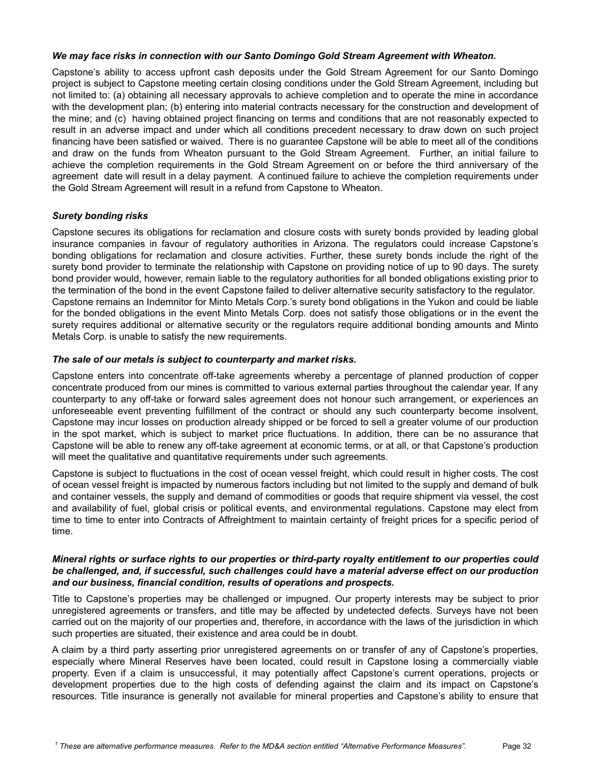***We may face risks in connection with our Santo Domingo Gold Stream Agreement with Wheaton.***

Capstone's ability to access upfront cash deposits under the Gold Stream Agreement for our Santo Domingo project is subject to Capstone meeting certain closing conditions under the Gold Stream Agreement, including but not limited to: (a) obtaining all necessary approvals to achieve completion and to operate the mine in accordance with the development plan; (b) entering into material contracts necessary for the construction and development of the mine; and (c) having obtained project financing on terms and conditions that are not reasonably expected to result in an adverse impact and under which all conditions precedent necessary to draw down on such project financing have been satisfied or waived. There is no guarantee Capstone will be able to meet all of the conditions and draw on the funds from Wheaton pursuant to the Gold Stream Agreement. Further, an initial failure to achieve the completion requirements in the Gold Stream Agreement on or before the third anniversary of the agreement date will result in a delay payment. A continued failure to achieve the completion requirements under the Gold Stream Agreement will result in a refund from Capstone to Wheaton.

***Surety bonding risks***

Capstone secures its obligations for reclamation and closure costs with surety bonds provided by leading global insurance companies in favour of regulatory authorities in Arizona. The regulators could increase Capstone's bonding obligations for reclamation and closure activities. Further, these surety bonds include the right of the surety bond provider to terminate the relationship with Capstone on providing notice of up to 90 days. The surety bond provider would, however, remain liable to the regulatory authorities for all bonded obligations existing prior to the termination of the bond in the event Capstone failed to deliver alternative security satisfactory to the regulator. Capstone remains an Indemnitor for Minto Metals Corp.'s surety bond obligations in the Yukon and could be liable for the bonded obligations in the event Minto Metals Corp. does not satisfy those obligations or in the event the surety requires additional or alternative security or the regulators require additional bonding amounts and Minto Metals Corp. is unable to satisfy the new requirements.

***The sale of our metals is subject to counterparty and market risks.***

Capstone enters into concentrate off-take agreements whereby a percentage of planned production of copper concentrate produced from our mines is committed to various external parties throughout the calendar year. If any counterparty to any off-take or forward sales agreement does not honour such arrangement, or experiences an unforeseeable event preventing fulfillment of the contract or should any such counterparty become insolvent, Capstone may incur losses on production already shipped or be forced to sell a greater volume of our production in the spot market, which is subject to market price fluctuations. In addition, there can be no assurance that Capstone will be able to renew any off-take agreement at economic terms, or at all, or that Capstone's production will meet the qualitative and quantitative requirements under such agreements.

Capstone is subject to fluctuations in the cost of ocean vessel freight, which could result in higher costs. The cost of ocean vessel freight is impacted by numerous factors including but not limited to the supply and demand of bulk and container vessels, the supply and demand of commodities or goods that require shipment via vessel, the cost and availability of fuel, global crisis or political events, and environmental regulations. Capstone may elect from time to time to enter into Contracts of Affreightment to maintain certainty of freight prices for a specific period of time.

***Mineral rights or surface rights to our properties or third-party royalty entitlement to our properties could be challenged, and, if successful, such challenges could have a material adverse effect on our production and our business, financial condition, results of operations and prospects.***

Title to Capstone's properties may be challenged or impugned. Our property interests may be subject to prior unregistered agreements or transfers, and title may be affected by undetected defects. Surveys have not been carried out on the majority of our properties and, therefore, in accordance with the laws of the jurisdiction in which such properties are situated, their existence and area could be in doubt.

A claim by a third party asserting prior unregistered agreements on or transfer of any of Capstone's properties, especially where Mineral Reserves have been located, could result in Capstone losing a commercially viable property. Even if a claim is unsuccessful, it may potentially affect Capstone's current operations, projects or development properties due to the high costs of defending against the claim and its impact on Capstone's resources. Title insurance is generally not available for mineral properties and Capstone's ability to ensure that

[1] *These are alternative performance measures. Refer to the MD&A section entitled "Alternative Performance Measures".*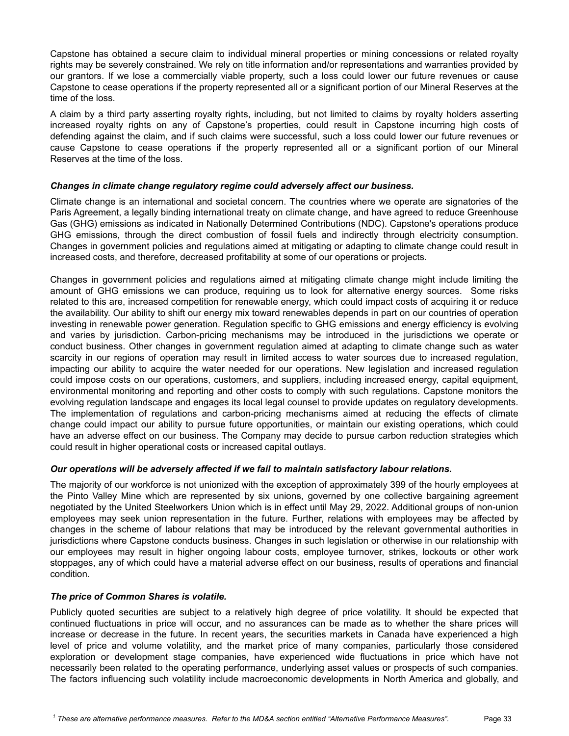Capstone has obtained a secure claim to individual mineral properties or mining concessions or related royalty rights may be severely constrained. We rely on title information and/or representations and warranties provided by our grantors. If we lose a commercially viable property, such a loss could lower our future revenues or cause Capstone to cease operations if the property represented all or a significant portion of our Mineral Reserves at the time of the loss.

A claim by a third party asserting royalty rights, including, but not limited to claims by royalty holders asserting increased royalty rights on any of Capstone's properties, could result in Capstone incurring high costs of defending against the claim, and if such claims were successful, such a loss could lower our future revenues or cause Capstone to cease operations if the property represented all or a significant portion of our Mineral Reserves at the time of the loss.

***Changes in climate change regulatory regime could adversely affect our business.***

Climate change is an international and societal concern. The countries where we operate are signatories of the Paris Agreement, a legally binding international treaty on climate change, and have agreed to reduce Greenhouse Gas (GHG) emissions as indicated in Nationally Determined Contributions (NDC). Capstone's operations produce GHG emissions, through the direct combustion of fossil fuels and indirectly through electricity consumption. Changes in government policies and regulations aimed at mitigating or adapting to climate change could result in increased costs, and therefore, decreased profitability at some of our operations or projects.

Changes in government policies and regulations aimed at mitigating climate change might include limiting the amount of GHG emissions we can produce, requiring us to look for alternative energy sources. Some risks related to this are, increased competition for renewable energy, which could impact costs of acquiring it or reduce the availability. Our ability to shift our energy mix toward renewables depends in part on our countries of operation investing in renewable power generation. Regulation specific to GHG emissions and energy efficiency is evolving and varies by jurisdiction. Carbon-pricing mechanisms may be introduced in the jurisdictions we operate or conduct business. Other changes in government regulation aimed at adapting to climate change such as water scarcity in our regions of operation may result in limited access to water sources due to increased regulation, impacting our ability to acquire the water needed for our operations. New legislation and increased regulation could impose costs on our operations, customers, and suppliers, including increased energy, capital equipment, environmental monitoring and reporting and other costs to comply with such regulations. Capstone monitors the evolving regulation landscape and engages its local legal counsel to provide updates on regulatory developments. The implementation of regulations and carbon-pricing mechanisms aimed at reducing the effects of climate change could impact our ability to pursue future opportunities, or maintain our existing operations, which could have an adverse effect on our business. The Company may decide to pursue carbon reduction strategies which could result in higher operational costs or increased capital outlays.

***Our operations will be adversely affected if we fail to maintain satisfactory labour relations.***

The majority of our workforce is not unionized with the exception of approximately 399 of the hourly employees at the Pinto Valley Mine which are represented by six unions, governed by one collective bargaining agreement negotiated by the United Steelworkers Union which is in effect until May 29, 2022. Additional groups of non-union employees may seek union representation in the future. Further, relations with employees may be affected by changes in the scheme of labour relations that may be introduced by the relevant governmental authorities in jurisdictions where Capstone conducts business. Changes in such legislation or otherwise in our relationship with our employees may result in higher ongoing labour costs, employee turnover, strikes, lockouts or other work stoppages, any of which could have a material adverse effect on our business, results of operations and financial condition.

***The price of Common Shares is volatile.***

Publicly quoted securities are subject to a relatively high degree of price volatility. It should be expected that continued fluctuations in price will occur, and no assurances can be made as to whether the share prices will increase or decrease in the future. In recent years, the securities markets in Canada have experienced a high level of price and volume volatility, and the market price of many companies, particularly those considered exploration or development stage companies, have experienced wide fluctuations in price which have not necessarily been related to the operating performance, underlying asset values or prospects of such companies. The factors influencing such volatility include macroeconomic developments in North America and globally, and

[1] *These are alternative performance measures. Refer to the MD&A section entitled "Alternative Performance Measures".*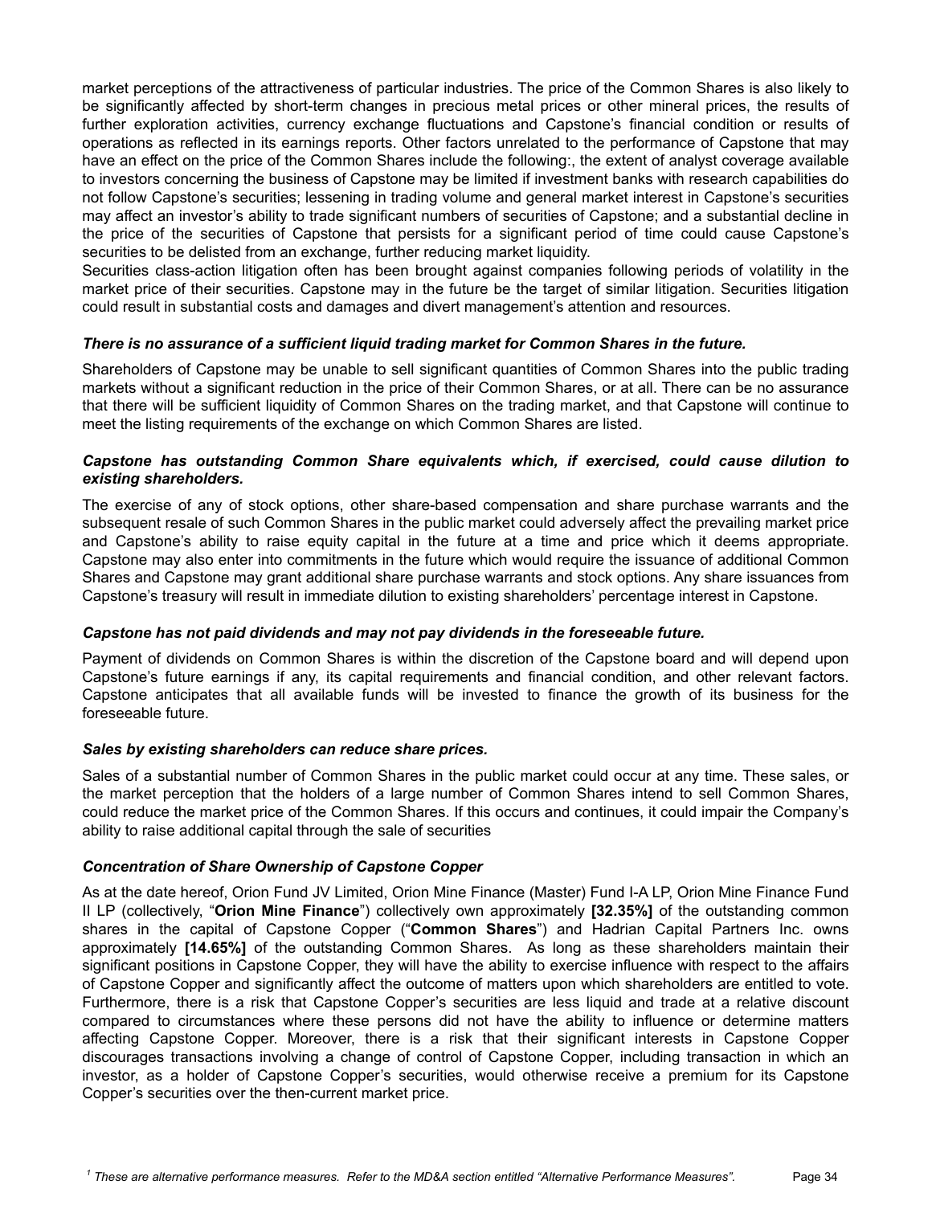market perceptions of the attractiveness of particular industries. The price of the Common Shares is also likely to be significantly affected by short-term changes in precious metal prices or other mineral prices, the results of further exploration activities, currency exchange fluctuations and Capstone's financial condition or results of operations as reflected in its earnings reports. Other factors unrelated to the performance of Capstone that may have an effect on the price of the Common Shares include the following:, the extent of analyst coverage available to investors concerning the business of Capstone may be limited if investment banks with research capabilities do not follow Capstone's securities; lessening in trading volume and general market interest in Capstone's securities may affect an investor's ability to trade significant numbers of securities of Capstone; and a substantial decline in the price of the securities of Capstone that persists for a significant period of time could cause Capstone's securities to be delisted from an exchange, further reducing market liquidity.

Securities class-action litigation often has been brought against companies following periods of volatility in the market price of their securities. Capstone may in the future be the target of similar litigation. Securities litigation could result in substantial costs and damages and divert management's attention and resources.

***There is no assurance of a sufficient liquid trading market for Common Shares in the future.***

Shareholders of Capstone may be unable to sell significant quantities of Common Shares into the public trading markets without a significant reduction in the price of their Common Shares, or at all. There can be no assurance that there will be sufficient liquidity of Common Shares on the trading market, and that Capstone will continue to meet the listing requirements of the exchange on which Common Shares are listed.

***Capstone has outstanding Common Share equivalents which, if exercised, could cause dilution to existing shareholders.***

The exercise of any of stock options, other share-based compensation and share purchase warrants and the subsequent resale of such Common Shares in the public market could adversely affect the prevailing market price and Capstone's ability to raise equity capital in the future at a time and price which it deems appropriate. Capstone may also enter into commitments in the future which would require the issuance of additional Common Shares and Capstone may grant additional share purchase warrants and stock options. Any share issuances from Capstone's treasury will result in immediate dilution to existing shareholders' percentage interest in Capstone.

***Capstone has not paid dividends and may not pay dividends in the foreseeable future.***

Payment of dividends on Common Shares is within the discretion of the Capstone board and will depend upon Capstone's future earnings if any, its capital requirements and financial condition, and other relevant factors. Capstone anticipates that all available funds will be invested to finance the growth of its business for the foreseeable future.

***Sales by existing shareholders can reduce share prices.***

Sales of a substantial number of Common Shares in the public market could occur at any time. These sales, or the market perception that the holders of a large number of Common Shares intend to sell Common Shares, could reduce the market price of the Common Shares. If this occurs and continues, it could impair the Company's ability to raise additional capital through the sale of securities

***Concentration of Share Ownership of Capstone Copper***

As at the date hereof, Orion Fund JV Limited, Orion Mine Finance (Master) Fund I-A LP, Orion Mine Finance Fund II LP (collectively, "**Orion Mine Finance**") collectively own approximately **[32.35%]** of the outstanding common shares in the capital of Capstone Copper ("**Common Shares**") and Hadrian Capital Partners Inc. owns approximately **[14.65%]** of the outstanding Common Shares. As long as these shareholders maintain their significant positions in Capstone Copper, they will have the ability to exercise influence with respect to the affairs of Capstone Copper and significantly affect the outcome of matters upon which shareholders are entitled to vote. Furthermore, there is a risk that Capstone Copper's securities are less liquid and trade at a relative discount compared to circumstances where these persons did not have the ability to influence or determine matters affecting Capstone Copper. Moreover, there is a risk that their significant interests in Capstone Copper discourages transactions involving a change of control of Capstone Copper, including transaction in which an investor, as a holder of Capstone Copper's securities, would otherwise receive a premium for its Capstone Copper's securities over the then-current market price.

*[1] These are alternative performance measures. Refer to the MD&A section entitled "Alternative Performance Measures".*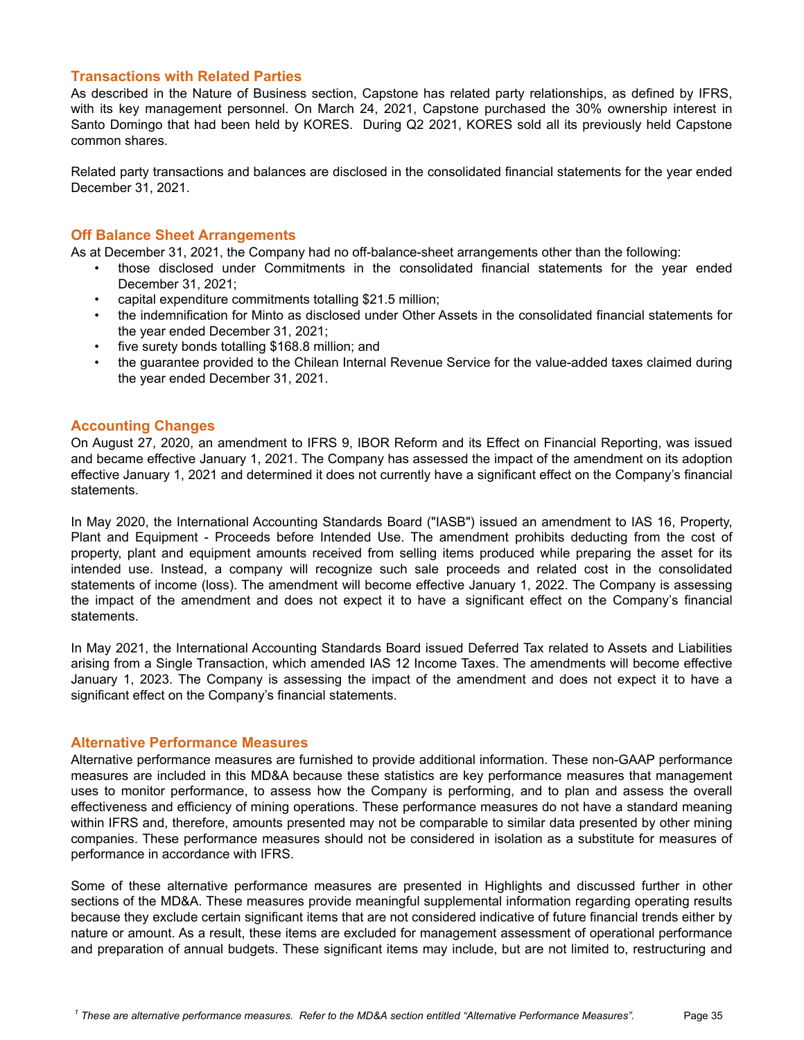## Transactions with Related Parties

As described in the Nature of Business section, Capstone has related party relationships, as defined by IFRS, with its key management personnel. On March 24, 2021, Capstone purchased the 30% ownership interest in Santo Domingo that had been held by KORES. During Q2 2021, KORES sold all its previously held Capstone common shares.

Related party transactions and balances are disclosed in the consolidated financial statements for the year ended December 31, 2021.

## Off Balance Sheet Arrangements

As at December 31, 2021, the Company had no off-balance-sheet arrangements other than the following:

- those disclosed under Commitments in the consolidated financial statements for the year ended December 31, 2021;
- capital expenditure commitments totalling $21.5 million;
- the indemnification for Minto as disclosed under Other Assets in the consolidated financial statements for the year ended December 31, 2021;
- five surety bonds totalling $168.8 million; and
- the guarantee provided to the Chilean Internal Revenue Service for the value-added taxes claimed during the year ended December 31, 2021.

## Accounting Changes

On August 27, 2020, an amendment to IFRS 9, IBOR Reform and its Effect on Financial Reporting, was issued and became effective January 1, 2021. The Company has assessed the impact of the amendment on its adoption effective January 1, 2021 and determined it does not currently have a significant effect on the Company's financial statements.

In May 2020, the International Accounting Standards Board ("IASB") issued an amendment to IAS 16, Property, Plant and Equipment - Proceeds before Intended Use. The amendment prohibits deducting from the cost of property, plant and equipment amounts received from selling items produced while preparing the asset for its intended use. Instead, a company will recognize such sale proceeds and related cost in the consolidated statements of income (loss). The amendment will become effective January 1, 2022. The Company is assessing the impact of the amendment and does not expect it to have a significant effect on the Company's financial statements.

In May 2021, the International Accounting Standards Board issued Deferred Tax related to Assets and Liabilities arising from a Single Transaction, which amended IAS 12 Income Taxes. The amendments will become effective January 1, 2023. The Company is assessing the impact of the amendment and does not expect it to have a significant effect on the Company's financial statements.

## Alternative Performance Measures

Alternative performance measures are furnished to provide additional information. These non-GAAP performance measures are included in this MD&A because these statistics are key performance measures that management uses to monitor performance, to assess how the Company is performing, and to plan and assess the overall effectiveness and efficiency of mining operations. These performance measures do not have a standard meaning within IFRS and, therefore, amounts presented may not be comparable to similar data presented by other mining companies. These performance measures should not be considered in isolation as a substitute for measures of performance in accordance with IFRS.

Some of these alternative performance measures are presented in Highlights and discussed further in other sections of the MD&A. These measures provide meaningful supplemental information regarding operating results because they exclude certain significant items that are not considered indicative of future financial trends either by nature or amount. As a result, these items are excluded for management assessment of operational performance and preparation of annual budgets. These significant items may include, but are not limited to, restructuring and

*[1] These are alternative performance measures. Refer to the MD&A section entitled "Alternative Performance Measures".*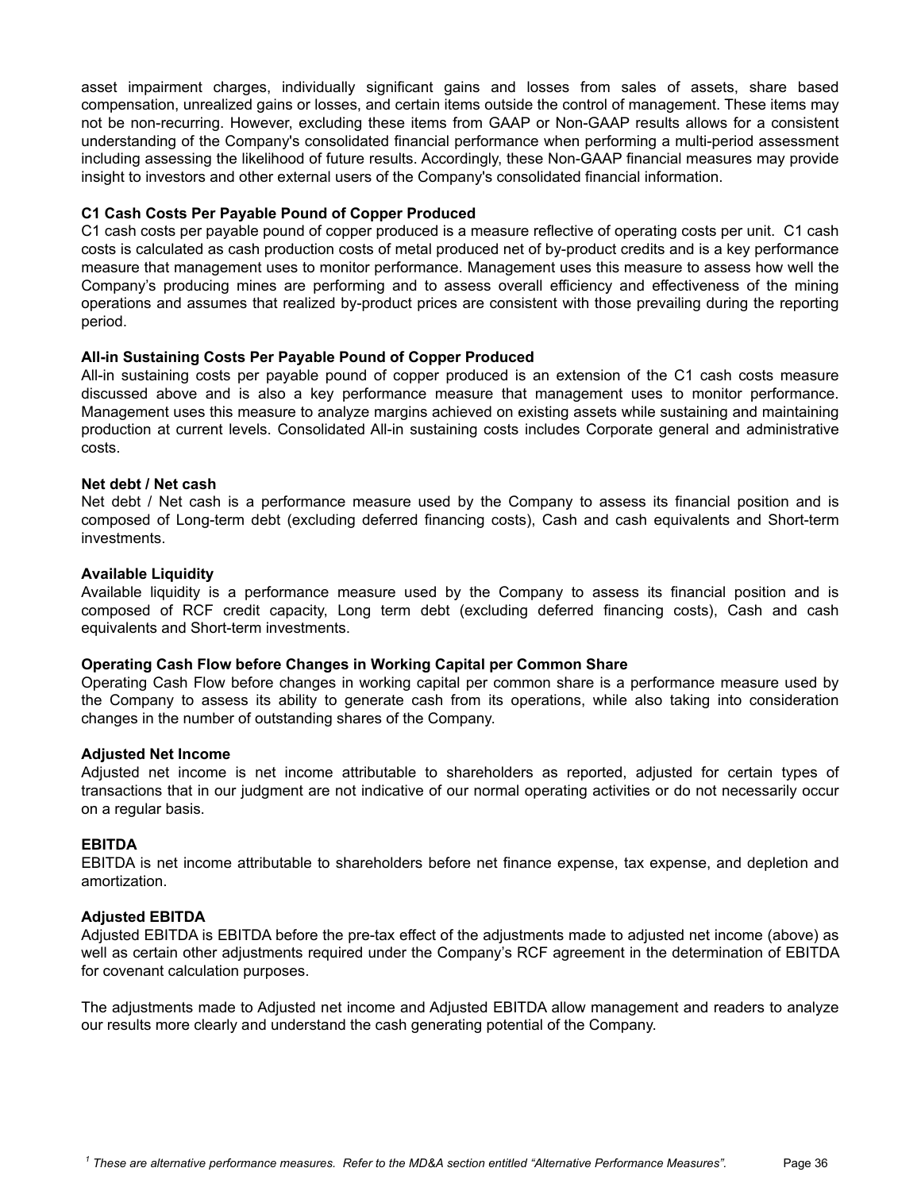asset impairment charges, individually significant gains and losses from sales of assets, share based compensation, unrealized gains or losses, and certain items outside the control of management. These items may not be non-recurring. However, excluding these items from GAAP or Non-GAAP results allows for a consistent understanding of the Company's consolidated financial performance when performing a multi-period assessment including assessing the likelihood of future results. Accordingly, these Non-GAAP financial measures may provide insight to investors and other external users of the Company's consolidated financial information.

**C1 Cash Costs Per Payable Pound of Copper Produced**

C1 cash costs per payable pound of copper produced is a measure reflective of operating costs per unit. C1 cash costs is calculated as cash production costs of metal produced net of by-product credits and is a key performance measure that management uses to monitor performance. Management uses this measure to assess how well the Company's producing mines are performing and to assess overall efficiency and effectiveness of the mining operations and assumes that realized by-product prices are consistent with those prevailing during the reporting period.

**All-in Sustaining Costs Per Payable Pound of Copper Produced**

All-in sustaining costs per payable pound of copper produced is an extension of the C1 cash costs measure discussed above and is also a key performance measure that management uses to monitor performance. Management uses this measure to analyze margins achieved on existing assets while sustaining and maintaining production at current levels. Consolidated All-in sustaining costs includes Corporate general and administrative costs.

**Net debt / Net cash**

Net debt / Net cash is a performance measure used by the Company to assess its financial position and is composed of Long-term debt (excluding deferred financing costs), Cash and cash equivalents and Short-term investments.

**Available Liquidity**

Available liquidity is a performance measure used by the Company to assess its financial position and is composed of RCF credit capacity, Long term debt (excluding deferred financing costs), Cash and cash equivalents and Short-term investments.

**Operating Cash Flow before Changes in Working Capital per Common Share**

Operating Cash Flow before changes in working capital per common share is a performance measure used by the Company to assess its ability to generate cash from its operations, while also taking into consideration changes in the number of outstanding shares of the Company.

**Adjusted Net Income**

Adjusted net income is net income attributable to shareholders as reported, adjusted for certain types of transactions that in our judgment are not indicative of our normal operating activities or do not necessarily occur on a regular basis.

**EBITDA**

EBITDA is net income attributable to shareholders before net finance expense, tax expense, and depletion and amortization.

**Adjusted EBITDA**

Adjusted EBITDA is EBITDA before the pre-tax effect of the adjustments made to adjusted net income (above) as well as certain other adjustments required under the Company's RCF agreement in the determination of EBITDA for covenant calculation purposes.

The adjustments made to Adjusted net income and Adjusted EBITDA allow management and readers to analyze our results more clearly and understand the cash generating potential of the Company.

*[1] These are alternative performance measures. Refer to the MD&A section entitled "Alternative Performance Measures".*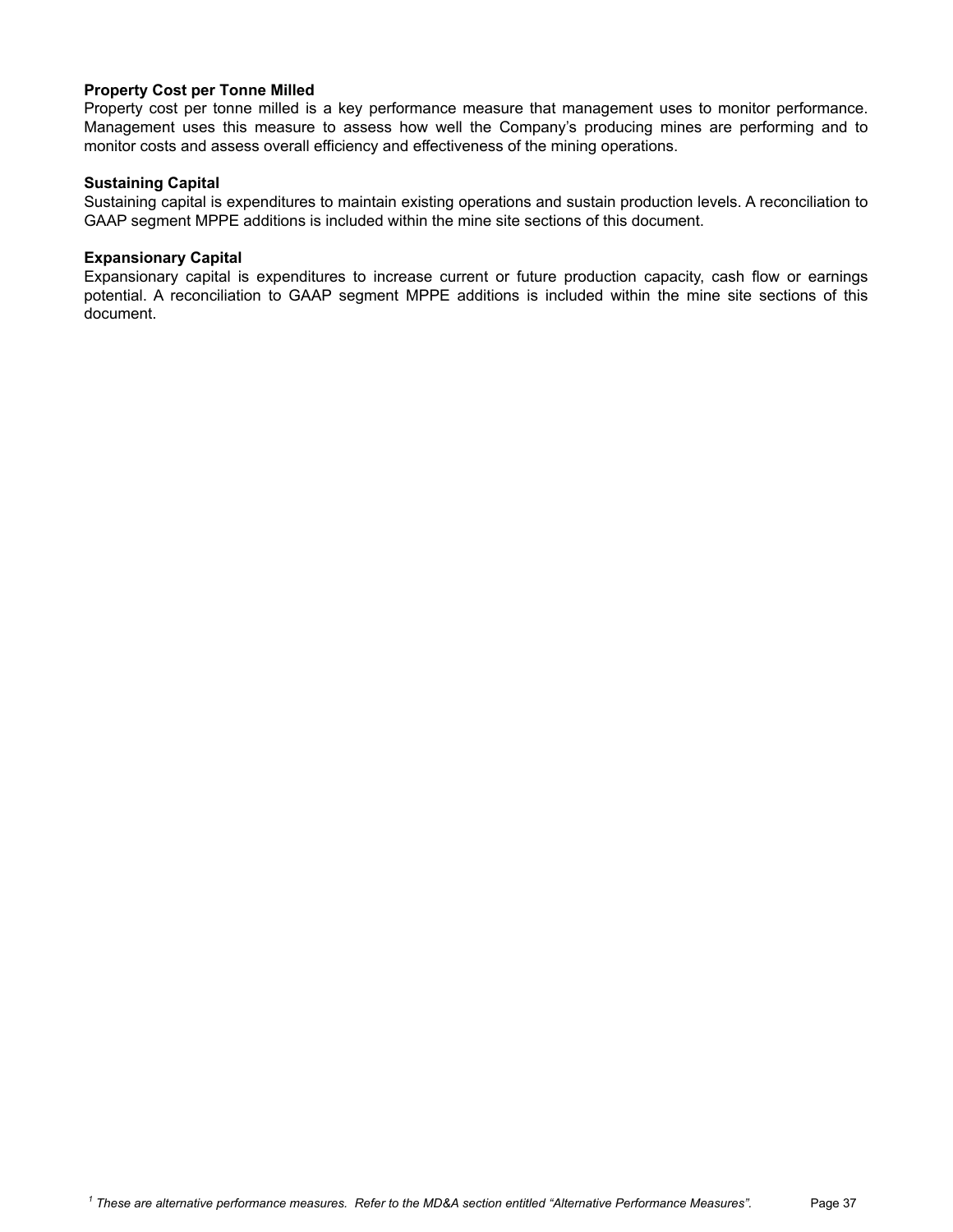**Property Cost per Tonne Milled**
Property cost per tonne milled is a key performance measure that management uses to monitor performance. Management uses this measure to assess how well the Company's producing mines are performing and to monitor costs and assess overall efficiency and effectiveness of the mining operations.

**Sustaining Capital**
Sustaining capital is expenditures to maintain existing operations and sustain production levels. A reconciliation to GAAP segment MPPE additions is included within the mine site sections of this document.

**Expansionary Capital**
Expansionary capital is expenditures to increase current or future production capacity, cash flow or earnings potential. A reconciliation to GAAP segment MPPE additions is included within the mine site sections of this document.

[1] *These are alternative performance measures. Refer to the MD&A section entitled "Alternative Performance Measures".*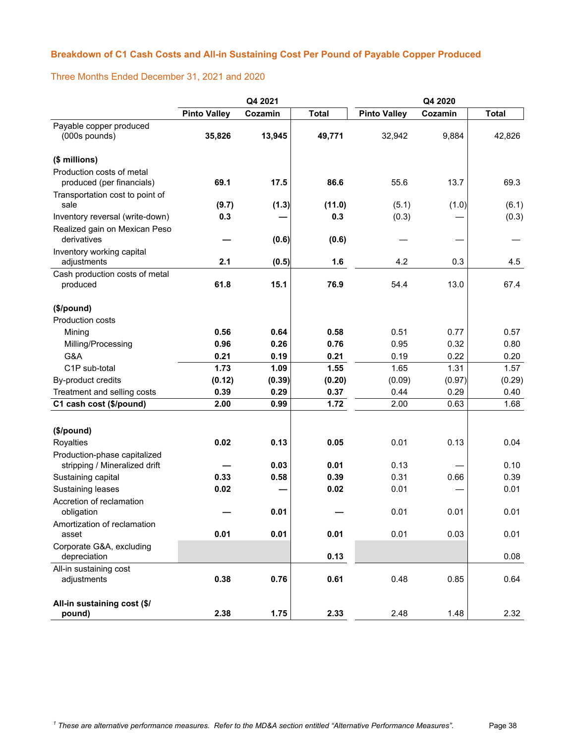## Breakdown of C1 Cash Costs and All-in Sustaining Cost Per Pound of Payable Copper Produced

### Three Months Ended December 31, 2021 and 2020

| | Q4 2021 | | | Q4 2020 | | |
|---|---|---|---|---|---|---|
| | **Pinto Valley** | **Cozamin** | **Total** | **Pinto Valley** | **Cozamin** | **Total** |
| Payable copper produced (000s pounds) | **35,826** | **13,945** | **49,771** | 32,942 | 9,884 | 42,826 |
| **($ millions)** | | | | | | |
| Production costs of metal produced (per financials) | **69.1** | **17.5** | **86.6** | 55.6 | 13.7 | 69.3 |
| Transportation cost to point of sale | **(9.7)** | **(1.3)** | **(11.0)** | (5.1) | (1.0) | (6.1) |
| Inventory reversal (write-down) | **0.3** | **—** | **0.3** | (0.3) | — | (0.3) |
| Realized gain on Mexican Peso derivatives | **—** | **(0.6)** | **(0.6)** | — | — | — |
| Inventory working capital adjustments | **2.1** | **(0.5)** | **1.6** | 4.2 | 0.3 | 4.5 |
| Cash production costs of metal produced | **61.8** | **15.1** | **76.9** | 54.4 | 13.0 | 67.4 |
| **($/pound)** | | | | | | |
| Production costs | | | | | | |
| Mining | **0.56** | **0.64** | **0.58** | 0.51 | 0.77 | 0.57 |
| Milling/Processing | **0.96** | **0.26** | **0.76** | 0.95 | 0.32 | 0.80 |
| G&A | **0.21** | **0.19** | **0.21** | 0.19 | 0.22 | 0.20 |
| C1P sub-total | **1.73** | **1.09** | **1.55** | 1.65 | 1.31 | 1.57 |
| By-product credits | **(0.12)** | **(0.39)** | **(0.20)** | (0.09) | (0.97) | (0.29) |
| Treatment and selling costs | **0.39** | **0.29** | **0.37** | 0.44 | 0.29 | 0.40 |
| **C1 cash cost ($/pound)** | **2.00** | **0.99** | **1.72** | 2.00 | 0.63 | 1.68 |
| **($/pound)** | | | | | | |
| Royalties | **0.02** | **0.13** | **0.05** | 0.01 | 0.13 | 0.04 |
| Production-phase capitalized stripping / Mineralized drift | **—** | **0.03** | **0.01** | 0.13 | — | 0.10 |
| Sustaining capital | **0.33** | **0.58** | **0.39** | 0.31 | 0.66 | 0.39 |
| Sustaining leases | **0.02** | **—** | **0.02** | 0.01 | — | 0.01 |
| Accretion of reclamation obligation | **—** | **0.01** | **—** | 0.01 | 0.01 | 0.01 |
| Amortization of reclamation asset | **0.01** | **0.01** | **0.01** | 0.01 | 0.03 | 0.01 |
| Corporate G&A, excluding depreciation | | | **0.13** | | | 0.08 |
| All-in sustaining cost adjustments | **0.38** | **0.76** | **0.61** | 0.48 | 0.85 | 0.64 |
| **All-in sustaining cost ($/pound)** | **2.38** | **1.75** | **2.33** | 2.48 | 1.48 | 2.32 |

[1] *These are alternative performance measures. Refer to the MD&A section entitled "Alternative Performance Measures".*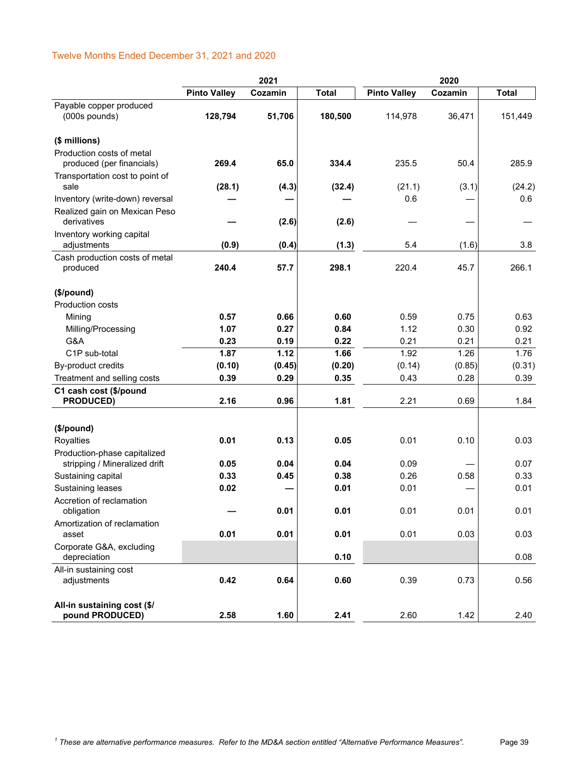## Twelve Months Ended December 31, 2021 and 2020

| | 2021 | | | 2020 | | |
|---|---|---|---|---|---|---|
| | **Pinto Valley** | **Cozamin** | **Total** | **Pinto Valley** | **Cozamin** | **Total** |
| Payable copper produced (000s pounds) | **128,794** | **51,706** | **180,500** | 114,978 | 36,471 | 151,449 |
| **($ millions)** | | | | | | |
| Production costs of metal produced (per financials) | **269.4** | **65.0** | **334.4** | 235.5 | 50.4 | 285.9 |
| Transportation cost to point of sale | **(28.1)** | **(4.3)** | **(32.4)** | (21.1) | (3.1) | (24.2) |
| Inventory (write-down) reversal | **—** | **—** | **—** | 0.6 | — | 0.6 |
| Realized gain on Mexican Peso derivatives | **—** | **(2.6)** | **(2.6)** | — | — | — |
| Inventory working capital adjustments | **(0.9)** | **(0.4)** | **(1.3)** | 5.4 | (1.6) | 3.8 |
| Cash production costs of metal produced | **240.4** | **57.7** | **298.1** | 220.4 | 45.7 | 266.1 |
| **($/pound)** | | | | | | |
| Production costs | | | | | | |
| Mining | **0.57** | **0.66** | **0.60** | 0.59 | 0.75 | 0.63 |
| Milling/Processing | **1.07** | **0.27** | **0.84** | 1.12 | 0.30 | 0.92 |
| G&A | **0.23** | **0.19** | **0.22** | 0.21 | 0.21 | 0.21 |
| C1P sub-total | **1.87** | **1.12** | **1.66** | 1.92 | 1.26 | 1.76 |
| By-product credits | **(0.10)** | **(0.45)** | **(0.20)** | (0.14) | (0.85) | (0.31) |
| Treatment and selling costs | **0.39** | **0.29** | **0.35** | 0.43 | 0.28 | 0.39 |
| **C1 cash cost ($/pound PRODUCED)** | **2.16** | **0.96** | **1.81** | 2.21 | 0.69 | 1.84 |
| **($/pound)** | | | | | | |
| Royalties | **0.01** | **0.13** | **0.05** | 0.01 | 0.10 | 0.03 |
| Production-phase capitalized stripping / Mineralized drift | **0.05** | **0.04** | **0.04** | 0.09 | — | 0.07 |
| Sustaining capital | **0.33** | **0.45** | **0.38** | 0.26 | 0.58 | 0.33 |
| Sustaining leases | **0.02** | **—** | **0.01** | 0.01 | — | 0.01 |
| Accretion of reclamation obligation | **—** | **0.01** | **0.01** | 0.01 | 0.01 | 0.01 |
| Amortization of reclamation asset | **0.01** | **0.01** | **0.01** | 0.01 | 0.03 | 0.03 |
| Corporate G&A, excluding depreciation | | | **0.10** | | | 0.08 |
| All-in sustaining cost adjustments | **0.42** | **0.64** | **0.60** | 0.39 | 0.73 | 0.56 |
| **All-in sustaining cost ($/pound PRODUCED)** | **2.58** | **1.60** | **2.41** | 2.60 | 1.42 | 2.40 |

[1] *These are alternative performance measures. Refer to the MD&A section entitled "Alternative Performance Measures".*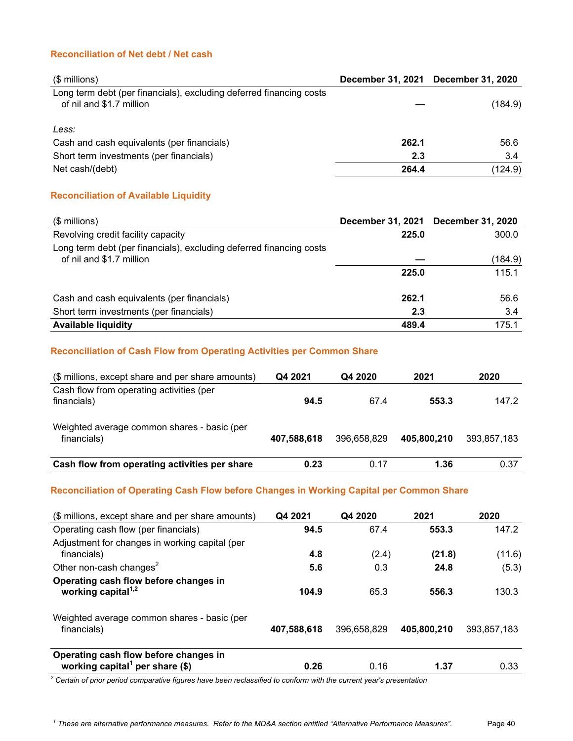### Reconciliation of Net debt / Net cash

| ($ millions) | December 31, 2021 | December 31, 2020 |
|---|---|---|
| Long term debt (per financials), excluding deferred financing costs of nil and $1.7 million | — | (184.9) |
| *Less:* | | |
| Cash and cash equivalents (per financials) | **262.1** | 56.6 |
| Short term investments (per financials) | **2.3** | 3.4 |
| Net cash/(debt) | **264.4** | (124.9) |

### Reconciliation of Available Liquidity

| ($ millions) | December 31, 2021 | December 31, 2020 |
|---|---|---|
| Revolving credit facility capacity | **225.0** | 300.0 |
| Long term debt (per financials), excluding deferred financing costs of nil and $1.7 million | — | (184.9) |
| | **225.0** | 115.1 |
| Cash and cash equivalents (per financials) | **262.1** | 56.6 |
| Short term investments (per financials) | **2.3** | 3.4 |
| **Available liquidity** | **489.4** | 175.1 |

### Reconciliation of Cash Flow from Operating Activities per Common Share

| ($ millions, except share and per share amounts) | Q4 2021 | Q4 2020 | 2021 | 2020 |
|---|---|---|---|---|
| Cash flow from operating activities (per financials) | **94.5** | 67.4 | **553.3** | 147.2 |
| Weighted average common shares - basic (per financials) | **407,588,618** | 396,658,829 | **405,800,210** | 393,857,183 |
| **Cash flow from operating activities per share** | **0.23** | 0.17 | **1.36** | 0.37 |

### Reconciliation of Operating Cash Flow before Changes in Working Capital per Common Share

| ($ millions, except share and per share amounts) | Q4 2021 | Q4 2020 | 2021 | 2020 |
|---|---|---|---|---|
| Operating cash flow (per financials) | **94.5** | 67.4 | **553.3** | 147.2 |
| Adjustment for changes in working capital (per financials) | **4.8** | (2.4) | **(21.8)** | (11.6) |
| Other non-cash changes[2] | **5.6** | 0.3 | **24.8** | (5.3) |
| **Operating cash flow before changes in working capital[1,2]** | **104.9** | 65.3 | **556.3** | 130.3 |
| Weighted average common shares - basic (per financials) | **407,588,618** | 396,658,829 | **405,800,210** | 393,857,183 |
| **Operating cash flow before changes in working capital[1] per share ($)** | **0.26** | 0.16 | **1.37** | 0.33 |

*[2] Certain of prior period comparative figures have been reclassified to conform with the current year's presentation*

*[1] These are alternative performance measures. Refer to the MD&A section entitled "Alternative Performance Measures".*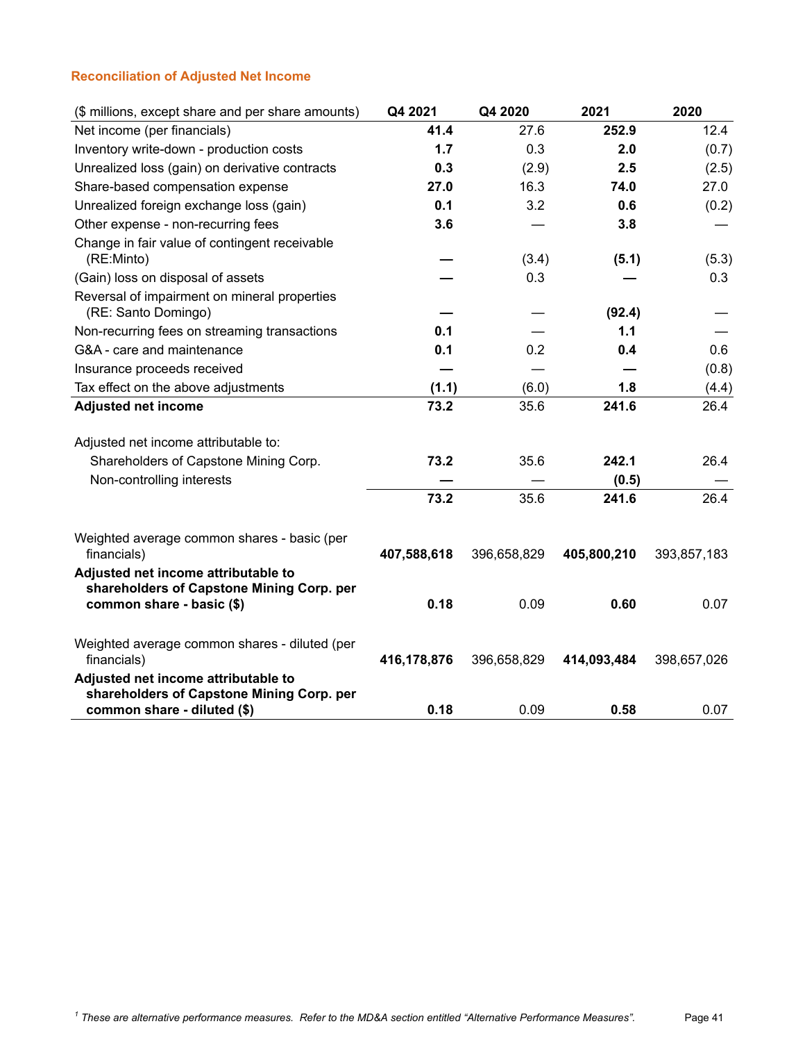### Reconciliation of Adjusted Net Income

| ($ millions, except share and per share amounts) | Q4 2021 | Q4 2020 | 2021 | 2020 |
|---|---|---|---|---|
| Net income (per financials) | **41.4** | 27.6 | **252.9** | 12.4 |
| Inventory write-down - production costs | **1.7** | 0.3 | **2.0** | (0.7) |
| Unrealized loss (gain) on derivative contracts | **0.3** | (2.9) | **2.5** | (2.5) |
| Share-based compensation expense | **27.0** | 16.3 | **74.0** | 27.0 |
| Unrealized foreign exchange loss (gain) | **0.1** | 3.2 | **0.6** | (0.2) |
| Other expense - non-recurring fees | **3.6** | — | **3.8** | — |
| Change in fair value of contingent receivable (RE:Minto) | **—** | (3.4) | **(5.1)** | (5.3) |
| (Gain) loss on disposal of assets | **—** | 0.3 | **—** | 0.3 |
| Reversal of impairment on mineral properties (RE: Santo Domingo) | **—** | — | **(92.4)** | — |
| Non-recurring fees on streaming transactions | **0.1** | — | **1.1** | — |
| G&A - care and maintenance | **0.1** | 0.2 | **0.4** | 0.6 |
| Insurance proceeds received | **—** | — | **—** | (0.8) |
| Tax effect on the above adjustments | **(1.1)** | (6.0) | **1.8** | (4.4) |
| **Adjusted net income** | **73.2** | 35.6 | **241.6** | 26.4 |
| | | | | |
| Adjusted net income attributable to: | | | | |
| Shareholders of Capstone Mining Corp. | **73.2** | 35.6 | **242.1** | 26.4 |
| Non-controlling interests | **—** | — | **(0.5)** | — |
| | **73.2** | 35.6 | **241.6** | 26.4 |
| | | | | |
| Weighted average common shares - basic (per financials) | **407,588,618** | 396,658,829 | **405,800,210** | 393,857,183 |
| **Adjusted net income attributable to shareholders of Capstone Mining Corp. per common share - basic ($)** | **0.18** | 0.09 | **0.60** | 0.07 |
| | | | | |
| Weighted average common shares - diluted (per financials) | **416,178,876** | 396,658,829 | **414,093,484** | 398,657,026 |
| **Adjusted net income attributable to shareholders of Capstone Mining Corp. per common share - diluted ($)** | **0.18** | 0.09 | **0.58** | 0.07 |

[1] *These are alternative performance measures. Refer to the MD&A section entitled "Alternative Performance Measures".*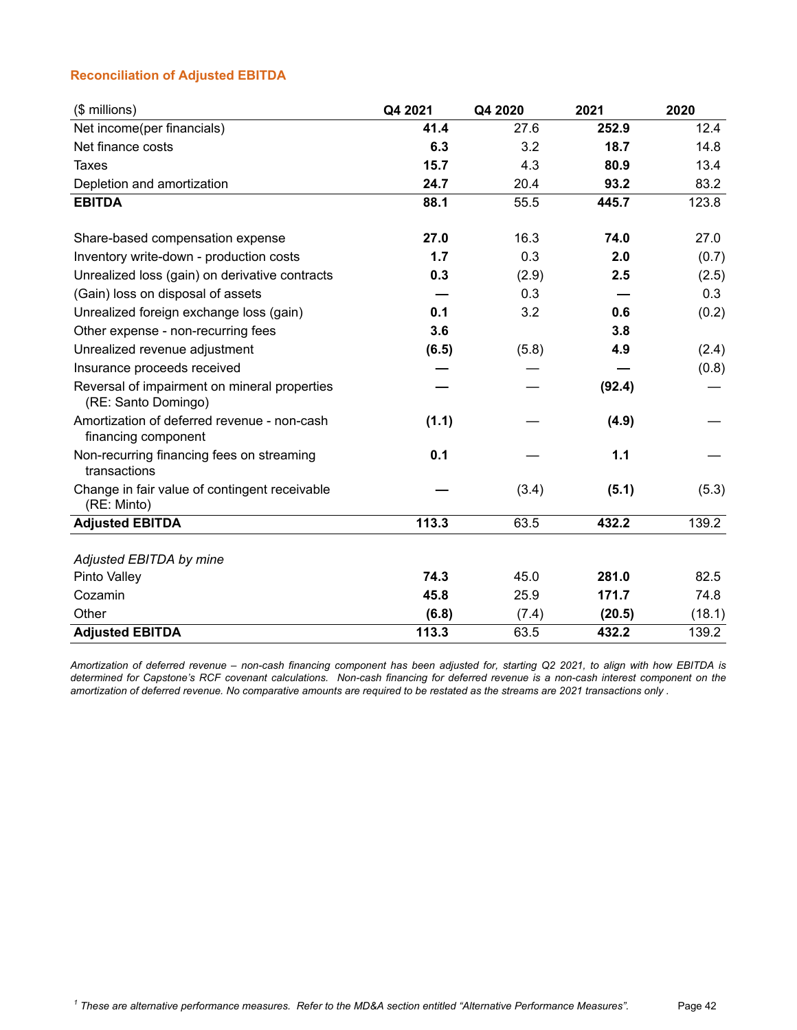### Reconciliation of Adjusted EBITDA

| ($ millions) | Q4 2021 | Q4 2020 | 2021 | 2020 |
|---|---|---|---|---|
| Net income(per financials) | **41.4** | 27.6 | **252.9** | 12.4 |
| Net finance costs | **6.3** | 3.2 | **18.7** | 14.8 |
| Taxes | **15.7** | 4.3 | **80.9** | 13.4 |
| Depletion and amortization | **24.7** | 20.4 | **93.2** | 83.2 |
| **EBITDA** | **88.1** | 55.5 | **445.7** | 123.8 |
| | | | | |
| Share-based compensation expense | **27.0** | 16.3 | **74.0** | 27.0 |
| Inventory write-down - production costs | **1.7** | 0.3 | **2.0** | (0.7) |
| Unrealized loss (gain) on derivative contracts | **0.3** | (2.9) | **2.5** | (2.5) |
| (Gain) loss on disposal of assets | **—** | 0.3 | **—** | 0.3 |
| Unrealized foreign exchange loss (gain) | **0.1** | 3.2 | **0.6** | (0.2) |
| Other expense - non-recurring fees | **3.6** | | **3.8** | |
| Unrealized revenue adjustment | **(6.5)** | (5.8) | **4.9** | (2.4) |
| Insurance proceeds received | **—** | — | **—** | (0.8) |
| Reversal of impairment on mineral properties (RE: Santo Domingo) | **—** | — | **(92.4)** | — |
| Amortization of deferred revenue - non-cash financing component | **(1.1)** | — | **(4.9)** | — |
| Non-recurring financing fees on streaming transactions | **0.1** | — | **1.1** | — |
| Change in fair value of contingent receivable (RE: Minto) | **—** | (3.4) | **(5.1)** | (5.3) |
| **Adjusted EBITDA** | **113.3** | 63.5 | **432.2** | 139.2 |
| | | | | |
| *Adjusted EBITDA by mine* | | | | |
| Pinto Valley | **74.3** | 45.0 | **281.0** | 82.5 |
| Cozamin | **45.8** | 25.9 | **171.7** | 74.8 |
| Other | **(6.8)** | (7.4) | **(20.5)** | (18.1) |
| **Adjusted EBITDA** | **113.3** | 63.5 | **432.2** | 139.2 |

*Amortization of deferred revenue – non-cash financing component has been adjusted for, starting Q2 2021, to align with how EBITDA is determined for Capstone's RCF covenant calculations. Non-cash financing for deferred revenue is a non-cash interest component on the amortization of deferred revenue. No comparative amounts are required to be restated as the streams are 2021 transactions only .*

[1] *These are alternative performance measures. Refer to the MD&A section entitled "Alternative Performance Measures".*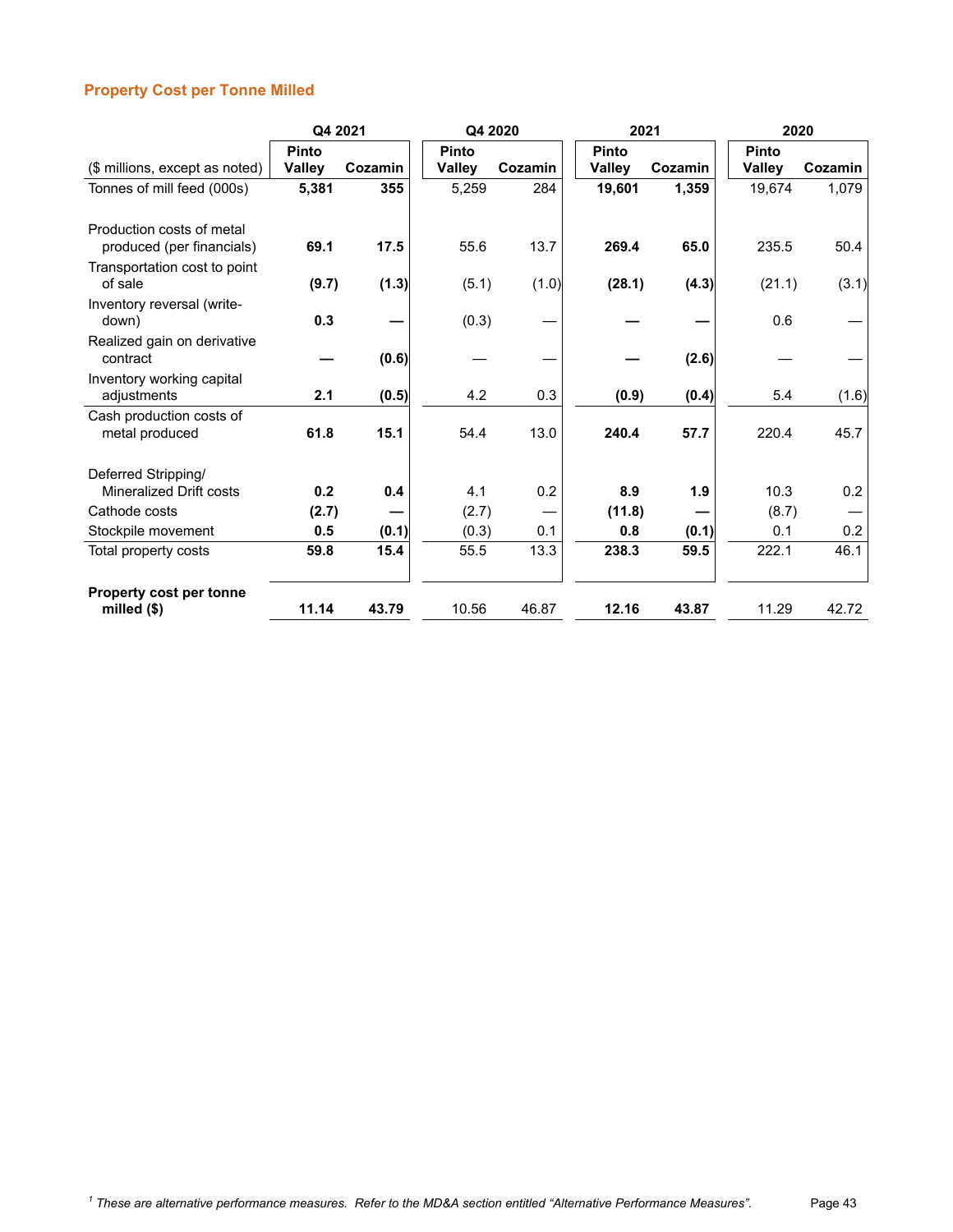## Property Cost per Tonne Milled

| | Q4 2021 | | Q4 2020 | | 2021 | | 2020 | |
|---|---|---|---|---|---|---|---|---|
| ($ millions, except as noted) | Pinto Valley | Cozamin | Pinto Valley | Cozamin | Pinto Valley | Cozamin | Pinto Valley | Cozamin |
| Tonnes of mill feed (000s) | **5,381** | **355** | 5,259 | 284 | **19,601** | **1,359** | 19,674 | 1,079 |
| Production costs of metal produced (per financials) | **69.1** | **17.5** | 55.6 | 13.7 | **269.4** | **65.0** | 235.5 | 50.4 |
| Transportation cost to point of sale | **(9.7)** | **(1.3)** | (5.1) | (1.0) | **(28.1)** | **(4.3)** | (21.1) | (3.1) |
| Inventory reversal (write-down) | **0.3** | **—** | (0.3) | — | **—** | **—** | 0.6 | — |
| Realized gain on derivative contract | **—** | **(0.6)** | — | — | **—** | **(2.6)** | — | — |
| Inventory working capital adjustments | **2.1** | **(0.5)** | 4.2 | 0.3 | **(0.9)** | **(0.4)** | 5.4 | (1.6) |
| Cash production costs of metal produced | **61.8** | **15.1** | 54.4 | 13.0 | **240.4** | **57.7** | 220.4 | 45.7 |
| Deferred Stripping/ Mineralized Drift costs | **0.2** | **0.4** | 4.1 | 0.2 | **8.9** | **1.9** | 10.3 | 0.2 |
| Cathode costs | **(2.7)** | **—** | (2.7) | — | **(11.8)** | **—** | (8.7) | — |
| Stockpile movement | **0.5** | **(0.1)** | (0.3) | 0.1 | **0.8** | **(0.1)** | 0.1 | 0.2 |
| Total property costs | **59.8** | **15.4** | 55.5 | 13.3 | **238.3** | **59.5** | 222.1 | 46.1 |
| **Property cost per tonne milled ($)** | **11.14** | **43.79** | 10.56 | 46.87 | **12.16** | **43.87** | 11.29 | 42.72 |

[1] *These are alternative performance measures. Refer to the MD&A section entitled "Alternative Performance Measures".*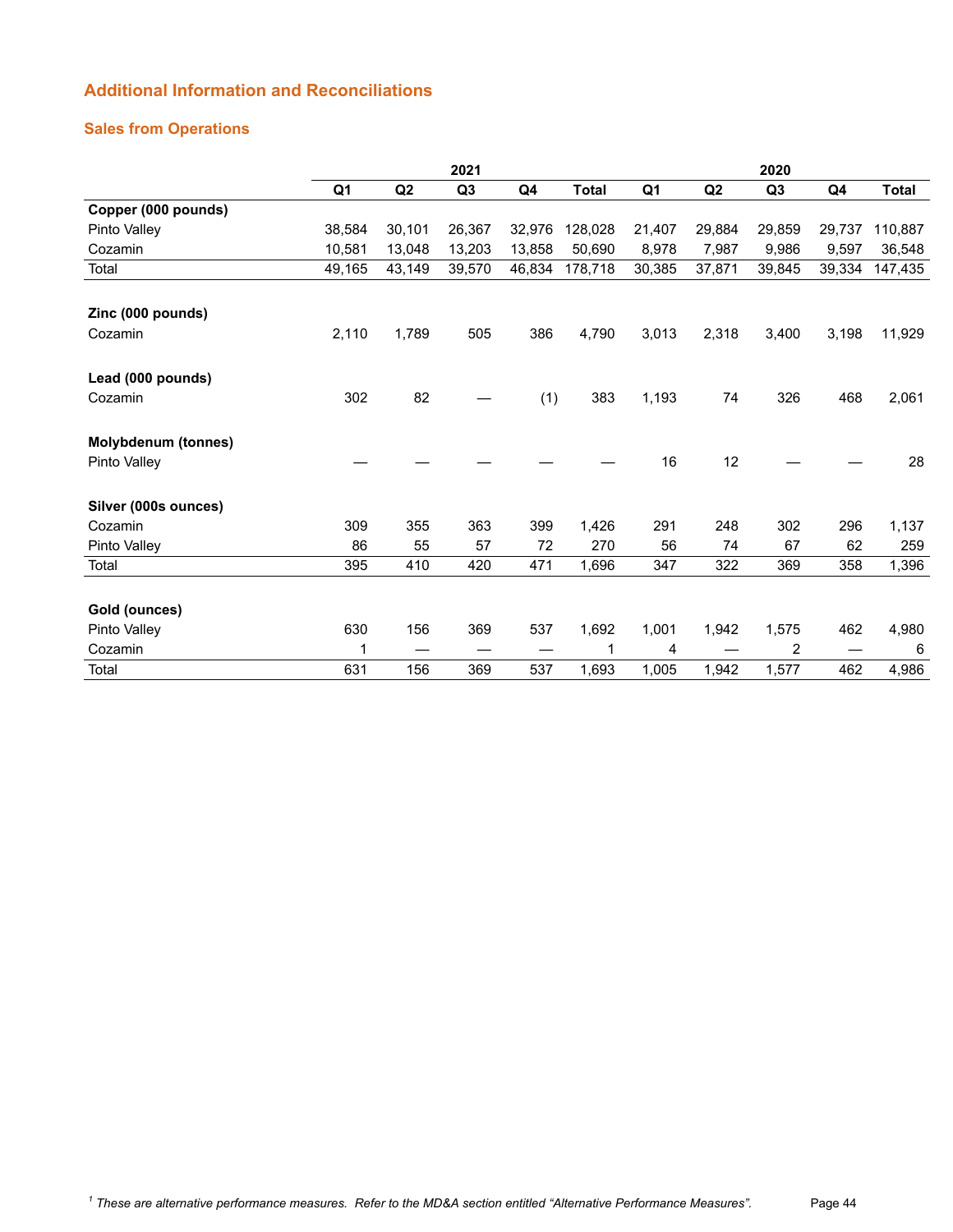## Additional Information and Reconciliations

### Sales from Operations

| | 2021 | | | | | 2020 | | | | |
|---|---|---|---|---|---|---|---|---|---|---|
| | Q1 | Q2 | Q3 | Q4 | Total | Q1 | Q2 | Q3 | Q4 | Total |
| **Copper (000 pounds)** | | | | | | | | | | |
| Pinto Valley | 38,584 | 30,101 | 26,367 | 32,976 | 128,028 | 21,407 | 29,884 | 29,859 | 29,737 | 110,887 |
| Cozamin | 10,581 | 13,048 | 13,203 | 13,858 | 50,690 | 8,978 | 7,987 | 9,986 | 9,597 | 36,548 |
| Total | 49,165 | 43,149 | 39,570 | 46,834 | 178,718 | 30,385 | 37,871 | 39,845 | 39,334 | 147,435 |
| **Zinc (000 pounds)** | | | | | | | | | | |
| Cozamin | 2,110 | 1,789 | 505 | 386 | 4,790 | 3,013 | 2,318 | 3,400 | 3,198 | 11,929 |
| **Lead (000 pounds)** | | | | | | | | | | |
| Cozamin | 302 | 82 | — | (1) | 383 | 1,193 | 74 | 326 | 468 | 2,061 |
| **Molybdenum (tonnes)** | | | | | | | | | | |
| Pinto Valley | — | — | — | — | — | 16 | 12 | — | — | 28 |
| **Silver (000s ounces)** | | | | | | | | | | |
| Cozamin | 309 | 355 | 363 | 399 | 1,426 | 291 | 248 | 302 | 296 | 1,137 |
| Pinto Valley | 86 | 55 | 57 | 72 | 270 | 56 | 74 | 67 | 62 | 259 |
| Total | 395 | 410 | 420 | 471 | 1,696 | 347 | 322 | 369 | 358 | 1,396 |
| **Gold (ounces)** | | | | | | | | | | |
| Pinto Valley | 630 | 156 | 369 | 537 | 1,692 | 1,001 | 1,942 | 1,575 | 462 | 4,980 |
| Cozamin | 1 | — | — | — | 1 | 4 | — | 2 | — | 6 |
| Total | 631 | 156 | 369 | 537 | 1,693 | 1,005 | 1,942 | 1,577 | 462 | 4,986 |

*[1] These are alternative performance measures. Refer to the MD&A section entitled "Alternative Performance Measures".*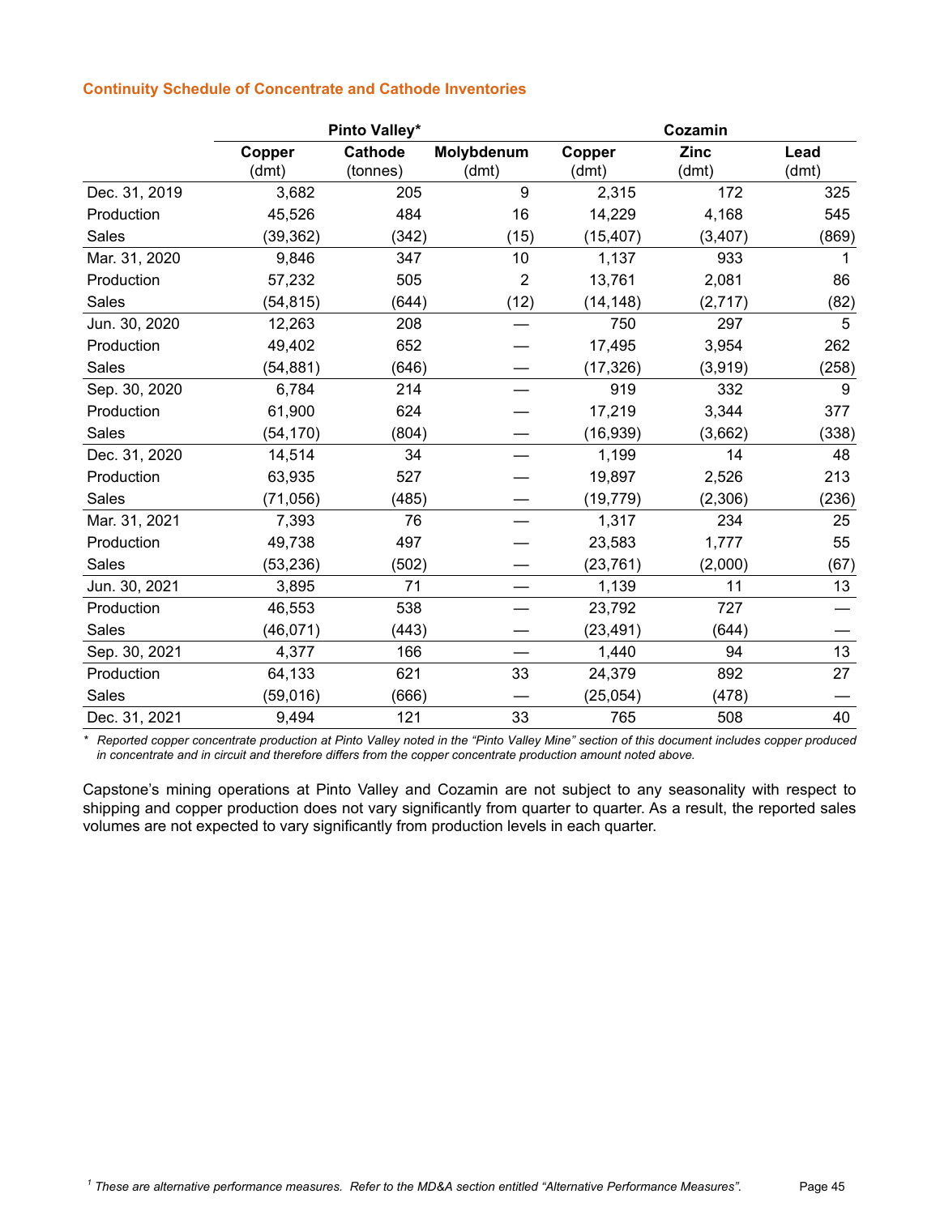### Continuity Schedule of Concentrate and Cathode Inventories

| | Pinto Valley* | | | Cozamin | | |
|---|---|---|---|---|---|---|
| | Copper (dmt) | Cathode (tonnes) | Molybdenum (dmt) | Copper (dmt) | Zinc (dmt) | Lead (dmt) |
| Dec. 31, 2019 | 3,682 | 205 | 9 | 2,315 | 172 | 325 |
| Production | 45,526 | 484 | 16 | 14,229 | 4,168 | 545 |
| Sales | (39,362) | (342) | (15) | (15,407) | (3,407) | (869) |
| Mar. 31, 2020 | 9,846 | 347 | 10 | 1,137 | 933 | 1 |
| Production | 57,232 | 505 | 2 | 13,761 | 2,081 | 86 |
| Sales | (54,815) | (644) | (12) | (14,148) | (2,717) | (82) |
| Jun. 30, 2020 | 12,263 | 208 | — | 750 | 297 | 5 |
| Production | 49,402 | 652 | — | 17,495 | 3,954 | 262 |
| Sales | (54,881) | (646) | — | (17,326) | (3,919) | (258) |
| Sep. 30, 2020 | 6,784 | 214 | — | 919 | 332 | 9 |
| Production | 61,900 | 624 | — | 17,219 | 3,344 | 377 |
| Sales | (54,170) | (804) | — | (16,939) | (3,662) | (338) |
| Dec. 31, 2020 | 14,514 | 34 | — | 1,199 | 14 | 48 |
| Production | 63,935 | 527 | — | 19,897 | 2,526 | 213 |
| Sales | (71,056) | (485) | — | (19,779) | (2,306) | (236) |
| Mar. 31, 2021 | 7,393 | 76 | — | 1,317 | 234 | 25 |
| Production | 49,738 | 497 | — | 23,583 | 1,777 | 55 |
| Sales | (53,236) | (502) | — | (23,761) | (2,000) | (67) |
| Jun. 30, 2021 | 3,895 | 71 | — | 1,139 | 11 | 13 |
| Production | 46,553 | 538 | — | 23,792 | 727 | — |
| Sales | (46,071) | (443) | — | (23,491) | (644) | — |
| Sep. 30, 2021 | 4,377 | 166 | — | 1,440 | 94 | 13 |
| Production | 64,133 | 621 | 33 | 24,379 | 892 | 27 |
| Sales | (59,016) | (666) | — | (25,054) | (478) | — |
| Dec. 31, 2021 | 9,494 | 121 | 33 | 765 | 508 | 40 |

*\* Reported copper concentrate production at Pinto Valley noted in the "Pinto Valley Mine" section of this document includes copper produced in concentrate and in circuit and therefore differs from the copper concentrate production amount noted above.*

Capstone's mining operations at Pinto Valley and Cozamin are not subject to any seasonality with respect to shipping and copper production does not vary significantly from quarter to quarter. As a result, the reported sales volumes are not expected to vary significantly from production levels in each quarter.

*[1] These are alternative performance measures. Refer to the MD&A section entitled "Alternative Performance Measures".*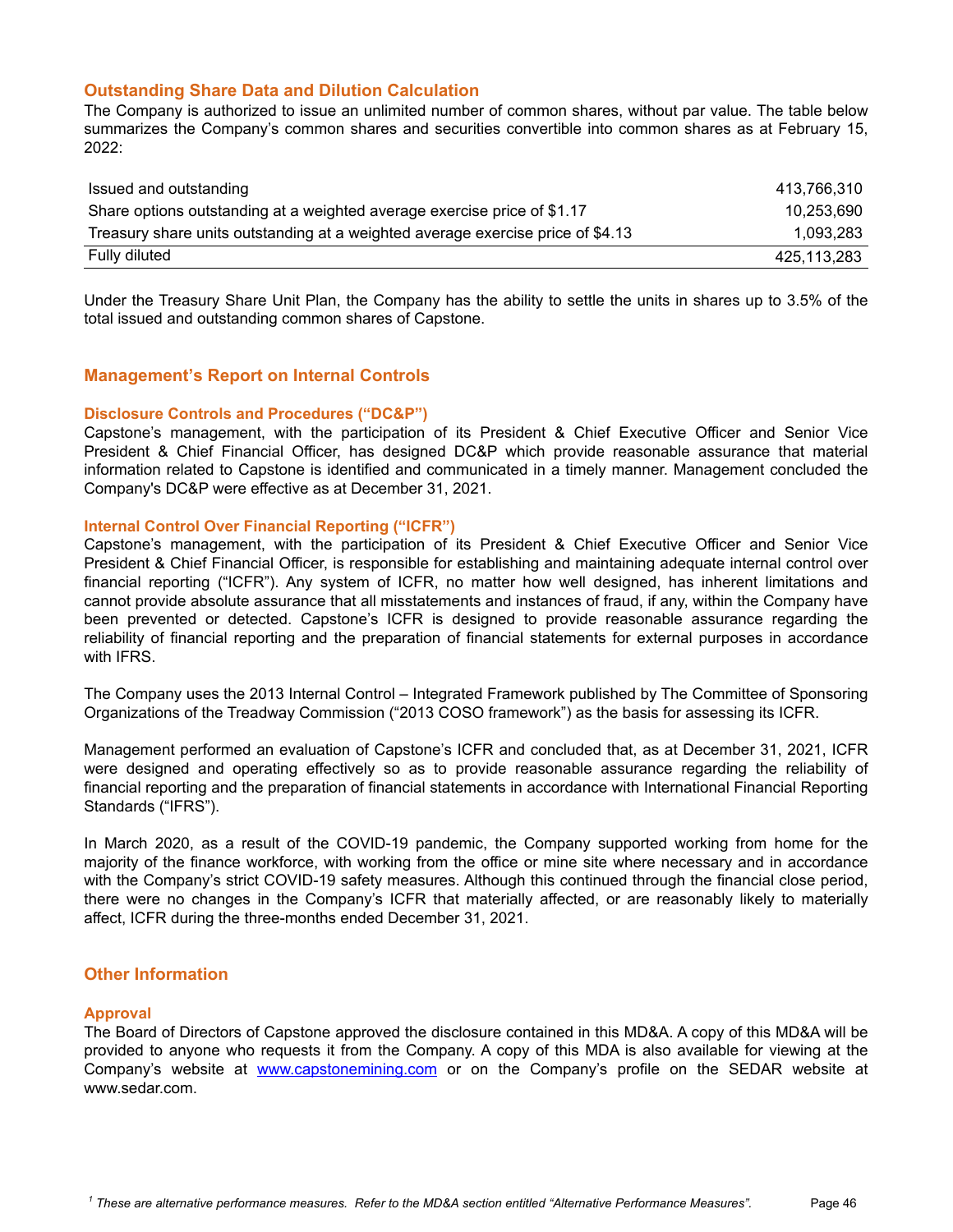## Outstanding Share Data and Dilution Calculation

The Company is authorized to issue an unlimited number of common shares, without par value. The table below summarizes the Company's common shares and securities convertible into common shares as at February 15, 2022:

| | |
|---|---:|
| Issued and outstanding | 413,766,310 |
| Share options outstanding at a weighted average exercise price of $1.17 | 10,253,690 |
| Treasury share units outstanding at a weighted average exercise price of $4.13 | 1,093,283 |
| Fully diluted | 425,113,283 |

Under the Treasury Share Unit Plan, the Company has the ability to settle the units in shares up to 3.5% of the total issued and outstanding common shares of Capstone.

## Management's Report on Internal Controls

### Disclosure Controls and Procedures ("DC&P")

Capstone's management, with the participation of its President & Chief Executive Officer and Senior Vice President & Chief Financial Officer, has designed DC&P which provide reasonable assurance that material information related to Capstone is identified and communicated in a timely manner. Management concluded the Company's DC&P were effective as at December 31, 2021.

### Internal Control Over Financial Reporting ("ICFR")

Capstone's management, with the participation of its President & Chief Executive Officer and Senior Vice President & Chief Financial Officer, is responsible for establishing and maintaining adequate internal control over financial reporting ("ICFR"). Any system of ICFR, no matter how well designed, has inherent limitations and cannot provide absolute assurance that all misstatements and instances of fraud, if any, within the Company have been prevented or detected. Capstone's ICFR is designed to provide reasonable assurance regarding the reliability of financial reporting and the preparation of financial statements for external purposes in accordance with IFRS.

The Company uses the 2013 Internal Control – Integrated Framework published by The Committee of Sponsoring Organizations of the Treadway Commission ("2013 COSO framework") as the basis for assessing its ICFR.

Management performed an evaluation of Capstone's ICFR and concluded that, as at December 31, 2021, ICFR were designed and operating effectively so as to provide reasonable assurance regarding the reliability of financial reporting and the preparation of financial statements in accordance with International Financial Reporting Standards ("IFRS").

In March 2020, as a result of the COVID-19 pandemic, the Company supported working from home for the majority of the finance workforce, with working from the office or mine site where necessary and in accordance with the Company's strict COVID-19 safety measures. Although this continued through the financial close period, there were no changes in the Company's ICFR that materially affected, or are reasonably likely to materially affect, ICFR during the three-months ended December 31, 2021.

## Other Information

### Approval

The Board of Directors of Capstone approved the disclosure contained in this MD&A. A copy of this MD&A will be provided to anyone who requests it from the Company. A copy of this MDA is also available for viewing at the Company's website at www.capstonemining.com or on the Company's profile on the SEDAR website at www.sedar.com.

*[1] These are alternative performance measures. Refer to the MD&A section entitled "Alternative Performance Measures".*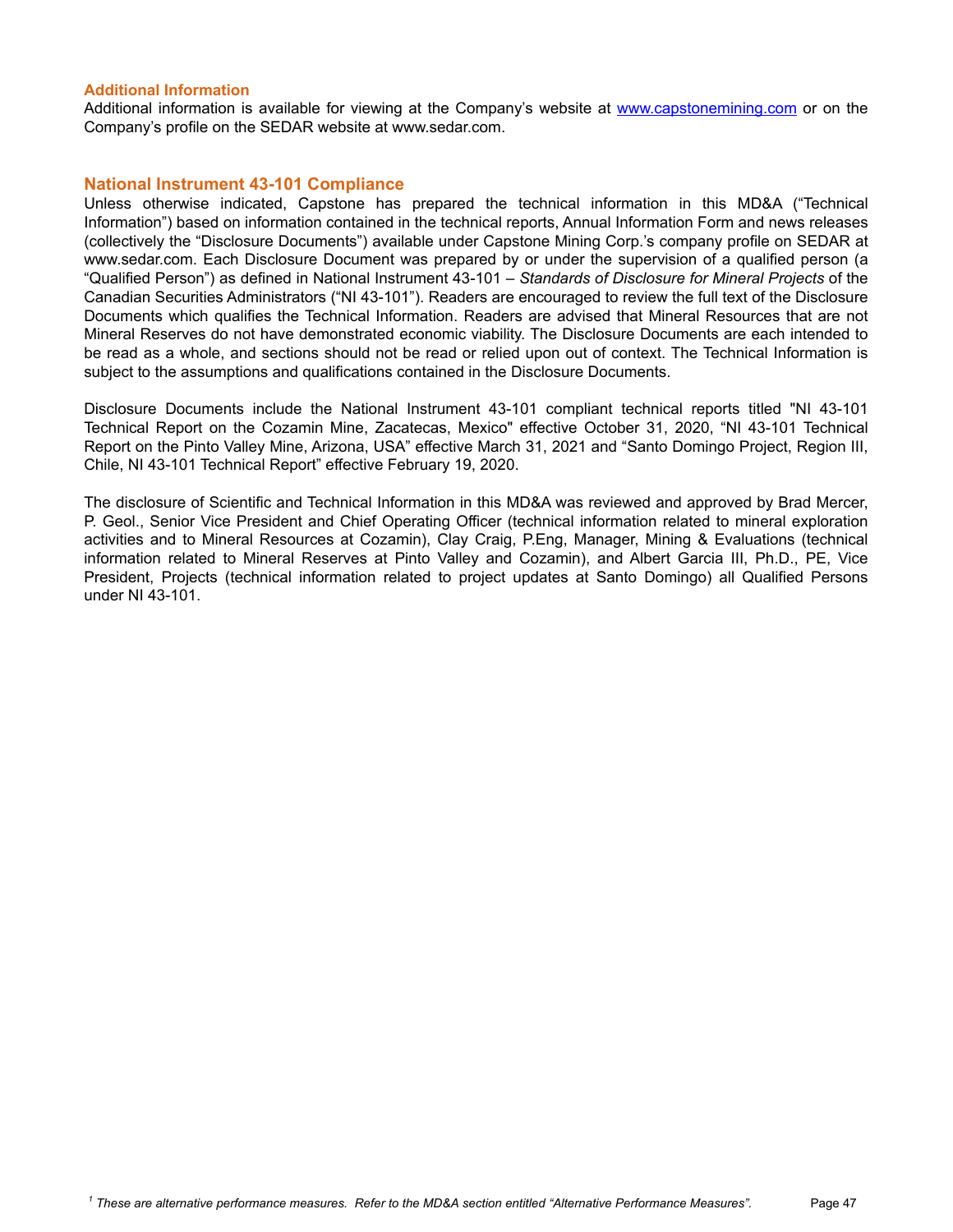### Additional Information

Additional information is available for viewing at the Company's website at www.capstonemining.com or on the Company's profile on the SEDAR website at www.sedar.com.

## National Instrument 43-101 Compliance

Unless otherwise indicated, Capstone has prepared the technical information in this MD&A ("Technical Information") based on information contained in the technical reports, Annual Information Form and news releases (collectively the "Disclosure Documents") available under Capstone Mining Corp.'s company profile on SEDAR at www.sedar.com. Each Disclosure Document was prepared by or under the supervision of a qualified person (a "Qualified Person") as defined in National Instrument 43-101 – *Standards of Disclosure for Mineral Projects* of the Canadian Securities Administrators ("NI 43-101"). Readers are encouraged to review the full text of the Disclosure Documents which qualifies the Technical Information. Readers are advised that Mineral Resources that are not Mineral Reserves do not have demonstrated economic viability. The Disclosure Documents are each intended to be read as a whole, and sections should not be read or relied upon out of context. The Technical Information is subject to the assumptions and qualifications contained in the Disclosure Documents.

Disclosure Documents include the National Instrument 43-101 compliant technical reports titled "NI 43-101 Technical Report on the Cozamin Mine, Zacatecas, Mexico" effective October 31, 2020, "NI 43-101 Technical Report on the Pinto Valley Mine, Arizona, USA" effective March 31, 2021 and "Santo Domingo Project, Region III, Chile, NI 43-101 Technical Report" effective February 19, 2020.

The disclosure of Scientific and Technical Information in this MD&A was reviewed and approved by Brad Mercer, P. Geol., Senior Vice President and Chief Operating Officer (technical information related to mineral exploration activities and to Mineral Resources at Cozamin), Clay Craig, P.Eng, Manager, Mining & Evaluations (technical information related to Mineral Reserves at Pinto Valley and Cozamin), and Albert Garcia III, Ph.D., PE, Vice President, Projects (technical information related to project updates at Santo Domingo) all Qualified Persons under NI 43-101.

[1] *These are alternative performance measures. Refer to the MD&A section entitled "Alternative Performance Measures".*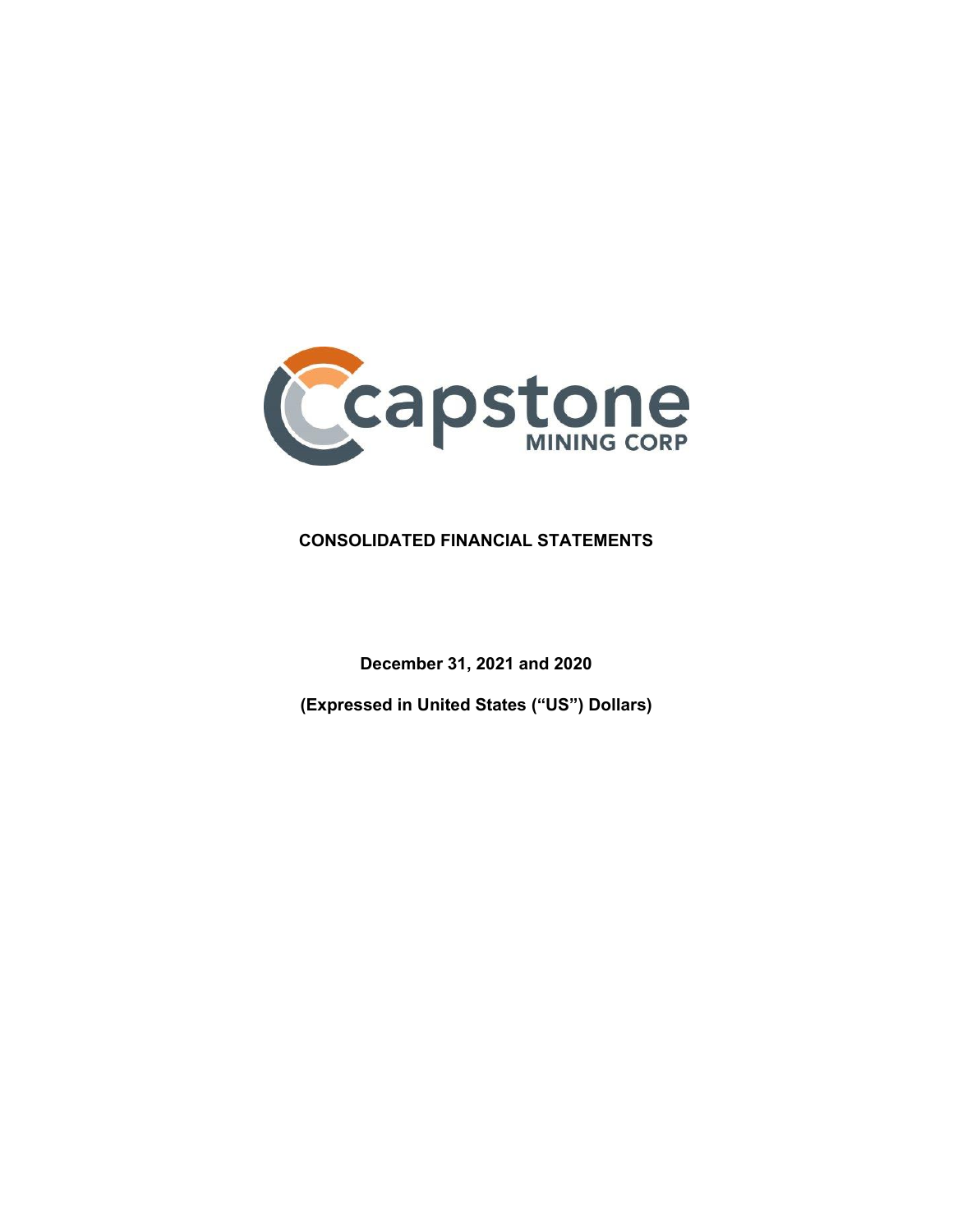capstone MINING CORP

**CONSOLIDATED FINANCIAL STATEMENTS**

**December 31, 2021 and 2020**

**(Expressed in United States ("US") Dollars)**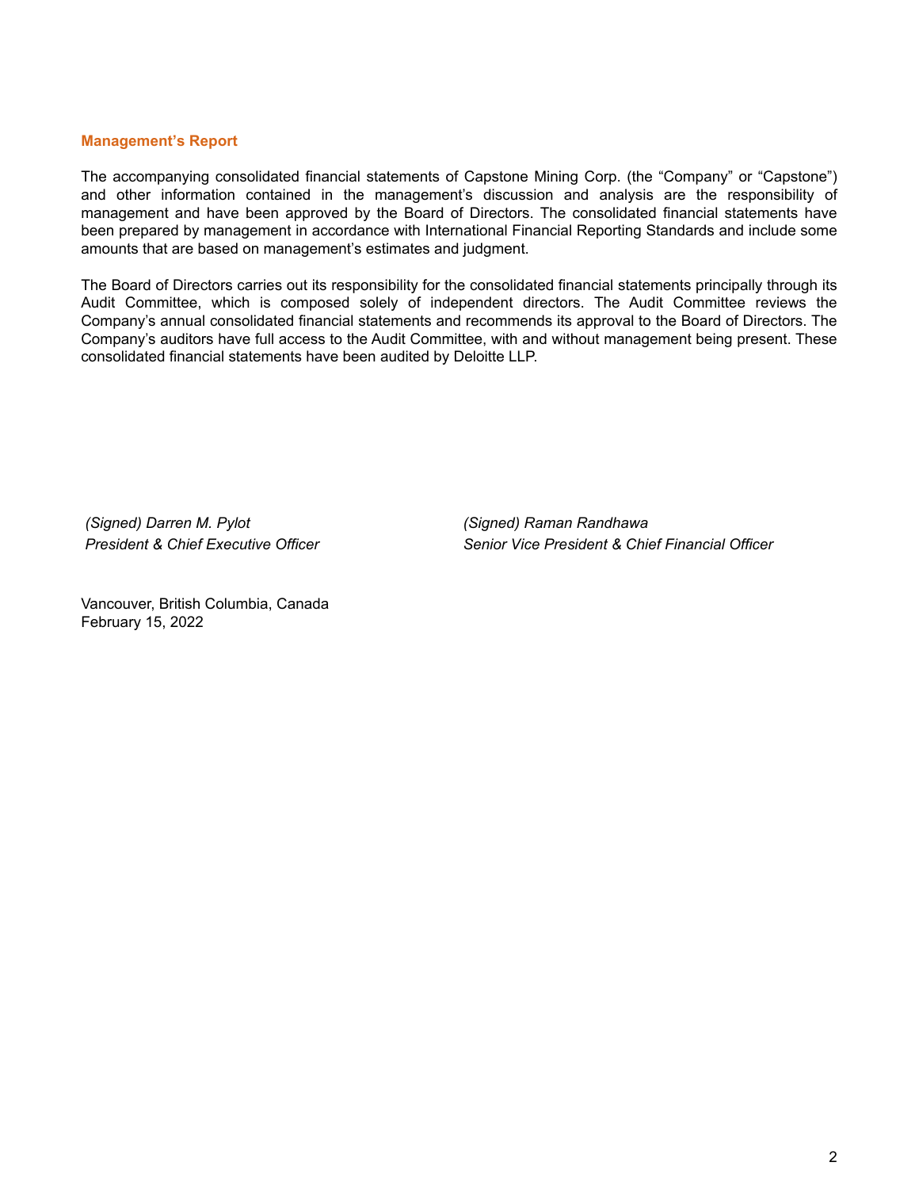## Management's Report

The accompanying consolidated financial statements of Capstone Mining Corp. (the "Company" or "Capstone") and other information contained in the management's discussion and analysis are the responsibility of management and have been approved by the Board of Directors. The consolidated financial statements have been prepared by management in accordance with International Financial Reporting Standards and include some amounts that are based on management's estimates and judgment.

The Board of Directors carries out its responsibility for the consolidated financial statements principally through its Audit Committee, which is composed solely of independent directors. The Audit Committee reviews the Company's annual consolidated financial statements and recommends its approval to the Board of Directors. The Company's auditors have full access to the Audit Committee, with and without management being present. These consolidated financial statements have been audited by Deloitte LLP.

*(Signed) Darren M. Pylot*
*President & Chief Executive Officer*

*(Signed) Raman Randhawa*
*Senior Vice President & Chief Financial Officer*

Vancouver, British Columbia, Canada
February 15, 2022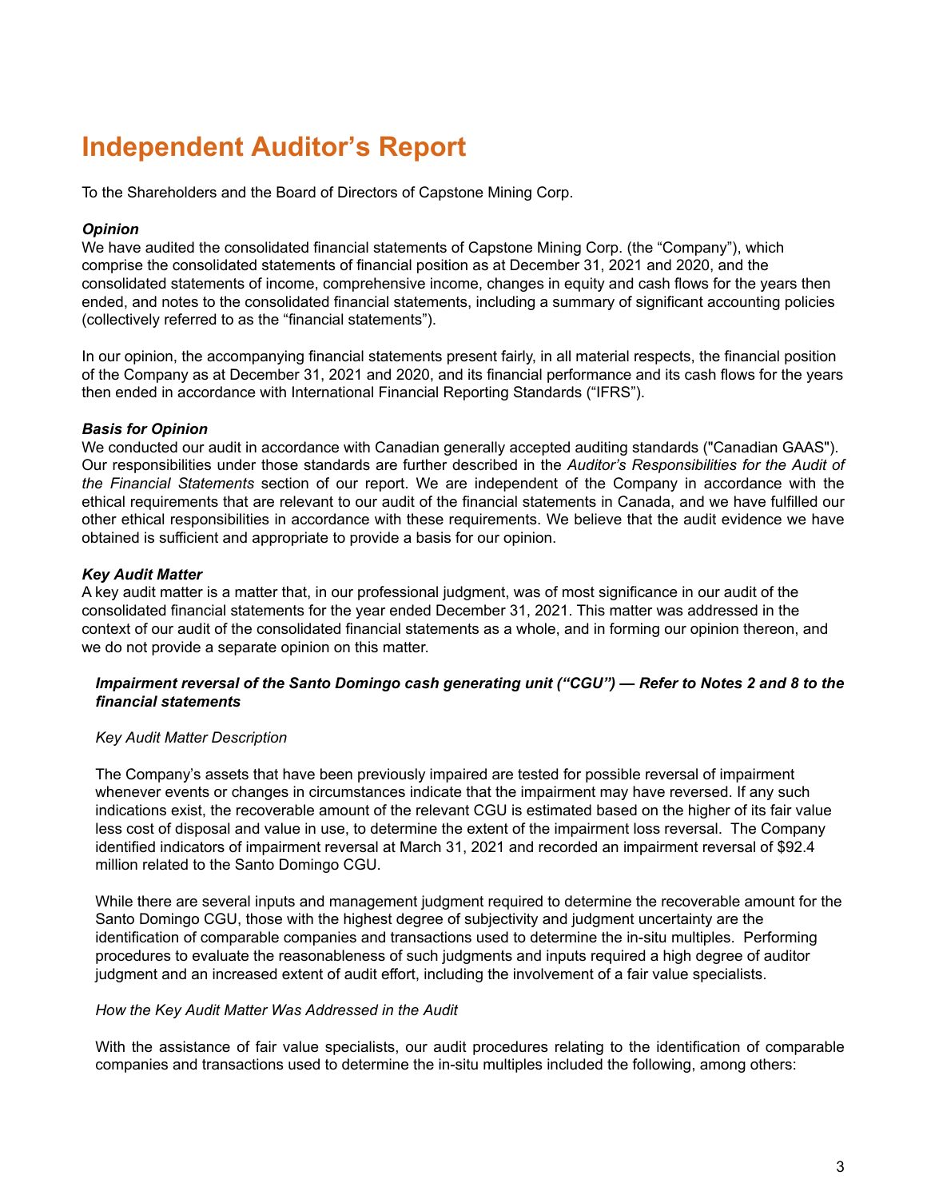# Independent Auditor's Report

To the Shareholders and the Board of Directors of Capstone Mining Corp.

***Opinion***

We have audited the consolidated financial statements of Capstone Mining Corp. (the "Company"), which comprise the consolidated statements of financial position as at December 31, 2021 and 2020, and the consolidated statements of income, comprehensive income, changes in equity and cash flows for the years then ended, and notes to the consolidated financial statements, including a summary of significant accounting policies (collectively referred to as the "financial statements").

In our opinion, the accompanying financial statements present fairly, in all material respects, the financial position of the Company as at December 31, 2021 and 2020, and its financial performance and its cash flows for the years then ended in accordance with International Financial Reporting Standards ("IFRS").

***Basis for Opinion***

We conducted our audit in accordance with Canadian generally accepted auditing standards ("Canadian GAAS"). Our responsibilities under those standards are further described in the *Auditor's Responsibilities for the Audit of the Financial Statements* section of our report. We are independent of the Company in accordance with the ethical requirements that are relevant to our audit of the financial statements in Canada, and we have fulfilled our other ethical responsibilities in accordance with these requirements. We believe that the audit evidence we have obtained is sufficient and appropriate to provide a basis for our opinion.

***Key Audit Matter***

A key audit matter is a matter that, in our professional judgment, was of most significance in our audit of the consolidated financial statements for the year ended December 31, 2021. This matter was addressed in the context of our audit of the consolidated financial statements as a whole, and in forming our opinion thereon, and we do not provide a separate opinion on this matter.

***Impairment reversal of the Santo Domingo cash generating unit ("CGU") — Refer to Notes 2 and 8 to the financial statements***

*Key Audit Matter Description*

The Company's assets that have been previously impaired are tested for possible reversal of impairment whenever events or changes in circumstances indicate that the impairment may have reversed. If any such indications exist, the recoverable amount of the relevant CGU is estimated based on the higher of its fair value less cost of disposal and value in use, to determine the extent of the impairment loss reversal. The Company identified indicators of impairment reversal at March 31, 2021 and recorded an impairment reversal of $92.4 million related to the Santo Domingo CGU.

While there are several inputs and management judgment required to determine the recoverable amount for the Santo Domingo CGU, those with the highest degree of subjectivity and judgment uncertainty are the identification of comparable companies and transactions used to determine the in-situ multiples. Performing procedures to evaluate the reasonableness of such judgments and inputs required a high degree of auditor judgment and an increased extent of audit effort, including the involvement of a fair value specialists.

*How the Key Audit Matter Was Addressed in the Audit*

With the assistance of fair value specialists, our audit procedures relating to the identification of comparable companies and transactions used to determine the in-situ multiples included the following, among others: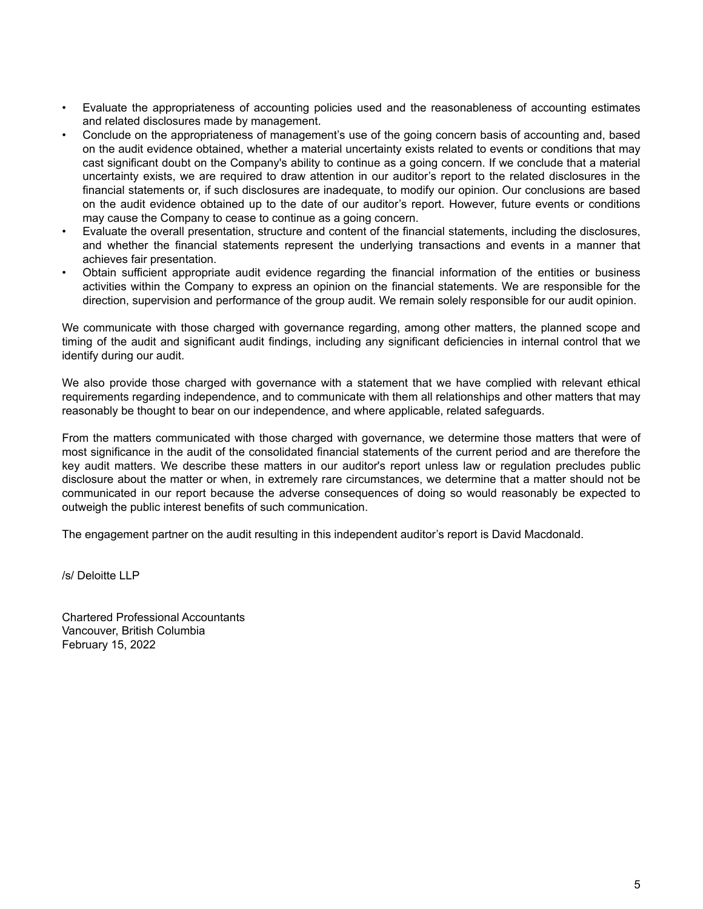- Evaluate the appropriateness of accounting policies used and the reasonableness of accounting estimates and related disclosures made by management.
- Conclude on the appropriateness of management's use of the going concern basis of accounting and, based on the audit evidence obtained, whether a material uncertainty exists related to events or conditions that may cast significant doubt on the Company's ability to continue as a going concern. If we conclude that a material uncertainty exists, we are required to draw attention in our auditor's report to the related disclosures in the financial statements or, if such disclosures are inadequate, to modify our opinion. Our conclusions are based on the audit evidence obtained up to the date of our auditor's report. However, future events or conditions may cause the Company to cease to continue as a going concern.
- Evaluate the overall presentation, structure and content of the financial statements, including the disclosures, and whether the financial statements represent the underlying transactions and events in a manner that achieves fair presentation.
- Obtain sufficient appropriate audit evidence regarding the financial information of the entities or business activities within the Company to express an opinion on the financial statements. We are responsible for the direction, supervision and performance of the group audit. We remain solely responsible for our audit opinion.

We communicate with those charged with governance regarding, among other matters, the planned scope and timing of the audit and significant audit findings, including any significant deficiencies in internal control that we identify during our audit.

We also provide those charged with governance with a statement that we have complied with relevant ethical requirements regarding independence, and to communicate with them all relationships and other matters that may reasonably be thought to bear on our independence, and where applicable, related safeguards.

From the matters communicated with those charged with governance, we determine those matters that were of most significance in the audit of the consolidated financial statements of the current period and are therefore the key audit matters. We describe these matters in our auditor's report unless law or regulation precludes public disclosure about the matter or when, in extremely rare circumstances, we determine that a matter should not be communicated in our report because the adverse consequences of doing so would reasonably be expected to outweigh the public interest benefits of such communication.

The engagement partner on the audit resulting in this independent auditor's report is David Macdonald.

/s/ Deloitte LLP

Chartered Professional Accountants
Vancouver, British Columbia
February 15, 2022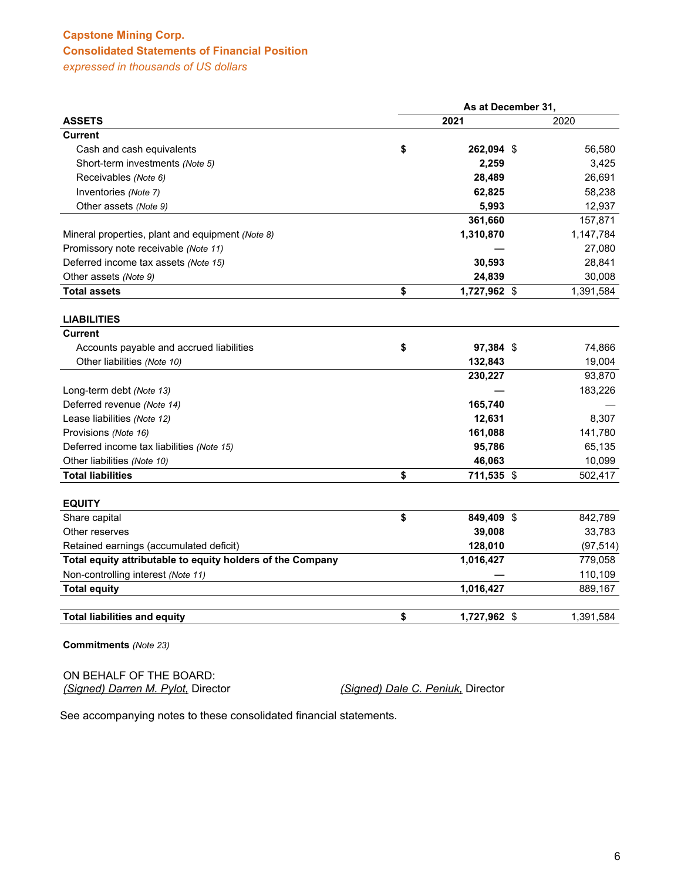**Capstone Mining Corp.**

**Consolidated Statements of Financial Position**

*expressed in thousands of US dollars*

| | As at December 31, | |
|---|---|---|
| **ASSETS** | **2021** | 2020 |
| **Current** | | |
| Cash and cash equivalents | **$ 262,094** | $ 56,580 |
| Short-term investments *(Note 5)* | **2,259** | 3,425 |
| Receivables *(Note 6)* | **28,489** | 26,691 |
| Inventories *(Note 7)* | **62,825** | 58,238 |
| Other assets *(Note 9)* | **5,993** | 12,937 |
| | **361,660** | 157,871 |
| Mineral properties, plant and equipment *(Note 8)* | **1,310,870** | 1,147,784 |
| Promissory note receivable *(Note 11)* | **—** | 27,080 |
| Deferred income tax assets *(Note 15)* | **30,593** | 28,841 |
| Other assets *(Note 9)* | **24,839** | 30,008 |
| **Total assets** | **$ 1,727,962** | $ 1,391,584 |
| | | |
| **LIABILITIES** | | |
| **Current** | | |
| Accounts payable and accrued liabilities | **$ 97,384** | $ 74,866 |
| Other liabilities *(Note 10)* | **132,843** | 19,004 |
| | **230,227** | 93,870 |
| Long-term debt *(Note 13)* | **—** | 183,226 |
| Deferred revenue *(Note 14)* | **165,740** | — |
| Lease liabilities *(Note 12)* | **12,631** | 8,307 |
| Provisions *(Note 16)* | **161,088** | 141,780 |
| Deferred income tax liabilities *(Note 15)* | **95,786** | 65,135 |
| Other liabilities *(Note 10)* | **46,063** | 10,099 |
| **Total liabilities** | **$ 711,535** | $ 502,417 |
| | | |
| **EQUITY** | | |
| Share capital | **$ 849,409** | $ 842,789 |
| Other reserves | **39,008** | 33,783 |
| Retained earnings (accumulated deficit) | **128,010** | (97,514) |
| **Total equity attributable to equity holders of the Company** | **1,016,427** | 779,058 |
| Non-controlling interest *(Note 11)* | **—** | 110,109 |
| **Total equity** | **1,016,427** | 889,167 |
| | | |
| **Total liabilities and equity** | **$ 1,727,962** | $ 1,391,584 |

**Commitments** *(Note 23)*

ON BEHALF OF THE BOARD:

*(Signed) Darren M. Pylot,* Director

*(Signed) Dale C. Peniuk,* Director

See accompanying notes to these consolidated financial statements.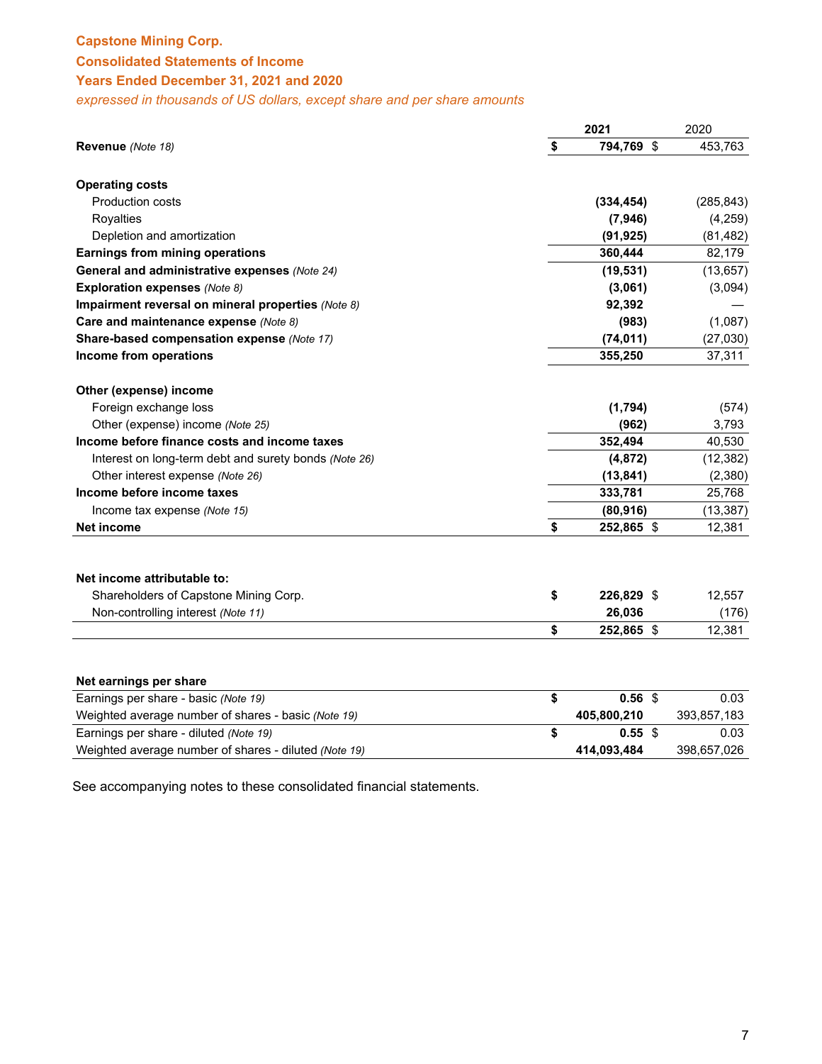# Capstone Mining Corp.

## Consolidated Statements of Income

## Years Ended December 31, 2021 and 2020

*expressed in thousands of US dollars, except share and per share amounts*

| | 2021 | 2020 |
|---|---|---|
| **Revenue** *(Note 18)* | **$ 794,769** | $ 453,763 |
| | | |
| **Operating costs** | | |
| Production costs | **(334,454)** | (285,843) |
| Royalties | **(7,946)** | (4,259) |
| Depletion and amortization | **(91,925)** | (81,482) |
| **Earnings from mining operations** | **360,444** | 82,179 |
| **General and administrative expenses** *(Note 24)* | **(19,531)** | (13,657) |
| **Exploration expenses** *(Note 8)* | **(3,061)** | (3,094) |
| **Impairment reversal on mineral properties** *(Note 8)* | **92,392** | — |
| **Care and maintenance expense** *(Note 8)* | **(983)** | (1,087) |
| **Share-based compensation expense** *(Note 17)* | **(74,011)** | (27,030) |
| **Income from operations** | **355,250** | 37,311 |
| | | |
| **Other (expense) income** | | |
| Foreign exchange loss | **(1,794)** | (574) |
| Other (expense) income *(Note 25)* | **(962)** | 3,793 |
| **Income before finance costs and income taxes** | **352,494** | 40,530 |
| Interest on long-term debt and surety bonds *(Note 26)* | **(4,872)** | (12,382) |
| Other interest expense *(Note 26)* | **(13,841)** | (2,380) |
| **Income before income taxes** | **333,781** | 25,768 |
| Income tax expense *(Note 15)* | **(80,916)** | (13,387) |
| **Net income** | **$ 252,865** | $ 12,381 |

| | 2021 | 2020 |
|---|---|---|
| **Net income attributable to:** | | |
| Shareholders of Capstone Mining Corp. | **$ 226,829** | $ 12,557 |
| Non-controlling interest *(Note 11)* | **26,036** | (176) |
| | **$ 252,865** | $ 12,381 |

| **Net earnings per share** | 2021 | 2020 |
|---|---|---|
| Earnings per share - basic *(Note 19)* | **$ 0.56** | $ 0.03 |
| Weighted average number of shares - basic *(Note 19)* | **405,800,210** | 393,857,183 |
| Earnings per share - diluted *(Note 19)* | **$ 0.55** | $ 0.03 |
| Weighted average number of shares - diluted *(Note 19)* | **414,093,484** | 398,657,026 |

See accompanying notes to these consolidated financial statements.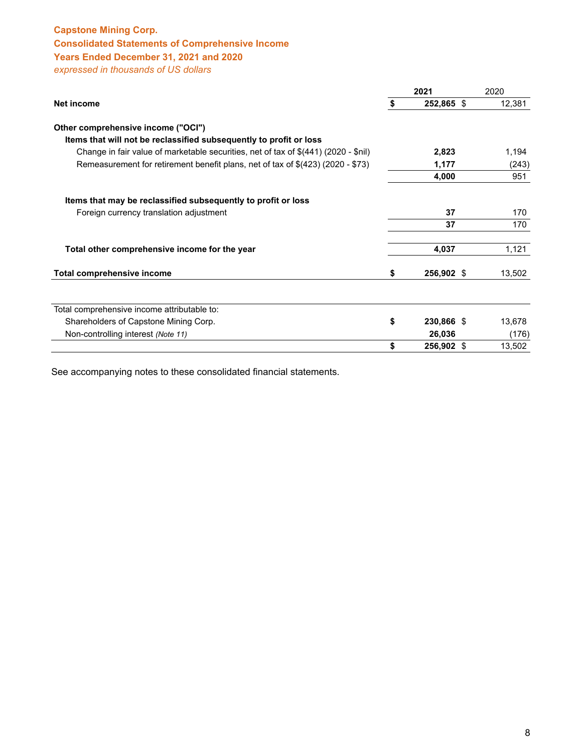**Capstone Mining Corp.**
**Consolidated Statements of Comprehensive Income**
**Years Ended December 31, 2021 and 2020**
*expressed in thousands of US dollars*

| | 2021 | 2020 |
|---|---|---|
| **Net income** | **$ 252,865** | $ 12,381 |
| | | |
| **Other comprehensive income ("OCI")** | | |
| **Items that will not be reclassified subsequently to profit or loss** | | |
| Change in fair value of marketable securities, net of tax of $(441) (2020 - $nil) | **2,823** | 1,194 |
| Remeasurement for retirement benefit plans, net of tax of $(423) (2020 - $73) | **1,177** | (243) |
| | **4,000** | 951 |
| | | |
| **Items that may be reclassified subsequently to profit or loss** | | |
| Foreign currency translation adjustment | **37** | 170 |
| | **37** | 170 |
| | | |
| **Total other comprehensive income for the year** | **4,037** | 1,121 |
| | | |
| **Total comprehensive income** | **$ 256,902** | $ 13,502 |
| | | |
| Total comprehensive income attributable to: | | |
| Shareholders of Capstone Mining Corp. | **$ 230,866** | $ 13,678 |
| Non-controlling interest *(Note 11)* | **26,036** | (176) |
| | **$ 256,902** | $ 13,502 |

See accompanying notes to these consolidated financial statements.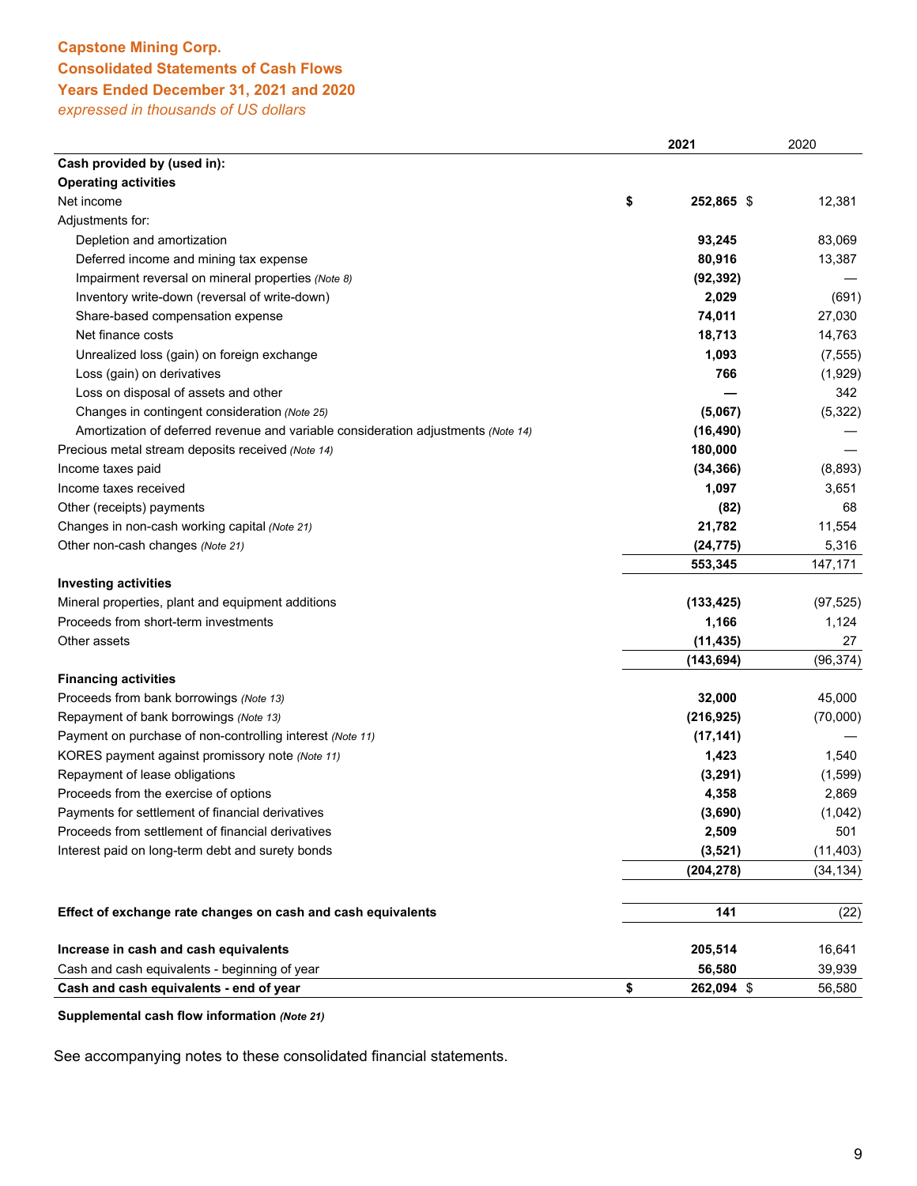**Capstone Mining Corp.**
**Consolidated Statements of Cash Flows**
**Years Ended December 31, 2021 and 2020**
*expressed in thousands of US dollars*

| | 2021 | 2020 |
|---|---|---|
| **Cash provided by (used in):** | | |
| **Operating activities** | | |
| Net income | **$ 252,865** | $ 12,381 |
| Adjustments for: | | |
| Depletion and amortization | **93,245** | 83,069 |
| Deferred income and mining tax expense | **80,916** | 13,387 |
| Impairment reversal on mineral properties *(Note 8)* | **(92,392)** | — |
| Inventory write-down (reversal of write-down) | **2,029** | (691) |
| Share-based compensation expense | **74,011** | 27,030 |
| Net finance costs | **18,713** | 14,763 |
| Unrealized loss (gain) on foreign exchange | **1,093** | (7,555) |
| Loss (gain) on derivatives | **766** | (1,929) |
| Loss on disposal of assets and other | **—** | 342 |
| Changes in contingent consideration *(Note 25)* | **(5,067)** | (5,322) |
| Amortization of deferred revenue and variable consideration adjustments *(Note 14)* | **(16,490)** | — |
| Precious metal stream deposits received *(Note 14)* | **180,000** | — |
| Income taxes paid | **(34,366)** | (8,893) |
| Income taxes received | **1,097** | 3,651 |
| Other (receipts) payments | **(82)** | 68 |
| Changes in non-cash working capital *(Note 21)* | **21,782** | 11,554 |
| Other non-cash changes *(Note 21)* | **(24,775)** | 5,316 |
| | **553,345** | 147,171 |
| **Investing activities** | | |
| Mineral properties, plant and equipment additions | **(133,425)** | (97,525) |
| Proceeds from short-term investments | **1,166** | 1,124 |
| Other assets | **(11,435)** | 27 |
| | **(143,694)** | (96,374) |
| **Financing activities** | | |
| Proceeds from bank borrowings *(Note 13)* | **32,000** | 45,000 |
| Repayment of bank borrowings *(Note 13)* | **(216,925)** | (70,000) |
| Payment on purchase of non-controlling interest *(Note 11)* | **(17,141)** | — |
| KORES payment against promissory note *(Note 11)* | **1,423** | 1,540 |
| Repayment of lease obligations | **(3,291)** | (1,599) |
| Proceeds from the exercise of options | **4,358** | 2,869 |
| Payments for settlement of financial derivatives | **(3,690)** | (1,042) |
| Proceeds from settlement of financial derivatives | **2,509** | 501 |
| Interest paid on long-term debt and surety bonds | **(3,521)** | (11,403) |
| | **(204,278)** | (34,134) |
| **Effect of exchange rate changes on cash and cash equivalents** | **141** | (22) |
| **Increase in cash and cash equivalents** | **205,514** | 16,641 |
| Cash and cash equivalents - beginning of year | **56,580** | 39,939 |
| **Cash and cash equivalents - end of year** | **$ 262,094** | $ 56,580 |

**Supplemental cash flow information *(Note 21)***

See accompanying notes to these consolidated financial statements.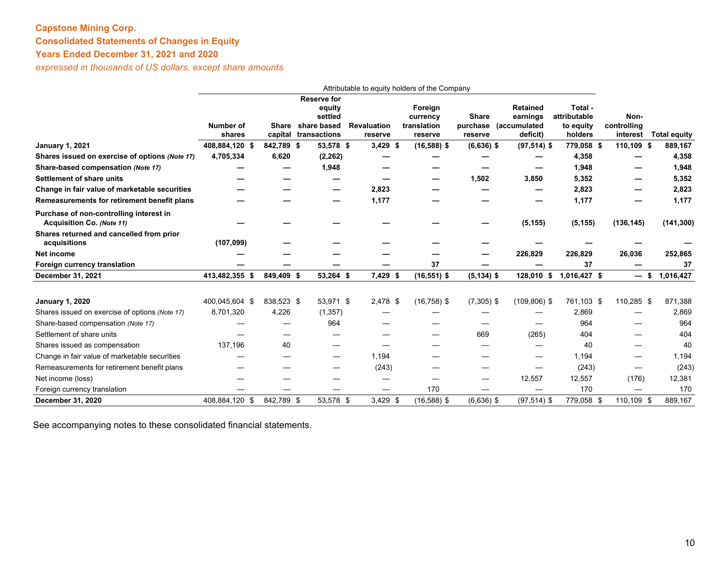**Capstone Mining Corp.**

**Consolidated Statements of Changes in Equity**

**Years Ended December 31, 2021 and 2020**

*expressed in thousands of US dollars, except share amounts*

| | Attributable to equity holders of the Company | | | | | | | | | |
|---|---|---|---|---|---|---|---|---|---|---|
| | Number of shares | Share capital | Reserve for equity settled share based transactions | Revaluation reserve | Foreign currency translation reserve | Share purchase reserve | Retained earnings (accumulated deficit) | Total - attributable to equity holders | Non-controlling interest | Total equity |
| **January 1, 2021** | **408,884,120** | **$ 842,789** | **$ 53,578** | **$ 3,429** | **$ (16,588)** | **$ (6,636)** | **$ (97,514)** | **$ 779,058** | **$ 110,109** | **$ 889,167** |
| **Shares issued on exercise of options *(Note 17)*** | **4,705,334** | **6,620** | **(2,262)** | **—** | **—** | **—** | **—** | **4,358** | **—** | **4,358** |
| **Share-based compensation *(Note 17)*** | **—** | **—** | **1,948** | **—** | **—** | **—** | **—** | **1,948** | **—** | **1,948** |
| **Settlement of share units** | **—** | **—** | **—** | **—** | **—** | **1,502** | **3,850** | **5,352** | **—** | **5,352** |
| **Change in fair value of marketable securities** | **—** | **—** | **—** | **2,823** | **—** | **—** | **—** | **2,823** | **—** | **2,823** |
| **Remeasurements for retirement benefit plans** | **—** | **—** | **—** | **1,177** | **—** | **—** | **—** | **1,177** | **—** | **1,177** |
| **Purchase of non-controlling interest in Acquisition Co. *(Note 11)*** | **—** | **—** | **—** | **—** | **—** | **—** | **(5,155)** | **(5,155)** | **(136,145)** | **(141,300)** |
| **Shares returned and cancelled from prior acquisitions** | **(107,099)** | **—** | **—** | **—** | **—** | **—** | **—** | **—** | **—** | **—** |
| **Net income** | **—** | **—** | **—** | **—** | **—** | **—** | **226,829** | **226,829** | **26,036** | **252,865** |
| **Foreign currency translation** | **—** | **—** | **—** | **—** | **37** | **—** | **—** | **37** | **—** | **37** |
| **December 31, 2021** | **413,482,355** | **$ 849,409** | **$ 53,264** | **$ 7,429** | **$ (16,551)** | **$ (5,134)** | **$ 128,010** | **$ 1,016,427** | **$ —** | **$ 1,016,427** |
| | | | | | | | | | | |
| **January 1, 2020** | 400,045,604 | $ 838,523 | $ 53,971 | $ 2,478 | $ (16,758) | $ (7,305) | $ (109,806) | $ 761,103 | $ 110,285 | $ 871,388 |
| Shares issued on exercise of options *(Note 17)* | 8,701,320 | 4,226 | (1,357) | — | — | — | — | 2,869 | — | 2,869 |
| Share-based compensation *(Note 17)* | — | — | 964 | — | — | — | — | 964 | — | 964 |
| Settlement of share units | — | — | — | — | — | 669 | (265) | 404 | — | 404 |
| Shares issued as compensation | 137,196 | 40 | — | — | — | — | — | 40 | — | 40 |
| Change in fair value of marketable securities | — | — | — | 1,194 | — | — | — | 1,194 | — | 1,194 |
| Remeasurements for retirement benefit plans | — | — | — | (243) | — | — | — | (243) | — | (243) |
| Net income (loss) | — | — | — | — | — | — | 12,557 | 12,557 | (176) | 12,381 |
| Foreign currency translation | — | — | — | — | 170 | — | — | 170 | — | 170 |
| **December 31, 2020** | 408,884,120 | $ 842,789 | $ 53,578 | $ 3,429 | $ (16,588) | $ (6,636) | $ (97,514) | $ 779,058 | $ 110,109 | $ 889,167 |

See accompanying notes to these consolidated financial statements.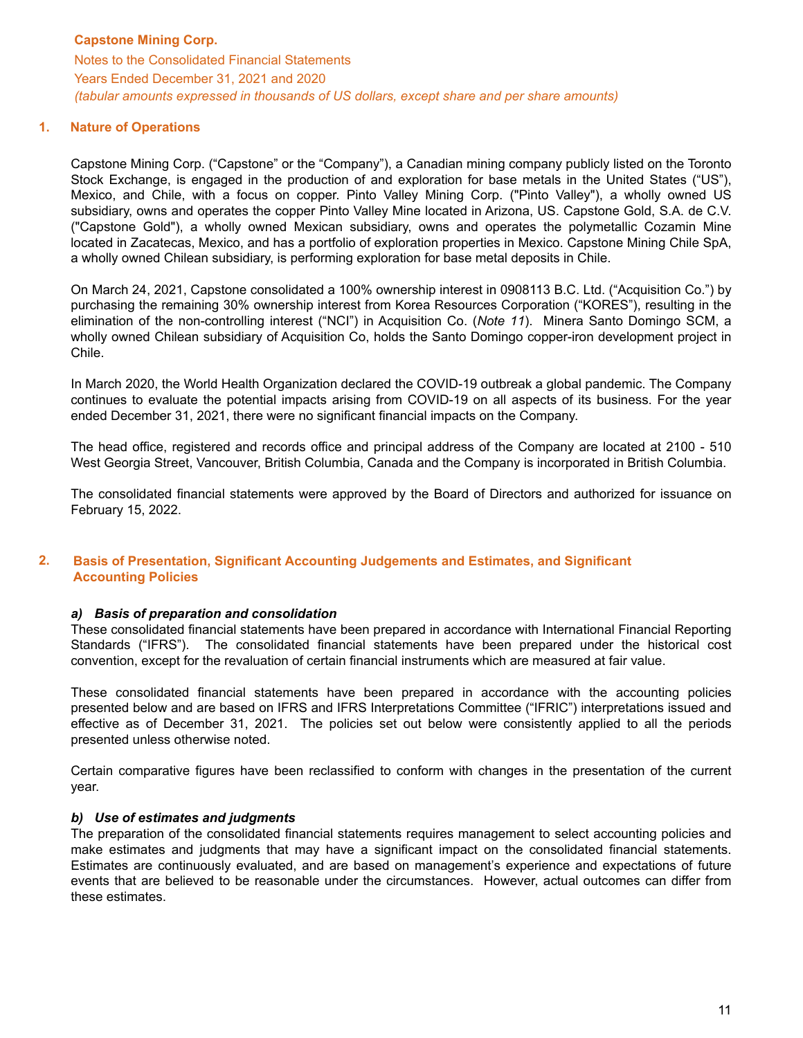**Capstone Mining Corp.**
Notes to the Consolidated Financial Statements
Years Ended December 31, 2021 and 2020
*(tabular amounts expressed in thousands of US dollars, except share and per share amounts)*

## 1. Nature of Operations

Capstone Mining Corp. ("Capstone" or the "Company"), a Canadian mining company publicly listed on the Toronto Stock Exchange, is engaged in the production of and exploration for base metals in the United States ("US"), Mexico, and Chile, with a focus on copper. Pinto Valley Mining Corp. ("Pinto Valley"), a wholly owned US subsidiary, owns and operates the copper Pinto Valley Mine located in Arizona, US. Capstone Gold, S.A. de C.V. ("Capstone Gold"), a wholly owned Mexican subsidiary, owns and operates the polymetallic Cozamin Mine located in Zacatecas, Mexico, and has a portfolio of exploration properties in Mexico. Capstone Mining Chile SpA, a wholly owned Chilean subsidiary, is performing exploration for base metal deposits in Chile.

On March 24, 2021, Capstone consolidated a 100% ownership interest in 0908113 B.C. Ltd. ("Acquisition Co.") by purchasing the remaining 30% ownership interest from Korea Resources Corporation ("KORES"), resulting in the elimination of the non-controlling interest ("NCI") in Acquisition Co. (*Note 11*). Minera Santo Domingo SCM, a wholly owned Chilean subsidiary of Acquisition Co, holds the Santo Domingo copper-iron development project in Chile.

In March 2020, the World Health Organization declared the COVID-19 outbreak a global pandemic. The Company continues to evaluate the potential impacts arising from COVID-19 on all aspects of its business. For the year ended December 31, 2021, there were no significant financial impacts on the Company.

The head office, registered and records office and principal address of the Company are located at 2100 - 510 West Georgia Street, Vancouver, British Columbia, Canada and the Company is incorporated in British Columbia.

The consolidated financial statements were approved by the Board of Directors and authorized for issuance on February 15, 2022.

## 2. Basis of Presentation, Significant Accounting Judgements and Estimates, and Significant Accounting Policies

### *a) Basis of preparation and consolidation*

These consolidated financial statements have been prepared in accordance with International Financial Reporting Standards ("IFRS"). The consolidated financial statements have been prepared under the historical cost convention, except for the revaluation of certain financial instruments which are measured at fair value.

These consolidated financial statements have been prepared in accordance with the accounting policies presented below and are based on IFRS and IFRS Interpretations Committee ("IFRIC") interpretations issued and effective as of December 31, 2021. The policies set out below were consistently applied to all the periods presented unless otherwise noted.

Certain comparative figures have been reclassified to conform with changes in the presentation of the current year.

### *b) Use of estimates and judgments*

The preparation of the consolidated financial statements requires management to select accounting policies and make estimates and judgments that may have a significant impact on the consolidated financial statements. Estimates are continuously evaluated, and are based on management's experience and expectations of future events that are believed to be reasonable under the circumstances. However, actual outcomes can differ from these estimates.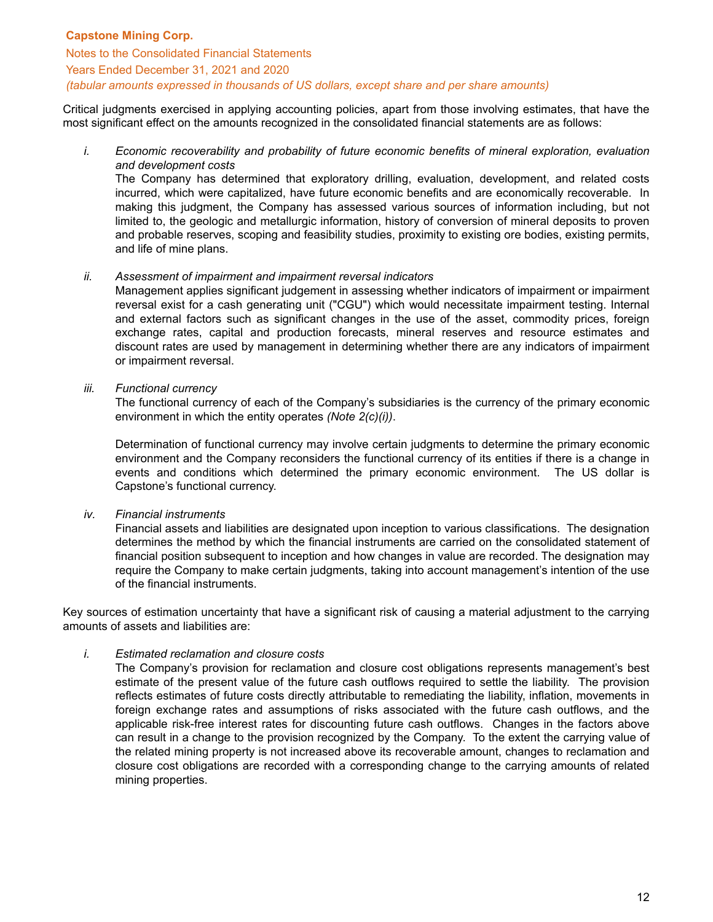Critical judgments exercised in applying accounting policies, apart from those involving estimates, that have the most significant effect on the amounts recognized in the consolidated financial statements are as follows:

i. *Economic recoverability and probability of future economic benefits of mineral exploration, evaluation and development costs*

   The Company has determined that exploratory drilling, evaluation, development, and related costs incurred, which were capitalized, have future economic benefits and are economically recoverable. In making this judgment, the Company has assessed various sources of information including, but not limited to, the geologic and metallurgic information, history of conversion of mineral deposits to proven and probable reserves, scoping and feasibility studies, proximity to existing ore bodies, existing permits, and life of mine plans.

ii. *Assessment of impairment and impairment reversal indicators*

   Management applies significant judgement in assessing whether indicators of impairment or impairment reversal exist for a cash generating unit ("CGU") which would necessitate impairment testing. Internal and external factors such as significant changes in the use of the asset, commodity prices, foreign exchange rates, capital and production forecasts, mineral reserves and resource estimates and discount rates are used by management in determining whether there are any indicators of impairment or impairment reversal.

iii. *Functional currency*

   The functional currency of each of the Company's subsidiaries is the currency of the primary economic environment in which the entity operates *(Note 2(c)(i))*.

   Determination of functional currency may involve certain judgments to determine the primary economic environment and the Company reconsiders the functional currency of its entities if there is a change in events and conditions which determined the primary economic environment. The US dollar is Capstone's functional currency.

iv. *Financial instruments*

   Financial assets and liabilities are designated upon inception to various classifications. The designation determines the method by which the financial instruments are carried on the consolidated statement of financial position subsequent to inception and how changes in value are recorded. The designation may require the Company to make certain judgments, taking into account management's intention of the use of the financial instruments.

Key sources of estimation uncertainty that have a significant risk of causing a material adjustment to the carrying amounts of assets and liabilities are:

i. *Estimated reclamation and closure costs*

   The Company's provision for reclamation and closure cost obligations represents management's best estimate of the present value of the future cash outflows required to settle the liability. The provision reflects estimates of future costs directly attributable to remediating the liability, inflation, movements in foreign exchange rates and assumptions of risks associated with the future cash outflows, and the applicable risk-free interest rates for discounting future cash outflows. Changes in the factors above can result in a change to the provision recognized by the Company. To the extent the carrying value of the related mining property is not increased above its recoverable amount, changes to reclamation and closure cost obligations are recorded with a corresponding change to the carrying amounts of related mining properties.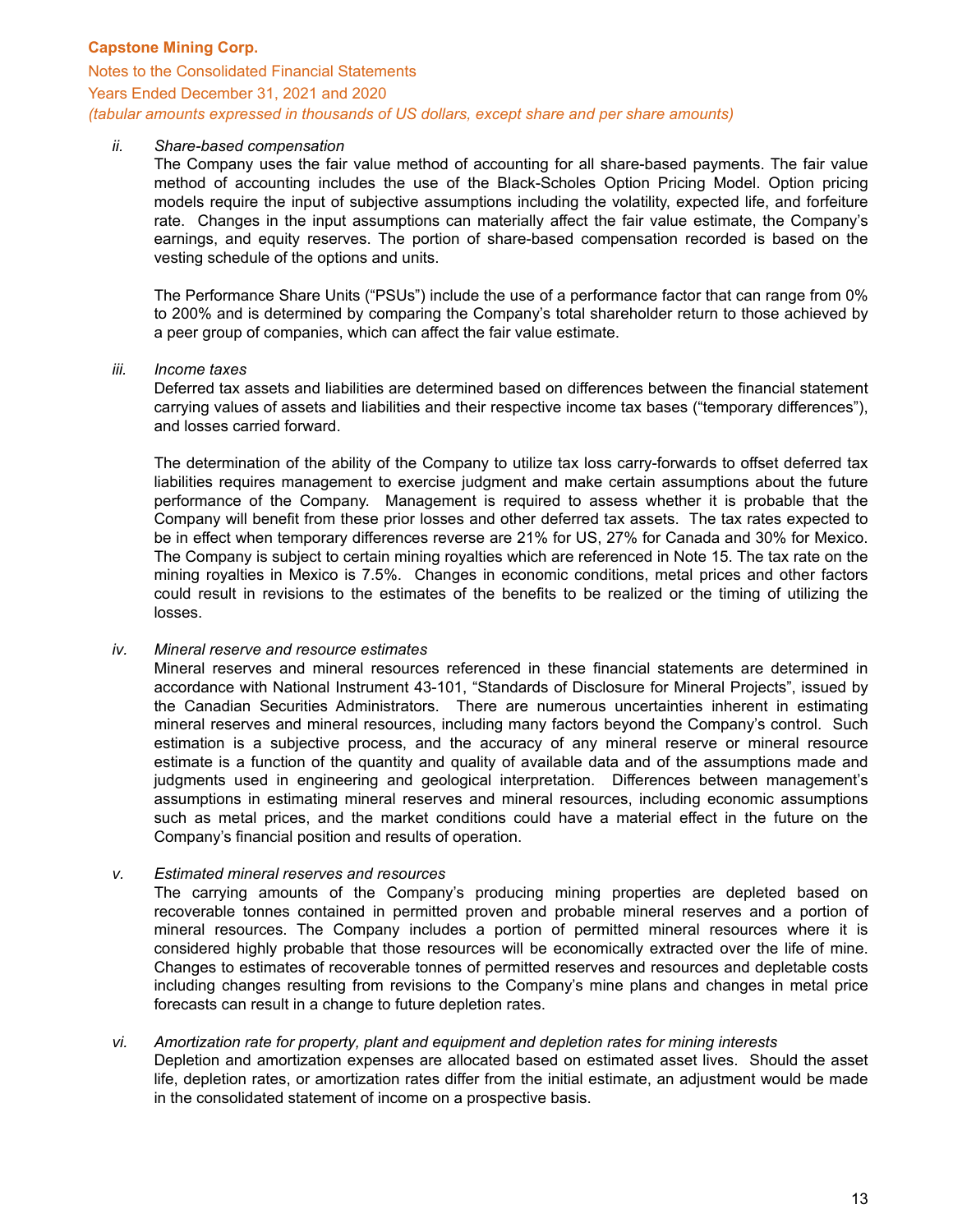ii. *Share-based compensation*

The Company uses the fair value method of accounting for all share-based payments. The fair value method of accounting includes the use of the Black-Scholes Option Pricing Model. Option pricing models require the input of subjective assumptions including the volatility, expected life, and forfeiture rate. Changes in the input assumptions can materially affect the fair value estimate, the Company's earnings, and equity reserves. The portion of share-based compensation recorded is based on the vesting schedule of the options and units.

The Performance Share Units ("PSUs") include the use of a performance factor that can range from 0% to 200% and is determined by comparing the Company's total shareholder return to those achieved by a peer group of companies, which can affect the fair value estimate.

iii. *Income taxes*

Deferred tax assets and liabilities are determined based on differences between the financial statement carrying values of assets and liabilities and their respective income tax bases ("temporary differences"), and losses carried forward.

The determination of the ability of the Company to utilize tax loss carry-forwards to offset deferred tax liabilities requires management to exercise judgment and make certain assumptions about the future performance of the Company. Management is required to assess whether it is probable that the Company will benefit from these prior losses and other deferred tax assets. The tax rates expected to be in effect when temporary differences reverse are 21% for US, 27% for Canada and 30% for Mexico. The Company is subject to certain mining royalties which are referenced in Note 15. The tax rate on the mining royalties in Mexico is 7.5%. Changes in economic conditions, metal prices and other factors could result in revisions to the estimates of the benefits to be realized or the timing of utilizing the losses.

iv. *Mineral reserve and resource estimates*

Mineral reserves and mineral resources referenced in these financial statements are determined in accordance with National Instrument 43-101, "Standards of Disclosure for Mineral Projects", issued by the Canadian Securities Administrators. There are numerous uncertainties inherent in estimating mineral reserves and mineral resources, including many factors beyond the Company's control. Such estimation is a subjective process, and the accuracy of any mineral reserve or mineral resource estimate is a function of the quantity and quality of available data and of the assumptions made and judgments used in engineering and geological interpretation. Differences between management's assumptions in estimating mineral reserves and mineral resources, including economic assumptions such as metal prices, and the market conditions could have a material effect in the future on the Company's financial position and results of operation.

v. *Estimated mineral reserves and resources*

The carrying amounts of the Company's producing mining properties are depleted based on recoverable tonnes contained in permitted proven and probable mineral reserves and a portion of mineral resources. The Company includes a portion of permitted mineral resources where it is considered highly probable that those resources will be economically extracted over the life of mine. Changes to estimates of recoverable tonnes of permitted reserves and resources and depletable costs including changes resulting from revisions to the Company's mine plans and changes in metal price forecasts can result in a change to future depletion rates.

vi. *Amortization rate for property, plant and equipment and depletion rates for mining interests*

Depletion and amortization expenses are allocated based on estimated asset lives. Should the asset life, depletion rates, or amortization rates differ from the initial estimate, an adjustment would be made in the consolidated statement of income on a prospective basis.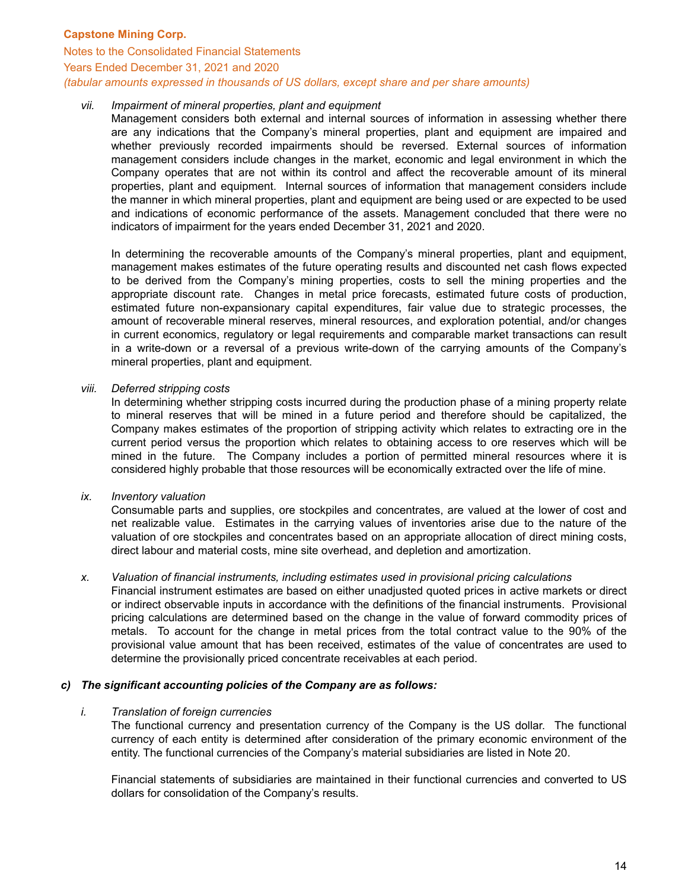*vii. Impairment of mineral properties, plant and equipment*

Management considers both external and internal sources of information in assessing whether there are any indications that the Company's mineral properties, plant and equipment are impaired and whether previously recorded impairments should be reversed. External sources of information management considers include changes in the market, economic and legal environment in which the Company operates that are not within its control and affect the recoverable amount of its mineral properties, plant and equipment. Internal sources of information that management considers include the manner in which mineral properties, plant and equipment are being used or are expected to be used and indications of economic performance of the assets. Management concluded that there were no indicators of impairment for the years ended December 31, 2021 and 2020.

In determining the recoverable amounts of the Company's mineral properties, plant and equipment, management makes estimates of the future operating results and discounted net cash flows expected to be derived from the Company's mining properties, costs to sell the mining properties and the appropriate discount rate. Changes in metal price forecasts, estimated future costs of production, estimated future non-expansionary capital expenditures, fair value due to strategic processes, the amount of recoverable mineral reserves, mineral resources, and exploration potential, and/or changes in current economics, regulatory or legal requirements and comparable market transactions can result in a write-down or a reversal of a previous write-down of the carrying amounts of the Company's mineral properties, plant and equipment.

*viii. Deferred stripping costs*

In determining whether stripping costs incurred during the production phase of a mining property relate to mineral reserves that will be mined in a future period and therefore should be capitalized, the Company makes estimates of the proportion of stripping activity which relates to extracting ore in the current period versus the proportion which relates to obtaining access to ore reserves which will be mined in the future. The Company includes a portion of permitted mineral resources where it is considered highly probable that those resources will be economically extracted over the life of mine.

*ix. Inventory valuation*

Consumable parts and supplies, ore stockpiles and concentrates, are valued at the lower of cost and net realizable value. Estimates in the carrying values of inventories arise due to the nature of the valuation of ore stockpiles and concentrates based on an appropriate allocation of direct mining costs, direct labour and material costs, mine site overhead, and depletion and amortization.

*x. Valuation of financial instruments, including estimates used in provisional pricing calculations*

Financial instrument estimates are based on either unadjusted quoted prices in active markets or direct or indirect observable inputs in accordance with the definitions of the financial instruments. Provisional pricing calculations are determined based on the change in the value of forward commodity prices of metals. To account for the change in metal prices from the total contract value to the 90% of the provisional value amount that has been received, estimates of the value of concentrates are used to determine the provisionally priced concentrate receivables at each period.

***c) The significant accounting policies of the Company are as follows:***

*i. Translation of foreign currencies*

The functional currency and presentation currency of the Company is the US dollar. The functional currency of each entity is determined after consideration of the primary economic environment of the entity. The functional currencies of the Company's material subsidiaries are listed in Note 20.

Financial statements of subsidiaries are maintained in their functional currencies and converted to US dollars for consolidation of the Company's results.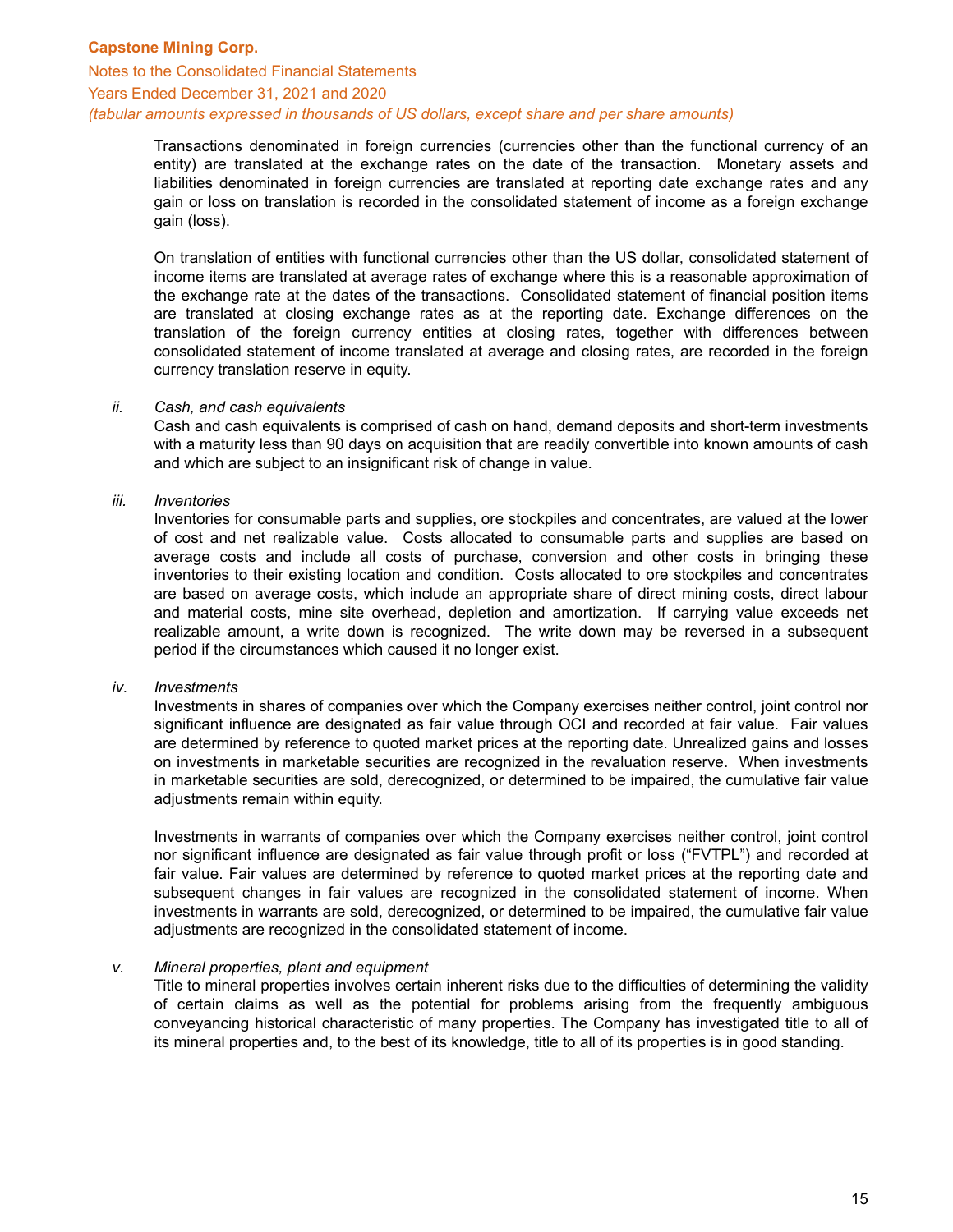Transactions denominated in foreign currencies (currencies other than the functional currency of an entity) are translated at the exchange rates on the date of the transaction. Monetary assets and liabilities denominated in foreign currencies are translated at reporting date exchange rates and any gain or loss on translation is recorded in the consolidated statement of income as a foreign exchange gain (loss).

On translation of entities with functional currencies other than the US dollar, consolidated statement of income items are translated at average rates of exchange where this is a reasonable approximation of the exchange rate at the dates of the transactions. Consolidated statement of financial position items are translated at closing exchange rates as at the reporting date. Exchange differences on the translation of the foreign currency entities at closing rates, together with differences between consolidated statement of income translated at average and closing rates, are recorded in the foreign currency translation reserve in equity.

*ii. Cash, and cash equivalents*

Cash and cash equivalents is comprised of cash on hand, demand deposits and short-term investments with a maturity less than 90 days on acquisition that are readily convertible into known amounts of cash and which are subject to an insignificant risk of change in value.

*iii. Inventories*

Inventories for consumable parts and supplies, ore stockpiles and concentrates, are valued at the lower of cost and net realizable value. Costs allocated to consumable parts and supplies are based on average costs and include all costs of purchase, conversion and other costs in bringing these inventories to their existing location and condition. Costs allocated to ore stockpiles and concentrates are based on average costs, which include an appropriate share of direct mining costs, direct labour and material costs, mine site overhead, depletion and amortization. If carrying value exceeds net realizable amount, a write down is recognized. The write down may be reversed in a subsequent period if the circumstances which caused it no longer exist.

*iv. Investments*

Investments in shares of companies over which the Company exercises neither control, joint control nor significant influence are designated as fair value through OCI and recorded at fair value. Fair values are determined by reference to quoted market prices at the reporting date. Unrealized gains and losses on investments in marketable securities are recognized in the revaluation reserve. When investments in marketable securities are sold, derecognized, or determined to be impaired, the cumulative fair value adjustments remain within equity.

Investments in warrants of companies over which the Company exercises neither control, joint control nor significant influence are designated as fair value through profit or loss ("FVTPL") and recorded at fair value. Fair values are determined by reference to quoted market prices at the reporting date and subsequent changes in fair values are recognized in the consolidated statement of income. When investments in warrants are sold, derecognized, or determined to be impaired, the cumulative fair value adjustments are recognized in the consolidated statement of income.

*v. Mineral properties, plant and equipment*

Title to mineral properties involves certain inherent risks due to the difficulties of determining the validity of certain claims as well as the potential for problems arising from the frequently ambiguous conveyancing historical characteristic of many properties. The Company has investigated title to all of its mineral properties and, to the best of its knowledge, title to all of its properties is in good standing.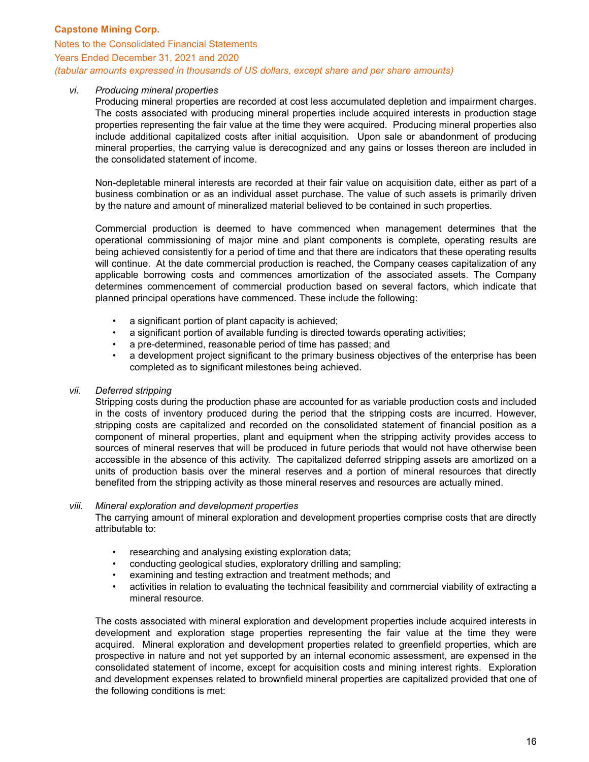*vi. Producing mineral properties*

Producing mineral properties are recorded at cost less accumulated depletion and impairment charges. The costs associated with producing mineral properties include acquired interests in production stage properties representing the fair value at the time they were acquired. Producing mineral properties also include additional capitalized costs after initial acquisition. Upon sale or abandonment of producing mineral properties, the carrying value is derecognized and any gains or losses thereon are included in the consolidated statement of income.

Non-depletable mineral interests are recorded at their fair value on acquisition date, either as part of a business combination or as an individual asset purchase. The value of such assets is primarily driven by the nature and amount of mineralized material believed to be contained in such properties.

Commercial production is deemed to have commenced when management determines that the operational commissioning of major mine and plant components is complete, operating results are being achieved consistently for a period of time and that there are indicators that these operating results will continue. At the date commercial production is reached, the Company ceases capitalization of any applicable borrowing costs and commences amortization of the associated assets. The Company determines commencement of commercial production based on several factors, which indicate that planned principal operations have commenced. These include the following:

- a significant portion of plant capacity is achieved;
- a significant portion of available funding is directed towards operating activities;
- a pre-determined, reasonable period of time has passed; and
- a development project significant to the primary business objectives of the enterprise has been completed as to significant milestones being achieved.

*vii. Deferred stripping*

Stripping costs during the production phase are accounted for as variable production costs and included in the costs of inventory produced during the period that the stripping costs are incurred. However, stripping costs are capitalized and recorded on the consolidated statement of financial position as a component of mineral properties, plant and equipment when the stripping activity provides access to sources of mineral reserves that will be produced in future periods that would not have otherwise been accessible in the absence of this activity. The capitalized deferred stripping assets are amortized on a units of production basis over the mineral reserves and a portion of mineral resources that directly benefited from the stripping activity as those mineral reserves and resources are actually mined.

*viii. Mineral exploration and development properties*

The carrying amount of mineral exploration and development properties comprise costs that are directly attributable to:

- researching and analysing existing exploration data;
- conducting geological studies, exploratory drilling and sampling;
- examining and testing extraction and treatment methods; and
- activities in relation to evaluating the technical feasibility and commercial viability of extracting a mineral resource.

The costs associated with mineral exploration and development properties include acquired interests in development and exploration stage properties representing the fair value at the time they were acquired. Mineral exploration and development properties related to greenfield properties, which are prospective in nature and not yet supported by an internal economic assessment, are expensed in the consolidated statement of income, except for acquisition costs and mining interest rights. Exploration and development expenses related to brownfield mineral properties are capitalized provided that one of the following conditions is met: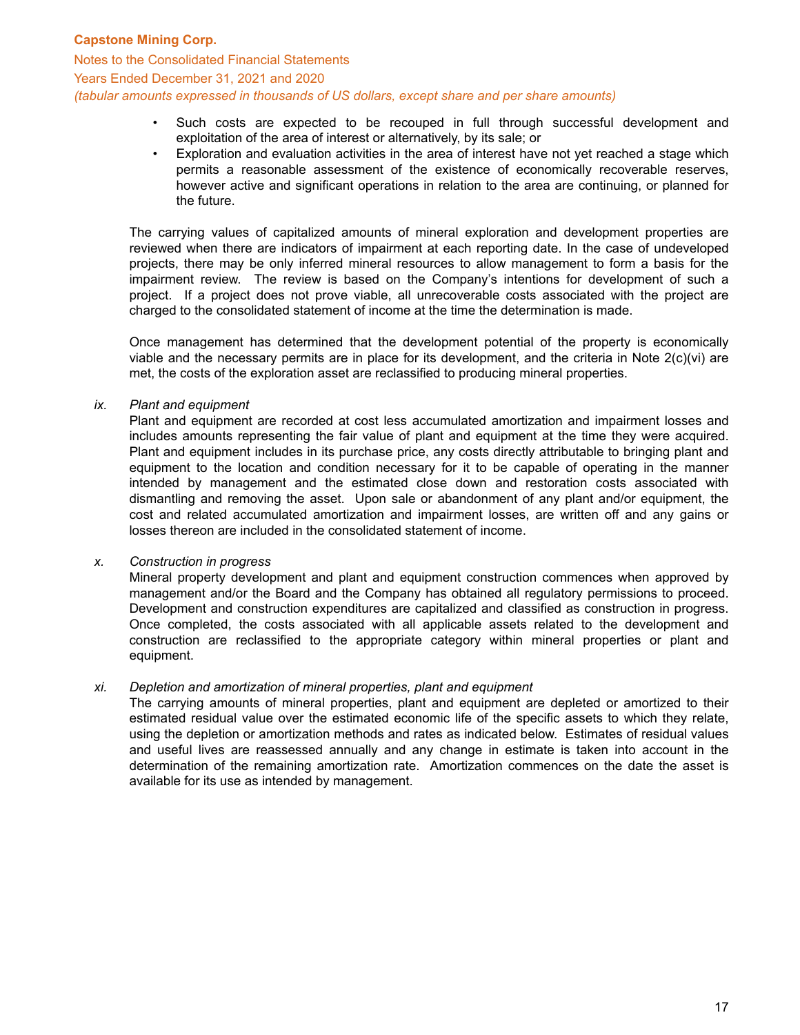- Such costs are expected to be recouped in full through successful development and exploitation of the area of interest or alternatively, by its sale; or
- Exploration and evaluation activities in the area of interest have not yet reached a stage which permits a reasonable assessment of the existence of economically recoverable reserves, however active and significant operations in relation to the area are continuing, or planned for the future.

The carrying values of capitalized amounts of mineral exploration and development properties are reviewed when there are indicators of impairment at each reporting date. In the case of undeveloped projects, there may be only inferred mineral resources to allow management to form a basis for the impairment review. The review is based on the Company's intentions for development of such a project. If a project does not prove viable, all unrecoverable costs associated with the project are charged to the consolidated statement of income at the time the determination is made.

Once management has determined that the development potential of the property is economically viable and the necessary permits are in place for its development, and the criteria in Note 2(c)(vi) are met, the costs of the exploration asset are reclassified to producing mineral properties.

*ix. Plant and equipment*

Plant and equipment are recorded at cost less accumulated amortization and impairment losses and includes amounts representing the fair value of plant and equipment at the time they were acquired. Plant and equipment includes in its purchase price, any costs directly attributable to bringing plant and equipment to the location and condition necessary for it to be capable of operating in the manner intended by management and the estimated close down and restoration costs associated with dismantling and removing the asset. Upon sale or abandonment of any plant and/or equipment, the cost and related accumulated amortization and impairment losses, are written off and any gains or losses thereon are included in the consolidated statement of income.

*x. Construction in progress*

Mineral property development and plant and equipment construction commences when approved by management and/or the Board and the Company has obtained all regulatory permissions to proceed. Development and construction expenditures are capitalized and classified as construction in progress. Once completed, the costs associated with all applicable assets related to the development and construction are reclassified to the appropriate category within mineral properties or plant and equipment.

*xi. Depletion and amortization of mineral properties, plant and equipment*

The carrying amounts of mineral properties, plant and equipment are depleted or amortized to their estimated residual value over the estimated economic life of the specific assets to which they relate, using the depletion or amortization methods and rates as indicated below. Estimates of residual values and useful lives are reassessed annually and any change in estimate is taken into account in the determination of the remaining amortization rate. Amortization commences on the date the asset is available for its use as intended by management.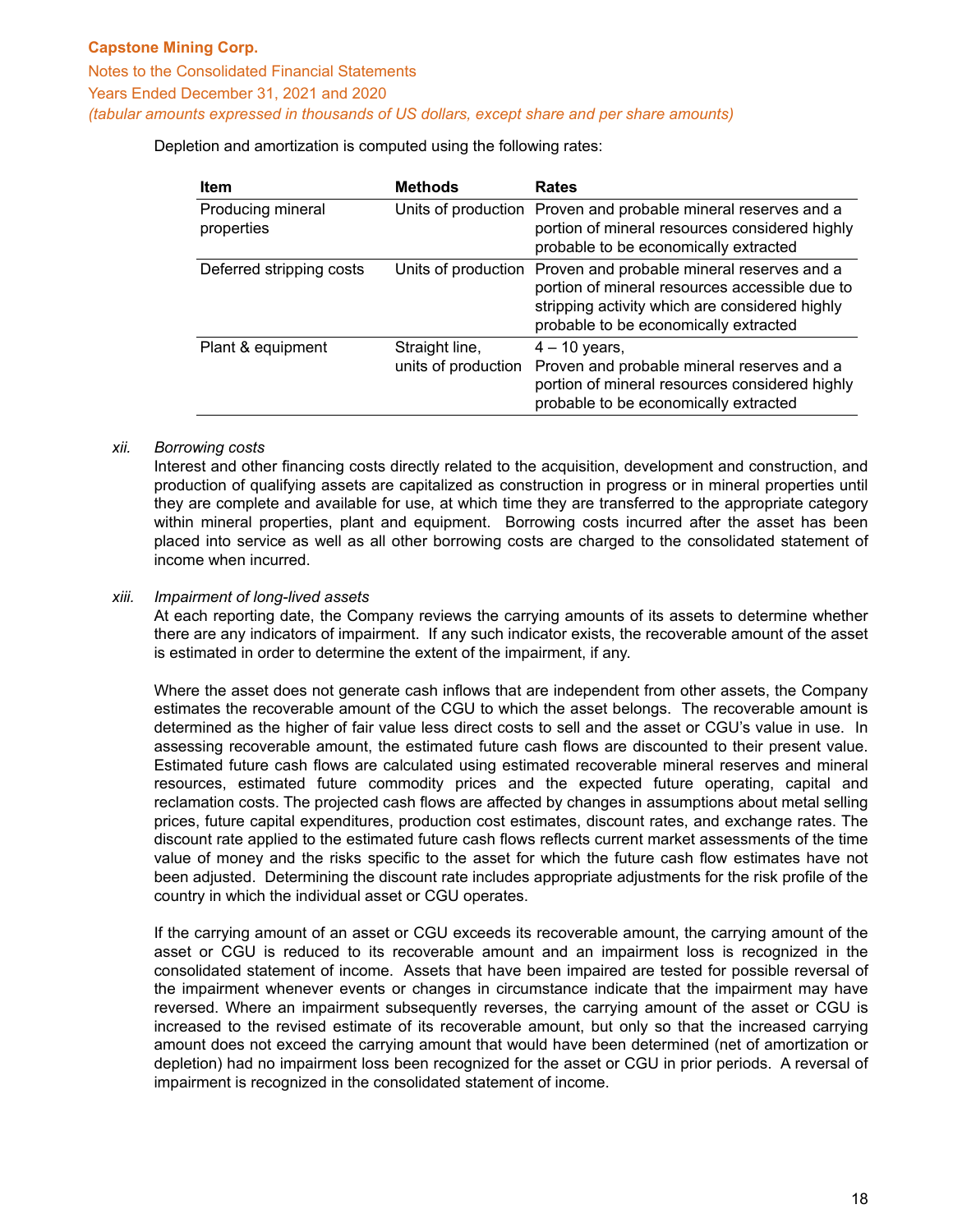Depletion and amortization is computed using the following rates:

| Item | Methods | Rates |
|---|---|---|
| Producing mineral properties | Units of production | Proven and probable mineral reserves and a portion of mineral resources considered highly probable to be economically extracted |
| Deferred stripping costs | Units of production | Proven and probable mineral reserves and a portion of mineral resources accessible due to stripping activity which are considered highly probable to be economically extracted |
| Plant & equipment | Straight line, units of production | 4 – 10 years, Proven and probable mineral reserves and a portion of mineral resources considered highly probable to be economically extracted |

*xii. Borrowing costs*

Interest and other financing costs directly related to the acquisition, development and construction, and production of qualifying assets are capitalized as construction in progress or in mineral properties until they are complete and available for use, at which time they are transferred to the appropriate category within mineral properties, plant and equipment. Borrowing costs incurred after the asset has been placed into service as well as all other borrowing costs are charged to the consolidated statement of income when incurred.

*xiii. Impairment of long-lived assets*

At each reporting date, the Company reviews the carrying amounts of its assets to determine whether there are any indicators of impairment. If any such indicator exists, the recoverable amount of the asset is estimated in order to determine the extent of the impairment, if any.

Where the asset does not generate cash inflows that are independent from other assets, the Company estimates the recoverable amount of the CGU to which the asset belongs. The recoverable amount is determined as the higher of fair value less direct costs to sell and the asset or CGU's value in use. In assessing recoverable amount, the estimated future cash flows are discounted to their present value. Estimated future cash flows are calculated using estimated recoverable mineral reserves and mineral resources, estimated future commodity prices and the expected future operating, capital and reclamation costs. The projected cash flows are affected by changes in assumptions about metal selling prices, future capital expenditures, production cost estimates, discount rates, and exchange rates. The discount rate applied to the estimated future cash flows reflects current market assessments of the time value of money and the risks specific to the asset for which the future cash flow estimates have not been adjusted. Determining the discount rate includes appropriate adjustments for the risk profile of the country in which the individual asset or CGU operates.

If the carrying amount of an asset or CGU exceeds its recoverable amount, the carrying amount of the asset or CGU is reduced to its recoverable amount and an impairment loss is recognized in the consolidated statement of income. Assets that have been impaired are tested for possible reversal of the impairment whenever events or changes in circumstance indicate that the impairment may have reversed. Where an impairment subsequently reverses, the carrying amount of the asset or CGU is increased to the revised estimate of its recoverable amount, but only so that the increased carrying amount does not exceed the carrying amount that would have been determined (net of amortization or depletion) had no impairment loss been recognized for the asset or CGU in prior periods. A reversal of impairment is recognized in the consolidated statement of income.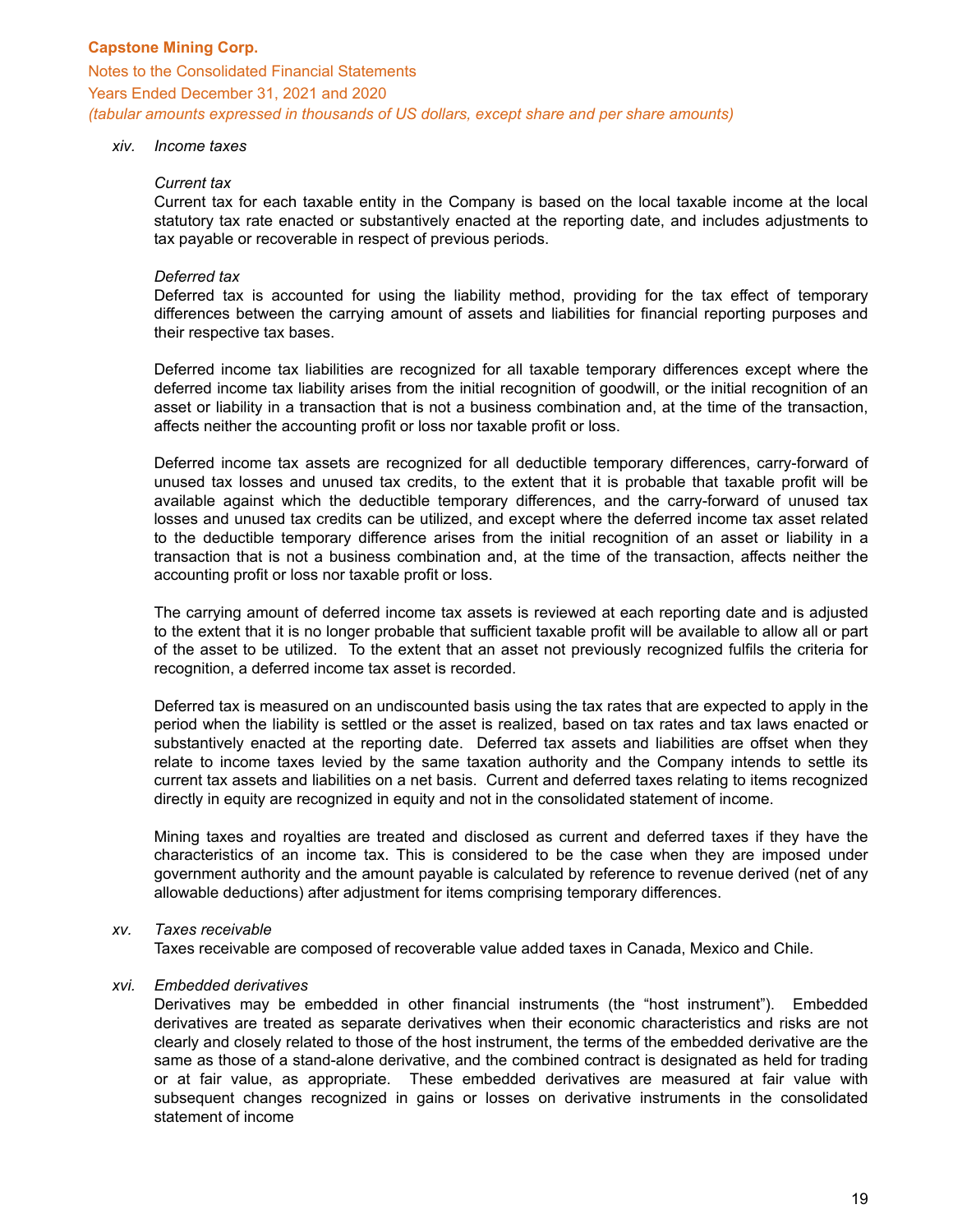*xiv. Income taxes*

*Current tax*

Current tax for each taxable entity in the Company is based on the local taxable income at the local statutory tax rate enacted or substantively enacted at the reporting date, and includes adjustments to tax payable or recoverable in respect of previous periods.

*Deferred tax*

Deferred tax is accounted for using the liability method, providing for the tax effect of temporary differences between the carrying amount of assets and liabilities for financial reporting purposes and their respective tax bases.

Deferred income tax liabilities are recognized for all taxable temporary differences except where the deferred income tax liability arises from the initial recognition of goodwill, or the initial recognition of an asset or liability in a transaction that is not a business combination and, at the time of the transaction, affects neither the accounting profit or loss nor taxable profit or loss.

Deferred income tax assets are recognized for all deductible temporary differences, carry-forward of unused tax losses and unused tax credits, to the extent that it is probable that taxable profit will be available against which the deductible temporary differences, and the carry-forward of unused tax losses and unused tax credits can be utilized, and except where the deferred income tax asset related to the deductible temporary difference arises from the initial recognition of an asset or liability in a transaction that is not a business combination and, at the time of the transaction, affects neither the accounting profit or loss nor taxable profit or loss.

The carrying amount of deferred income tax assets is reviewed at each reporting date and is adjusted to the extent that it is no longer probable that sufficient taxable profit will be available to allow all or part of the asset to be utilized. To the extent that an asset not previously recognized fulfils the criteria for recognition, a deferred income tax asset is recorded.

Deferred tax is measured on an undiscounted basis using the tax rates that are expected to apply in the period when the liability is settled or the asset is realized, based on tax rates and tax laws enacted or substantively enacted at the reporting date. Deferred tax assets and liabilities are offset when they relate to income taxes levied by the same taxation authority and the Company intends to settle its current tax assets and liabilities on a net basis. Current and deferred taxes relating to items recognized directly in equity are recognized in equity and not in the consolidated statement of income.

Mining taxes and royalties are treated and disclosed as current and deferred taxes if they have the characteristics of an income tax. This is considered to be the case when they are imposed under government authority and the amount payable is calculated by reference to revenue derived (net of any allowable deductions) after adjustment for items comprising temporary differences.

*xv. Taxes receivable*

Taxes receivable are composed of recoverable value added taxes in Canada, Mexico and Chile.

*xvi. Embedded derivatives*

Derivatives may be embedded in other financial instruments (the "host instrument"). Embedded derivatives are treated as separate derivatives when their economic characteristics and risks are not clearly and closely related to those of the host instrument, the terms of the embedded derivative are the same as those of a stand-alone derivative, and the combined contract is designated as held for trading or at fair value, as appropriate. These embedded derivatives are measured at fair value with subsequent changes recognized in gains or losses on derivative instruments in the consolidated statement of income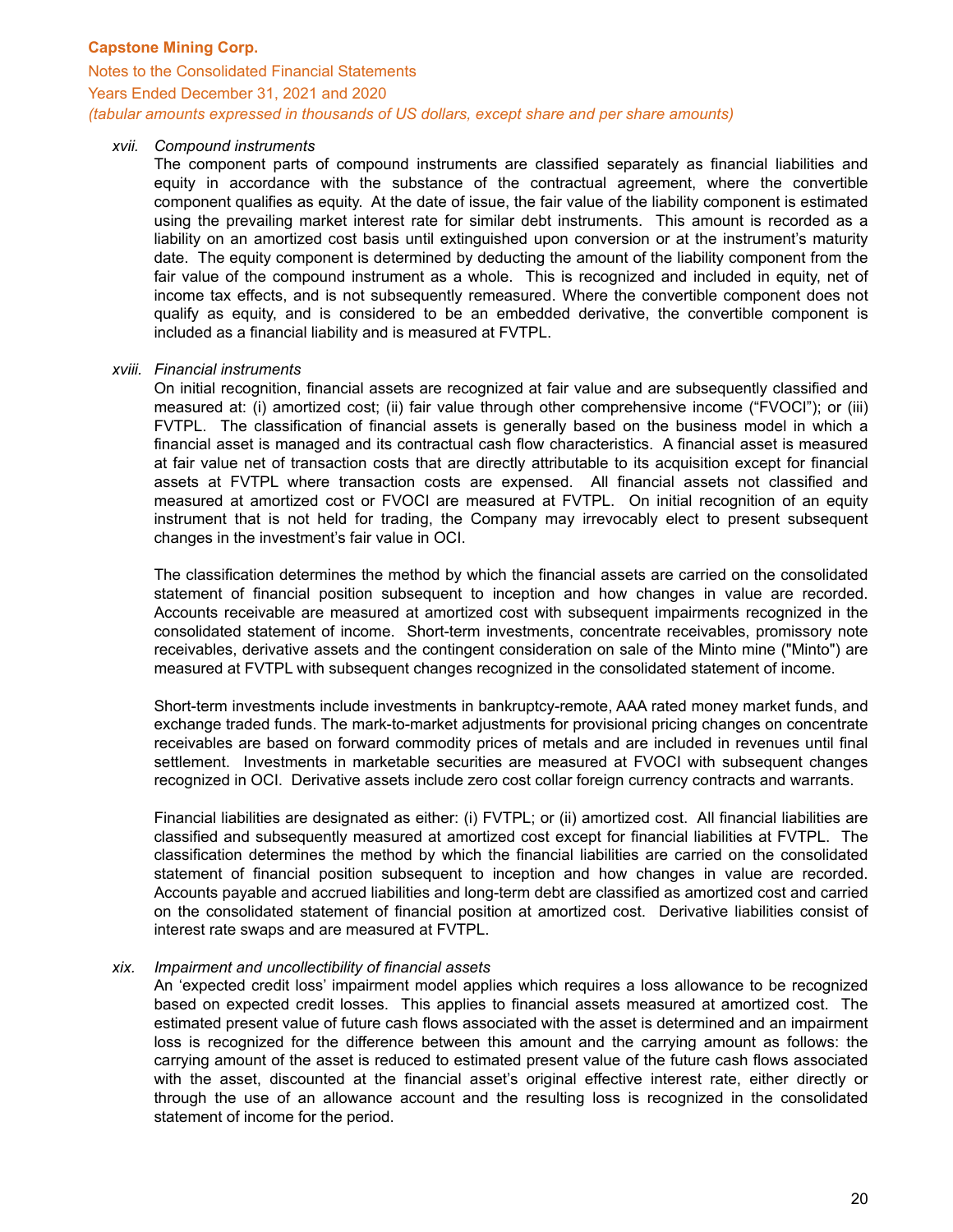*xvii. Compound instruments*

The component parts of compound instruments are classified separately as financial liabilities and equity in accordance with the substance of the contractual agreement, where the convertible component qualifies as equity. At the date of issue, the fair value of the liability component is estimated using the prevailing market interest rate for similar debt instruments. This amount is recorded as a liability on an amortized cost basis until extinguished upon conversion or at the instrument's maturity date. The equity component is determined by deducting the amount of the liability component from the fair value of the compound instrument as a whole. This is recognized and included in equity, net of income tax effects, and is not subsequently remeasured. Where the convertible component does not qualify as equity, and is considered to be an embedded derivative, the convertible component is included as a financial liability and is measured at FVTPL.

*xviii. Financial instruments*

On initial recognition, financial assets are recognized at fair value and are subsequently classified and measured at: (i) amortized cost; (ii) fair value through other comprehensive income ("FVOCI"); or (iii) FVTPL. The classification of financial assets is generally based on the business model in which a financial asset is managed and its contractual cash flow characteristics. A financial asset is measured at fair value net of transaction costs that are directly attributable to its acquisition except for financial assets at FVTPL where transaction costs are expensed. All financial assets not classified and measured at amortized cost or FVOCI are measured at FVTPL. On initial recognition of an equity instrument that is not held for trading, the Company may irrevocably elect to present subsequent changes in the investment's fair value in OCI.

The classification determines the method by which the financial assets are carried on the consolidated statement of financial position subsequent to inception and how changes in value are recorded. Accounts receivable are measured at amortized cost with subsequent impairments recognized in the consolidated statement of income. Short-term investments, concentrate receivables, promissory note receivables, derivative assets and the contingent consideration on sale of the Minto mine ("Minto") are measured at FVTPL with subsequent changes recognized in the consolidated statement of income.

Short-term investments include investments in bankruptcy-remote, AAA rated money market funds, and exchange traded funds. The mark-to-market adjustments for provisional pricing changes on concentrate receivables are based on forward commodity prices of metals and are included in revenues until final settlement. Investments in marketable securities are measured at FVOCI with subsequent changes recognized in OCI. Derivative assets include zero cost collar foreign currency contracts and warrants.

Financial liabilities are designated as either: (i) FVTPL; or (ii) amortized cost. All financial liabilities are classified and subsequently measured at amortized cost except for financial liabilities at FVTPL. The classification determines the method by which the financial liabilities are carried on the consolidated statement of financial position subsequent to inception and how changes in value are recorded. Accounts payable and accrued liabilities and long-term debt are classified as amortized cost and carried on the consolidated statement of financial position at amortized cost. Derivative liabilities consist of interest rate swaps and are measured at FVTPL.

*xix. Impairment and uncollectibility of financial assets*

An 'expected credit loss' impairment model applies which requires a loss allowance to be recognized based on expected credit losses. This applies to financial assets measured at amortized cost. The estimated present value of future cash flows associated with the asset is determined and an impairment loss is recognized for the difference between this amount and the carrying amount as follows: the carrying amount of the asset is reduced to estimated present value of the future cash flows associated with the asset, discounted at the financial asset's original effective interest rate, either directly or through the use of an allowance account and the resulting loss is recognized in the consolidated statement of income for the period.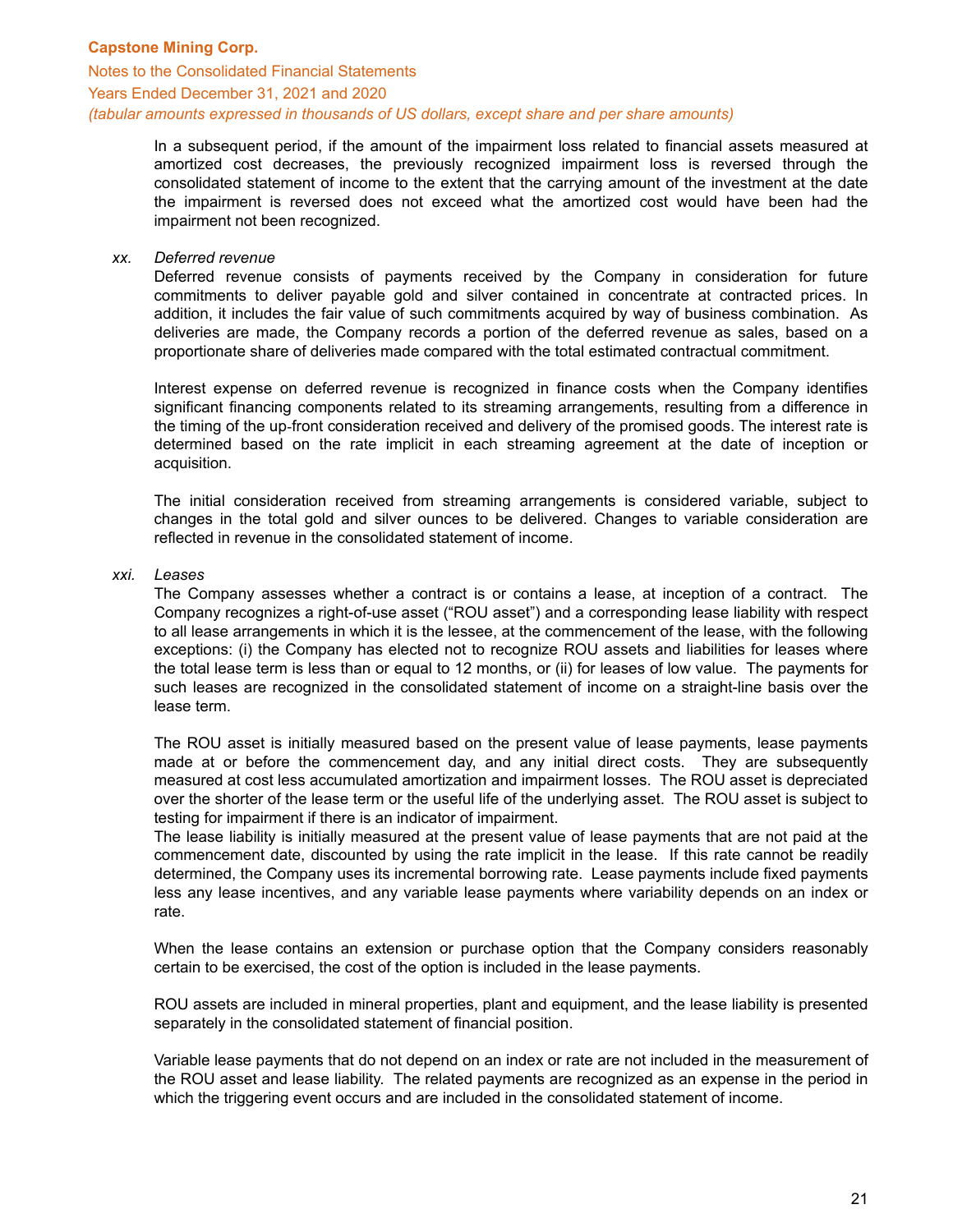In a subsequent period, if the amount of the impairment loss related to financial assets measured at amortized cost decreases, the previously recognized impairment loss is reversed through the consolidated statement of income to the extent that the carrying amount of the investment at the date the impairment is reversed does not exceed what the amortized cost would have been had the impairment not been recognized.

*xx. Deferred revenue*

Deferred revenue consists of payments received by the Company in consideration for future commitments to deliver payable gold and silver contained in concentrate at contracted prices. In addition, it includes the fair value of such commitments acquired by way of business combination. As deliveries are made, the Company records a portion of the deferred revenue as sales, based on a proportionate share of deliveries made compared with the total estimated contractual commitment.

Interest expense on deferred revenue is recognized in finance costs when the Company identifies significant financing components related to its streaming arrangements, resulting from a difference in the timing of the up-front consideration received and delivery of the promised goods. The interest rate is determined based on the rate implicit in each streaming agreement at the date of inception or acquisition.

The initial consideration received from streaming arrangements is considered variable, subject to changes in the total gold and silver ounces to be delivered. Changes to variable consideration are reflected in revenue in the consolidated statement of income.

*xxi. Leases*

The Company assesses whether a contract is or contains a lease, at inception of a contract. The Company recognizes a right-of-use asset ("ROU asset") and a corresponding lease liability with respect to all lease arrangements in which it is the lessee, at the commencement of the lease, with the following exceptions: (i) the Company has elected not to recognize ROU assets and liabilities for leases where the total lease term is less than or equal to 12 months, or (ii) for leases of low value. The payments for such leases are recognized in the consolidated statement of income on a straight-line basis over the lease term.

The ROU asset is initially measured based on the present value of lease payments, lease payments made at or before the commencement day, and any initial direct costs. They are subsequently measured at cost less accumulated amortization and impairment losses. The ROU asset is depreciated over the shorter of the lease term or the useful life of the underlying asset. The ROU asset is subject to testing for impairment if there is an indicator of impairment.

The lease liability is initially measured at the present value of lease payments that are not paid at the commencement date, discounted by using the rate implicit in the lease. If this rate cannot be readily determined, the Company uses its incremental borrowing rate. Lease payments include fixed payments less any lease incentives, and any variable lease payments where variability depends on an index or rate.

When the lease contains an extension or purchase option that the Company considers reasonably certain to be exercised, the cost of the option is included in the lease payments.

ROU assets are included in mineral properties, plant and equipment, and the lease liability is presented separately in the consolidated statement of financial position.

Variable lease payments that do not depend on an index or rate are not included in the measurement of the ROU asset and lease liability. The related payments are recognized as an expense in the period in which the triggering event occurs and are included in the consolidated statement of income.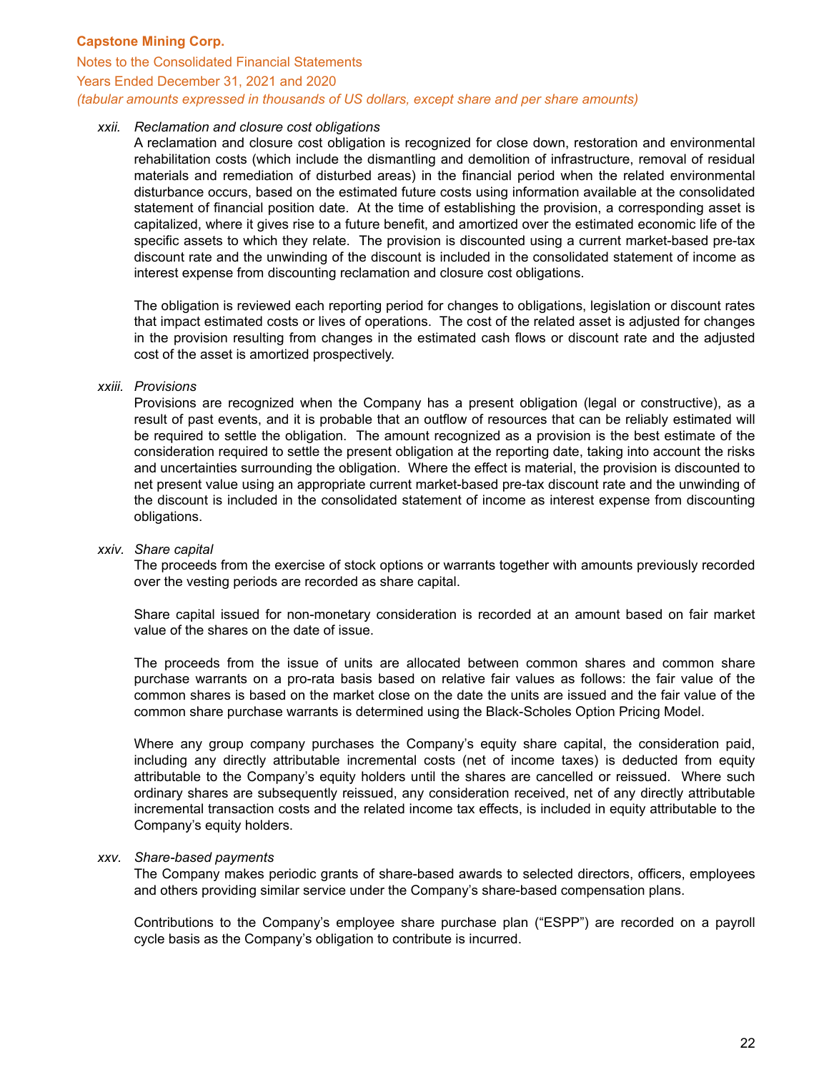*xxii. Reclamation and closure cost obligations*

A reclamation and closure cost obligation is recognized for close down, restoration and environmental rehabilitation costs (which include the dismantling and demolition of infrastructure, removal of residual materials and remediation of disturbed areas) in the financial period when the related environmental disturbance occurs, based on the estimated future costs using information available at the consolidated statement of financial position date. At the time of establishing the provision, a corresponding asset is capitalized, where it gives rise to a future benefit, and amortized over the estimated economic life of the specific assets to which they relate. The provision is discounted using a current market-based pre-tax discount rate and the unwinding of the discount is included in the consolidated statement of income as interest expense from discounting reclamation and closure cost obligations.

The obligation is reviewed each reporting period for changes to obligations, legislation or discount rates that impact estimated costs or lives of operations. The cost of the related asset is adjusted for changes in the provision resulting from changes in the estimated cash flows or discount rate and the adjusted cost of the asset is amortized prospectively.

*xxiii. Provisions*

Provisions are recognized when the Company has a present obligation (legal or constructive), as a result of past events, and it is probable that an outflow of resources that can be reliably estimated will be required to settle the obligation. The amount recognized as a provision is the best estimate of the consideration required to settle the present obligation at the reporting date, taking into account the risks and uncertainties surrounding the obligation. Where the effect is material, the provision is discounted to net present value using an appropriate current market-based pre-tax discount rate and the unwinding of the discount is included in the consolidated statement of income as interest expense from discounting obligations.

*xxiv. Share capital*

The proceeds from the exercise of stock options or warrants together with amounts previously recorded over the vesting periods are recorded as share capital.

Share capital issued for non-monetary consideration is recorded at an amount based on fair market value of the shares on the date of issue.

The proceeds from the issue of units are allocated between common shares and common share purchase warrants on a pro-rata basis based on relative fair values as follows: the fair value of the common shares is based on the market close on the date the units are issued and the fair value of the common share purchase warrants is determined using the Black-Scholes Option Pricing Model.

Where any group company purchases the Company's equity share capital, the consideration paid, including any directly attributable incremental costs (net of income taxes) is deducted from equity attributable to the Company's equity holders until the shares are cancelled or reissued. Where such ordinary shares are subsequently reissued, any consideration received, net of any directly attributable incremental transaction costs and the related income tax effects, is included in equity attributable to the Company's equity holders.

*xxv. Share-based payments*

The Company makes periodic grants of share-based awards to selected directors, officers, employees and others providing similar service under the Company's share-based compensation plans.

Contributions to the Company's employee share purchase plan ("ESPP") are recorded on a payroll cycle basis as the Company's obligation to contribute is incurred.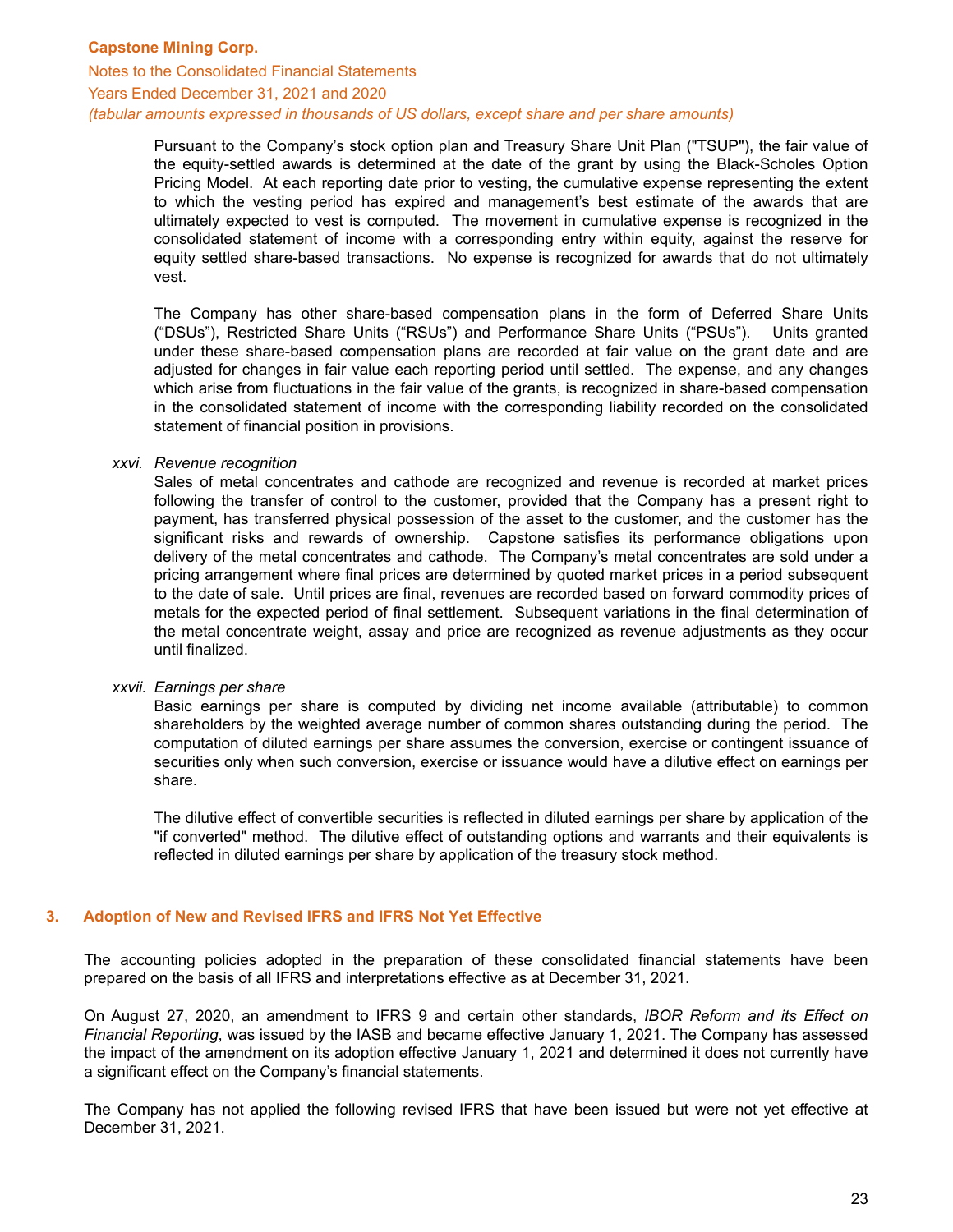Pursuant to the Company's stock option plan and Treasury Share Unit Plan ("TSUP"), the fair value of the equity-settled awards is determined at the date of the grant by using the Black-Scholes Option Pricing Model. At each reporting date prior to vesting, the cumulative expense representing the extent to which the vesting period has expired and management's best estimate of the awards that are ultimately expected to vest is computed. The movement in cumulative expense is recognized in the consolidated statement of income with a corresponding entry within equity, against the reserve for equity settled share-based transactions. No expense is recognized for awards that do not ultimately vest.

The Company has other share-based compensation plans in the form of Deferred Share Units ("DSUs"), Restricted Share Units ("RSUs") and Performance Share Units ("PSUs"). Units granted under these share-based compensation plans are recorded at fair value on the grant date and are adjusted for changes in fair value each reporting period until settled. The expense, and any changes which arise from fluctuations in the fair value of the grants, is recognized in share-based compensation in the consolidated statement of income with the corresponding liability recorded on the consolidated statement of financial position in provisions.

*xxvi. Revenue recognition*

Sales of metal concentrates and cathode are recognized and revenue is recorded at market prices following the transfer of control to the customer, provided that the Company has a present right to payment, has transferred physical possession of the asset to the customer, and the customer has the significant risks and rewards of ownership. Capstone satisfies its performance obligations upon delivery of the metal concentrates and cathode. The Company's metal concentrates are sold under a pricing arrangement where final prices are determined by quoted market prices in a period subsequent to the date of sale. Until prices are final, revenues are recorded based on forward commodity prices of metals for the expected period of final settlement. Subsequent variations in the final determination of the metal concentrate weight, assay and price are recognized as revenue adjustments as they occur until finalized.

*xxvii. Earnings per share*

Basic earnings per share is computed by dividing net income available (attributable) to common shareholders by the weighted average number of common shares outstanding during the period. The computation of diluted earnings per share assumes the conversion, exercise or contingent issuance of securities only when such conversion, exercise or issuance would have a dilutive effect on earnings per share.

The dilutive effect of convertible securities is reflected in diluted earnings per share by application of the "if converted" method. The dilutive effect of outstanding options and warrants and their equivalents is reflected in diluted earnings per share by application of the treasury stock method.

## 3. Adoption of New and Revised IFRS and IFRS Not Yet Effective

The accounting policies adopted in the preparation of these consolidated financial statements have been prepared on the basis of all IFRS and interpretations effective as at December 31, 2021.

On August 27, 2020, an amendment to IFRS 9 and certain other standards, *IBOR Reform and its Effect on Financial Reporting*, was issued by the IASB and became effective January 1, 2021. The Company has assessed the impact of the amendment on its adoption effective January 1, 2021 and determined it does not currently have a significant effect on the Company's financial statements.

The Company has not applied the following revised IFRS that have been issued but were not yet effective at December 31, 2021.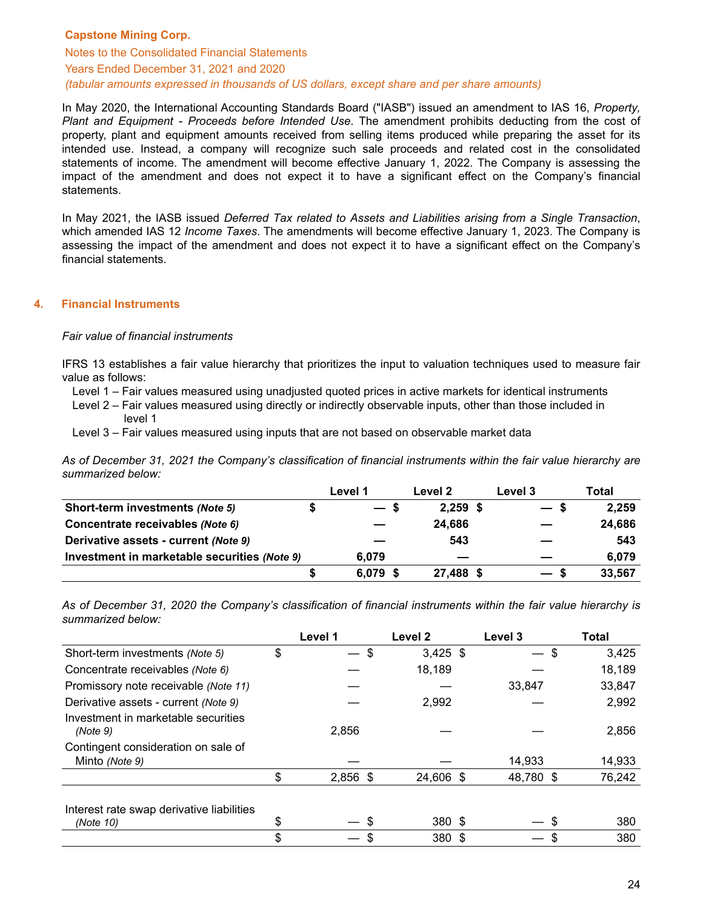In May 2020, the International Accounting Standards Board ("IASB") issued an amendment to IAS 16, *Property, Plant and Equipment - Proceeds before Intended Use*. The amendment prohibits deducting from the cost of property, plant and equipment amounts received from selling items produced while preparing the asset for its intended use. Instead, a company will recognize such sale proceeds and related cost in the consolidated statements of income. The amendment will become effective January 1, 2022. The Company is assessing the impact of the amendment and does not expect it to have a significant effect on the Company's financial statements.

In May 2021, the IASB issued *Deferred Tax related to Assets and Liabilities arising from a Single Transaction*, which amended IAS 12 *Income Taxes*. The amendments will become effective January 1, 2023. The Company is assessing the impact of the amendment and does not expect it to have a significant effect on the Company's financial statements.

## 4. Financial Instruments

*Fair value of financial instruments*

IFRS 13 establishes a fair value hierarchy that prioritizes the input to valuation techniques used to measure fair value as follows:

- Level 1 – Fair values measured using unadjusted quoted prices in active markets for identical instruments
- Level 2 – Fair values measured using directly or indirectly observable inputs, other than those included in level 1
- Level 3 – Fair values measured using inputs that are not based on observable market data

*As of December 31, 2021 the Company's classification of financial instruments within the fair value hierarchy are summarized below:*

| | Level 1 | Level 2 | Level 3 | Total |
|---|---|---|---|---|
| **Short-term investments *(Note 5)*** | $ — | $ 2,259 | $ — | $ 2,259 |
| **Concentrate receivables *(Note 6)*** | — | 24,686 | — | 24,686 |
| **Derivative assets - current *(Note 9)*** | — | 543 | — | 543 |
| **Investment in marketable securities *(Note 9)*** | 6,079 | — | — | 6,079 |
| | **$ 6,079** | **$ 27,488** | **$ —** | **$ 33,567** |

*As of December 31, 2020 the Company's classification of financial instruments within the fair value hierarchy is summarized below:*

| | Level 1 | Level 2 | Level 3 | Total |
|---|---|---|---|---|
| Short-term investments *(Note 5)* | $ — | $ 3,425 | $ — | $ 3,425 |
| Concentrate receivables *(Note 6)* | — | 18,189 | — | 18,189 |
| Promissory note receivable *(Note 11)* | — | — | 33,847 | 33,847 |
| Derivative assets - current *(Note 9)* | — | 2,992 | — | 2,992 |
| Investment in marketable securities *(Note 9)* | 2,856 | — | — | 2,856 |
| Contingent consideration on sale of Minto *(Note 9)* | — | — | 14,933 | 14,933 |
| | $ 2,856 | $ 24,606 | $ 48,780 | $ 76,242 |
| | | | | |
| Interest rate swap derivative liabilities *(Note 10)* | $ — | $ 380 | $ — | $ 380 |
| | $ — | $ 380 | $ — | $ 380 |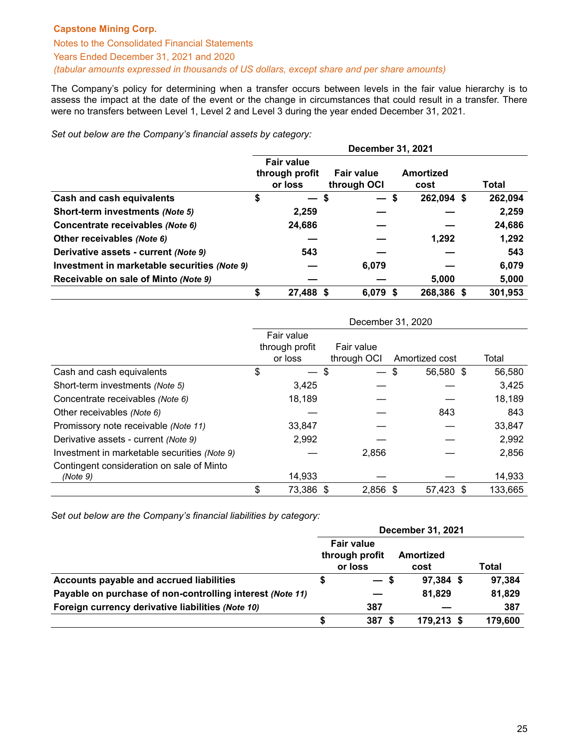The Company's policy for determining when a transfer occurs between levels in the fair value hierarchy is to assess the impact at the date of the event or the change in circumstances that could result in a transfer. There were no transfers between Level 1, Level 2 and Level 3 during the year ended December 31, 2021.

*Set out below are the Company's financial assets by category:*

| | **December 31, 2021** | | | |
|---|---|---|---|---|
| | **Fair value through profit or loss** | **Fair value through OCI** | **Amortized cost** | **Total** |
| **Cash and cash equivalents** | **$ —** | **$ —** | **$ 262,094** | **$ 262,094** |
| **Short-term investments *(Note 5)*** | **2,259** | **—** | **—** | **2,259** |
| **Concentrate receivables *(Note 6)*** | **24,686** | **—** | **—** | **24,686** |
| **Other receivables *(Note 6)*** | **—** | **—** | **1,292** | **1,292** |
| **Derivative assets - current *(Note 9)*** | **543** | **—** | **—** | **543** |
| **Investment in marketable securities *(Note 9)*** | **—** | **6,079** | **—** | **6,079** |
| **Receivable on sale of Minto *(Note 9)*** | **—** | **—** | **5,000** | **5,000** |
| | **$ 27,488** | **$ 6,079** | **$ 268,386** | **$ 301,953** |

| | December 31, 2020 | | | |
|---|---|---|---|---|
| | Fair value through profit or loss | Fair value through OCI | Amortized cost | Total |
| Cash and cash equivalents | $ — | $ — | $ 56,580 | $ 56,580 |
| Short-term investments *(Note 5)* | 3,425 | — | — | 3,425 |
| Concentrate receivables *(Note 6)* | 18,189 | — | — | 18,189 |
| Other receivables *(Note 6)* | — | — | 843 | 843 |
| Promissory note receivable *(Note 11)* | 33,847 | — | — | 33,847 |
| Derivative assets - current *(Note 9)* | 2,992 | — | — | 2,992 |
| Investment in marketable securities *(Note 9)* | — | 2,856 | — | 2,856 |
| Contingent consideration on sale of Minto *(Note 9)* | 14,933 | — | — | 14,933 |
| | $ 73,386 | $ 2,856 | $ 57,423 | $ 133,665 |

*Set out below are the Company's financial liabilities by category:*

| | **December 31, 2021** | | |
|---|---|---|---|
| | **Fair value through profit or loss** | **Amortized cost** | **Total** |
| **Accounts payable and accrued liabilities** | **$ —** | **$ 97,384** | **$ 97,384** |
| **Payable on purchase of non-controlling interest *(Note 11)*** | **—** | **81,829** | **81,829** |
| **Foreign currency derivative liabilities *(Note 10)*** | **387** | **—** | **387** |
| | **$ 387** | **$ 179,213** | **$ 179,600** |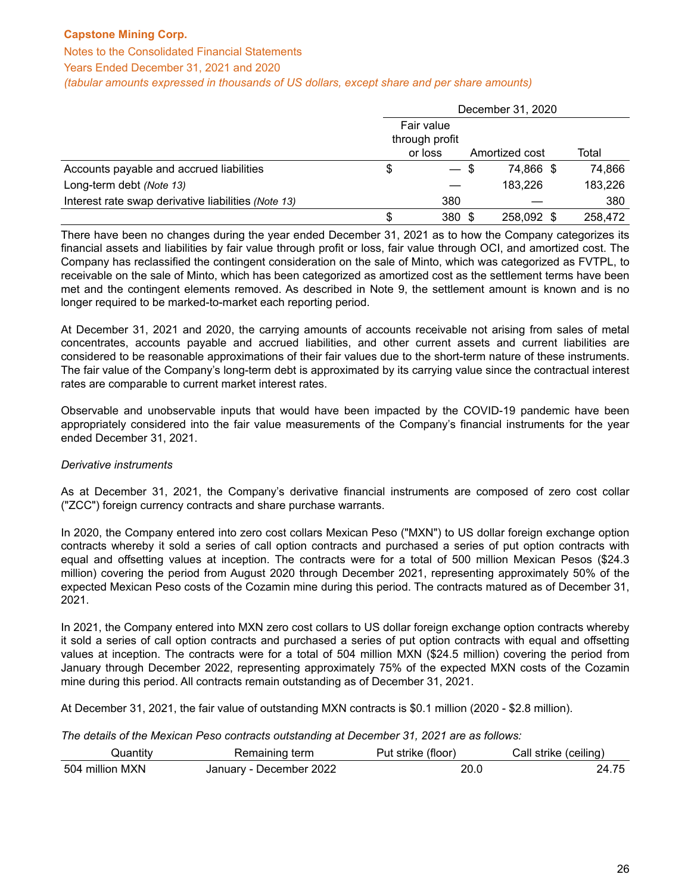| | December 31, 2020 | | |
|---|---|---|---|
| | Fair value through profit or loss | Amortized cost | Total |
| Accounts payable and accrued liabilities | $ — | $ 74,866 | $ 74,866 |
| Long-term debt *(Note 13)* | — | 183,226 | 183,226 |
| Interest rate swap derivative liabilities *(Note 13)* | 380 | — | 380 |
| | $ 380 | $ 258,092 | $ 258,472 |

There have been no changes during the year ended December 31, 2021 as to how the Company categorizes its financial assets and liabilities by fair value through profit or loss, fair value through OCI, and amortized cost. The Company has reclassified the contingent consideration on the sale of Minto, which was categorized as FVTPL, to receivable on the sale of Minto, which has been categorized as amortized cost as the settlement terms have been met and the contingent elements removed. As described in Note 9, the settlement amount is known and is no longer required to be marked-to-market each reporting period.

At December 31, 2021 and 2020, the carrying amounts of accounts receivable not arising from sales of metal concentrates, accounts payable and accrued liabilities, and other current assets and current liabilities are considered to be reasonable approximations of their fair values due to the short-term nature of these instruments. The fair value of the Company's long-term debt is approximated by its carrying value since the contractual interest rates are comparable to current market interest rates.

Observable and unobservable inputs that would have been impacted by the COVID-19 pandemic have been appropriately considered into the fair value measurements of the Company's financial instruments for the year ended December 31, 2021.

*Derivative instruments*

As at December 31, 2021, the Company's derivative financial instruments are composed of zero cost collar ("ZCC") foreign currency contracts and share purchase warrants.

In 2020, the Company entered into zero cost collars Mexican Peso ("MXN") to US dollar foreign exchange option contracts whereby it sold a series of call option contracts and purchased a series of put option contracts with equal and offsetting values at inception. The contracts were for a total of 500 million Mexican Pesos ($24.3 million) covering the period from August 2020 through December 2021, representing approximately 50% of the expected Mexican Peso costs of the Cozamin mine during this period. The contracts matured as of December 31, 2021.

In 2021, the Company entered into MXN zero cost collars to US dollar foreign exchange option contracts whereby it sold a series of call option contracts and purchased a series of put option contracts with equal and offsetting values at inception. The contracts were for a total of 504 million MXN ($24.5 million) covering the period from January through December 2022, representing approximately 75% of the expected MXN costs of the Cozamin mine during this period. All contracts remain outstanding as of December 31, 2021.

At December 31, 2021, the fair value of outstanding MXN contracts is $0.1 million (2020 - $2.8 million).

*The details of the Mexican Peso contracts outstanding at December 31, 2021 are as follows:*

| Quantity | Remaining term | Put strike (floor) | Call strike (ceiling) |
|---|---|---|---|
| 504 million MXN | January - December 2022 | 20.0 | 24.75 |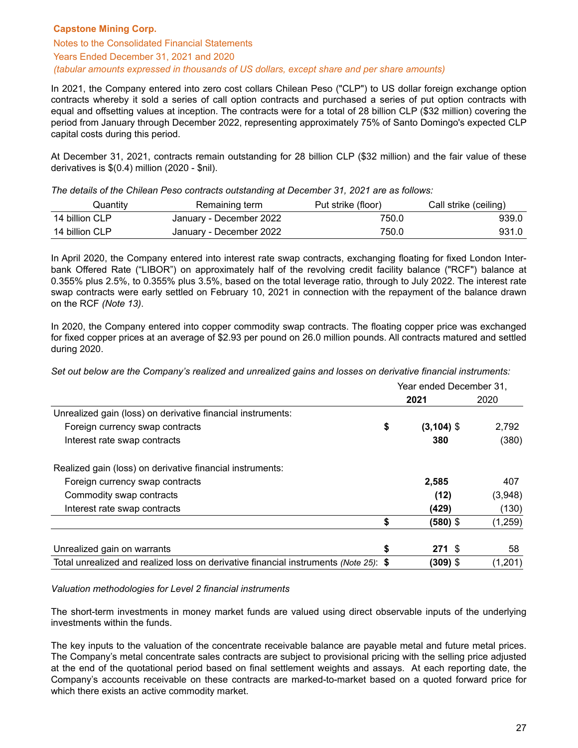In 2021, the Company entered into zero cost collars Chilean Peso ("CLP") to US dollar foreign exchange option contracts whereby it sold a series of call option contracts and purchased a series of put option contracts with equal and offsetting values at inception. The contracts were for a total of 28 billion CLP ($32 million) covering the period from January through December 2022, representing approximately 75% of Santo Domingo's expected CLP capital costs during this period.

At December 31, 2021, contracts remain outstanding for 28 billion CLP ($32 million) and the fair value of these derivatives is $(0.4) million (2020 - $nil).

*The details of the Chilean Peso contracts outstanding at December 31, 2021 are as follows:*

| Quantity | Remaining term | Put strike (floor) | Call strike (ceiling) |
|---|---|---|---|
| 14 billion CLP | January - December 2022 | 750.0 | 939.0 |
| 14 billion CLP | January - December 2022 | 750.0 | 931.0 |

In April 2020, the Company entered into interest rate swap contracts, exchanging floating for fixed London Inter-bank Offered Rate ("LIBOR") on approximately half of the revolving credit facility balance ("RCF") balance at 0.355% plus 2.5%, to 0.355% plus 3.5%, based on the total leverage ratio, through to July 2022. The interest rate swap contracts were early settled on February 10, 2021 in connection with the repayment of the balance drawn on the RCF *(Note 13)*.

In 2020, the Company entered into copper commodity swap contracts. The floating copper price was exchanged for fixed copper prices at an average of $2.93 per pound on 26.0 million pounds. All contracts matured and settled during 2020.

*Set out below are the Company's realized and unrealized gains and losses on derivative financial instruments:*

| | Year ended December 31, 2021 | 2020 |
|---|---|---|
| Unrealized gain (loss) on derivative financial instruments: | | |
| Foreign currency swap contracts | **$ (3,104)** | $ 2,792 |
| Interest rate swap contracts | **380** | (380) |
| Realized gain (loss) on derivative financial instruments: | | |
| Foreign currency swap contracts | **2,585** | 407 |
| Commodity swap contracts | **(12)** | (3,948) |
| Interest rate swap contracts | **(429)** | (130) |
| | **$ (580)** | $ (1,259) |
| Unrealized gain on warrants | **$ 271** | $ 58 |
| Total unrealized and realized loss on derivative financial instruments *(Note 25)*: | **$ (309)** | $ (1,201) |

*Valuation methodologies for Level 2 financial instruments*

The short-term investments in money market funds are valued using direct observable inputs of the underlying investments within the funds.

The key inputs to the valuation of the concentrate receivable balance are payable metal and future metal prices. The Company's metal concentrate sales contracts are subject to provisional pricing with the selling price adjusted at the end of the quotational period based on final settlement weights and assays. At each reporting date, the Company's accounts receivable on these contracts are marked-to-market based on a quoted forward price for which there exists an active commodity market.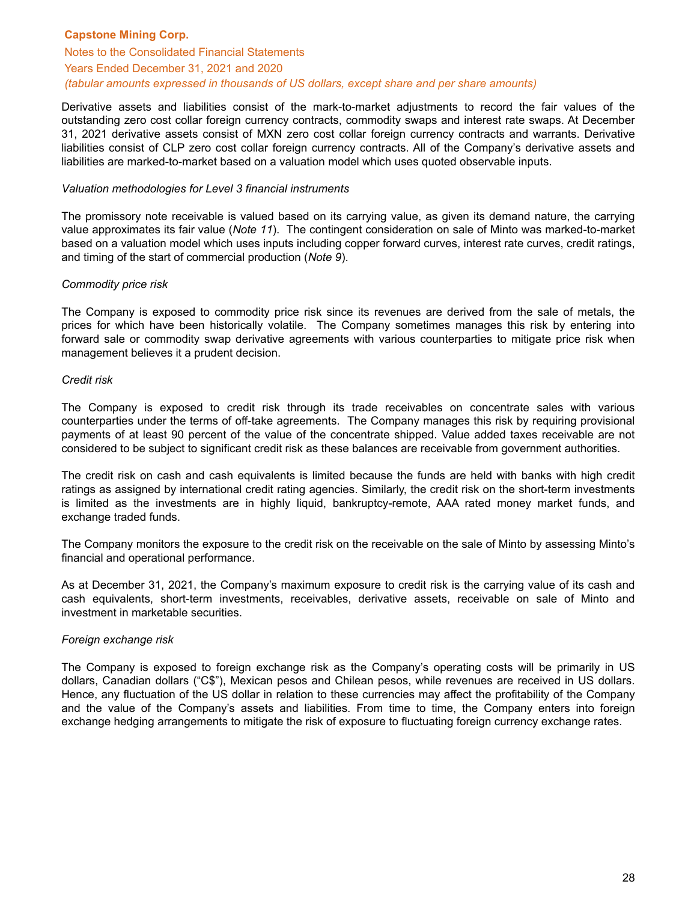Derivative assets and liabilities consist of the mark-to-market adjustments to record the fair values of the outstanding zero cost collar foreign currency contracts, commodity swaps and interest rate swaps. At December 31, 2021 derivative assets consist of MXN zero cost collar foreign currency contracts and warrants. Derivative liabilities consist of CLP zero cost collar foreign currency contracts. All of the Company's derivative assets and liabilities are marked-to-market based on a valuation model which uses quoted observable inputs.

*Valuation methodologies for Level 3 financial instruments*

The promissory note receivable is valued based on its carrying value, as given its demand nature, the carrying value approximates its fair value (*Note 11*). The contingent consideration on sale of Minto was marked-to-market based on a valuation model which uses inputs including copper forward curves, interest rate curves, credit ratings, and timing of the start of commercial production (*Note 9*).

*Commodity price risk*

The Company is exposed to commodity price risk since its revenues are derived from the sale of metals, the prices for which have been historically volatile. The Company sometimes manages this risk by entering into forward sale or commodity swap derivative agreements with various counterparties to mitigate price risk when management believes it a prudent decision.

*Credit risk*

The Company is exposed to credit risk through its trade receivables on concentrate sales with various counterparties under the terms of off-take agreements. The Company manages this risk by requiring provisional payments of at least 90 percent of the value of the concentrate shipped. Value added taxes receivable are not considered to be subject to significant credit risk as these balances are receivable from government authorities.

The credit risk on cash and cash equivalents is limited because the funds are held with banks with high credit ratings as assigned by international credit rating agencies. Similarly, the credit risk on the short-term investments is limited as the investments are in highly liquid, bankruptcy-remote, AAA rated money market funds, and exchange traded funds.

The Company monitors the exposure to the credit risk on the receivable on the sale of Minto by assessing Minto's financial and operational performance.

As at December 31, 2021, the Company's maximum exposure to credit risk is the carrying value of its cash and cash equivalents, short-term investments, receivables, derivative assets, receivable on sale of Minto and investment in marketable securities.

*Foreign exchange risk*

The Company is exposed to foreign exchange risk as the Company's operating costs will be primarily in US dollars, Canadian dollars ("C$"), Mexican pesos and Chilean pesos, while revenues are received in US dollars. Hence, any fluctuation of the US dollar in relation to these currencies may affect the profitability of the Company and the value of the Company's assets and liabilities. From time to time, the Company enters into foreign exchange hedging arrangements to mitigate the risk of exposure to fluctuating foreign currency exchange rates.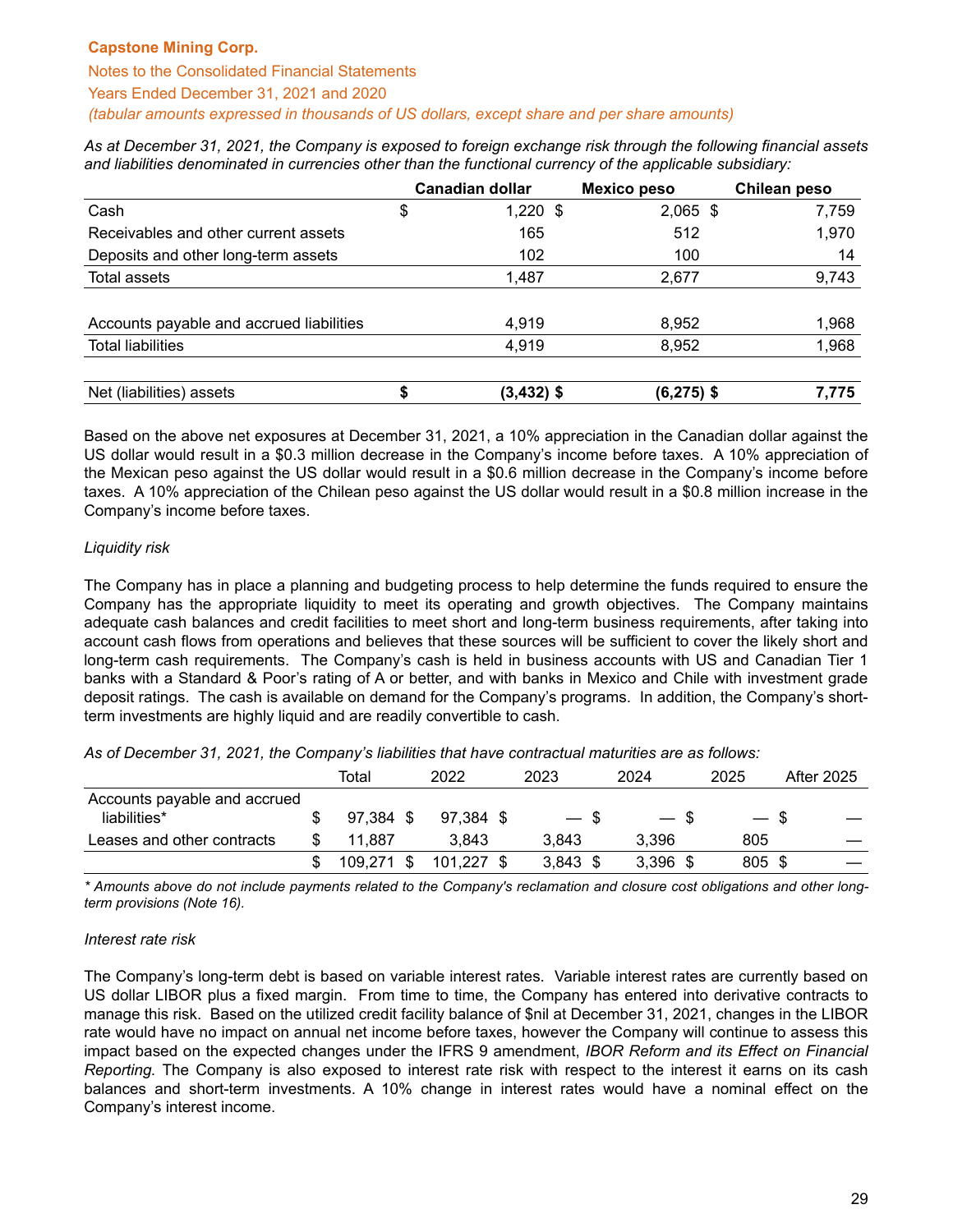*As at December 31, 2021, the Company is exposed to foreign exchange risk through the following financial assets and liabilities denominated in currencies other than the functional currency of the applicable subsidiary:*

| | Canadian dollar | Mexico peso | Chilean peso |
|---|---|---|---|
| Cash | $ 1,220 | $ 2,065 | $ 7,759 |
| Receivables and other current assets | 165 | 512 | 1,970 |
| Deposits and other long-term assets | 102 | 100 | 14 |
| Total assets | 1,487 | 2,677 | 9,743 |
| | | | |
| Accounts payable and accrued liabilities | 4,919 | 8,952 | 1,968 |
| Total liabilities | 4,919 | 8,952 | 1,968 |
| | | | |
| **Net (liabilities) assets** | **$ (3,432)** | **$ (6,275)** | **$ 7,775** |

Based on the above net exposures at December 31, 2021, a 10% appreciation in the Canadian dollar against the US dollar would result in a $0.3 million decrease in the Company's income before taxes. A 10% appreciation of the Mexican peso against the US dollar would result in a $0.6 million decrease in the Company's income before taxes. A 10% appreciation of the Chilean peso against the US dollar would result in a $0.8 million increase in the Company's income before taxes.

*Liquidity risk*

The Company has in place a planning and budgeting process to help determine the funds required to ensure the Company has the appropriate liquidity to meet its operating and growth objectives. The Company maintains adequate cash balances and credit facilities to meet short and long-term business requirements, after taking into account cash flows from operations and believes that these sources will be sufficient to cover the likely short and long-term cash requirements. The Company's cash is held in business accounts with US and Canadian Tier 1 banks with a Standard & Poor's rating of A or better, and with banks in Mexico and Chile with investment grade deposit ratings. The cash is available on demand for the Company's programs. In addition, the Company's short-term investments are highly liquid and are readily convertible to cash.

*As of December 31, 2021, the Company's liabilities that have contractual maturities are as follows:*

| | Total | 2022 | 2023 | 2024 | 2025 | After 2025 |
|---|---|---|---|---|---|---|
| Accounts payable and accrued liabilities* | $ 97,384 | $ 97,384 | $ — | $ — | $ — | $ — |
| Leases and other contracts | $ 11,887 | 3,843 | 3,843 | 3,396 | 805 | — |
| | $ 109,271 | $ 101,227 | $ 3,843 | $ 3,396 | $ 805 | $ — |

*\* Amounts above do not include payments related to the Company's reclamation and closure cost obligations and other long-term provisions (Note 16).*

*Interest rate risk*

The Company's long-term debt is based on variable interest rates. Variable interest rates are currently based on US dollar LIBOR plus a fixed margin. From time to time, the Company has entered into derivative contracts to manage this risk. Based on the utilized credit facility balance of $nil at December 31, 2021, changes in the LIBOR rate would have no impact on annual net income before taxes, however the Company will continue to assess this impact based on the expected changes under the IFRS 9 amendment, *IBOR Reform and its Effect on Financial Reporting*. The Company is also exposed to interest rate risk with respect to the interest it earns on its cash balances and short-term investments. A 10% change in interest rates would have a nominal effect on the Company's interest income.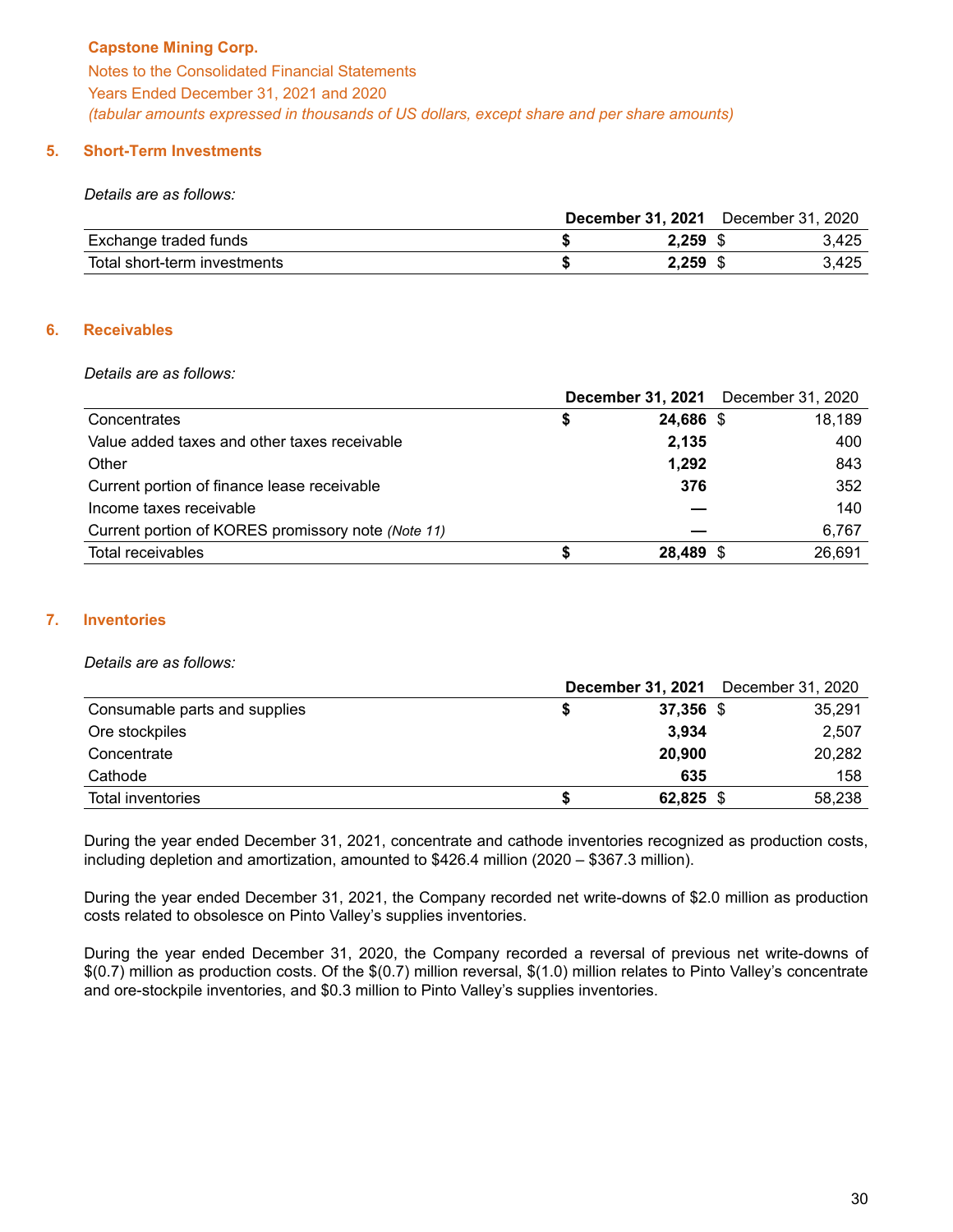**Capstone Mining Corp.**
Notes to the Consolidated Financial Statements
Years Ended December 31, 2021 and 2020
*(tabular amounts expressed in thousands of US dollars, except share and per share amounts)*

## 5. Short-Term Investments

*Details are as follows:*

| | December 31, 2021 | December 31, 2020 |
|---|---|---|
| Exchange traded funds | $ **2,259** | $ 3,425 |
| Total short-term investments | $ **2,259** | $ 3,425 |

## 6. Receivables

*Details are as follows:*

| | December 31, 2021 | December 31, 2020 |
|---|---|---|
| Concentrates | $ **24,686** | $ 18,189 |
| Value added taxes and other taxes receivable | **2,135** | 400 |
| Other | **1,292** | 843 |
| Current portion of finance lease receivable | **376** | 352 |
| Income taxes receivable | **—** | 140 |
| Current portion of KORES promissory note *(Note 11)* | **—** | 6,767 |
| Total receivables | $ **28,489** | $ 26,691 |

## 7. Inventories

*Details are as follows:*

| | December 31, 2021 | December 31, 2020 |
|---|---|---|
| Consumable parts and supplies | $ **37,356** | $ 35,291 |
| Ore stockpiles | **3,934** | 2,507 |
| Concentrate | **20,900** | 20,282 |
| Cathode | **635** | 158 |
| Total inventories | $ **62,825** | $ 58,238 |

During the year ended December 31, 2021, concentrate and cathode inventories recognized as production costs, including depletion and amortization, amounted to $426.4 million (2020 – $367.3 million).

During the year ended December 31, 2021, the Company recorded net write-downs of $2.0 million as production costs related to obsolesce on Pinto Valley's supplies inventories.

During the year ended December 31, 2020, the Company recorded a reversal of previous net write-downs of $(0.7) million as production costs. Of the $(0.7) million reversal, $(1.0) million relates to Pinto Valley's concentrate and ore-stockpile inventories, and $0.3 million to Pinto Valley's supplies inventories.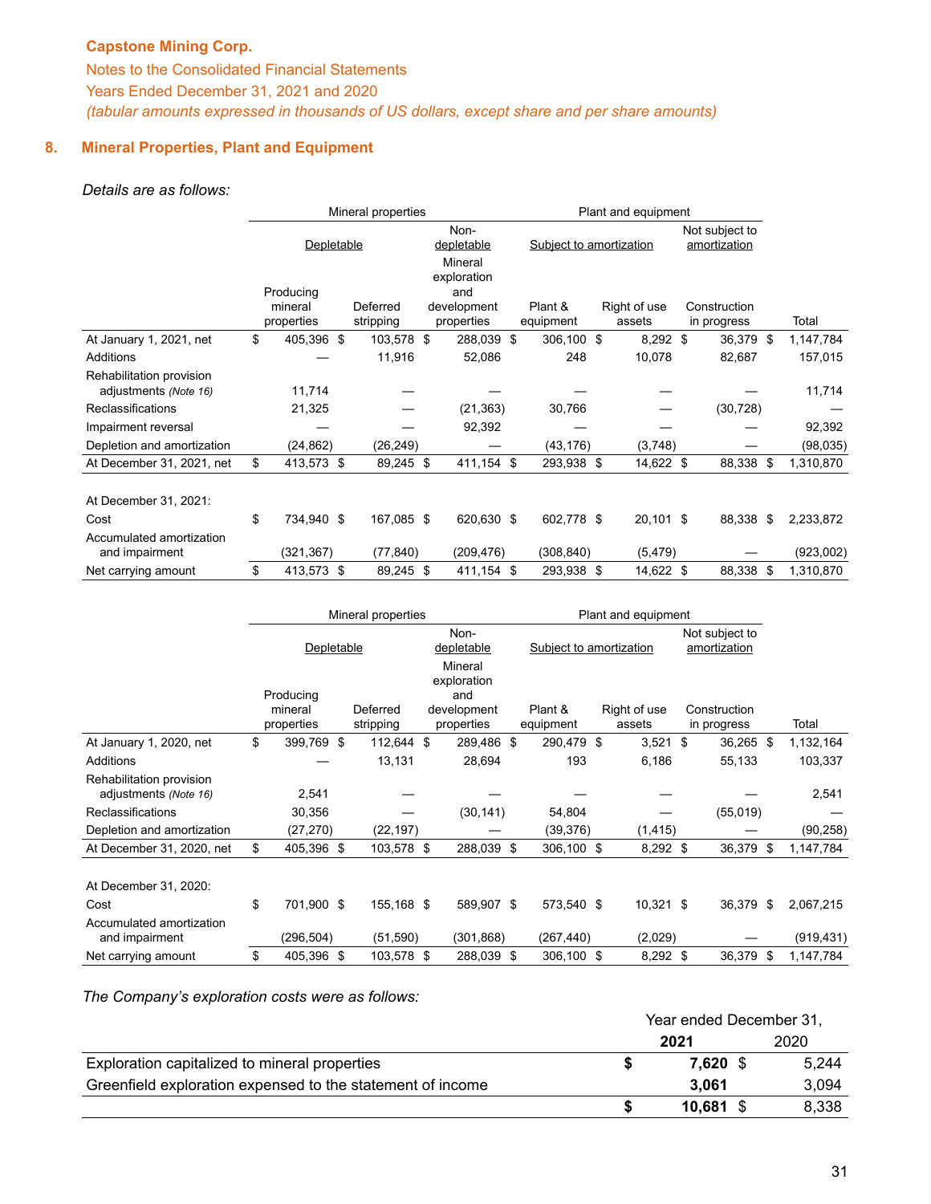**Capstone Mining Corp.**

Notes to the Consolidated Financial Statements

Years Ended December 31, 2021 and 2020

*(tabular amounts expressed in thousands of US dollars, except share and per share amounts)*

## 8. Mineral Properties, Plant and Equipment

*Details are as follows:*

| | Mineral properties | | | Plant and equipment | | | |
|---|---|---|---|---|---|---|---|
| | Depletable | | Non-depletable | Subject to amortization | | Not subject to amortization | |
| | Producing mineral properties | Deferred stripping | Mineral exploration and development properties | Plant & equipment | Right of use assets | Construction in progress | Total |
| At January 1, 2021, net | $ 405,396 | $ 103,578 | $ 288,039 | $ 306,100 | $ 8,292 | $ 36,379 | $ 1,147,784 |
| Additions | — | 11,916 | 52,086 | 248 | 10,078 | 82,687 | 157,015 |
| Rehabilitation provision adjustments *(Note 16)* | 11,714 | — | — | — | — | — | 11,714 |
| Reclassifications | 21,325 | — | (21,363) | 30,766 | — | (30,728) | — |
| Impairment reversal | — | — | 92,392 | — | — | — | 92,392 |
| Depletion and amortization | (24,862) | (26,249) | — | (43,176) | (3,748) | — | (98,035) |
| At December 31, 2021, net | $ 413,573 | $ 89,245 | $ 411,154 | $ 293,938 | $ 14,622 | $ 88,338 | $ 1,310,870 |
| | | | | | | | |
| At December 31, 2021: | | | | | | | |
| Cost | $ 734,940 | $ 167,085 | $ 620,630 | $ 602,778 | $ 20,101 | $ 88,338 | $ 2,233,872 |
| Accumulated amortization and impairment | (321,367) | (77,840) | (209,476) | (308,840) | (5,479) | — | (923,002) |
| Net carrying amount | $ 413,573 | $ 89,245 | $ 411,154 | $ 293,938 | $ 14,622 | $ 88,338 | $ 1,310,870 |

| | Mineral properties | | | Plant and equipment | | | |
|---|---|---|---|---|---|---|---|
| | Depletable | | Non-depletable | Subject to amortization | | Not subject to amortization | |
| | Producing mineral properties | Deferred stripping | Mineral exploration and development properties | Plant & equipment | Right of use assets | Construction in progress | Total |
| At January 1, 2020, net | $ 399,769 | $ 112,644 | $ 289,486 | $ 290,479 | $ 3,521 | $ 36,265 | $ 1,132,164 |
| Additions | — | 13,131 | 28,694 | 193 | 6,186 | 55,133 | 103,337 |
| Rehabilitation provision adjustments *(Note 16)* | 2,541 | — | — | — | — | — | 2,541 |
| Reclassifications | 30,356 | — | (30,141) | 54,804 | — | (55,019) | — |
| Depletion and amortization | (27,270) | (22,197) | — | (39,376) | (1,415) | — | (90,258) |
| At December 31, 2020, net | $ 405,396 | $ 103,578 | $ 288,039 | $ 306,100 | $ 8,292 | $ 36,379 | $ 1,147,784 |
| | | | | | | | |
| At December 31, 2020: | | | | | | | |
| Cost | $ 701,900 | $ 155,168 | $ 589,907 | $ 573,540 | $ 10,321 | $ 36,379 | $ 2,067,215 |
| Accumulated amortization and impairment | (296,504) | (51,590) | (301,868) | (267,440) | (2,029) | — | (919,431) |
| Net carrying amount | $ 405,396 | $ 103,578 | $ 288,039 | $ 306,100 | $ 8,292 | $ 36,379 | $ 1,147,784 |

*The Company's exploration costs were as follows:*

| | Year ended December 31, | |
|---|---|---|
| | **2021** | 2020 |
| Exploration capitalized to mineral properties | **$ 7,620** | $ 5,244 |
| Greenfield exploration expensed to the statement of income | **3,061** | 3,094 |
| | **$ 10,681** | $ 8,338 |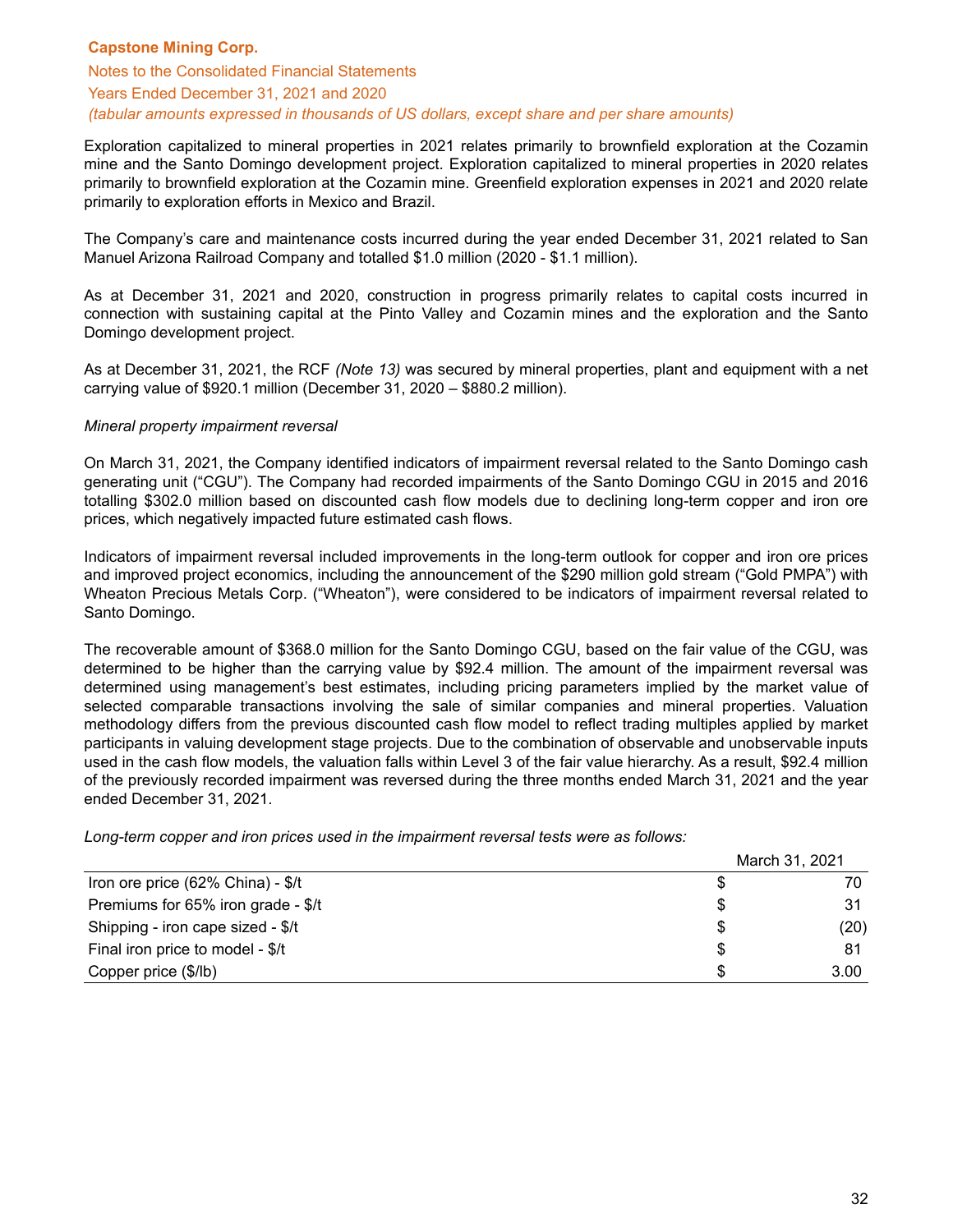Exploration capitalized to mineral properties in 2021 relates primarily to brownfield exploration at the Cozamin mine and the Santo Domingo development project. Exploration capitalized to mineral properties in 2020 relates primarily to brownfield exploration at the Cozamin mine. Greenfield exploration expenses in 2021 and 2020 relate primarily to exploration efforts in Mexico and Brazil.

The Company's care and maintenance costs incurred during the year ended December 31, 2021 related to San Manuel Arizona Railroad Company and totalled $1.0 million (2020 - $1.1 million).

As at December 31, 2021 and 2020, construction in progress primarily relates to capital costs incurred in connection with sustaining capital at the Pinto Valley and Cozamin mines and the exploration and the Santo Domingo development project.

As at December 31, 2021, the RCF *(Note 13)* was secured by mineral properties, plant and equipment with a net carrying value of $920.1 million (December 31, 2020 – $880.2 million).

*Mineral property impairment reversal*

On March 31, 2021, the Company identified indicators of impairment reversal related to the Santo Domingo cash generating unit ("CGU"). The Company had recorded impairments of the Santo Domingo CGU in 2015 and 2016 totalling $302.0 million based on discounted cash flow models due to declining long-term copper and iron ore prices, which negatively impacted future estimated cash flows.

Indicators of impairment reversal included improvements in the long-term outlook for copper and iron ore prices and improved project economics, including the announcement of the $290 million gold stream ("Gold PMPA") with Wheaton Precious Metals Corp. ("Wheaton"), were considered to be indicators of impairment reversal related to Santo Domingo.

The recoverable amount of $368.0 million for the Santo Domingo CGU, based on the fair value of the CGU, was determined to be higher than the carrying value by $92.4 million. The amount of the impairment reversal was determined using management's best estimates, including pricing parameters implied by the market value of selected comparable transactions involving the sale of similar companies and mineral properties. Valuation methodology differs from the previous discounted cash flow model to reflect trading multiples applied by market participants in valuing development stage projects. Due to the combination of observable and unobservable inputs used in the cash flow models, the valuation falls within Level 3 of the fair value hierarchy. As a result, $92.4 million of the previously recorded impairment was reversed during the three months ended March 31, 2021 and the year ended December 31, 2021.

*Long-term copper and iron prices used in the impairment reversal tests were as follows:*

| | March 31, 2021 |
|---|---|
| Iron ore price (62% China) - $/t | $ 70 |
| Premiums for 65% iron grade - $/t | $ 31 |
| Shipping - iron cape sized - $/t | $ (20) |
| Final iron price to model - $/t | $ 81 |
| Copper price ($/lb) | $ 3.00 |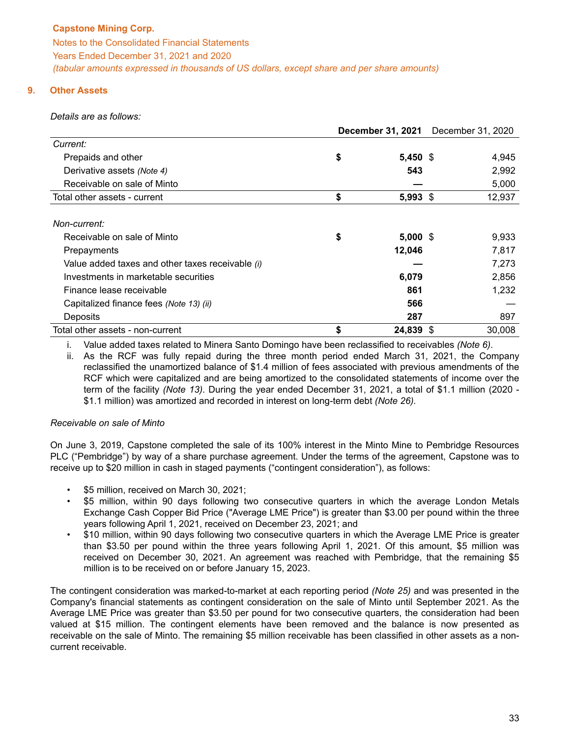Capstone Mining Corp.
Notes to the Consolidated Financial Statements
Years Ended December 31, 2021 and 2020
*(tabular amounts expressed in thousands of US dollars, except share and per share amounts)*

## 9. Other Assets

*Details are as follows:*

| | December 31, 2021 | December 31, 2020 |
|---|---|---|
| *Current:* | | |
| Prepaids and other | $ **5,450** | $ 4,945 |
| Derivative assets *(Note 4)* | **543** | 2,992 |
| Receivable on sale of Minto | **—** | 5,000 |
| Total other assets - current | $ **5,993** | $ 12,937 |
| | | |
| *Non-current:* | | |
| Receivable on sale of Minto | $ **5,000** | $ 9,933 |
| Prepayments | **12,046** | 7,817 |
| Value added taxes and other taxes receivable *(i)* | **—** | 7,273 |
| Investments in marketable securities | **6,079** | 2,856 |
| Finance lease receivable | **861** | 1,232 |
| Capitalized finance fees *(Note 13) (ii)* | **566** | — |
| Deposits | **287** | 897 |
| Total other assets - non-current | $ **24,839** | $ 30,008 |

i. Value added taxes related to Minera Santo Domingo have been reclassified to receivables *(Note 6)*.
ii. As the RCF was fully repaid during the three month period ended March 31, 2021, the Company reclassified the unamortized balance of $1.4 million of fees associated with previous amendments of the RCF which were capitalized and are being amortized to the consolidated statements of income over the term of the facility *(Note 13)*. During the year ended December 31, 2021, a total of $1.1 million (2020 - $1.1 million) was amortized and recorded in interest on long-term debt *(Note 26)*.

*Receivable on sale of Minto*

On June 3, 2019, Capstone completed the sale of its 100% interest in the Minto Mine to Pembridge Resources PLC ("Pembridge") by way of a share purchase agreement. Under the terms of the agreement, Capstone was to receive up to $20 million in cash in staged payments ("contingent consideration"), as follows:

- $5 million, received on March 30, 2021;
- $5 million, within 90 days following two consecutive quarters in which the average London Metals Exchange Cash Copper Bid Price ("Average LME Price") is greater than $3.00 per pound within the three years following April 1, 2021, received on December 23, 2021; and
- $10 million, within 90 days following two consecutive quarters in which the Average LME Price is greater than $3.50 per pound within the three years following April 1, 2021. Of this amount, $5 million was received on December 30, 2021. An agreement was reached with Pembridge, that the remaining $5 million is to be received on or before January 15, 2023.

The contingent consideration was marked-to-market at each reporting period *(Note 25)* and was presented in the Company's financial statements as contingent consideration on the sale of Minto until September 2021. As the Average LME Price was greater than $3.50 per pound for two consecutive quarters, the consideration had been valued at $15 million. The contingent elements have been removed and the balance is now presented as receivable on the sale of Minto. The remaining $5 million receivable has been classified in other assets as a non-current receivable.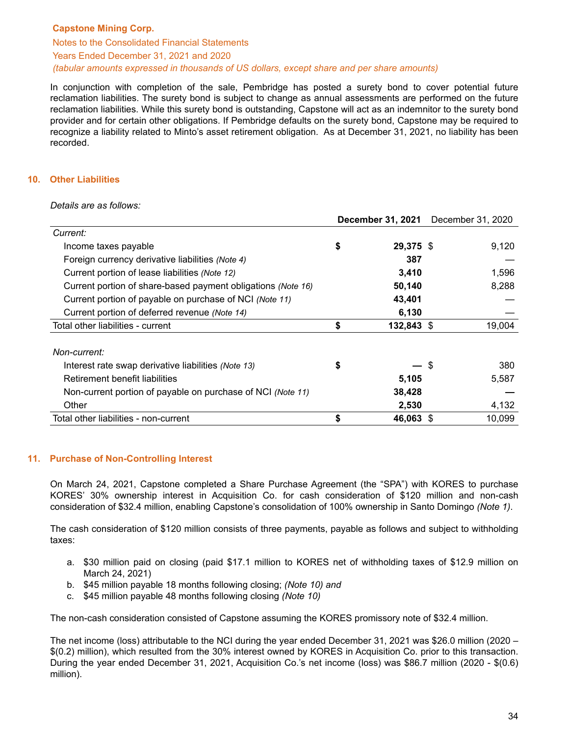In conjunction with completion of the sale, Pembridge has posted a surety bond to cover potential future reclamation liabilities. The surety bond is subject to change as annual assessments are performed on the future reclamation liabilities. While this surety bond is outstanding, Capstone will act as an indemnitor to the surety bond provider and for certain other obligations. If Pembridge defaults on the surety bond, Capstone may be required to recognize a liability related to Minto's asset retirement obligation. As at December 31, 2021, no liability has been recorded.

## 10. Other Liabilities

*Details are as follows:*

| | **December 31, 2021** | December 31, 2020 |
|---|---|---|
| *Current:* | | |
| Income taxes payable | **$ 29,375** | $ 9,120 |
| Foreign currency derivative liabilities *(Note 4)* | **387** | — |
| Current portion of lease liabilities *(Note 12)* | **3,410** | 1,596 |
| Current portion of share-based payment obligations *(Note 16)* | **50,140** | 8,288 |
| Current portion of payable on purchase of NCI *(Note 11)* | **43,401** | — |
| Current portion of deferred revenue *(Note 14)* | **6,130** | — |
| Total other liabilities - current | **$ 132,843** | $ 19,004 |
| | | |
| *Non-current:* | | |
| Interest rate swap derivative liabilities *(Note 13)* | **$ —** | $ 380 |
| Retirement benefit liabilities | **5,105** | 5,587 |
| Non-current portion of payable on purchase of NCI *(Note 11)* | **38,428** | — |
| Other | **2,530** | 4,132 |
| Total other liabilities - non-current | **$ 46,063** | $ 10,099 |

## 11. Purchase of Non-Controlling Interest

On March 24, 2021, Capstone completed a Share Purchase Agreement (the "SPA") with KORES to purchase KORES' 30% ownership interest in Acquisition Co. for cash consideration of $120 million and non-cash consideration of $32.4 million, enabling Capstone's consolidation of 100% ownership in Santo Domingo *(Note 1)*.

The cash consideration of $120 million consists of three payments, payable as follows and subject to withholding taxes:

a. $30 million paid on closing (paid $17.1 million to KORES net of withholding taxes of $12.9 million on March 24, 2021)
b. $45 million payable 18 months following closing; *(Note 10) and*
c. $45 million payable 48 months following closing *(Note 10)*

The non-cash consideration consisted of Capstone assuming the KORES promissory note of $32.4 million.

The net income (loss) attributable to the NCI during the year ended December 31, 2021 was $26.0 million (2020 – $(0.2) million), which resulted from the 30% interest owned by KORES in Acquisition Co. prior to this transaction. During the year ended December 31, 2021, Acquisition Co.'s net income (loss) was $86.7 million (2020 - $(0.6) million).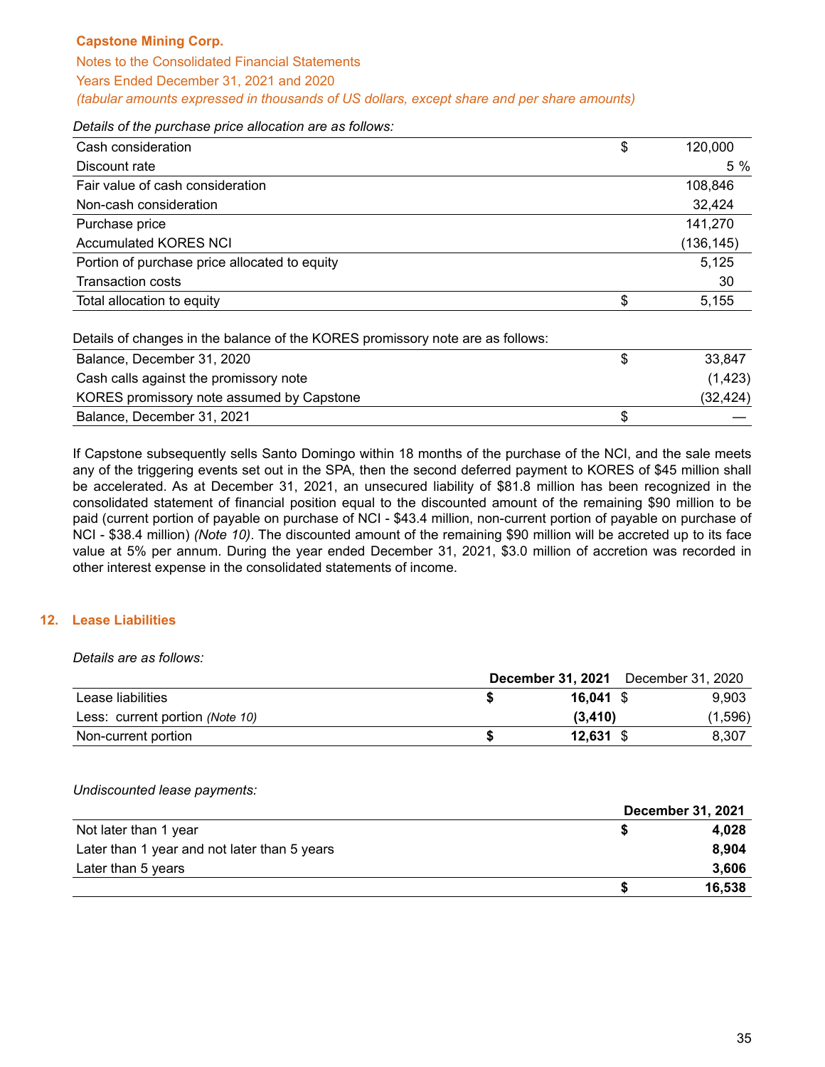*Details of the purchase price allocation are as follows:*

| | | |
|---|---|---|
| Cash consideration | $ | 120,000 |
| Discount rate | | 5 % |
| Fair value of cash consideration | | 108,846 |
| Non-cash consideration | | 32,424 |
| Purchase price | | 141,270 |
| Accumulated KORES NCI | | (136,145) |
| Portion of purchase price allocated to equity | | 5,125 |
| Transaction costs | | 30 |
| Total allocation to equity | $ | 5,155 |

Details of changes in the balance of the KORES promissory note are as follows:

| | | |
|---|---|---|
| Balance, December 31, 2020 | $ | 33,847 |
| Cash calls against the promissory note | | (1,423) |
| KORES promissory note assumed by Capstone | | (32,424) |
| Balance, December 31, 2021 | $ | — |

If Capstone subsequently sells Santo Domingo within 18 months of the purchase of the NCI, and the sale meets any of the triggering events set out in the SPA, then the second deferred payment to KORES of $45 million shall be accelerated. As at December 31, 2021, an unsecured liability of $81.8 million has been recognized in the consolidated statement of financial position equal to the discounted amount of the remaining $90 million to be paid (current portion of payable on purchase of NCI - $43.4 million, non-current portion of payable on purchase of NCI - $38.4 million) *(Note 10)*. The discounted amount of the remaining $90 million will be accreted up to its face value at 5% per annum. During the year ended December 31, 2021, $3.0 million of accretion was recorded in other interest expense in the consolidated statements of income.

## 12. Lease Liabilities

*Details are as follows:*

| | | **December 31, 2021** | | December 31, 2020 |
|---|---|---|---|---|
| Lease liabilities | **$** | **16,041** | $ | 9,903 |
| Less: current portion *(Note 10)* | | **(3,410)** | | (1,596) |
| Non-current portion | **$** | **12,631** | $ | 8,307 |

*Undiscounted lease payments:*

| | | **December 31, 2021** |
|---|---|---|
| Not later than 1 year | **$** | **4,028** |
| Later than 1 year and not later than 5 years | | **8,904** |
| Later than 5 years | | **3,606** |
| | **$** | **16,538** |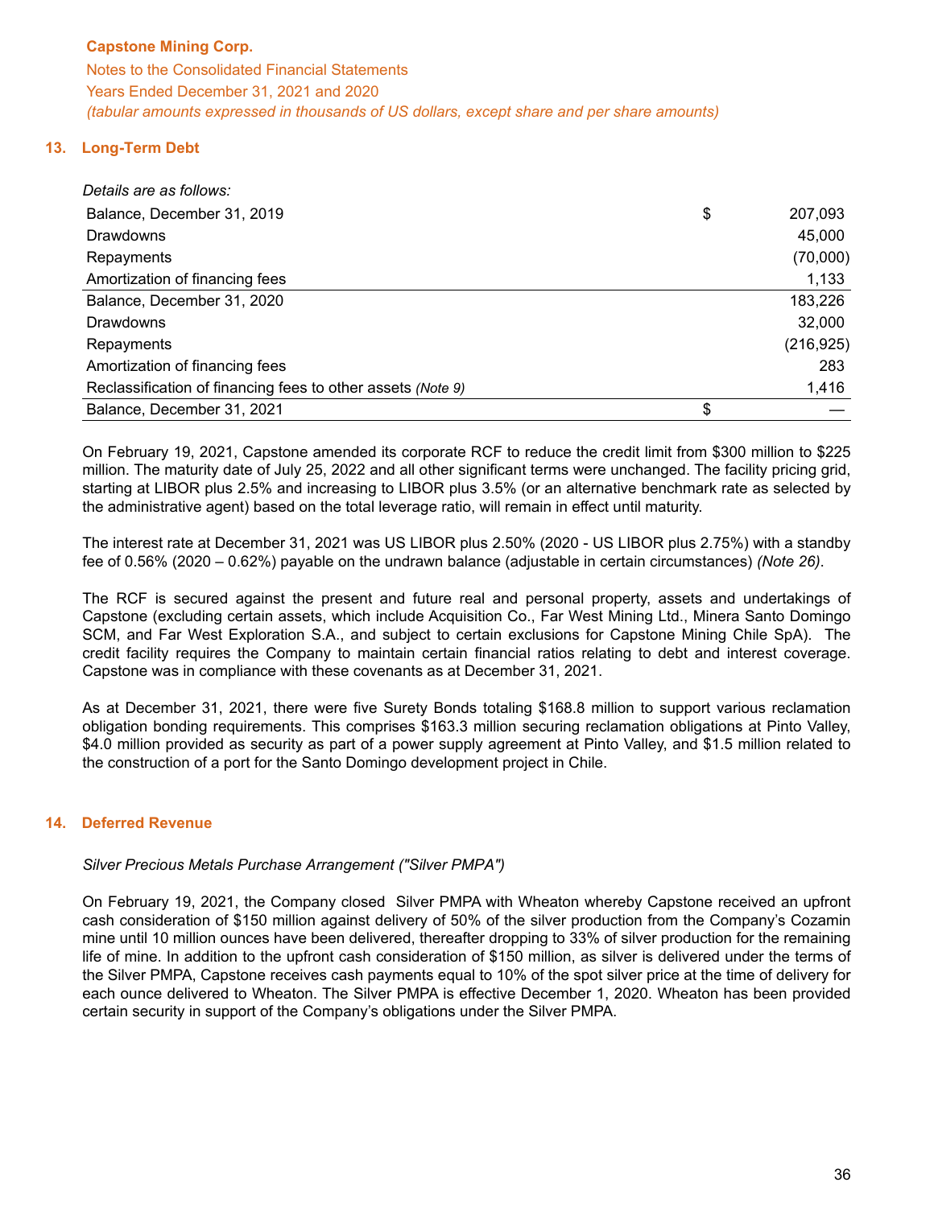**Capstone Mining Corp.**
Notes to the Consolidated Financial Statements
Years Ended December 31, 2021 and 2020
*(tabular amounts expressed in thousands of US dollars, except share and per share amounts)*

## 13. Long-Term Debt

*Details are as follows:*

| | | |
|---|---|---|
| Balance, December 31, 2019 | $ | 207,093 |
| Drawdowns | | 45,000 |
| Repayments | | (70,000) |
| Amortization of financing fees | | 1,133 |
| Balance, December 31, 2020 | | 183,226 |
| Drawdowns | | 32,000 |
| Repayments | | (216,925) |
| Amortization of financing fees | | 283 |
| Reclassification of financing fees to other assets *(Note 9)* | | 1,416 |
| Balance, December 31, 2021 | $ | — |

On February 19, 2021, Capstone amended its corporate RCF to reduce the credit limit from $300 million to $225 million. The maturity date of July 25, 2022 and all other significant terms were unchanged. The facility pricing grid, starting at LIBOR plus 2.5% and increasing to LIBOR plus 3.5% (or an alternative benchmark rate as selected by the administrative agent) based on the total leverage ratio, will remain in effect until maturity.

The interest rate at December 31, 2021 was US LIBOR plus 2.50% (2020 - US LIBOR plus 2.75%) with a standby fee of 0.56% (2020 – 0.62%) payable on the undrawn balance (adjustable in certain circumstances) *(Note 26)*.

The RCF is secured against the present and future real and personal property, assets and undertakings of Capstone (excluding certain assets, which include Acquisition Co., Far West Mining Ltd., Minera Santo Domingo SCM, and Far West Exploration S.A., and subject to certain exclusions for Capstone Mining Chile SpA). The credit facility requires the Company to maintain certain financial ratios relating to debt and interest coverage. Capstone was in compliance with these covenants as at December 31, 2021.

As at December 31, 2021, there were five Surety Bonds totaling $168.8 million to support various reclamation obligation bonding requirements. This comprises $163.3 million securing reclamation obligations at Pinto Valley, $4.0 million provided as security as part of a power supply agreement at Pinto Valley, and $1.5 million related to the construction of a port for the Santo Domingo development project in Chile.

## 14. Deferred Revenue

*Silver Precious Metals Purchase Arrangement ("Silver PMPA")*

On February 19, 2021, the Company closed Silver PMPA with Wheaton whereby Capstone received an upfront cash consideration of $150 million against delivery of 50% of the silver production from the Company's Cozamin mine until 10 million ounces have been delivered, thereafter dropping to 33% of silver production for the remaining life of mine. In addition to the upfront cash consideration of $150 million, as silver is delivered under the terms of the Silver PMPA, Capstone receives cash payments equal to 10% of the spot silver price at the time of delivery for each ounce delivered to Wheaton. The Silver PMPA is effective December 1, 2020. Wheaton has been provided certain security in support of the Company's obligations under the Silver PMPA.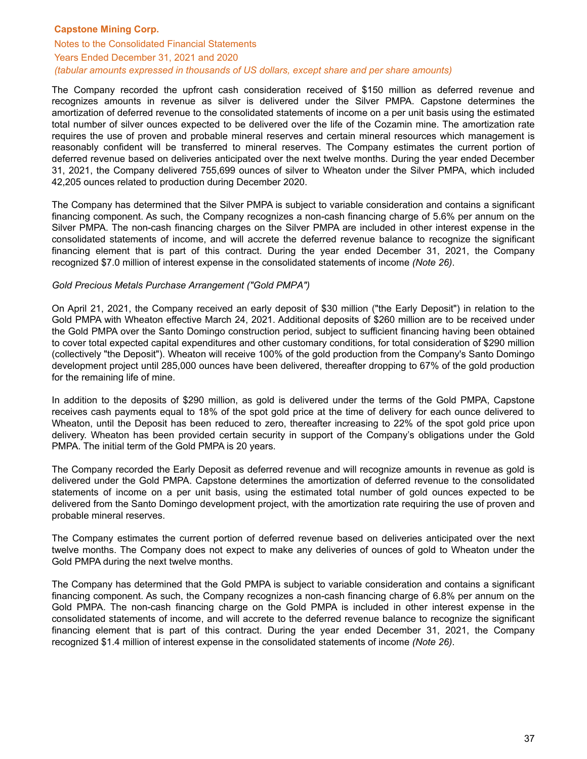The Company recorded the upfront cash consideration received of $150 million as deferred revenue and recognizes amounts in revenue as silver is delivered under the Silver PMPA. Capstone determines the amortization of deferred revenue to the consolidated statements of income on a per unit basis using the estimated total number of silver ounces expected to be delivered over the life of the Cozamin mine. The amortization rate requires the use of proven and probable mineral reserves and certain mineral resources which management is reasonably confident will be transferred to mineral reserves. The Company estimates the current portion of deferred revenue based on deliveries anticipated over the next twelve months. During the year ended December 31, 2021, the Company delivered 755,699 ounces of silver to Wheaton under the Silver PMPA, which included 42,205 ounces related to production during December 2020.

The Company has determined that the Silver PMPA is subject to variable consideration and contains a significant financing component. As such, the Company recognizes a non-cash financing charge of 5.6% per annum on the Silver PMPA. The non-cash financing charges on the Silver PMPA are included in other interest expense in the consolidated statements of income, and will accrete the deferred revenue balance to recognize the significant financing element that is part of this contract. During the year ended December 31, 2021, the Company recognized $7.0 million of interest expense in the consolidated statements of income *(Note 26)*.

*Gold Precious Metals Purchase Arrangement ("Gold PMPA")*

On April 21, 2021, the Company received an early deposit of $30 million ("the Early Deposit") in relation to the Gold PMPA with Wheaton effective March 24, 2021. Additional deposits of $260 million are to be received under the Gold PMPA over the Santo Domingo construction period, subject to sufficient financing having been obtained to cover total expected capital expenditures and other customary conditions, for total consideration of $290 million (collectively "the Deposit"). Wheaton will receive 100% of the gold production from the Company's Santo Domingo development project until 285,000 ounces have been delivered, thereafter dropping to 67% of the gold production for the remaining life of mine.

In addition to the deposits of $290 million, as gold is delivered under the terms of the Gold PMPA, Capstone receives cash payments equal to 18% of the spot gold price at the time of delivery for each ounce delivered to Wheaton, until the Deposit has been reduced to zero, thereafter increasing to 22% of the spot gold price upon delivery. Wheaton has been provided certain security in support of the Company's obligations under the Gold PMPA. The initial term of the Gold PMPA is 20 years.

The Company recorded the Early Deposit as deferred revenue and will recognize amounts in revenue as gold is delivered under the Gold PMPA. Capstone determines the amortization of deferred revenue to the consolidated statements of income on a per unit basis, using the estimated total number of gold ounces expected to be delivered from the Santo Domingo development project, with the amortization rate requiring the use of proven and probable mineral reserves.

The Company estimates the current portion of deferred revenue based on deliveries anticipated over the next twelve months. The Company does not expect to make any deliveries of ounces of gold to Wheaton under the Gold PMPA during the next twelve months.

The Company has determined that the Gold PMPA is subject to variable consideration and contains a significant financing component. As such, the Company recognizes a non-cash financing charge of 6.8% per annum on the Gold PMPA. The non-cash financing charge on the Gold PMPA is included in other interest expense in the consolidated statements of income, and will accrete to the deferred revenue balance to recognize the significant financing element that is part of this contract. During the year ended December 31, 2021, the Company recognized $1.4 million of interest expense in the consolidated statements of income *(Note 26)*.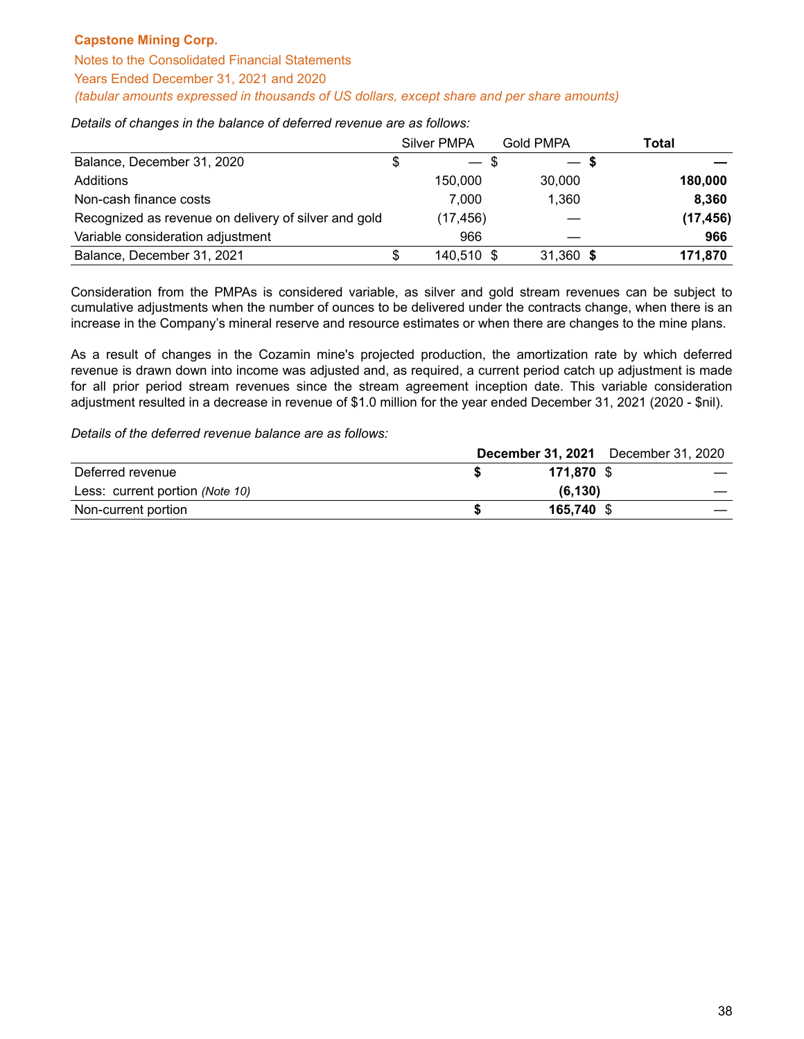*Details of changes in the balance of deferred revenue are as follows:*

| | Silver PMPA | Gold PMPA | **Total** |
|---|---|---|---|
| Balance, December 31, 2020 | $ — | $ — | **$ —** |
| Additions | 150,000 | 30,000 | **180,000** |
| Non-cash finance costs | 7,000 | 1,360 | **8,360** |
| Recognized as revenue on delivery of silver and gold | (17,456) | — | **(17,456)** |
| Variable consideration adjustment | 966 | — | **966** |
| Balance, December 31, 2021 | $ 140,510 | $ 31,360 | **$ 171,870** |

Consideration from the PMPAs is considered variable, as silver and gold stream revenues can be subject to cumulative adjustments when the number of ounces to be delivered under the contracts change, when there is an increase in the Company's mineral reserve and resource estimates or when there are changes to the mine plans.

As a result of changes in the Cozamin mine's projected production, the amortization rate by which deferred revenue is drawn down into income was adjusted and, as required, a current period catch up adjustment is made for all prior period stream revenues since the stream agreement inception date. This variable consideration adjustment resulted in a decrease in revenue of $1.0 million for the year ended December 31, 2021 (2020 - $nil).

*Details of the deferred revenue balance are as follows:*

| | **December 31, 2021** | December 31, 2020 |
|---|---|---|
| Deferred revenue | **$ 171,870** | $ — |
| Less: current portion *(Note 10)* | **(6,130)** | — |
| Non-current portion | **$ 165,740** | $ — |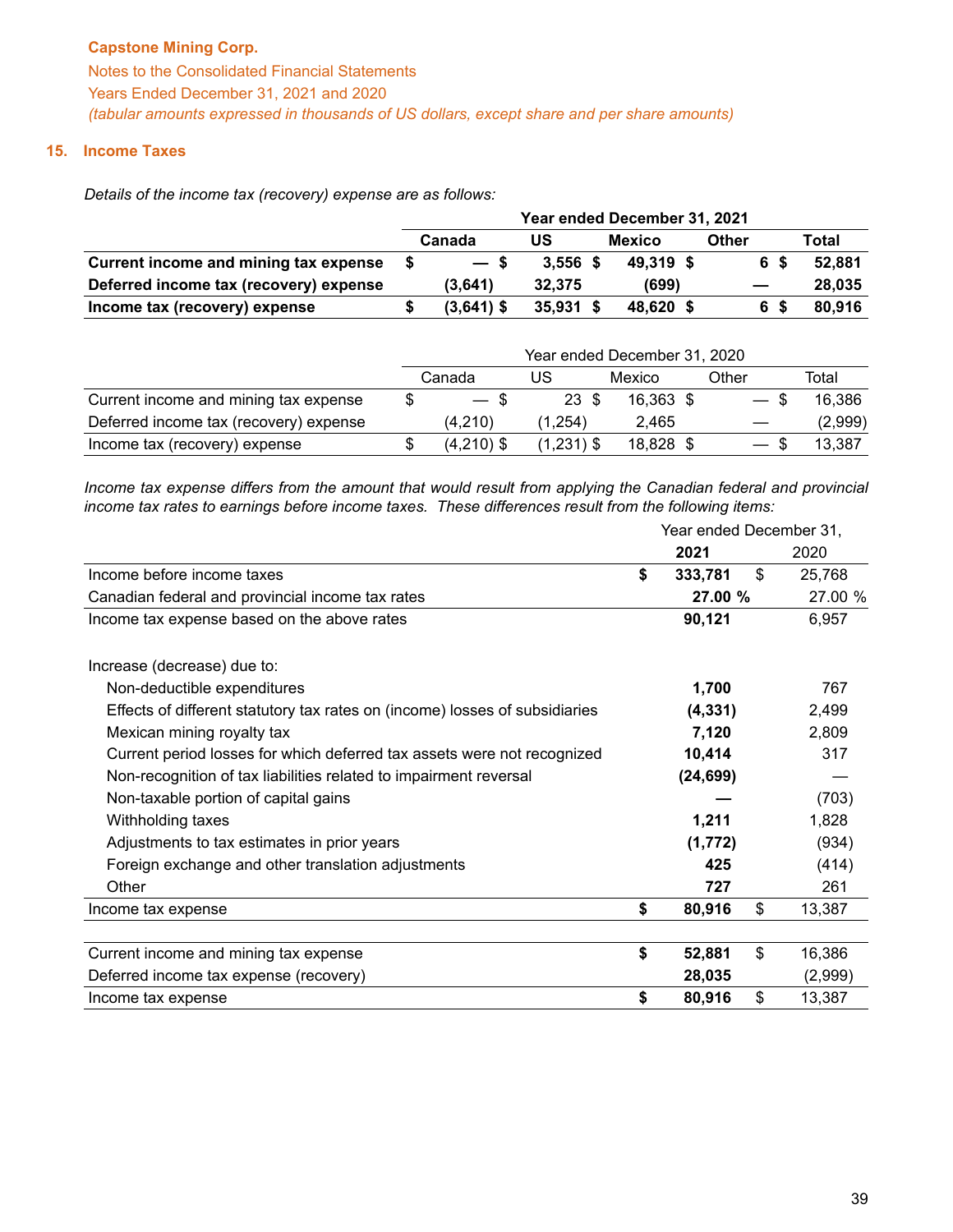Capstone Mining Corp.
Notes to the Consolidated Financial Statements
Years Ended December 31, 2021 and 2020
*(tabular amounts expressed in thousands of US dollars, except share and per share amounts)*

## 15. Income Taxes

*Details of the income tax (recovery) expense are as follows:*

| | Year ended December 31, 2021 | | | | |
|---|---|---|---|---|---|
| | **Canada** | **US** | **Mexico** | **Other** | **Total** |
| **Current income and mining tax expense** | **$ —** | **$ 3,556** | **$ 49,319** | **$ 6** | **$ 52,881** |
| **Deferred income tax (recovery) expense** | **(3,641)** | **32,375** | **(699)** | **—** | **28,035** |
| **Income tax (recovery) expense** | **$ (3,641)** | **$ 35,931** | **$ 48,620** | **$ 6** | **$ 80,916** |

| | Year ended December 31, 2020 | | | | |
|---|---|---|---|---|---|
| | Canada | US | Mexico | Other | Total |
| Current income and mining tax expense | $ — | $ 23 | $ 16,363 | $ — | $ 16,386 |
| Deferred income tax (recovery) expense | (4,210) | (1,254) | 2,465 | — | (2,999) |
| Income tax (recovery) expense | $ (4,210) | $ (1,231) | $ 18,828 | $ — | $ 13,387 |

*Income tax expense differs from the amount that would result from applying the Canadian federal and provincial income tax rates to earnings before income taxes. These differences result from the following items:*

| | Year ended December 31, | |
|---|---|---|
| | **2021** | 2020 |
| Income before income taxes | **$ 333,781** | $ 25,768 |
| Canadian federal and provincial income tax rates | **27.00 %** | 27.00 % |
| Income tax expense based on the above rates | **90,121** | 6,957 |
| | | |
| Increase (decrease) due to: | | |
| Non-deductible expenditures | **1,700** | 767 |
| Effects of different statutory tax rates on (income) losses of subsidiaries | **(4,331)** | 2,499 |
| Mexican mining royalty tax | **7,120** | 2,809 |
| Current period losses for which deferred tax assets were not recognized | **10,414** | 317 |
| Non-recognition of tax liabilities related to impairment reversal | **(24,699)** | — |
| Non-taxable portion of capital gains | **—** | (703) |
| Withholding taxes | **1,211** | 1,828 |
| Adjustments to tax estimates in prior years | **(1,772)** | (934) |
| Foreign exchange and other translation adjustments | **425** | (414) |
| Other | **727** | 261 |
| Income tax expense | **$ 80,916** | $ 13,387 |

| | | |
|---|---|---|
| Current income and mining tax expense | **$ 52,881** | $ 16,386 |
| Deferred income tax expense (recovery) | **28,035** | (2,999) |
| Income tax expense | **$ 80,916** | $ 13,387 |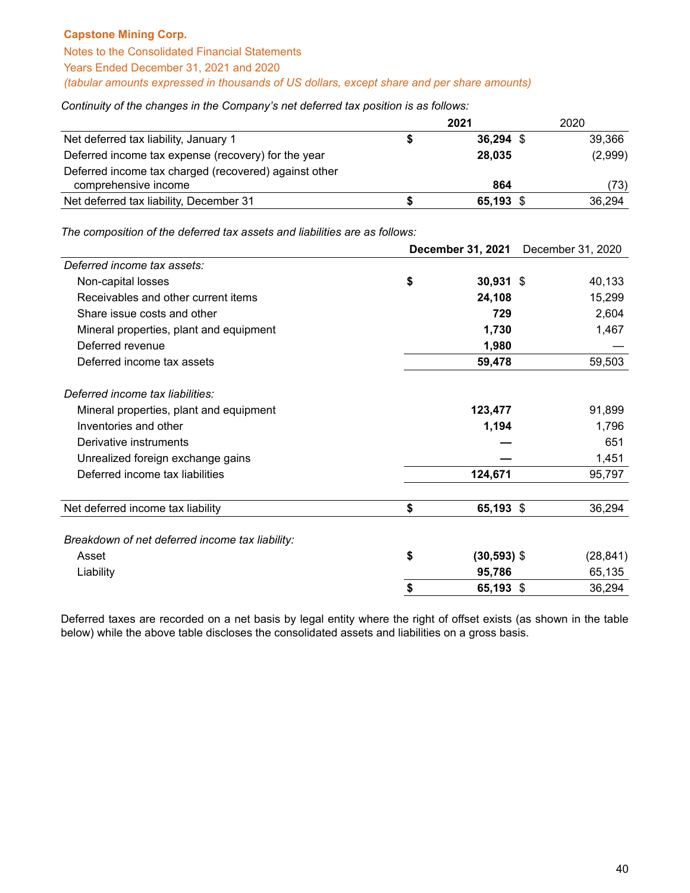Capstone Mining Corp.

Notes to the Consolidated Financial Statements

Years Ended December 31, 2021 and 2020

*(tabular amounts expressed in thousands of US dollars, except share and per share amounts)*

*Continuity of the changes in the Company's net deferred tax position is as follows:*

| | 2021 | 2020 |
|---|---|---|
| Net deferred tax liability, January 1 | $ **36,294** | $ 39,366 |
| Deferred income tax expense (recovery) for the year | **28,035** | (2,999) |
| Deferred income tax charged (recovered) against other comprehensive income | **864** | (73) |
| Net deferred tax liability, December 31 | $ **65,193** | $ 36,294 |

*The composition of the deferred tax assets and liabilities are as follows:*

| | December 31, 2021 | December 31, 2020 |
|---|---|---|
| *Deferred income tax assets:* | | |
| Non-capital losses | $ **30,931** | $ 40,133 |
| Receivables and other current items | **24,108** | 15,299 |
| Share issue costs and other | **729** | 2,604 |
| Mineral properties, plant and equipment | **1,730** | 1,467 |
| Deferred revenue | **1,980** | — |
| Deferred income tax assets | **59,478** | 59,503 |
| *Deferred income tax liabilities:* | | |
| Mineral properties, plant and equipment | **123,477** | 91,899 |
| Inventories and other | **1,194** | 1,796 |
| Derivative instruments | **—** | 651 |
| Unrealized foreign exchange gains | **—** | 1,451 |
| Deferred income tax liabilities | **124,671** | 95,797 |
| Net deferred income tax liability | $ **65,193** | $ 36,294 |
| *Breakdown of net deferred income tax liability:* | | |
| Asset | $ **(30,593)** | $ (28,841) |
| Liability | **95,786** | 65,135 |
| | $ **65,193** | $ 36,294 |

Deferred taxes are recorded on a net basis by legal entity where the right of offset exists (as shown in the table below) while the above table discloses the consolidated assets and liabilities on a gross basis.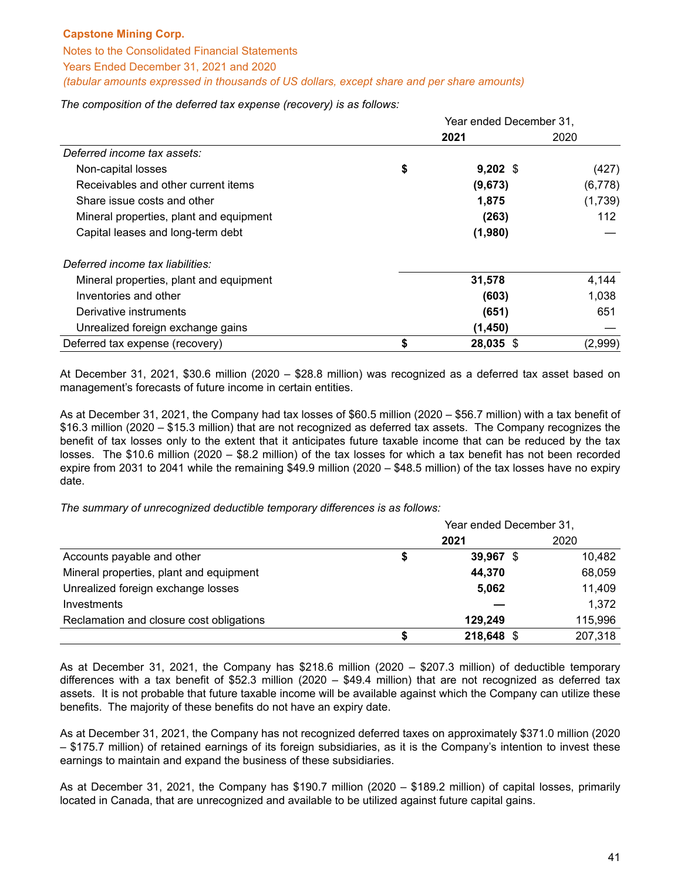*The composition of the deferred tax expense (recovery) is as follows:*

| | Year ended December 31, | |
|---|---|---|
| | **2021** | 2020 |
| *Deferred income tax assets:* | | |
| Non-capital losses | **$ 9,202** | $ (427) |
| Receivables and other current items | **(9,673)** | (6,778) |
| Share issue costs and other | **1,875** | (1,739) |
| Mineral properties, plant and equipment | **(263)** | 112 |
| Capital leases and long-term debt | **(1,980)** | — |
| *Deferred income tax liabilities:* | | |
| Mineral properties, plant and equipment | **31,578** | 4,144 |
| Inventories and other | **(603)** | 1,038 |
| Derivative instruments | **(651)** | 651 |
| Unrealized foreign exchange gains | **(1,450)** | — |
| Deferred tax expense (recovery) | **$ 28,035** | $ (2,999) |

At December 31, 2021, $30.6 million (2020 – $28.8 million) was recognized as a deferred tax asset based on management's forecasts of future income in certain entities.

As at December 31, 2021, the Company had tax losses of $60.5 million (2020 – $56.7 million) with a tax benefit of $16.3 million (2020 – $15.3 million) that are not recognized as deferred tax assets. The Company recognizes the benefit of tax losses only to the extent that it anticipates future taxable income that can be reduced by the tax losses. The $10.6 million (2020 – $8.2 million) of the tax losses for which a tax benefit has not been recorded expire from 2031 to 2041 while the remaining $49.9 million (2020 – $48.5 million) of the tax losses have no expiry date.

*The summary of unrecognized deductible temporary differences is as follows:*

| | Year ended December 31, | |
|---|---|---|
| | **2021** | 2020 |
| Accounts payable and other | **$ 39,967** | $ 10,482 |
| Mineral properties, plant and equipment | **44,370** | 68,059 |
| Unrealized foreign exchange losses | **5,062** | 11,409 |
| Investments | **—** | 1,372 |
| Reclamation and closure cost obligations | **129,249** | 115,996 |
| | **$ 218,648** | $ 207,318 |

As at December 31, 2021, the Company has $218.6 million (2020 – $207.3 million) of deductible temporary differences with a tax benefit of $52.3 million (2020 – $49.4 million) that are not recognized as deferred tax assets. It is not probable that future taxable income will be available against which the Company can utilize these benefits. The majority of these benefits do not have an expiry date.

As at December 31, 2021, the Company has not recognized deferred taxes on approximately $371.0 million (2020 – $175.7 million) of retained earnings of its foreign subsidiaries, as it is the Company's intention to invest these earnings to maintain and expand the business of these subsidiaries.

As at December 31, 2021, the Company has $190.7 million (2020 – $189.2 million) of capital losses, primarily located in Canada, that are unrecognized and available to be utilized against future capital gains.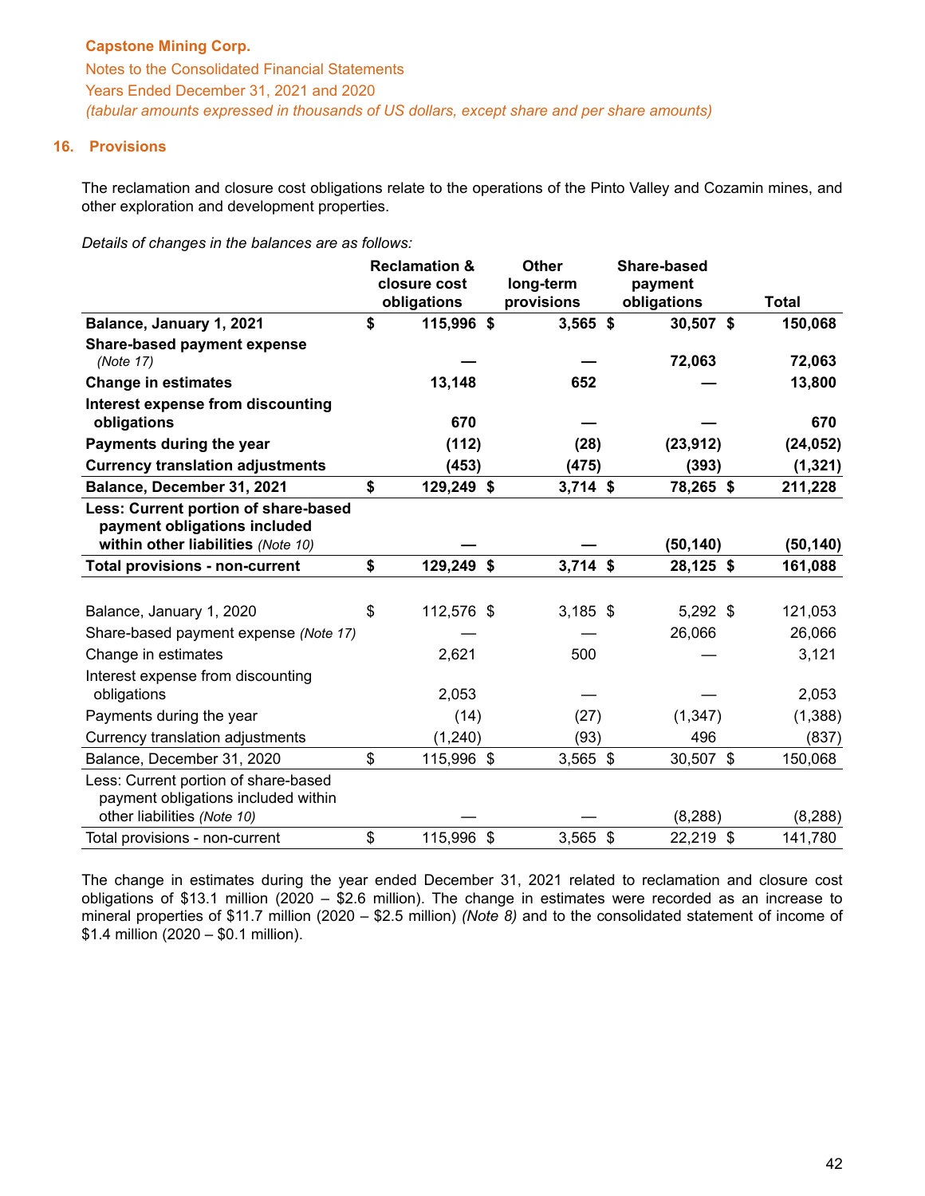## 16. Provisions

The reclamation and closure cost obligations relate to the operations of the Pinto Valley and Cozamin mines, and other exploration and development properties.

*Details of changes in the balances are as follows:*

| | Reclamation & closure cost obligations | Other long-term provisions | Share-based payment obligations | Total |
|---|---|---|---|---|
| **Balance, January 1, 2021** | **$ 115,996** | **$ 3,565** | **$ 30,507** | **$ 150,068** |
| **Share-based payment expense** *(Note 17)* | **—** | **—** | **72,063** | **72,063** |
| **Change in estimates** | **13,148** | **652** | **—** | **13,800** |
| **Interest expense from discounting obligations** | **670** | **—** | **—** | **670** |
| **Payments during the year** | **(112)** | **(28)** | **(23,912)** | **(24,052)** |
| **Currency translation adjustments** | **(453)** | **(475)** | **(393)** | **(1,321)** |
| **Balance, December 31, 2021** | **$ 129,249** | **$ 3,714** | **$ 78,265** | **$ 211,228** |
| **Less: Current portion of share-based payment obligations included within other liabilities** *(Note 10)* | **—** | **—** | **(50,140)** | **(50,140)** |
| **Total provisions - non-current** | **$ 129,249** | **$ 3,714** | **$ 28,125** | **$ 161,088** |
| | | | | |
| Balance, January 1, 2020 | $ 112,576 | $ 3,185 | $ 5,292 | $ 121,053 |
| Share-based payment expense *(Note 17)* | — | — | 26,066 | 26,066 |
| Change in estimates | 2,621 | 500 | — | 3,121 |
| Interest expense from discounting obligations | 2,053 | — | — | 2,053 |
| Payments during the year | (14) | (27) | (1,347) | (1,388) |
| Currency translation adjustments | (1,240) | (93) | 496 | (837) |
| Balance, December 31, 2020 | $ 115,996 | $ 3,565 | $ 30,507 | $ 150,068 |
| Less: Current portion of share-based payment obligations included within other liabilities *(Note 10)* | — | — | (8,288) | (8,288) |
| Total provisions - non-current | $ 115,996 | $ 3,565 | $ 22,219 | $ 141,780 |

The change in estimates during the year ended December 31, 2021 related to reclamation and closure cost obligations of $13.1 million (2020 – $2.6 million). The change in estimates were recorded as an increase to mineral properties of $11.7 million (2020 – $2.5 million) *(Note 8)* and to the consolidated statement of income of $1.4 million (2020 – $0.1 million).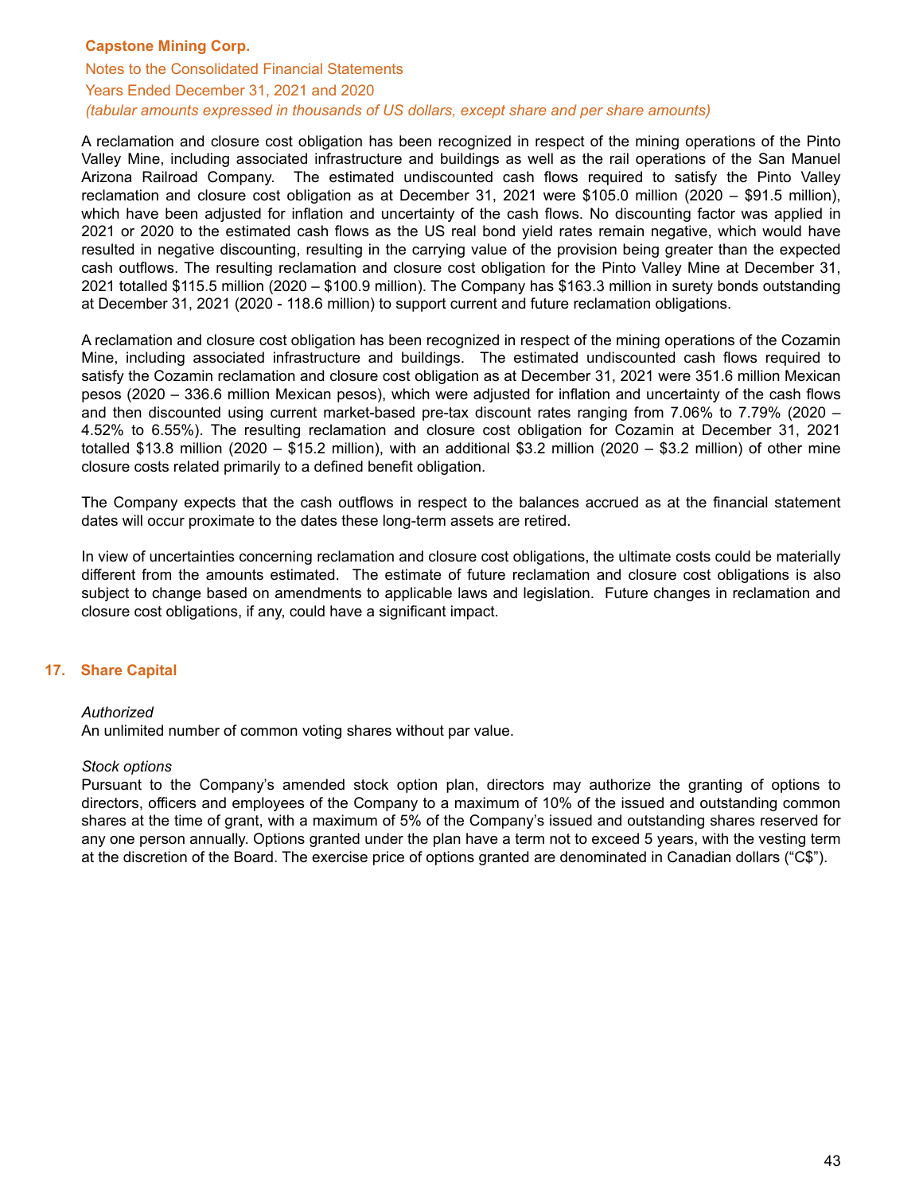A reclamation and closure cost obligation has been recognized in respect of the mining operations of the Pinto Valley Mine, including associated infrastructure and buildings as well as the rail operations of the San Manuel Arizona Railroad Company. The estimated undiscounted cash flows required to satisfy the Pinto Valley reclamation and closure cost obligation as at December 31, 2021 were $105.0 million (2020 – $91.5 million), which have been adjusted for inflation and uncertainty of the cash flows. No discounting factor was applied in 2021 or 2020 to the estimated cash flows as the US real bond yield rates remain negative, which would have resulted in negative discounting, resulting in the carrying value of the provision being greater than the expected cash outflows. The resulting reclamation and closure cost obligation for the Pinto Valley Mine at December 31, 2021 totalled $115.5 million (2020 – $100.9 million). The Company has $163.3 million in surety bonds outstanding at December 31, 2021 (2020 - 118.6 million) to support current and future reclamation obligations.

A reclamation and closure cost obligation has been recognized in respect of the mining operations of the Cozamin Mine, including associated infrastructure and buildings. The estimated undiscounted cash flows required to satisfy the Cozamin reclamation and closure cost obligation as at December 31, 2021 were 351.6 million Mexican pesos (2020 – 336.6 million Mexican pesos), which were adjusted for inflation and uncertainty of the cash flows and then discounted using current market-based pre-tax discount rates ranging from 7.06% to 7.79% (2020 – 4.52% to 6.55%). The resulting reclamation and closure cost obligation for Cozamin at December 31, 2021 totalled $13.8 million (2020 – $15.2 million), with an additional $3.2 million (2020 – $3.2 million) of other mine closure costs related primarily to a defined benefit obligation.

The Company expects that the cash outflows in respect to the balances accrued as at the financial statement dates will occur proximate to the dates these long-term assets are retired.

In view of uncertainties concerning reclamation and closure cost obligations, the ultimate costs could be materially different from the amounts estimated. The estimate of future reclamation and closure cost obligations is also subject to change based on amendments to applicable laws and legislation. Future changes in reclamation and closure cost obligations, if any, could have a significant impact.

## 17. Share Capital

*Authorized*

An unlimited number of common voting shares without par value.

*Stock options*

Pursuant to the Company's amended stock option plan, directors may authorize the granting of options to directors, officers and employees of the Company to a maximum of 10% of the issued and outstanding common shares at the time of grant, with a maximum of 5% of the Company's issued and outstanding shares reserved for any one person annually. Options granted under the plan have a term not to exceed 5 years, with the vesting term at the discretion of the Board. The exercise price of options granted are denominated in Canadian dollars ("C$").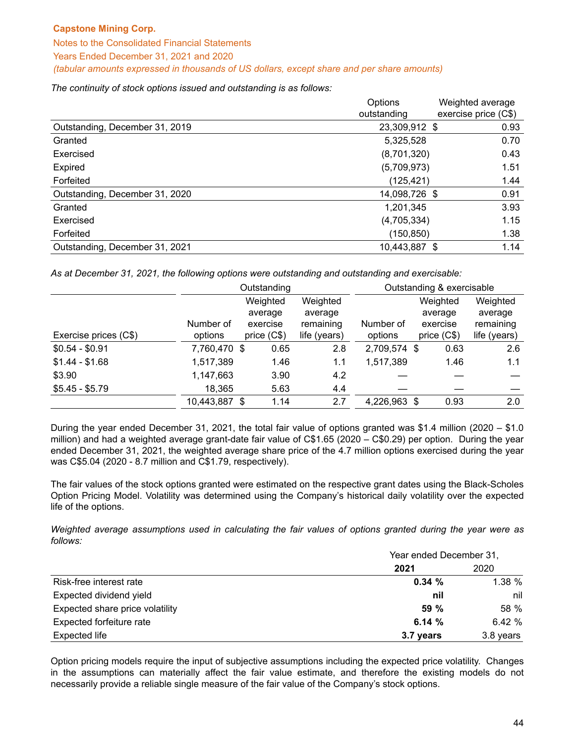*The continuity of stock options issued and outstanding is as follows:*

| | Options outstanding | Weighted average exercise price (C$) |
|---|---|---|
| Outstanding, December 31, 2019 | 23,309,912 | $ 0.93 |
| Granted | 5,325,528 | 0.70 |
| Exercised | (8,701,320) | 0.43 |
| Expired | (5,709,973) | 1.51 |
| Forfeited | (125,421) | 1.44 |
| Outstanding, December 31, 2020 | 14,098,726 | $ 0.91 |
| Granted | 1,201,345 | 3.93 |
| Exercised | (4,705,334) | 1.15 |
| Forfeited | (150,850) | 1.38 |
| Outstanding, December 31, 2021 | 10,443,887 | $ 1.14 |

*As at December 31, 2021, the following options were outstanding and outstanding and exercisable:*

| | Outstanding | | | Outstanding & exercisable | | |
|---|---|---|---|---|---|---|
| Exercise prices (C$) | Number of options | Weighted average exercise price (C$) | Weighted average remaining life (years) | Number of options | Weighted average exercise price (C$) | Weighted average remaining life (years) |
| $0.54 - $0.91 | 7,760,470 | $ 0.65 | 2.8 | 2,709,574 | $ 0.63 | 2.6 |
| $1.44 - $1.68 | 1,517,389 | 1.46 | 1.1 | 1,517,389 | 1.46 | 1.1 |
| $3.90 | 1,147,663 | 3.90 | 4.2 | — | — | — |
| $5.45 - $5.79 | 18,365 | 5.63 | 4.4 | — | — | — |
| | 10,443,887 | $ 1.14 | 2.7 | 4,226,963 | $ 0.93 | 2.0 |

During the year ended December 31, 2021, the total fair value of options granted was $1.4 million (2020 – $1.0 million) and had a weighted average grant-date fair value of C$1.65 (2020 – C$0.29) per option. During the year ended December 31, 2021, the weighted average share price of the 4.7 million options exercised during the year was C$5.04 (2020 - 8.7 million and C$1.79, respectively).

The fair values of the stock options granted were estimated on the respective grant dates using the Black-Scholes Option Pricing Model. Volatility was determined using the Company's historical daily volatility over the expected life of the options.

*Weighted average assumptions used in calculating the fair values of options granted during the year were as follows:*

| | Year ended December 31, | |
|---|---|---|
| | **2021** | 2020 |
| Risk-free interest rate | **0.34 %** | 1.38 % |
| Expected dividend yield | **nil** | nil |
| Expected share price volatility | **59 %** | 58 % |
| Expected forfeiture rate | **6.14 %** | 6.42 % |
| Expected life | **3.7 years** | 3.8 years |

Option pricing models require the input of subjective assumptions including the expected price volatility. Changes in the assumptions can materially affect the fair value estimate, and therefore the existing models do not necessarily provide a reliable single measure of the fair value of the Company's stock options.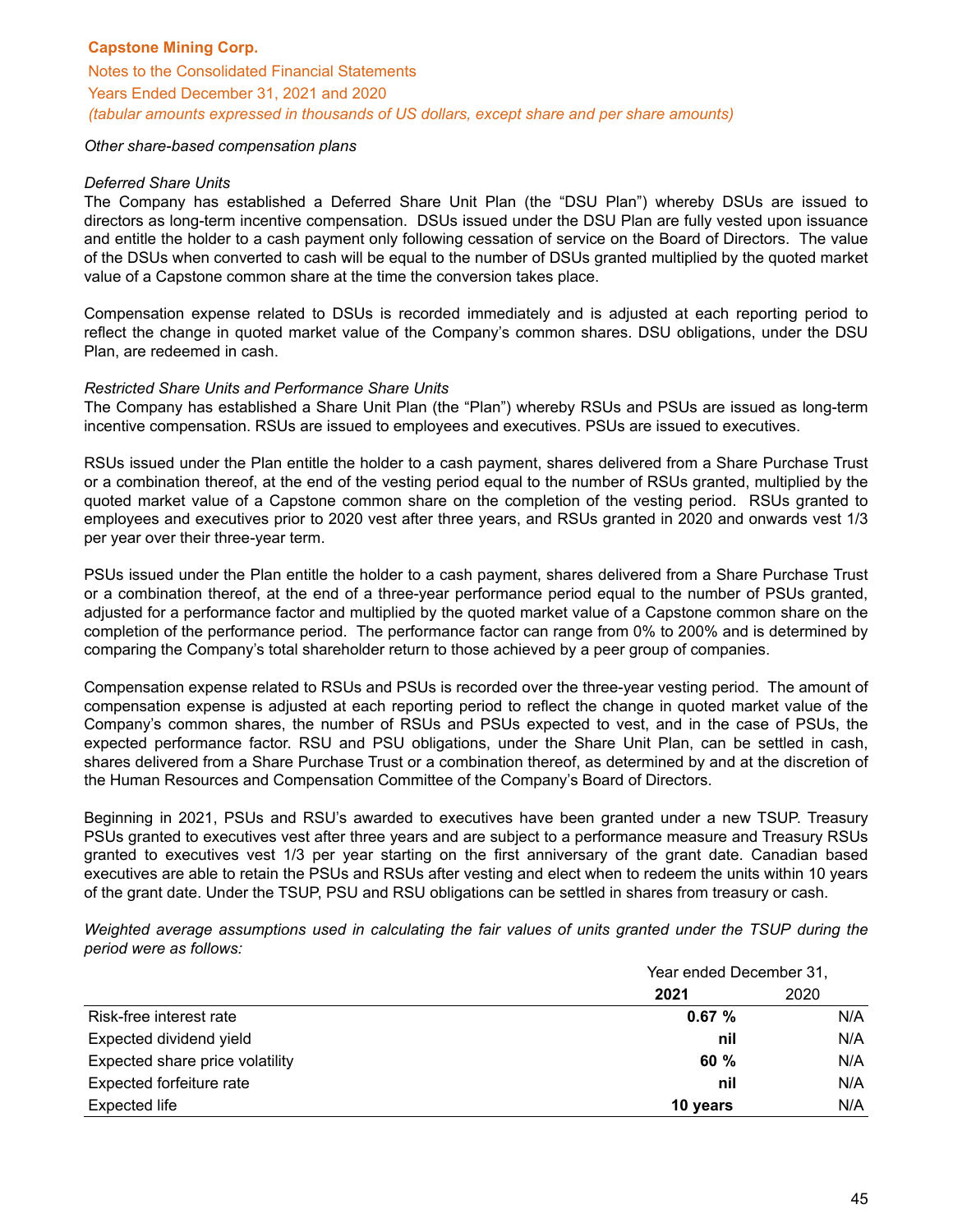*Other share-based compensation plans*

*Deferred Share Units*

The Company has established a Deferred Share Unit Plan (the "DSU Plan") whereby DSUs are issued to directors as long-term incentive compensation. DSUs issued under the DSU Plan are fully vested upon issuance and entitle the holder to a cash payment only following cessation of service on the Board of Directors. The value of the DSUs when converted to cash will be equal to the number of DSUs granted multiplied by the quoted market value of a Capstone common share at the time the conversion takes place.

Compensation expense related to DSUs is recorded immediately and is adjusted at each reporting period to reflect the change in quoted market value of the Company's common shares. DSU obligations, under the DSU Plan, are redeemed in cash.

*Restricted Share Units and Performance Share Units*

The Company has established a Share Unit Plan (the "Plan") whereby RSUs and PSUs are issued as long-term incentive compensation. RSUs are issued to employees and executives. PSUs are issued to executives.

RSUs issued under the Plan entitle the holder to a cash payment, shares delivered from a Share Purchase Trust or a combination thereof, at the end of the vesting period equal to the number of RSUs granted, multiplied by the quoted market value of a Capstone common share on the completion of the vesting period. RSUs granted to employees and executives prior to 2020 vest after three years, and RSUs granted in 2020 and onwards vest 1/3 per year over their three-year term.

PSUs issued under the Plan entitle the holder to a cash payment, shares delivered from a Share Purchase Trust or a combination thereof, at the end of a three-year performance period equal to the number of PSUs granted, adjusted for a performance factor and multiplied by the quoted market value of a Capstone common share on the completion of the performance period. The performance factor can range from 0% to 200% and is determined by comparing the Company's total shareholder return to those achieved by a peer group of companies.

Compensation expense related to RSUs and PSUs is recorded over the three-year vesting period. The amount of compensation expense is adjusted at each reporting period to reflect the change in quoted market value of the Company's common shares, the number of RSUs and PSUs expected to vest, and in the case of PSUs, the expected performance factor. RSU and PSU obligations, under the Share Unit Plan, can be settled in cash, shares delivered from a Share Purchase Trust or a combination thereof, as determined by and at the discretion of the Human Resources and Compensation Committee of the Company's Board of Directors.

Beginning in 2021, PSUs and RSU's awarded to executives have been granted under a new TSUP. Treasury PSUs granted to executives vest after three years and are subject to a performance measure and Treasury RSUs granted to executives vest 1/3 per year starting on the first anniversary of the grant date. Canadian based executives are able to retain the PSUs and RSUs after vesting and elect when to redeem the units within 10 years of the grant date. Under the TSUP, PSU and RSU obligations can be settled in shares from treasury or cash.

*Weighted average assumptions used in calculating the fair values of units granted under the TSUP during the period were as follows:*

| | Year ended December 31, | |
|---|---|---|
| | **2021** | 2020 |
| Risk-free interest rate | **0.67 %** | N/A |
| Expected dividend yield | **nil** | N/A |
| Expected share price volatility | **60 %** | N/A |
| Expected forfeiture rate | **nil** | N/A |
| Expected life | **10 years** | N/A |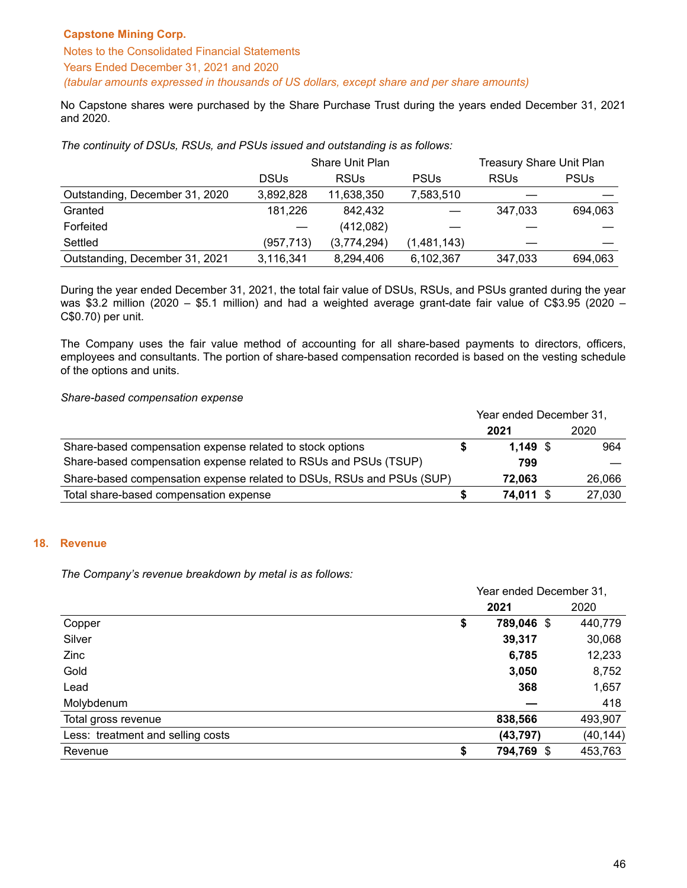No Capstone shares were purchased by the Share Purchase Trust during the years ended December 31, 2021 and 2020.

*The continuity of DSUs, RSUs, and PSUs issued and outstanding is as follows:*

| | Share Unit Plan | | | Treasury Share Unit Plan | |
|---|---|---|---|---|---|
| | DSUs | RSUs | PSUs | RSUs | PSUs |
| Outstanding, December 31, 2020 | 3,892,828 | 11,638,350 | 7,583,510 | — | — |
| Granted | 181,226 | 842,432 | — | 347,033 | 694,063 |
| Forfeited | — | (412,082) | — | — | — |
| Settled | (957,713) | (3,774,294) | (1,481,143) | — | — |
| Outstanding, December 31, 2021 | 3,116,341 | 8,294,406 | 6,102,367 | 347,033 | 694,063 |

During the year ended December 31, 2021, the total fair value of DSUs, RSUs, and PSUs granted during the year was $3.2 million (2020 – $5.1 million) and had a weighted average grant-date fair value of C$3.95 (2020 – C$0.70) per unit.

The Company uses the fair value method of accounting for all share-based payments to directors, officers, employees and consultants. The portion of share-based compensation recorded is based on the vesting schedule of the options and units.

*Share-based compensation expense*

| | Year ended December 31, 2021 | 2020 |
|---|---|---|
| Share-based compensation expense related to stock options | $ **1,149** | $ 964 |
| Share-based compensation expense related to RSUs and PSUs (TSUP) | **799** | — |
| Share-based compensation expense related to DSUs, RSUs and PSUs (SUP) | **72,063** | 26,066 |
| Total share-based compensation expense | $ **74,011** | $ 27,030 |

## 18. Revenue

*The Company's revenue breakdown by metal is as follows:*

| | Year ended December 31, 2021 | 2020 |
|---|---|---|
| Copper | $ **789,046** | $ 440,779 |
| Silver | **39,317** | 30,068 |
| Zinc | **6,785** | 12,233 |
| Gold | **3,050** | 8,752 |
| Lead | **368** | 1,657 |
| Molybdenum | **—** | 418 |
| Total gross revenue | **838,566** | 493,907 |
| Less: treatment and selling costs | **(43,797)** | (40,144) |
| Revenue | $ **794,769** | $ 453,763 |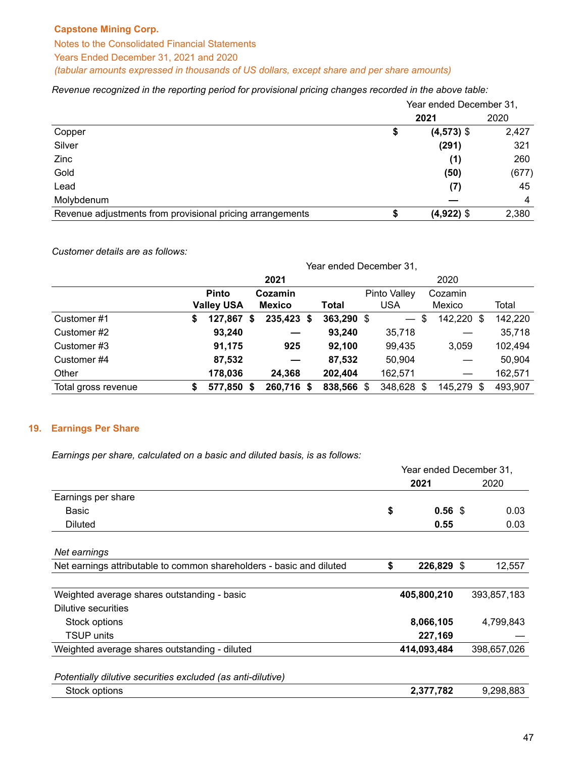Capstone Mining Corp.

Notes to the Consolidated Financial Statements

Years Ended December 31, 2021 and 2020

*(tabular amounts expressed in thousands of US dollars, except share and per share amounts)*

*Revenue recognized in the reporting period for provisional pricing changes recorded in the above table:*

| | Year ended December 31, | |
|---|---|---|
| | **2021** | 2020 |
| Copper | **$ (4,573)** | $ 2,427 |
| Silver | **(291)** | 321 |
| Zinc | **(1)** | 260 |
| Gold | **(50)** | (677) |
| Lead | **(7)** | 45 |
| Molybdenum | **—** | 4 |
| Revenue adjustments from provisional pricing arrangements | **$ (4,922)** | $ 2,380 |

*Customer details are as follows:*

| | Year ended December 31, | | | | | |
|---|---|---|---|---|---|---|
| | **2021** | | | 2020 | | |
| | **Pinto Valley USA** | **Cozamin Mexico** | **Total** | Pinto Valley USA | Cozamin Mexico | Total |
| Customer #1 | **$ 127,867** | **$ 235,423** | **$ 363,290** | $ — | $ 142,220 | $ 142,220 |
| Customer #2 | **93,240** | **—** | **93,240** | 35,718 | — | 35,718 |
| Customer #3 | **91,175** | **925** | **92,100** | 99,435 | 3,059 | 102,494 |
| Customer #4 | **87,532** | **—** | **87,532** | 50,904 | — | 50,904 |
| Other | **178,036** | **24,368** | **202,404** | 162,571 | — | 162,571 |
| Total gross revenue | **$ 577,850** | **$ 260,716** | **$ 838,566** | $ 348,628 | $ 145,279 | $ 493,907 |

## 19. Earnings Per Share

*Earnings per share, calculated on a basic and diluted basis, is as follows:*

| | Year ended December 31, | |
|---|---|---|
| | **2021** | 2020 |
| Earnings per share | | |
| Basic | **$ 0.56** | $ 0.03 |
| Diluted | **0.55** | 0.03 |
| | | |
| *Net earnings* | | |
| Net earnings attributable to common shareholders - basic and diluted | **$ 226,829** | $ 12,557 |
| | | |
| Weighted average shares outstanding - basic | **405,800,210** | 393,857,183 |
| Dilutive securities | | |
| Stock options | **8,066,105** | 4,799,843 |
| TSUP units | **227,169** | — |
| Weighted average shares outstanding - diluted | **414,093,484** | 398,657,026 |
| | | |
| *Potentially dilutive securities excluded (as anti-dilutive)* | | |
| Stock options | **2,377,782** | 9,298,883 |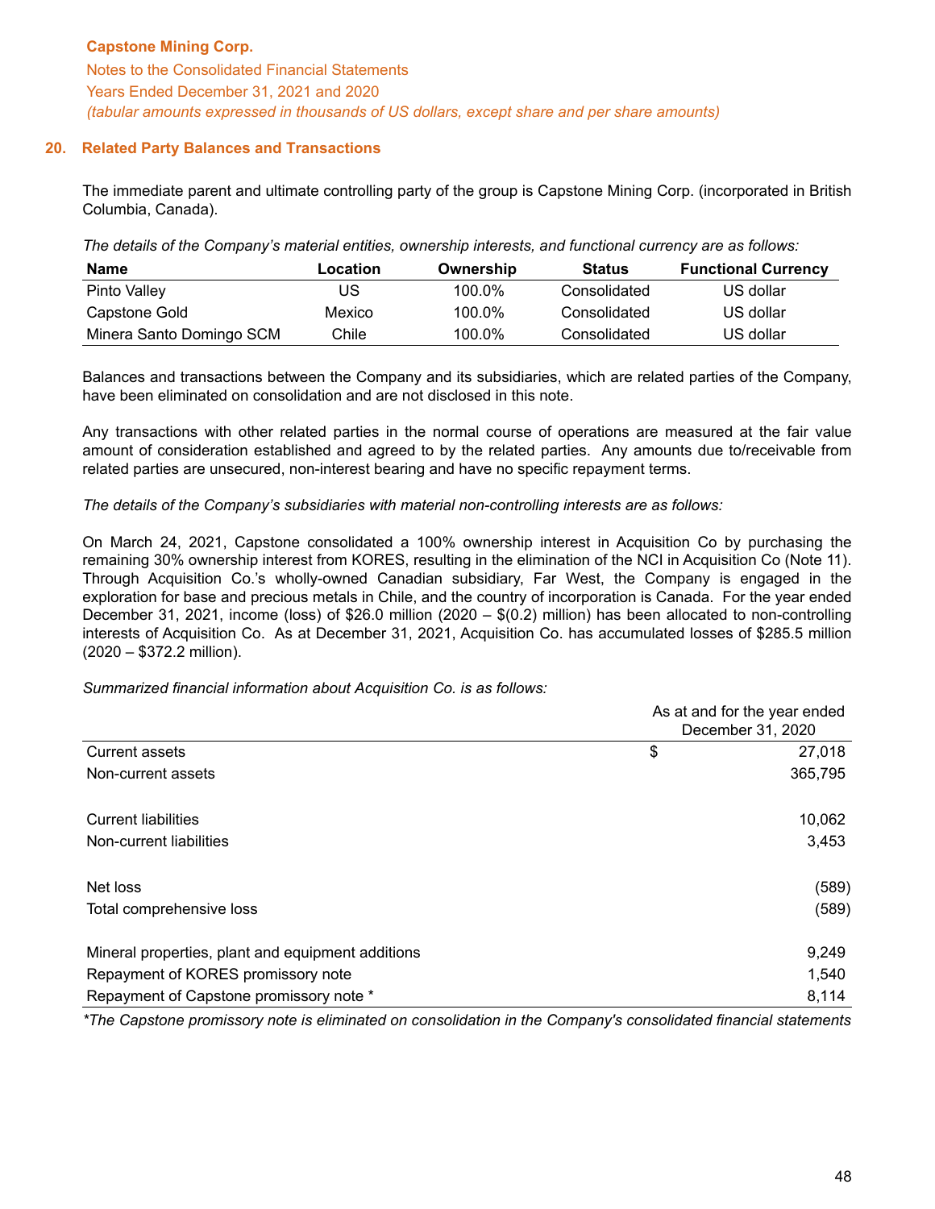## 20. Related Party Balances and Transactions

The immediate parent and ultimate controlling party of the group is Capstone Mining Corp. (incorporated in British Columbia, Canada).

*The details of the Company's material entities, ownership interests, and functional currency are as follows:*

| Name | Location | Ownership | Status | Functional Currency |
|---|---|---|---|---|
| Pinto Valley | US | 100.0% | Consolidated | US dollar |
| Capstone Gold | Mexico | 100.0% | Consolidated | US dollar |
| Minera Santo Domingo SCM | Chile | 100.0% | Consolidated | US dollar |

Balances and transactions between the Company and its subsidiaries, which are related parties of the Company, have been eliminated on consolidation and are not disclosed in this note.

Any transactions with other related parties in the normal course of operations are measured at the fair value amount of consideration established and agreed to by the related parties. Any amounts due to/receivable from related parties are unsecured, non-interest bearing and have no specific repayment terms.

*The details of the Company's subsidiaries with material non-controlling interests are as follows:*

On March 24, 2021, Capstone consolidated a 100% ownership interest in Acquisition Co by purchasing the remaining 30% ownership interest from KORES, resulting in the elimination of the NCI in Acquisition Co (Note 11). Through Acquisition Co.'s wholly-owned Canadian subsidiary, Far West, the Company is engaged in the exploration for base and precious metals in Chile, and the country of incorporation is Canada. For the year ended December 31, 2021, income (loss) of $26.0 million (2020 – $(0.2) million) has been allocated to non-controlling interests of Acquisition Co. As at December 31, 2021, Acquisition Co. has accumulated losses of $285.5 million (2020 – $372.2 million).

*Summarized financial information about Acquisition Co. is as follows:*

| | As at and for the year ended December 31, 2020 |
|---|---|
| Current assets | $ 27,018 |
| Non-current assets | 365,795 |
| | |
| Current liabilities | 10,062 |
| Non-current liabilities | 3,453 |
| | |
| Net loss | (589) |
| Total comprehensive loss | (589) |
| | |
| Mineral properties, plant and equipment additions | 9,249 |
| Repayment of KORES promissory note | 1,540 |
| Repayment of Capstone promissory note * | 8,114 |

*\*The Capstone promissory note is eliminated on consolidation in the Company's consolidated financial statements*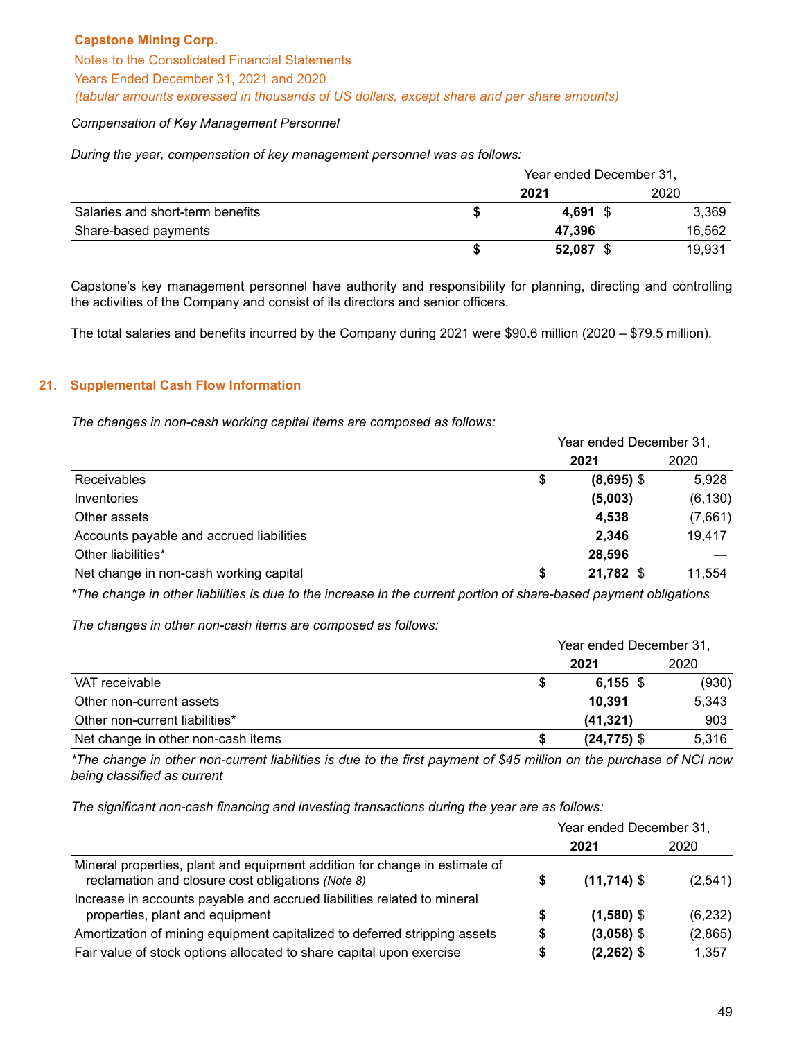*Compensation of Key Management Personnel*

*During the year, compensation of key management personnel was as follows:*

| | Year ended December 31, | |
|---|---|---|
| | **2021** | 2020 |
| Salaries and short-term benefits | **$ 4,691** | $ 3,369 |
| Share-based payments | **47,396** | 16,562 |
| | **$ 52,087** | $ 19,931 |

Capstone's key management personnel have authority and responsibility for planning, directing and controlling the activities of the Company and consist of its directors and senior officers.

The total salaries and benefits incurred by the Company during 2021 were $90.6 million (2020 – $79.5 million).

## 21. Supplemental Cash Flow Information

*The changes in non-cash working capital items are composed as follows:*

| | Year ended December 31, | |
|---|---|---|
| | **2021** | 2020 |
| Receivables | **$ (8,695)** | $ 5,928 |
| Inventories | **(5,003)** | (6,130) |
| Other assets | **4,538** | (7,661) |
| Accounts payable and accrued liabilities | **2,346** | 19,417 |
| Other liabilities* | **28,596** | — |
| Net change in non-cash working capital | **$ 21,782** | $ 11,554 |

*\*The change in other liabilities is due to the increase in the current portion of share-based payment obligations*

*The changes in other non-cash items are composed as follows:*

| | Year ended December 31, | |
|---|---|---|
| | **2021** | 2020 |
| VAT receivable | **$ 6,155** | $ (930) |
| Other non-current assets | **10,391** | 5,343 |
| Other non-current liabilities* | **(41,321)** | 903 |
| Net change in other non-cash items | **$ (24,775)** | $ 5,316 |

*\*The change in other non-current liabilities is due to the first payment of $45 million on the purchase of NCI now being classified as current*

*The significant non-cash financing and investing transactions during the year are as follows:*

| | Year ended December 31, | |
|---|---|---|
| | **2021** | 2020 |
| Mineral properties, plant and equipment addition for change in estimate of reclamation and closure cost obligations *(Note 8)* | **$ (11,714)** | $ (2,541) |
| Increase in accounts payable and accrued liabilities related to mineral properties, plant and equipment | **$ (1,580)** | $ (6,232) |
| Amortization of mining equipment capitalized to deferred stripping assets | **$ (3,058)** | $ (2,865) |
| Fair value of stock options allocated to share capital upon exercise | **$ (2,262)** | $ 1,357 |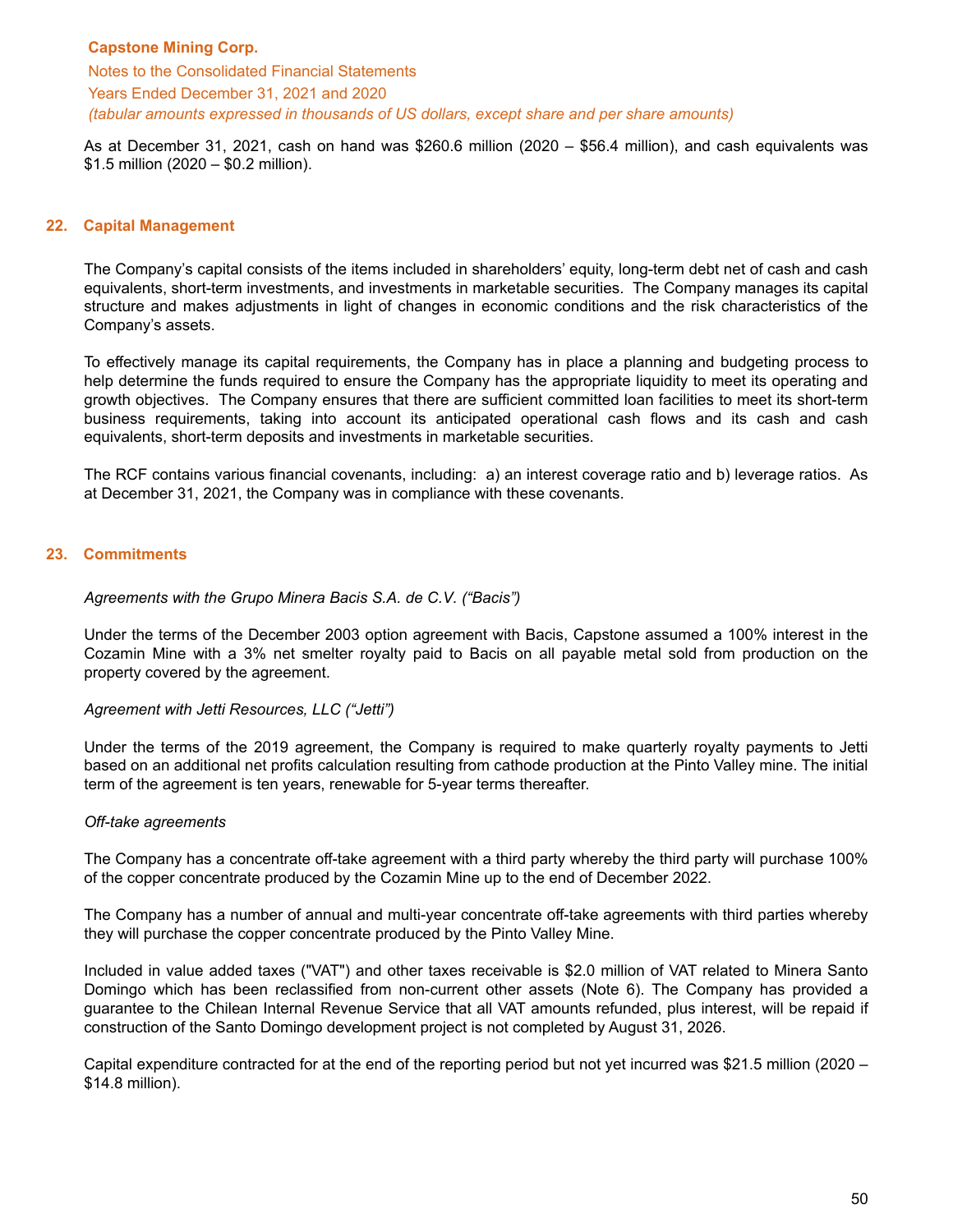As at December 31, 2021, cash on hand was $260.6 million (2020 – $56.4 million), and cash equivalents was $1.5 million (2020 – $0.2 million).

## 22. Capital Management

The Company's capital consists of the items included in shareholders' equity, long-term debt net of cash and cash equivalents, short-term investments, and investments in marketable securities. The Company manages its capital structure and makes adjustments in light of changes in economic conditions and the risk characteristics of the Company's assets.

To effectively manage its capital requirements, the Company has in place a planning and budgeting process to help determine the funds required to ensure the Company has the appropriate liquidity to meet its operating and growth objectives. The Company ensures that there are sufficient committed loan facilities to meet its short-term business requirements, taking into account its anticipated operational cash flows and its cash and cash equivalents, short-term deposits and investments in marketable securities.

The RCF contains various financial covenants, including: a) an interest coverage ratio and b) leverage ratios. As at December 31, 2021, the Company was in compliance with these covenants.

## 23. Commitments

*Agreements with the Grupo Minera Bacis S.A. de C.V. ("Bacis")*

Under the terms of the December 2003 option agreement with Bacis, Capstone assumed a 100% interest in the Cozamin Mine with a 3% net smelter royalty paid to Bacis on all payable metal sold from production on the property covered by the agreement.

*Agreement with Jetti Resources, LLC ("Jetti")*

Under the terms of the 2019 agreement, the Company is required to make quarterly royalty payments to Jetti based on an additional net profits calculation resulting from cathode production at the Pinto Valley mine. The initial term of the agreement is ten years, renewable for 5-year terms thereafter.

*Off-take agreements*

The Company has a concentrate off-take agreement with a third party whereby the third party will purchase 100% of the copper concentrate produced by the Cozamin Mine up to the end of December 2022.

The Company has a number of annual and multi-year concentrate off-take agreements with third parties whereby they will purchase the copper concentrate produced by the Pinto Valley Mine.

Included in value added taxes ("VAT") and other taxes receivable is $2.0 million of VAT related to Minera Santo Domingo which has been reclassified from non-current other assets (Note 6). The Company has provided a guarantee to the Chilean Internal Revenue Service that all VAT amounts refunded, plus interest, will be repaid if construction of the Santo Domingo development project is not completed by August 31, 2026.

Capital expenditure contracted for at the end of the reporting period but not yet incurred was $21.5 million (2020 – $14.8 million).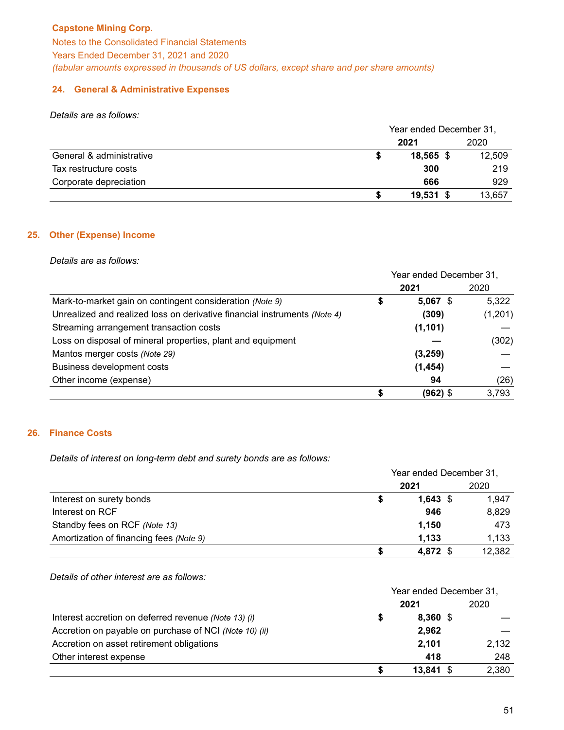**Capstone Mining Corp.**

Notes to the Consolidated Financial Statements

Years Ended December 31, 2021 and 2020

*(tabular amounts expressed in thousands of US dollars, except share and per share amounts)*

## 24. General & Administrative Expenses

*Details are as follows:*

| | Year ended December 31, | |
|---|---|---|
| | **2021** | 2020 |
| General & administrative | **$ 18,565** | $ 12,509 |
| Tax restructure costs | **300** | 219 |
| Corporate depreciation | **666** | 929 |
| | **$ 19,531** | $ 13,657 |

## 25. Other (Expense) Income

*Details are as follows:*

| | Year ended December 31, | |
|---|---|---|
| | **2021** | 2020 |
| Mark-to-market gain on contingent consideration *(Note 9)* | **$ 5,067** | $ 5,322 |
| Unrealized and realized loss on derivative financial instruments *(Note 4)* | **(309)** | (1,201) |
| Streaming arrangement transaction costs | **(1,101)** | — |
| Loss on disposal of mineral properties, plant and equipment | **—** | (302) |
| Mantos merger costs *(Note 29)* | **(3,259)** | — |
| Business development costs | **(1,454)** | — |
| Other income (expense) | **94** | (26) |
| | **$ (962)** | $ 3,793 |

## 26. Finance Costs

*Details of interest on long-term debt and surety bonds are as follows:*

| | Year ended December 31, | |
|---|---|---|
| | **2021** | 2020 |
| Interest on surety bonds | **$ 1,643** | $ 1,947 |
| Interest on RCF | **946** | 8,829 |
| Standby fees on RCF *(Note 13)* | **1,150** | 473 |
| Amortization of financing fees *(Note 9)* | **1,133** | 1,133 |
| | **$ 4,872** | $ 12,382 |

*Details of other interest are as follows:*

| | Year ended December 31, | |
|---|---|---|
| | **2021** | 2020 |
| Interest accretion on deferred revenue *(Note 13) (i)* | **$ 8,360** | $ — |
| Accretion on payable on purchase of NCI *(Note 10) (ii)* | **2,962** | — |
| Accretion on asset retirement obligations | **2,101** | 2,132 |
| Other interest expense | **418** | 248 |
| | **$ 13,841** | $ 2,380 |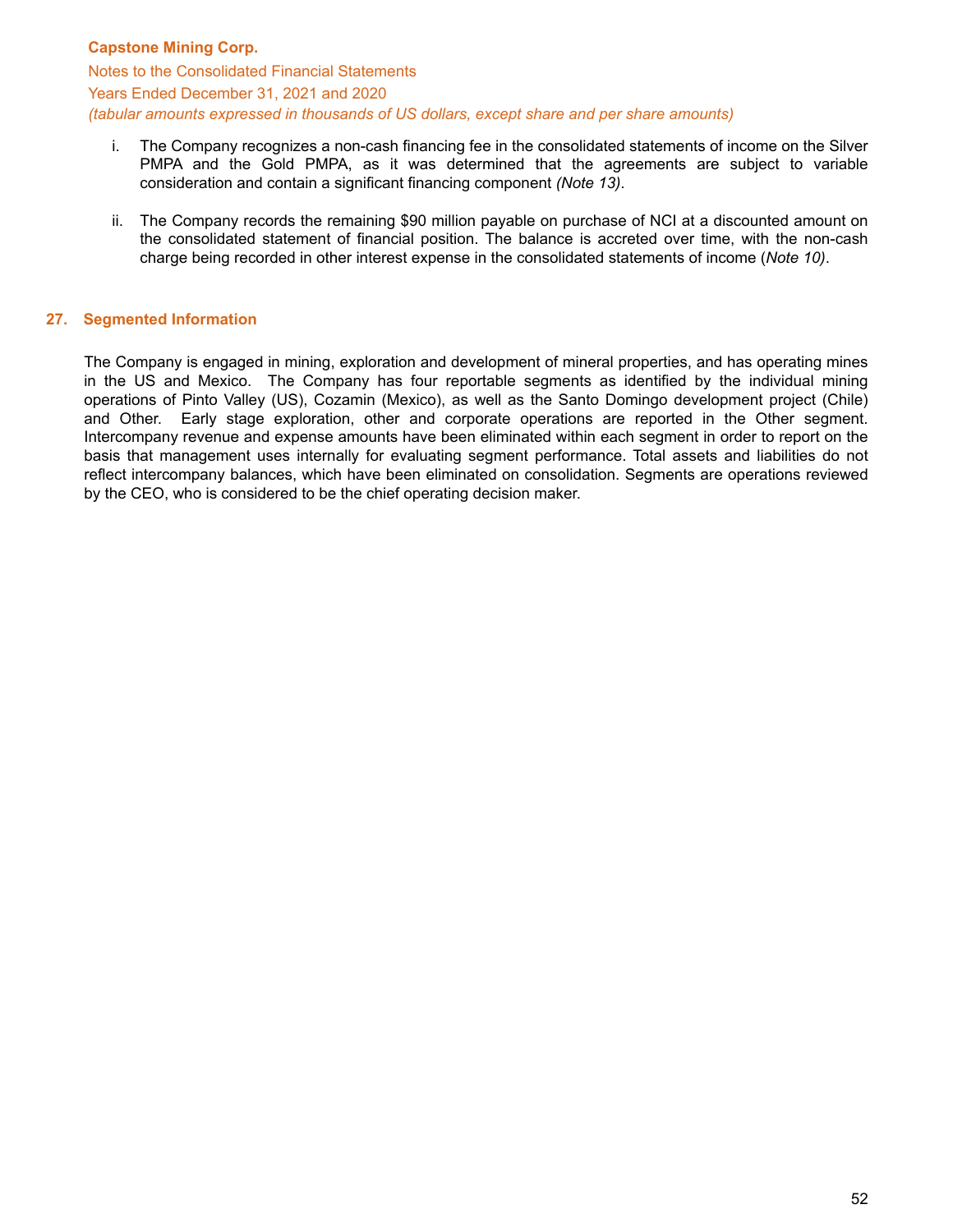i. The Company recognizes a non-cash financing fee in the consolidated statements of income on the Silver PMPA and the Gold PMPA, as it was determined that the agreements are subject to variable consideration and contain a significant financing component *(Note 13)*.

ii. The Company records the remaining $90 million payable on purchase of NCI at a discounted amount on the consolidated statement of financial position. The balance is accreted over time, with the non-cash charge being recorded in other interest expense in the consolidated statements of income (*Note 10)*.

## 27. Segmented Information

The Company is engaged in mining, exploration and development of mineral properties, and has operating mines in the US and Mexico. The Company has four reportable segments as identified by the individual mining operations of Pinto Valley (US), Cozamin (Mexico), as well as the Santo Domingo development project (Chile) and Other. Early stage exploration, other and corporate operations are reported in the Other segment. Intercompany revenue and expense amounts have been eliminated within each segment in order to report on the basis that management uses internally for evaluating segment performance. Total assets and liabilities do not reflect intercompany balances, which have been eliminated on consolidation. Segments are operations reviewed by the CEO, who is considered to be the chief operating decision maker.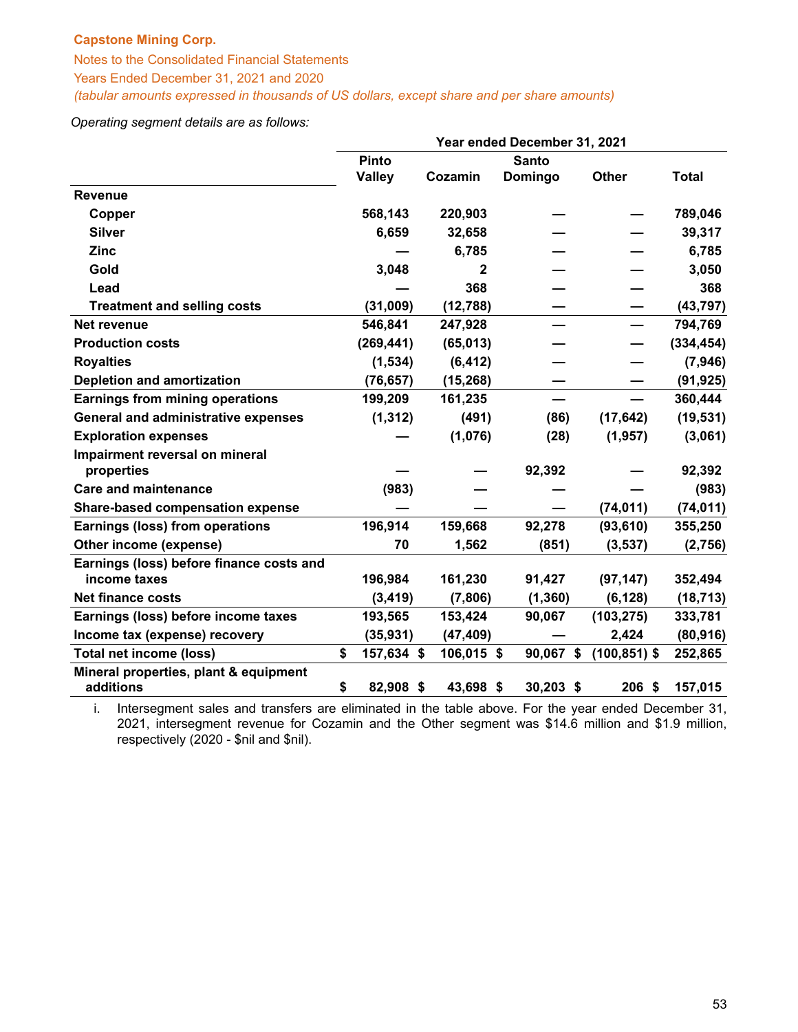Capstone Mining Corp.

Notes to the Consolidated Financial Statements

Years Ended December 31, 2021 and 2020

*(tabular amounts expressed in thousands of US dollars, except share and per share amounts)*

*Operating segment details are as follows:*

| | Year ended December 31, 2021 | | | | |
|---|---|---|---|---|---|
| | Pinto Valley | Cozamin | Santo Domingo | Other | Total |
| **Revenue** | | | | | |
| Copper | 568,143 | 220,903 | — | — | 789,046 |
| Silver | 6,659 | 32,658 | — | — | 39,317 |
| Zinc | — | 6,785 | — | — | 6,785 |
| Gold | 3,048 | 2 | — | — | 3,050 |
| Lead | — | 368 | — | — | 368 |
| Treatment and selling costs | (31,009) | (12,788) | — | — | (43,797) |
| **Net revenue** | 546,841 | 247,928 | — | — | 794,769 |
| **Production costs** | (269,441) | (65,013) | — | — | (334,454) |
| **Royalties** | (1,534) | (6,412) | — | — | (7,946) |
| **Depletion and amortization** | (76,657) | (15,268) | — | — | (91,925) |
| **Earnings from mining operations** | 199,209 | 161,235 | — | — | 360,444 |
| **General and administrative expenses** | (1,312) | (491) | (86) | (17,642) | (19,531) |
| **Exploration expenses** | — | (1,076) | (28) | (1,957) | (3,061) |
| **Impairment reversal on mineral properties** | — | — | 92,392 | — | 92,392 |
| **Care and maintenance** | (983) | — | — | — | (983) |
| **Share-based compensation expense** | — | — | — | (74,011) | (74,011) |
| **Earnings (loss) from operations** | 196,914 | 159,668 | 92,278 | (93,610) | 355,250 |
| **Other income (expense)** | 70 | 1,562 | (851) | (3,537) | (2,756) |
| **Earnings (loss) before finance costs and income taxes** | 196,984 | 161,230 | 91,427 | (97,147) | 352,494 |
| **Net finance costs** | (3,419) | (7,806) | (1,360) | (6,128) | (18,713) |
| **Earnings (loss) before income taxes** | 193,565 | 153,424 | 90,067 | (103,275) | 333,781 |
| **Income tax (expense) recovery** | (35,931) | (47,409) | — | 2,424 | (80,916) |
| **Total net income (loss)** | $ 157,634 | $ 106,015 | $ 90,067 | $ (100,851) | $ 252,865 |
| **Mineral properties, plant & equipment additions** | $ 82,908 | $ 43,698 | $ 30,203 | $ 206 | $ 157,015 |

i. Intersegment sales and transfers are eliminated in the table above. For the year ended December 31, 2021, intersegment revenue for Cozamin and the Other segment was $14.6 million and $1.9 million, respectively (2020 - $nil and $nil).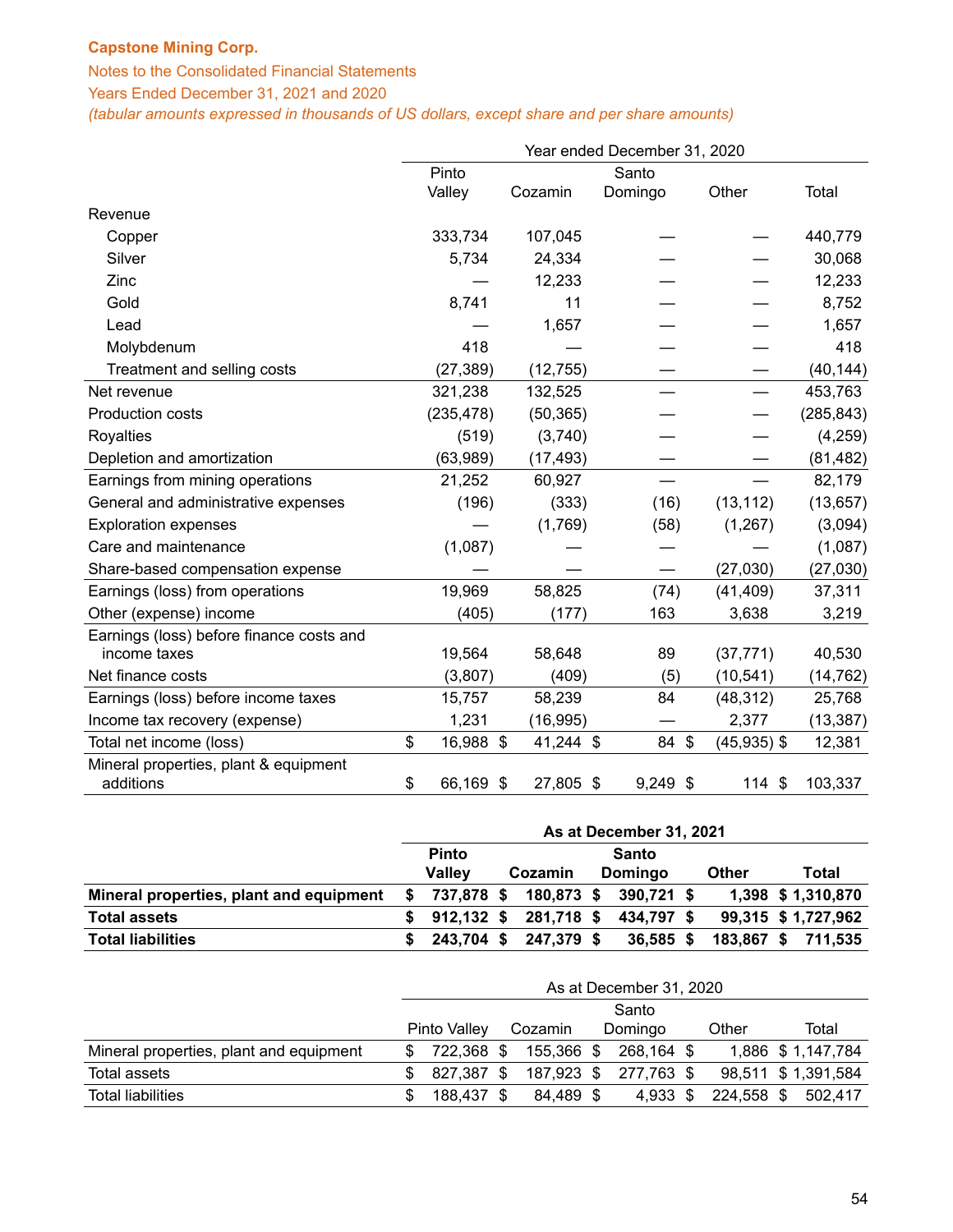**Capstone Mining Corp.**

Notes to the Consolidated Financial Statements

Years Ended December 31, 2021 and 2020

*(tabular amounts expressed in thousands of US dollars, except share and per share amounts)*

| | Year ended December 31, 2020 | | | | |
|---|---|---|---|---|---|
| | Pinto Valley | Cozamin | Santo Domingo | Other | Total |
| Revenue | | | | | |
| Copper | 333,734 | 107,045 | — | — | 440,779 |
| Silver | 5,734 | 24,334 | — | — | 30,068 |
| Zinc | — | 12,233 | — | — | 12,233 |
| Gold | 8,741 | 11 | — | — | 8,752 |
| Lead | — | 1,657 | — | — | 1,657 |
| Molybdenum | 418 | — | — | — | 418 |
| Treatment and selling costs | (27,389) | (12,755) | — | — | (40,144) |
| Net revenue | 321,238 | 132,525 | — | — | 453,763 |
| Production costs | (235,478) | (50,365) | — | — | (285,843) |
| Royalties | (519) | (3,740) | — | — | (4,259) |
| Depletion and amortization | (63,989) | (17,493) | — | — | (81,482) |
| Earnings from mining operations | 21,252 | 60,927 | — | — | 82,179 |
| General and administrative expenses | (196) | (333) | (16) | (13,112) | (13,657) |
| Exploration expenses | — | (1,769) | (58) | (1,267) | (3,094) |
| Care and maintenance | (1,087) | — | — | — | (1,087) |
| Share-based compensation expense | — | — | — | (27,030) | (27,030) |
| Earnings (loss) from operations | 19,969 | 58,825 | (74) | (41,409) | 37,311 |
| Other (expense) income | (405) | (177) | 163 | 3,638 | 3,219 |
| Earnings (loss) before finance costs and income taxes | 19,564 | 58,648 | 89 | (37,771) | 40,530 |
| Net finance costs | (3,807) | (409) | (5) | (10,541) | (14,762) |
| Earnings (loss) before income taxes | 15,757 | 58,239 | 84 | (48,312) | 25,768 |
| Income tax recovery (expense) | 1,231 | (16,995) | — | 2,377 | (13,387) |
| Total net income (loss) | $ 16,988 | $ 41,244 | $ 84 | $ (45,935) | $ 12,381 |
| Mineral properties, plant & equipment additions | $ 66,169 | $ 27,805 | $ 9,249 | $ 114 | $ 103,337 |

| | **As at December 31, 2021** | | | | |
|---|---|---|---|---|---|
| | **Pinto Valley** | **Cozamin** | **Santo Domingo** | **Other** | **Total** |
| **Mineral properties, plant and equipment** | **$ 737,878** | **$ 180,873** | **$ 390,721** | **$ 1,398** | **$ 1,310,870** |
| **Total assets** | **$ 912,132** | **$ 281,718** | **$ 434,797** | **$ 99,315** | **$ 1,727,962** |
| **Total liabilities** | **$ 243,704** | **$ 247,379** | **$ 36,585** | **$ 183,867** | **$ 711,535** |

| | As at December 31, 2020 | | | | |
|---|---|---|---|---|---|
| | Pinto Valley | Cozamin | Santo Domingo | Other | Total |
| Mineral properties, plant and equipment | $ 722,368 | $ 155,366 | $ 268,164 | $ 1,886 | $ 1,147,784 |
| Total assets | $ 827,387 | $ 187,923 | $ 277,763 | $ 98,511 | $ 1,391,584 |
| Total liabilities | $ 188,437 | $ 84,489 | $ 4,933 | $ 224,558 | $ 502,417 |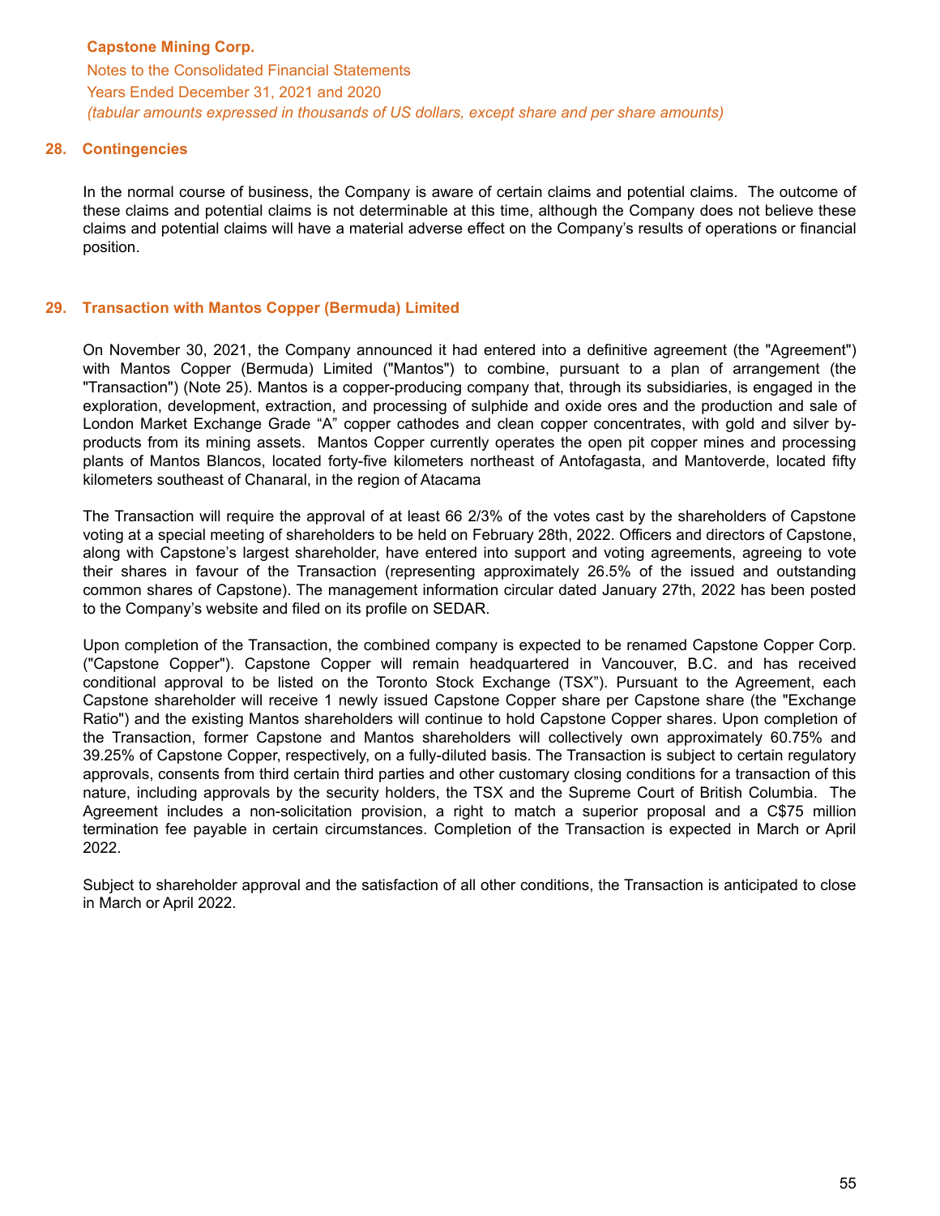## 28. Contingencies

In the normal course of business, the Company is aware of certain claims and potential claims. The outcome of these claims and potential claims is not determinable at this time, although the Company does not believe these claims and potential claims will have a material adverse effect on the Company's results of operations or financial position.

## 29. Transaction with Mantos Copper (Bermuda) Limited

On November 30, 2021, the Company announced it had entered into a definitive agreement (the "Agreement") with Mantos Copper (Bermuda) Limited ("Mantos") to combine, pursuant to a plan of arrangement (the "Transaction") (Note 25). Mantos is a copper-producing company that, through its subsidiaries, is engaged in the exploration, development, extraction, and processing of sulphide and oxide ores and the production and sale of London Market Exchange Grade "A" copper cathodes and clean copper concentrates, with gold and silver by-products from its mining assets. Mantos Copper currently operates the open pit copper mines and processing plants of Mantos Blancos, located forty-five kilometers northeast of Antofagasta, and Mantoverde, located fifty kilometers southeast of Chanaral, in the region of Atacama

The Transaction will require the approval of at least 66 2/3% of the votes cast by the shareholders of Capstone voting at a special meeting of shareholders to be held on February 28th, 2022. Officers and directors of Capstone, along with Capstone's largest shareholder, have entered into support and voting agreements, agreeing to vote their shares in favour of the Transaction (representing approximately 26.5% of the issued and outstanding common shares of Capstone). The management information circular dated January 27th, 2022 has been posted to the Company's website and filed on its profile on SEDAR.

Upon completion of the Transaction, the combined company is expected to be renamed Capstone Copper Corp. ("Capstone Copper"). Capstone Copper will remain headquartered in Vancouver, B.C. and has received conditional approval to be listed on the Toronto Stock Exchange (TSX"). Pursuant to the Agreement, each Capstone shareholder will receive 1 newly issued Capstone Copper share per Capstone share (the "Exchange Ratio") and the existing Mantos shareholders will continue to hold Capstone Copper shares. Upon completion of the Transaction, former Capstone and Mantos shareholders will collectively own approximately 60.75% and 39.25% of Capstone Copper, respectively, on a fully-diluted basis. The Transaction is subject to certain regulatory approvals, consents from third certain third parties and other customary closing conditions for a transaction of this nature, including approvals by the security holders, the TSX and the Supreme Court of British Columbia. The Agreement includes a non-solicitation provision, a right to match a superior proposal and a C$75 million termination fee payable in certain circumstances. Completion of the Transaction is expected in March or April 2022.

Subject to shareholder approval and the satisfaction of all other conditions, the Transaction is anticipated to close in March or April 2022.